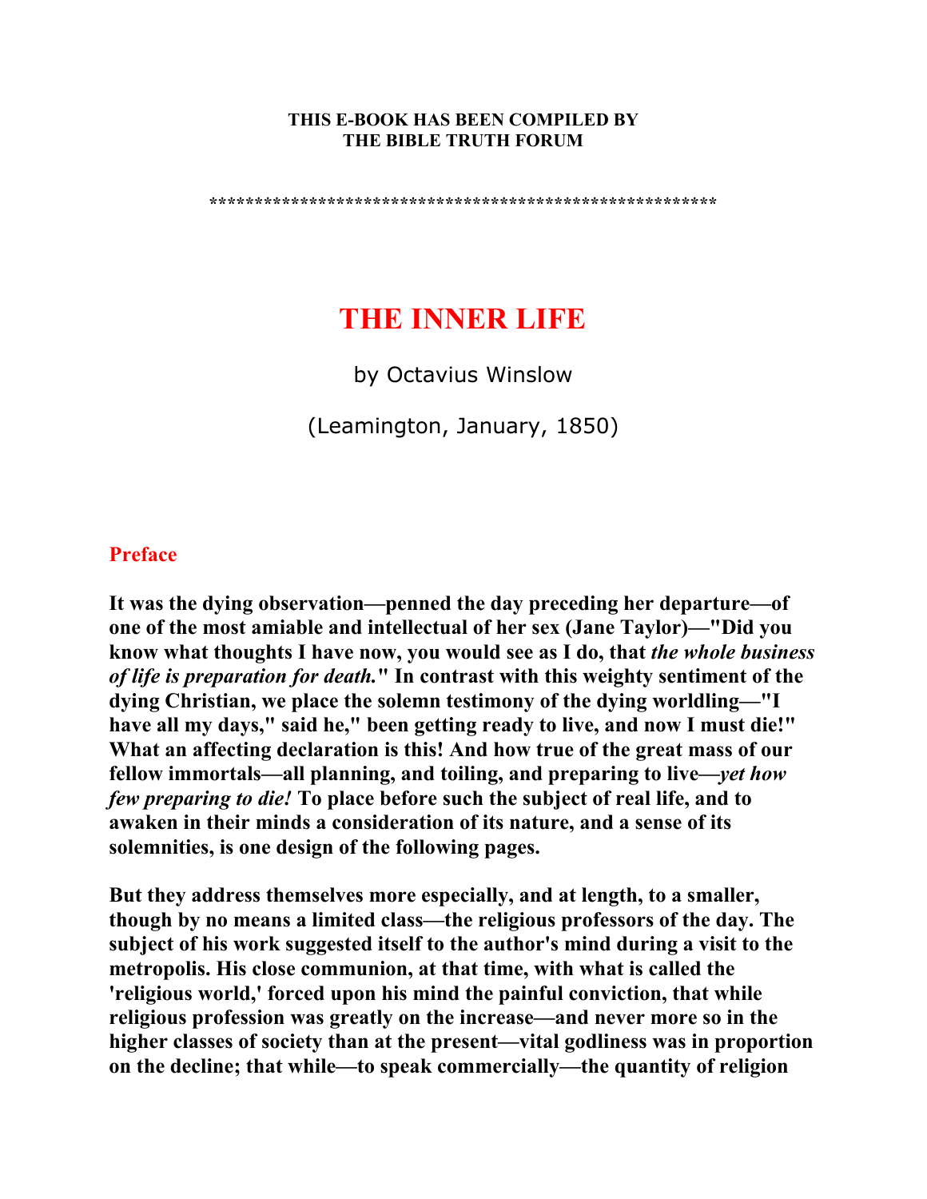**THIS E-BOOK HAS BEEN COMPILED BY**
**THE BIBLE TRUTH FORUM**

**\*\*\*\*\*\*\*\*\*\*\*\*\*\*\*\*\*\*\*\*\*\*\*\*\*\*\*\*\*\*\*\*\*\*\*\*\*\*\*\*\*\*\*\*\*\*\*\*\*\*\*\*\*\*\*\*\***

# THE INNER LIFE

by Octavius Winslow

(Leamington, January, 1850)

## Preface

**It was the dying observation—penned the day preceding her departure—of one of the most amiable and intellectual of her sex (Jane Taylor)—"Did you know what thoughts I have now, you would see as I do, that *the whole business of life is preparation for death.*" In contrast with this weighty sentiment of the dying Christian, we place the solemn testimony of the dying worldling—"I have all my days," said he," been getting ready to live, and now I must die!" What an affecting declaration is this! And how true of the great mass of our fellow immortals—all planning, and toiling, and preparing to live—*yet how few preparing to die!* To place before such the subject of real life, and to awaken in their minds a consideration of its nature, and a sense of its solemnities, is one design of the following pages.**

**But they address themselves more especially, and at length, to a smaller, though by no means a limited class—the religious professors of the day. The subject of his work suggested itself to the author's mind during a visit to the metropolis. His close communion, at that time, with what is called the 'religious world,' forced upon his mind the painful conviction, that while religious profession was greatly on the increase—and never more so in the higher classes of society than at the present—vital godliness was in proportion on the decline; that while—to speak commercially—the quantity of religion**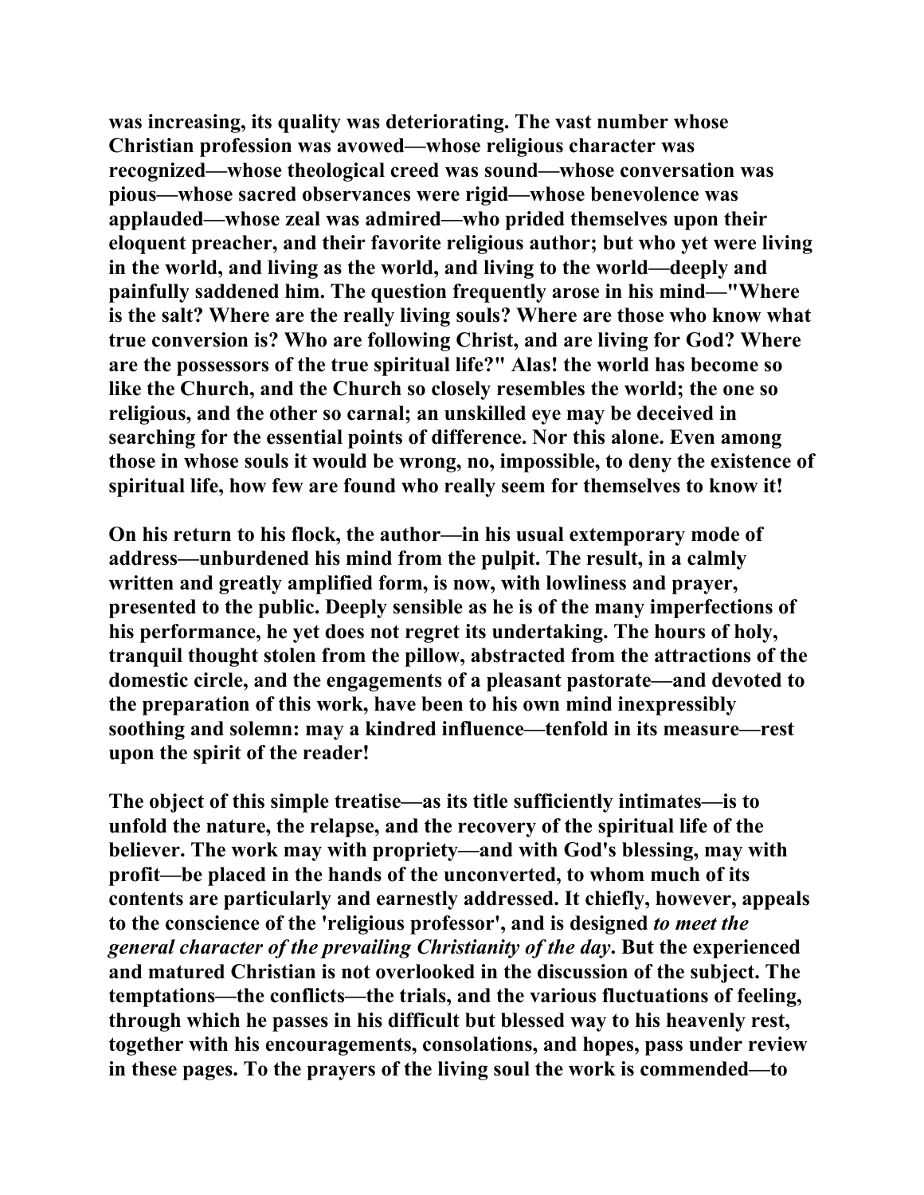**was increasing, its quality was deteriorating. The vast number whose Christian profession was avowed—whose religious character was recognized—whose theological creed was sound—whose conversation was pious—whose sacred observances were rigid—whose benevolence was applauded—whose zeal was admired—who prided themselves upon their eloquent preacher, and their favorite religious author; but who yet were living in the world, and living as the world, and living to the world—deeply and painfully saddened him. The question frequently arose in his mind—"Where is the salt? Where are the really living souls? Where are those who know what true conversion is? Who are following Christ, and are living for God? Where are the possessors of the true spiritual life?" Alas! the world has become so like the Church, and the Church so closely resembles the world; the one so religious, and the other so carnal; an unskilled eye may be deceived in searching for the essential points of difference. Nor this alone. Even among those in whose souls it would be wrong, no, impossible, to deny the existence of spiritual life, how few are found who really seem for themselves to know it!**

**On his return to his flock, the author—in his usual extemporary mode of address—unburdened his mind from the pulpit. The result, in a calmly written and greatly amplified form, is now, with lowliness and prayer, presented to the public. Deeply sensible as he is of the many imperfections of his performance, he yet does not regret its undertaking. The hours of holy, tranquil thought stolen from the pillow, abstracted from the attractions of the domestic circle, and the engagements of a pleasant pastorate—and devoted to the preparation of this work, have been to his own mind inexpressibly soothing and solemn: may a kindred influence—tenfold in its measure—rest upon the spirit of the reader!**

**The object of this simple treatise—as its title sufficiently intimates—is to unfold the nature, the relapse, and the recovery of the spiritual life of the believer. The work may with propriety—and with God's blessing, may with profit—be placed in the hands of the unconverted, to whom much of its contents are particularly and earnestly addressed. It chiefly, however, appeals to the conscience of the 'religious professor', and is designed *to meet the general character of the prevailing Christianity of the day*. But the experienced and matured Christian is not overlooked in the discussion of the subject. The temptations—the conflicts—the trials, and the various fluctuations of feeling, through which he passes in his difficult but blessed way to his heavenly rest, together with his encouragements, consolations, and hopes, pass under review in these pages. To the prayers of the living soul the work is commended—to**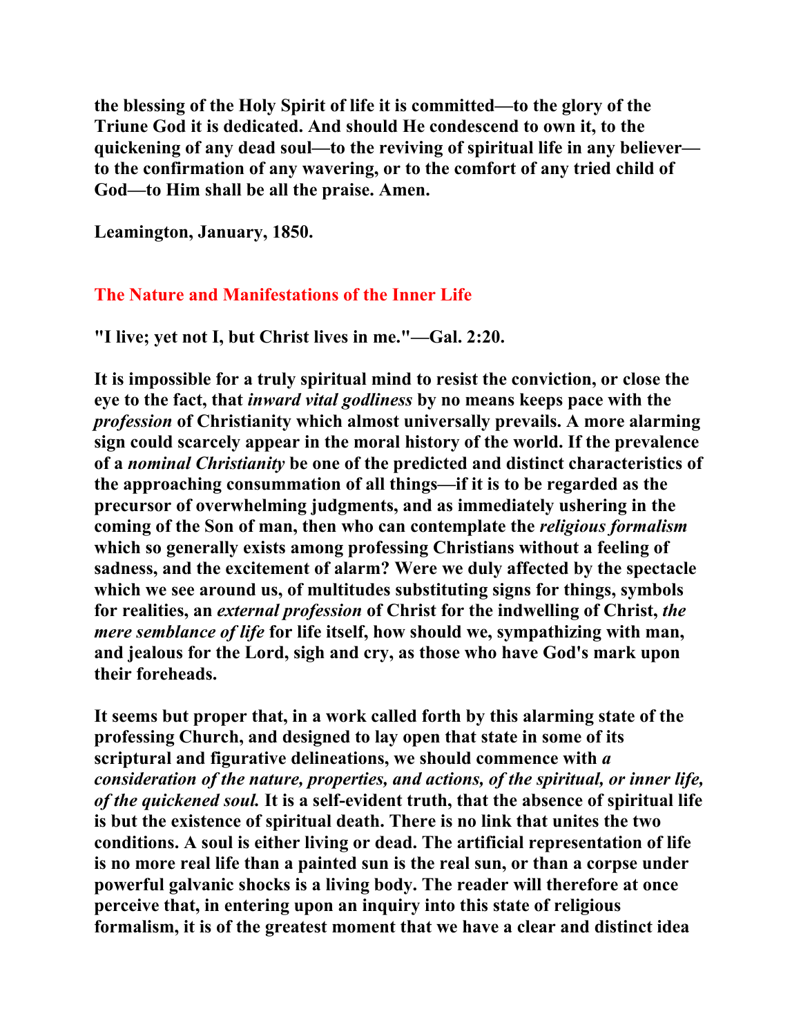the blessing of the Holy Spirit of life it is committed—to the glory of the Triune God it is dedicated. And should He condescend to own it, to the quickening of any dead soul—to the reviving of spiritual life in any believer—to the confirmation of any wavering, or to the comfort of any tried child of God—to Him shall be all the praise. Amen.

Leamington, January, 1850.

## The Nature and Manifestations of the Inner Life

"I live; yet not I, but Christ lives in me."—Gal. 2:20.

It is impossible for a truly spiritual mind to resist the conviction, or close the eye to the fact, that *inward vital godliness* by no means keeps pace with the *profession* of Christianity which almost universally prevails. A more alarming sign could scarcely appear in the moral history of the world. If the prevalence of a *nominal Christianity* be one of the predicted and distinct characteristics of the approaching consummation of all things—if it is to be regarded as the precursor of overwhelming judgments, and as immediately ushering in the coming of the Son of man, then who can contemplate the *religious formalism* which so generally exists among professing Christians without a feeling of sadness, and the excitement of alarm? Were we duly affected by the spectacle which we see around us, of multitudes substituting signs for things, symbols for realities, an *external profession* of Christ for the indwelling of Christ, *the mere semblance of life* for life itself, how should we, sympathizing with man, and jealous for the Lord, sigh and cry, as those who have God's mark upon their foreheads.

It seems but proper that, in a work called forth by this alarming state of the professing Church, and designed to lay open that state in some of its scriptural and figurative delineations, we should commence with *a consideration of the nature, properties, and actions, of the spiritual, or inner life, of the quickened soul.* It is a self-evident truth, that the absence of spiritual life is but the existence of spiritual death. There is no link that unites the two conditions. A soul is either living or dead. The artificial representation of life is no more real life than a painted sun is the real sun, or than a corpse under powerful galvanic shocks is a living body. The reader will therefore at once perceive that, in entering upon an inquiry into this state of religious formalism, it is of the greatest moment that we have a clear and distinct idea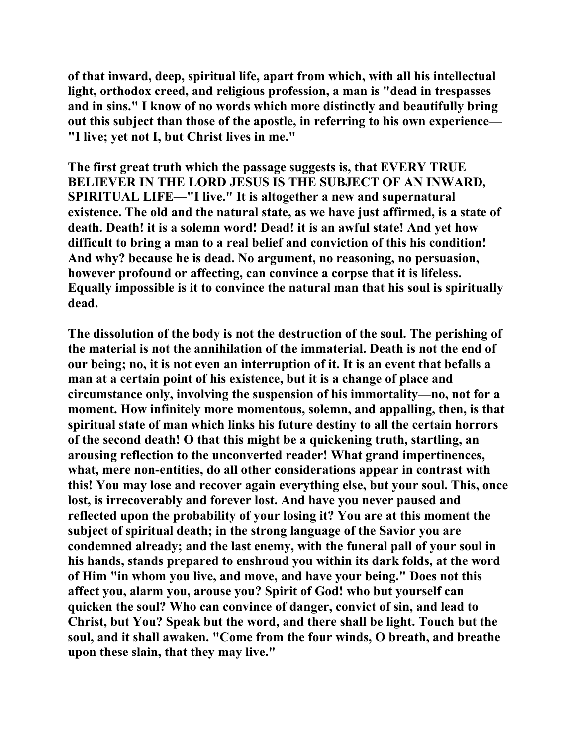**of that inward, deep, spiritual life, apart from which, with all his intellectual light, orthodox creed, and religious profession, a man is "dead in trespasses and in sins." I know of no words which more distinctly and beautifully bring out this subject than those of the apostle, in referring to his own experience—"I live; yet not I, but Christ lives in me."**

**The first great truth which the passage suggests is, that EVERY TRUE BELIEVER IN THE LORD JESUS IS THE SUBJECT OF AN INWARD, SPIRITUAL LIFE—"I live." It is altogether a new and supernatural existence. The old and the natural state, as we have just affirmed, is a state of death. Death! it is a solemn word! Dead! it is an awful state! And yet how difficult to bring a man to a real belief and conviction of this his condition! And why? because he is dead. No argument, no reasoning, no persuasion, however profound or affecting, can convince a corpse that it is lifeless. Equally impossible is it to convince the natural man that his soul is spiritually dead.**

**The dissolution of the body is not the destruction of the soul. The perishing of the material is not the annihilation of the immaterial. Death is not the end of our being; no, it is not even an interruption of it. It is an event that befalls a man at a certain point of his existence, but it is a change of place and circumstance only, involving the suspension of his immortality—no, not for a moment. How infinitely more momentous, solemn, and appalling, then, is that spiritual state of man which links his future destiny to all the certain horrors of the second death! O that this might be a quickening truth, startling, an arousing reflection to the unconverted reader! What grand impertinences, what, mere non-entities, do all other considerations appear in contrast with this! You may lose and recover again everything else, but your soul. This, once lost, is irrecoverably and forever lost. And have you never paused and reflected upon the probability of your losing it? You are at this moment the subject of spiritual death; in the strong language of the Savior you are condemned already; and the last enemy, with the funeral pall of your soul in his hands, stands prepared to enshroud you within its dark folds, at the word of Him "in whom you live, and move, and have your being." Does not this affect you, alarm you, arouse you? Spirit of God! who but yourself can quicken the soul? Who can convince of danger, convict of sin, and lead to Christ, but You? Speak but the word, and there shall be light. Touch but the soul, and it shall awaken. "Come from the four winds, O breath, and breathe upon these slain, that they may live."**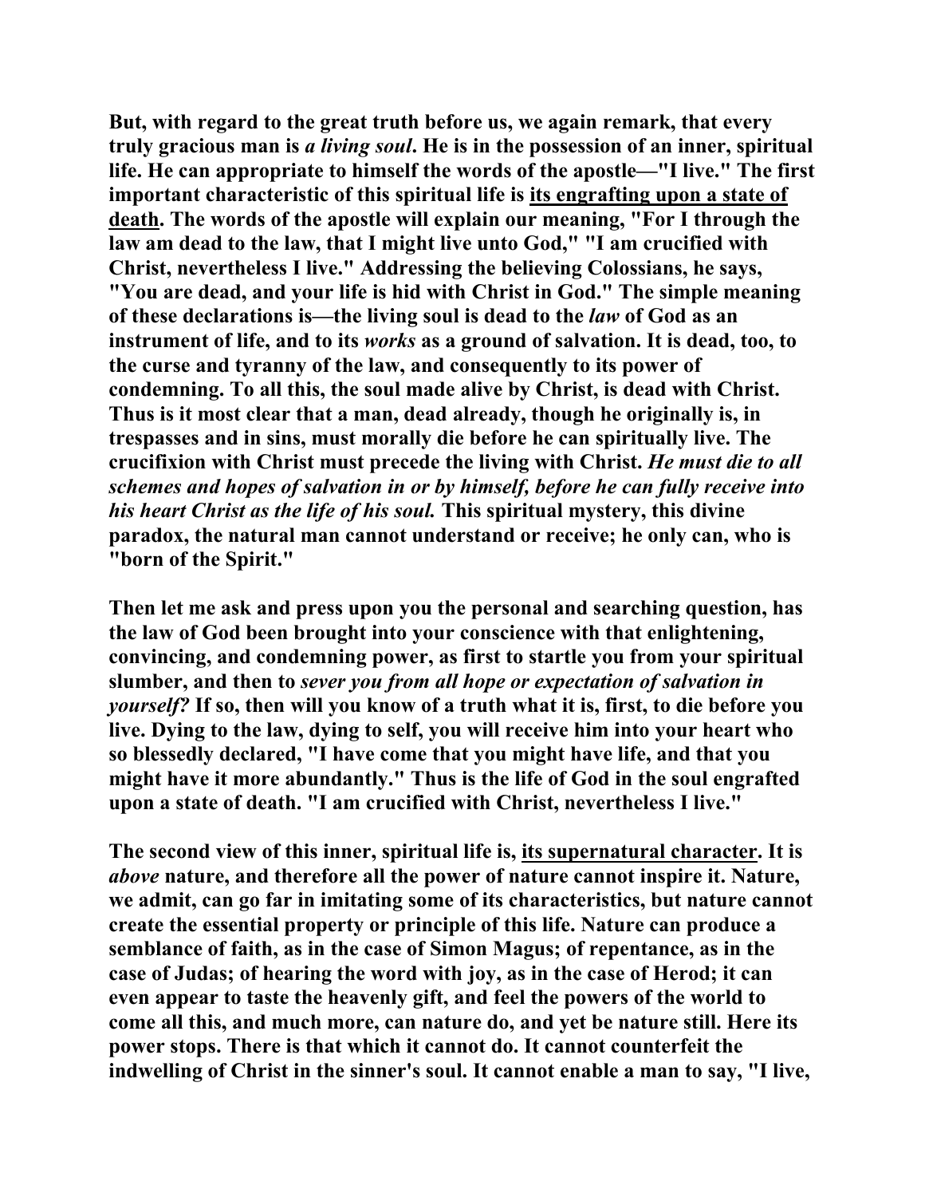But, with regard to the great truth before us, we again remark, that every truly gracious man is *a living soul*. He is in the possession of an inner, spiritual life. He can appropriate to himself the words of the apostle—"I live." The first important characteristic of this spiritual life is <u>its engrafting upon a state of death</u>. The words of the apostle will explain our meaning, "For I through the law am dead to the law, that I might live unto God," "I am crucified with Christ, nevertheless I live." Addressing the believing Colossians, he says, "You are dead, and your life is hid with Christ in God." The simple meaning of these declarations is—the living soul is dead to the *law* of God as an instrument of life, and to its *works* as a ground of salvation. It is dead, too, to the curse and tyranny of the law, and consequently to its power of condemning. To all this, the soul made alive by Christ, is dead with Christ. Thus is it most clear that a man, dead already, though he originally is, in trespasses and in sins, must morally die before he can spiritually live. The crucifixion with Christ must precede the living with Christ. *He must die to all schemes and hopes of salvation in or by himself, before he can fully receive into his heart Christ as the life of his soul.* This spiritual mystery, this divine paradox, the natural man cannot understand or receive; he only can, who is "born of the Spirit."

Then let me ask and press upon you the personal and searching question, has the law of God been brought into your conscience with that enlightening, convincing, and condemning power, as first to startle you from your spiritual slumber, and then to *sever you from all hope or expectation of salvation in yourself?* If so, then will you know of a truth what it is, first, to die before you live. Dying to the law, dying to self, you will receive him into your heart who so blessedly declared, "I have come that you might have life, and that you might have it more abundantly." Thus is the life of God in the soul engrafted upon a state of death. "I am crucified with Christ, nevertheless I live."

The second view of this inner, spiritual life is, <u>its supernatural character</u>. It is *above* nature, and therefore all the power of nature cannot inspire it. Nature, we admit, can go far in imitating some of its characteristics, but nature cannot create the essential property or principle of this life. Nature can produce a semblance of faith, as in the case of Simon Magus; of repentance, as in the case of Judas; of hearing the word with joy, as in the case of Herod; it can even appear to taste the heavenly gift, and feel the powers of the world to come all this, and much more, can nature do, and yet be nature still. Here its power stops. There is that which it cannot do. It cannot counterfeit the indwelling of Christ in the sinner's soul. It cannot enable a man to say, "I live,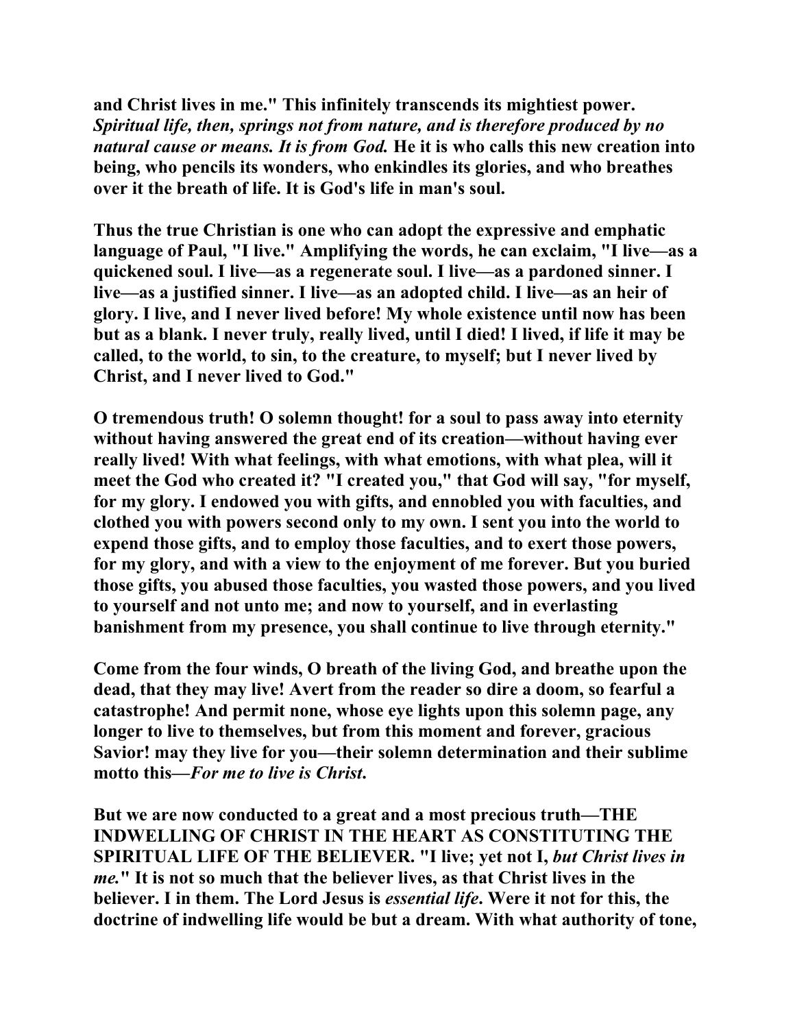**and Christ lives in me." This infinitely transcends its mightiest power.** ***Spiritual life, then, springs not from nature, and is therefore produced by no natural cause or means. It is from God.*** **He it is who calls this new creation into being, who pencils its wonders, who enkindles its glories, and who breathes over it the breath of life. It is God's life in man's soul.**

**Thus the true Christian is one who can adopt the expressive and emphatic language of Paul, "I live." Amplifying the words, he can exclaim, "I live—as a quickened soul. I live—as a regenerate soul. I live—as a pardoned sinner. I live—as a justified sinner. I live—as an adopted child. I live—as an heir of glory. I live, and I never lived before! My whole existence until now has been but as a blank. I never truly, really lived, until I died! I lived, if life it may be called, to the world, to sin, to the creature, to myself; but I never lived by Christ, and I never lived to God."**

**O tremendous truth! O solemn thought! for a soul to pass away into eternity without having answered the great end of its creation—without having ever really lived! With what feelings, with what emotions, with what plea, will it meet the God who created it? "I created you," that God will say, "for myself, for my glory. I endowed you with gifts, and ennobled you with faculties, and clothed you with powers second only to my own. I sent you into the world to expend those gifts, and to employ those faculties, and to exert those powers, for my glory, and with a view to the enjoyment of me forever. But you buried those gifts, you abused those faculties, you wasted those powers, and you lived to yourself and not unto me; and now to yourself, and in everlasting banishment from my presence, you shall continue to live through eternity."**

**Come from the four winds, O breath of the living God, and breathe upon the dead, that they may live! Avert from the reader so dire a doom, so fearful a catastrophe! And permit none, whose eye lights upon this solemn page, any longer to live to themselves, but from this moment and forever, gracious Savior! may they live for you—their solemn determination and their sublime motto this—*For me to live is Christ.***

**But we are now conducted to a great and a most precious truth—THE INDWELLING OF CHRIST IN THE HEART AS CONSTITUTING THE SPIRITUAL LIFE OF THE BELIEVER. "I live; yet not I, *but Christ lives in me.*" It is not so much that the believer lives, as that Christ lives in the believer. I in them. The Lord Jesus is *essential life*. Were it not for this, the doctrine of indwelling life would be but a dream. With what authority of tone,**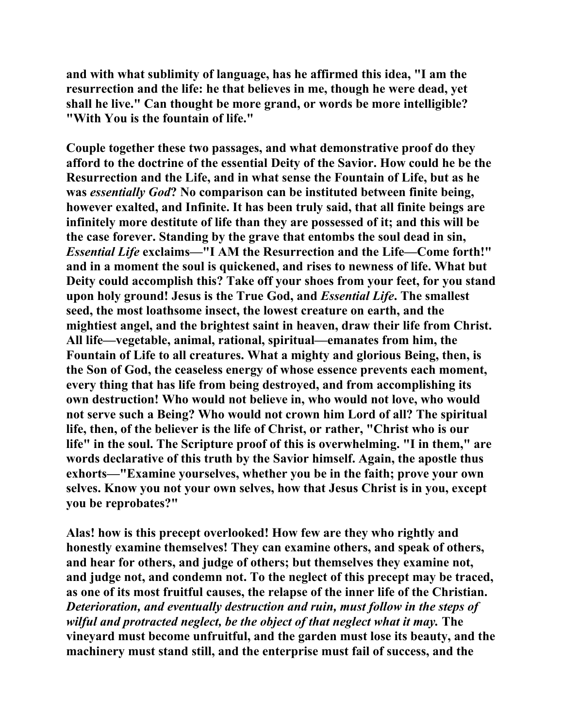and with what sublimity of language, has he affirmed this idea, "I am the resurrection and the life: he that believes in me, though he were dead, yet shall he live." Can thought be more grand, or words be more intelligible? "With You is the fountain of life."

Couple together these two passages, and what demonstrative proof do they afford to the doctrine of the essential Deity of the Savior. How could he be the Resurrection and the Life, and in what sense the Fountain of Life, but as he was *essentially God*? No comparison can be instituted between finite being, however exalted, and Infinite. It has been truly said, that all finite beings are infinitely more destitute of life than they are possessed of it; and this will be the case forever. Standing by the grave that entombs the soul dead in sin, *Essential Life* exclaims—"I AM the Resurrection and the Life—Come forth!" and in a moment the soul is quickened, and rises to newness of life. What but Deity could accomplish this? Take off your shoes from your feet, for you stand upon holy ground! Jesus is the True God, and *Essential Life*. The smallest seed, the most loathsome insect, the lowest creature on earth, and the mightiest angel, and the brightest saint in heaven, draw their life from Christ. All life—vegetable, animal, rational, spiritual—emanates from him, the Fountain of Life to all creatures. What a mighty and glorious Being, then, is the Son of God, the ceaseless energy of whose essence prevents each moment, every thing that has life from being destroyed, and from accomplishing its own destruction! Who would not believe in, who would not love, who would not serve such a Being? Who would not crown him Lord of all? The spiritual life, then, of the believer is the life of Christ, or rather, "Christ who is our life" in the soul. The Scripture proof of this is overwhelming. "I in them," are words declarative of this truth by the Savior himself. Again, the apostle thus exhorts—"Examine yourselves, whether you be in the faith; prove your own selves. Know you not your own selves, how that Jesus Christ is in you, except you be reprobates?"

Alas! how is this precept overlooked! How few are they who rightly and honestly examine themselves! They can examine others, and speak of others, and hear for others, and judge of others; but themselves they examine not, and judge not, and condemn not. To the neglect of this precept may be traced, as one of its most fruitful causes, the relapse of the inner life of the Christian. *Deterioration, and eventually destruction and ruin, must follow in the steps of wilful and protracted neglect, be the object of that neglect what it may.* The vineyard must become unfruitful, and the garden must lose its beauty, and the machinery must stand still, and the enterprise must fail of success, and the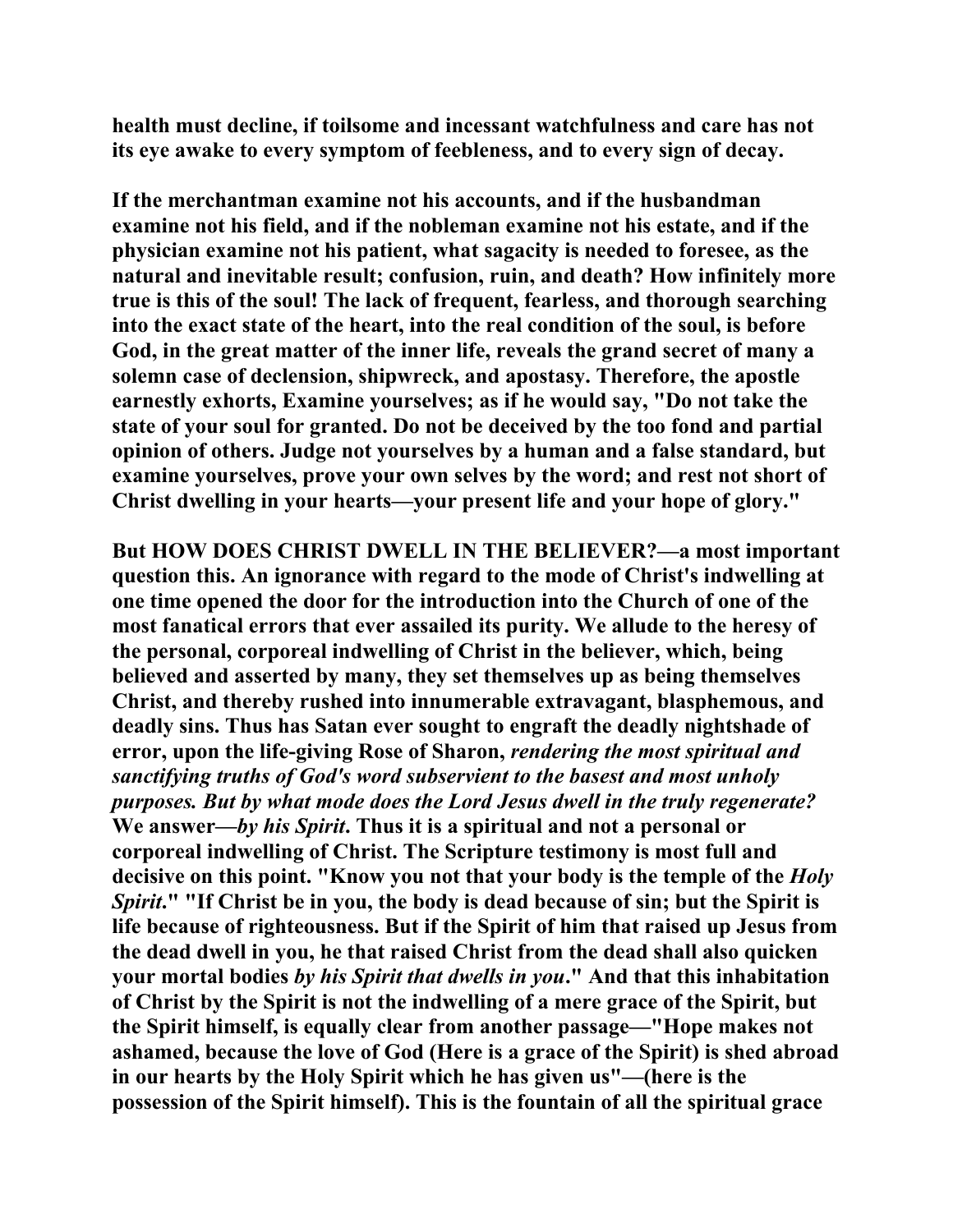**health must decline, if toilsome and incessant watchfulness and care has not its eye awake to every symptom of feebleness, and to every sign of decay.**

**If the merchantman examine not his accounts, and if the husbandman examine not his field, and if the nobleman examine not his estate, and if the physician examine not his patient, what sagacity is needed to foresee, as the natural and inevitable result; confusion, ruin, and death? How infinitely more true is this of the soul! The lack of frequent, fearless, and thorough searching into the exact state of the heart, into the real condition of the soul, is before God, in the great matter of the inner life, reveals the grand secret of many a solemn case of declension, shipwreck, and apostasy. Therefore, the apostle earnestly exhorts, Examine yourselves; as if he would say, "Do not take the state of your soul for granted. Do not be deceived by the too fond and partial opinion of others. Judge not yourselves by a human and a false standard, but examine yourselves, prove your own selves by the word; and rest not short of Christ dwelling in your hearts—your present life and your hope of glory."**

**But HOW DOES CHRIST DWELL IN THE BELIEVER?—a most important question this. An ignorance with regard to the mode of Christ's indwelling at one time opened the door for the introduction into the Church of one of the most fanatical errors that ever assailed its purity. We allude to the heresy of the personal, corporeal indwelling of Christ in the believer, which, being believed and asserted by many, they set themselves up as being themselves Christ, and thereby rushed into innumerable extravagant, blasphemous, and deadly sins. Thus has Satan ever sought to engraft the deadly nightshade of error, upon the life-giving Rose of Sharon, *rendering the most spiritual and sanctifying truths of God's word subservient to the basest and most unholy purposes. But by what mode does the Lord Jesus dwell in the truly regenerate?* We answer—*by his Spirit*. Thus it is a spiritual and not a personal or corporeal indwelling of Christ. The Scripture testimony is most full and decisive on this point. "Know you not that your body is the temple of the *Holy Spirit*." "If Christ be in you, the body is dead because of sin; but the Spirit is life because of righteousness. But if the Spirit of him that raised up Jesus from the dead dwell in you, he that raised Christ from the dead shall also quicken your mortal bodies *by his Spirit that dwells in you*." And that this inhabitation of Christ by the Spirit is not the indwelling of a mere grace of the Spirit, but the Spirit himself, is equally clear from another passage—"Hope makes not ashamed, because the love of God (Here is a grace of the Spirit) is shed abroad in our hearts by the Holy Spirit which he has given us"—(here is the possession of the Spirit himself). This is the fountain of all the spiritual grace**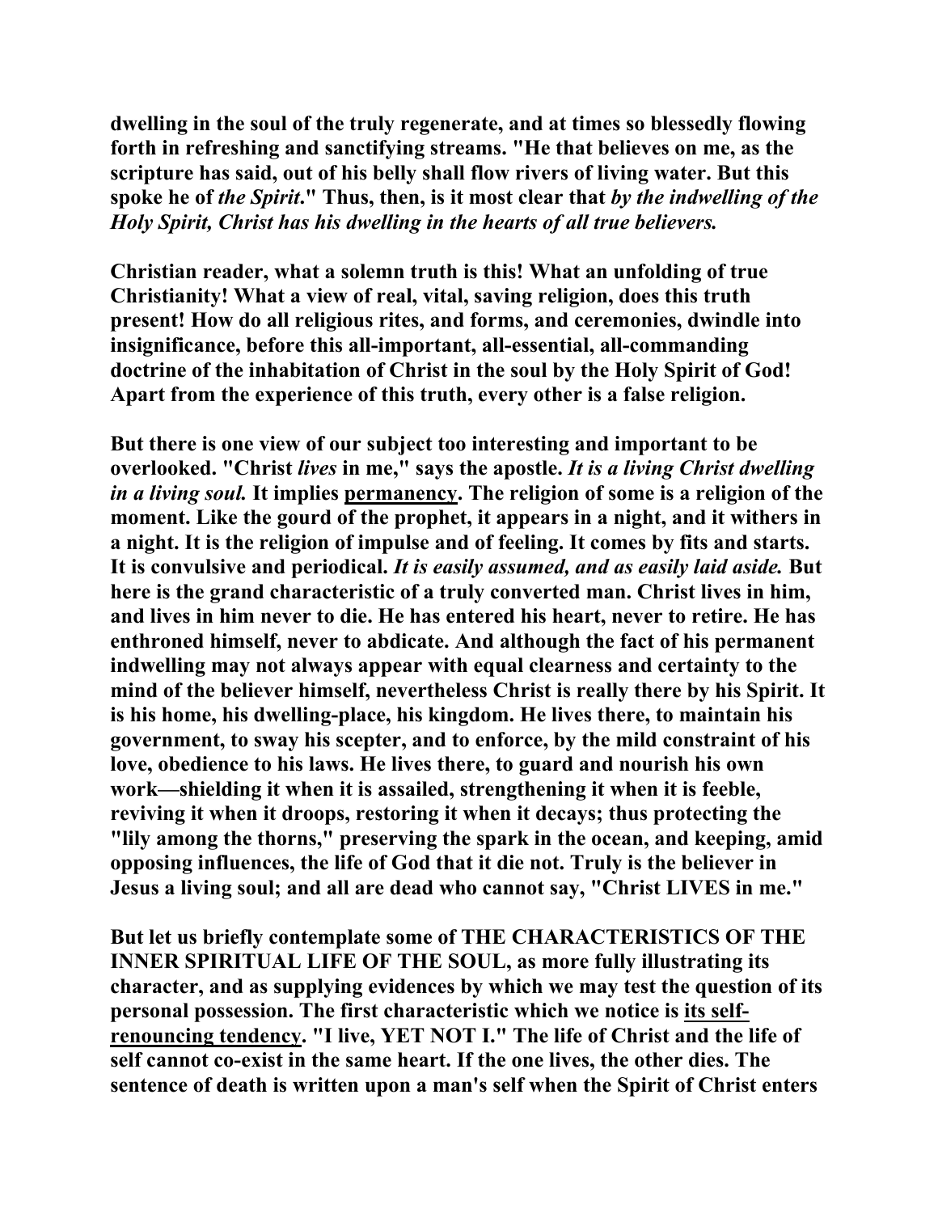dwelling in the soul of the truly regenerate, and at times so blessedly flowing forth in refreshing and sanctifying streams. "He that believes on me, as the scripture has said, out of his belly shall flow rivers of living water. But this spoke he of *the Spirit*." Thus, then, is it most clear that *by the indwelling of the Holy Spirit, Christ has his dwelling in the hearts of all true believers.*

Christian reader, what a solemn truth is this! What an unfolding of true Christianity! What a view of real, vital, saving religion, does this truth present! How do all religious rites, and forms, and ceremonies, dwindle into insignificance, before this all-important, all-essential, all-commanding doctrine of the inhabitation of Christ in the soul by the Holy Spirit of God! Apart from the experience of this truth, every other is a false religion.

But there is one view of our subject too interesting and important to be overlooked. "Christ *lives* in me," says the apostle. *It is a living Christ dwelling in a living soul.* It implies <u>permanency</u>. The religion of some is a religion of the moment. Like the gourd of the prophet, it appears in a night, and it withers in a night. It is the religion of impulse and of feeling. It comes by fits and starts. It is convulsive and periodical. *It is easily assumed, and as easily laid aside.* But here is the grand characteristic of a truly converted man. Christ lives in him, and lives in him never to die. He has entered his heart, never to retire. He has enthroned himself, never to abdicate. And although the fact of his permanent indwelling may not always appear with equal clearness and certainty to the mind of the believer himself, nevertheless Christ is really there by his Spirit. It is his home, his dwelling-place, his kingdom. He lives there, to maintain his government, to sway his scepter, and to enforce, by the mild constraint of his love, obedience to his laws. He lives there, to guard and nourish his own work—shielding it when it is assailed, strengthening it when it is feeble, reviving it when it droops, restoring it when it decays; thus protecting the "lily among the thorns," preserving the spark in the ocean, and keeping, amid opposing influences, the life of God that it die not. Truly is the believer in Jesus a living soul; and all are dead who cannot say, "Christ LIVES in me."

But let us briefly contemplate some of THE CHARACTERISTICS OF THE INNER SPIRITUAL LIFE OF THE SOUL, as more fully illustrating its character, and as supplying evidences by which we may test the question of its personal possession. The first characteristic which we notice is <u>its self-renouncing tendency</u>. "I live, YET NOT I." The life of Christ and the life of self cannot co-exist in the same heart. If the one lives, the other dies. The sentence of death is written upon a man's self when the Spirit of Christ enters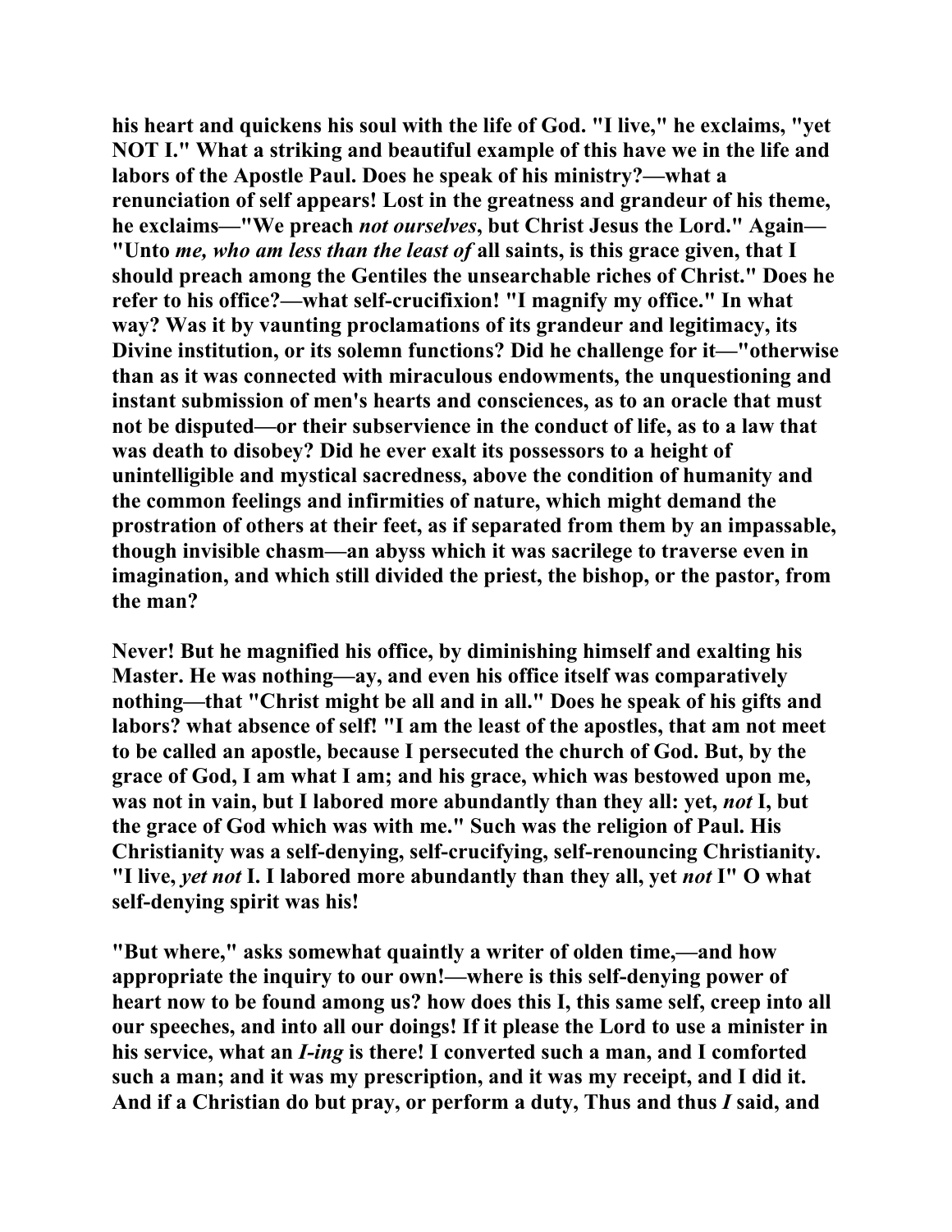his heart and quickens his soul with the life of God. "I live," he exclaims, "yet NOT I." What a striking and beautiful example of this have we in the life and labors of the Apostle Paul. Does he speak of his ministry?—what a renunciation of self appears! Lost in the greatness and grandeur of his theme, he exclaims—"We preach *not ourselves*, but Christ Jesus the Lord." Again—"Unto *me, who am less than the least of* all saints, is this grace given, that I should preach among the Gentiles the unsearchable riches of Christ." Does he refer to his office?—what self-crucifixion! "I magnify my office." In what way? Was it by vaunting proclamations of its grandeur and legitimacy, its Divine institution, or its solemn functions? Did he challenge for it—"otherwise than as it was connected with miraculous endowments, the unquestioning and instant submission of men's hearts and consciences, as to an oracle that must not be disputed—or their subservience in the conduct of life, as to a law that was death to disobey? Did he ever exalt its possessors to a height of unintelligible and mystical sacredness, above the condition of humanity and the common feelings and infirmities of nature, which might demand the prostration of others at their feet, as if separated from them by an impassable, though invisible chasm—an abyss which it was sacrilege to traverse even in imagination, and which still divided the priest, the bishop, or the pastor, from the man?

Never! But he magnified his office, by diminishing himself and exalting his Master. He was nothing—ay, and even his office itself was comparatively nothing—that "Christ might be all and in all." Does he speak of his gifts and labors? what absence of self! "I am the least of the apostles, that am not meet to be called an apostle, because I persecuted the church of God. But, by the grace of God, I am what I am; and his grace, which was bestowed upon me, was not in vain, but I labored more abundantly than they all: yet, *not* I, but the grace of God which was with me." Such was the religion of Paul. His Christianity was a self-denying, self-crucifying, self-renouncing Christianity. "I live, *yet not* I. I labored more abundantly than they all, yet *not* I" O what self-denying spirit was his!

"But where," asks somewhat quaintly a writer of olden time,—and how appropriate the inquiry to our own!—where is this self-denying power of heart now to be found among us? how does this I, this same self, creep into all our speeches, and into all our doings! If it please the Lord to use a minister in his service, what an *I-ing* is there! I converted such a man, and I comforted such a man; and it was my prescription, and it was my receipt, and I did it. And if a Christian do but pray, or perform a duty, Thus and thus *I* said, and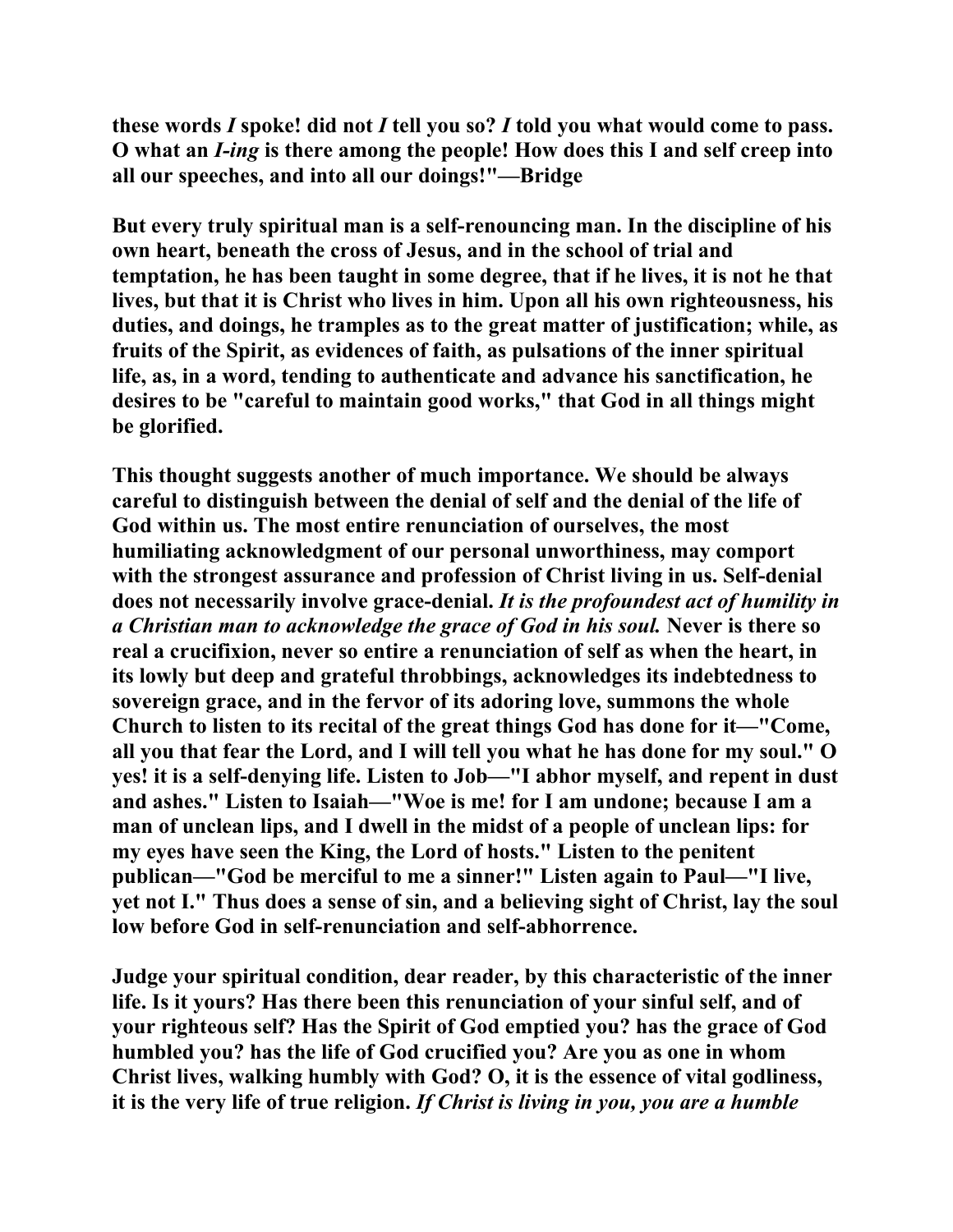these words *I* spoke! did not *I* tell you so? *I* told you what would come to pass. O what an *I-ing* is there among the people! How does this I and self creep into all our speeches, and into all our doings!"—Bridge

But every truly spiritual man is a self-renouncing man. In the discipline of his own heart, beneath the cross of Jesus, and in the school of trial and temptation, he has been taught in some degree, that if he lives, it is not he that lives, but that it is Christ who lives in him. Upon all his own righteousness, his duties, and doings, he tramples as to the great matter of justification; while, as fruits of the Spirit, as evidences of faith, as pulsations of the inner spiritual life, as, in a word, tending to authenticate and advance his sanctification, he desires to be "careful to maintain good works," that God in all things might be glorified.

This thought suggests another of much importance. We should be always careful to distinguish between the denial of self and the denial of the life of God within us. The most entire renunciation of ourselves, the most humiliating acknowledgment of our personal unworthiness, may comport with the strongest assurance and profession of Christ living in us. Self-denial does not necessarily involve grace-denial. *It is the profoundest act of humility in a Christian man to acknowledge the grace of God in his soul.* Never is there so real a crucifixion, never so entire a renunciation of self as when the heart, in its lowly but deep and grateful throbbings, acknowledges its indebtedness to sovereign grace, and in the fervor of its adoring love, summons the whole Church to listen to its recital of the great things God has done for it—"Come, all you that fear the Lord, and I will tell you what he has done for my soul." O yes! it is a self-denying life. Listen to Job—"I abhor myself, and repent in dust and ashes." Listen to Isaiah—"Woe is me! for I am undone; because I am a man of unclean lips, and I dwell in the midst of a people of unclean lips: for my eyes have seen the King, the Lord of hosts." Listen to the penitent publican—"God be merciful to me a sinner!" Listen again to Paul—"I live, yet not I." Thus does a sense of sin, and a believing sight of Christ, lay the soul low before God in self-renunciation and self-abhorrence.

Judge your spiritual condition, dear reader, by this characteristic of the inner life. Is it yours? Has there been this renunciation of your sinful self, and of your righteous self? Has the Spirit of God emptied you? has the grace of God humbled you? has the life of God crucified you? Are you as one in whom Christ lives, walking humbly with God? O, it is the essence of vital godliness, it is the very life of true religion. *If Christ is living in you, you are a humble*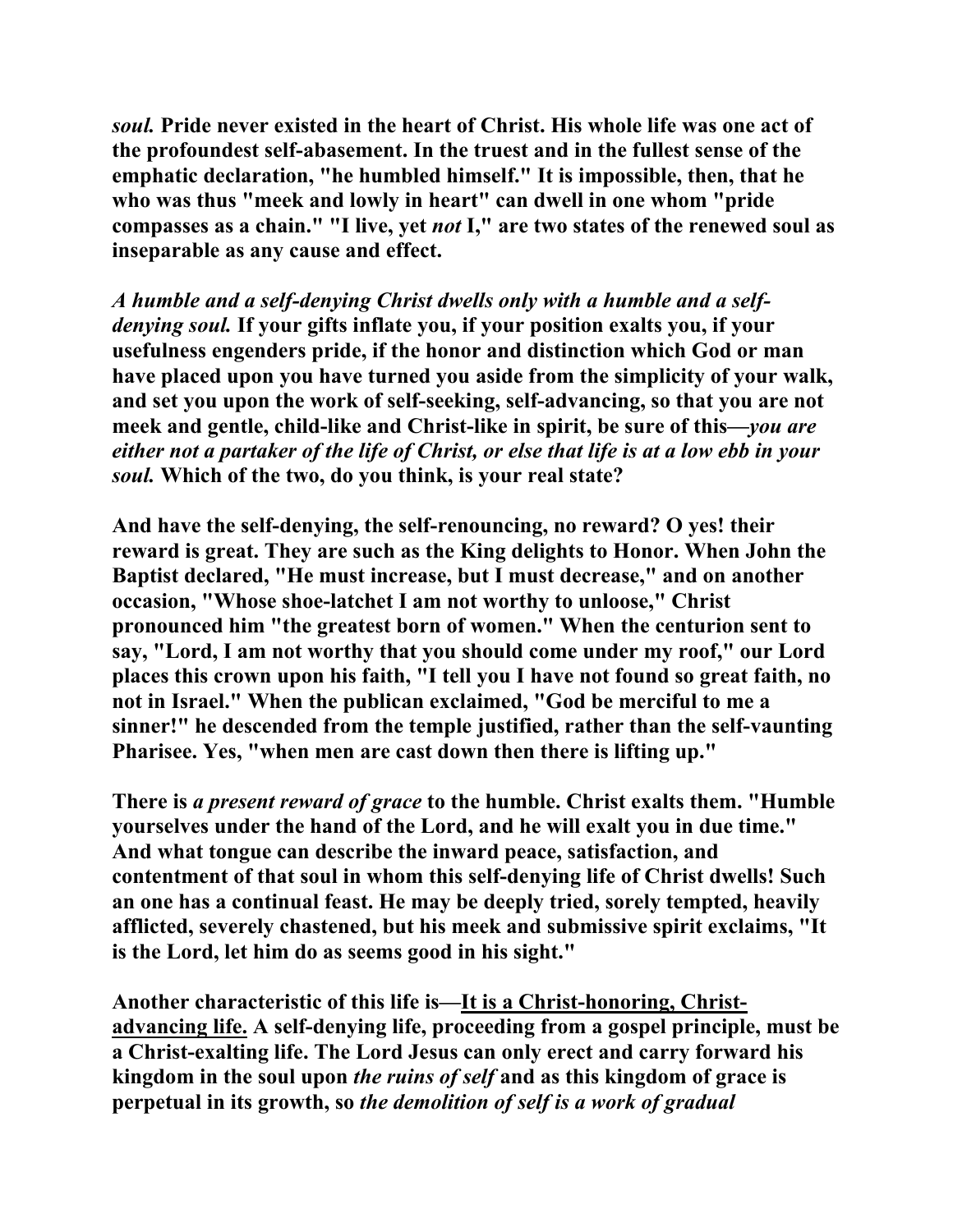*soul.* **Pride never existed in the heart of Christ. His whole life was one act of the profoundest self-abasement. In the truest and in the fullest sense of the emphatic declaration, "he humbled himself." It is impossible, then, that he who was thus "meek and lowly in heart" can dwell in one whom "pride compasses as a chain." "I live, yet *not* I," are two states of the renewed soul as inseparable as any cause and effect.**

***A humble and a self-denying Christ dwells only with a humble and a self-denying soul.*** **If your gifts inflate you, if your position exalts you, if your usefulness engenders pride, if the honor and distinction which God or man have placed upon you have turned you aside from the simplicity of your walk, and set you upon the work of self-seeking, self-advancing, so that you are not meek and gentle, child-like and Christ-like in spirit, be sure of this—*you are either not a partaker of the life of Christ, or else that life is at a low ebb in your soul.* Which of the two, do you think, is your real state?**

**And have the self-denying, the self-renouncing, no reward? O yes! their reward is great. They are such as the King delights to Honor. When John the Baptist declared, "He must increase, but I must decrease," and on another occasion, "Whose shoe-latchet I am not worthy to unloose," Christ pronounced him "the greatest born of women." When the centurion sent to say, "Lord, I am not worthy that you should come under my roof," our Lord places this crown upon his faith, "I tell you I have not found so great faith, no not in Israel." When the publican exclaimed, "God be merciful to me a sinner!" he descended from the temple justified, rather than the self-vaunting Pharisee. Yes, "when men are cast down then there is lifting up."**

**There is *a present reward of grace* to the humble. Christ exalts them. "Humble yourselves under the hand of the Lord, and he will exalt you in due time." And what tongue can describe the inward peace, satisfaction, and contentment of that soul in whom this self-denying life of Christ dwells! Such an one has a continual feast. He may be deeply tried, sorely tempted, heavily afflicted, severely chastened, but his meek and submissive spirit exclaims, "It is the Lord, let him do as seems good in his sight."**

**Another characteristic of this life is—<u>It is a Christ-honoring, Christ-advancing life.</u> A self-denying life, proceeding from a gospel principle, must be a Christ-exalting life. The Lord Jesus can only erect and carry forward his kingdom in the soul upon *the ruins of self* and as this kingdom of grace is perpetual in its growth, so *the demolition of self is a work of gradual***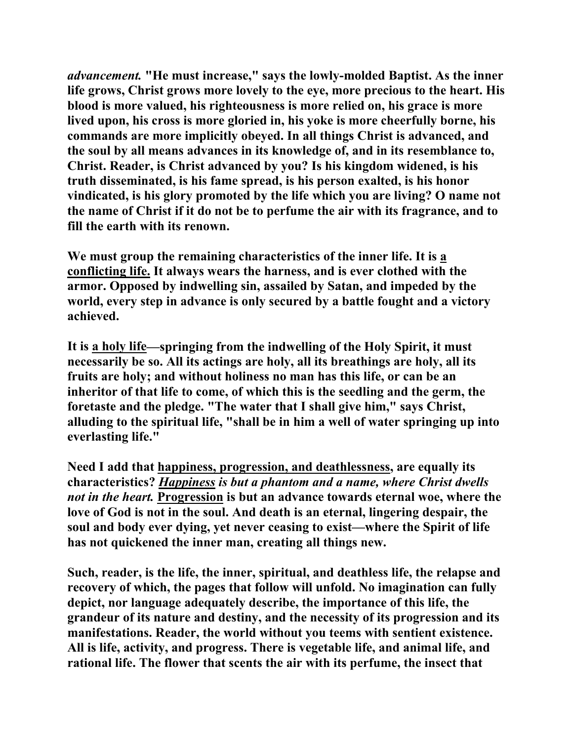***advancement.* "He must increase," says the lowly-molded Baptist. As the inner life grows, Christ grows more lovely to the eye, more precious to the heart. His blood is more valued, his righteousness is more relied on, his grace is more lived upon, his cross is more gloried in, his yoke is more cheerfully borne, his commands are more implicitly obeyed. In all things Christ is advanced, and the soul by all means advances in its knowledge of, and in its resemblance to, Christ. Reader, is Christ advanced by you? Is his kingdom widened, is his truth disseminated, is his fame spread, is his person exalted, is his honor vindicated, is his glory promoted by the life which you are living? O name not the name of Christ if it do not be to perfume the air with its fragrance, and to fill the earth with its renown.**

**We must group the remaining characteristics of the inner life. It is <u>a conflicting life.</u> It always wears the harness, and is ever clothed with the armor. Opposed by indwelling sin, assailed by Satan, and impeded by the world, every step in advance is only secured by a battle fought and a victory achieved.**

**It is <u>a holy life</u>—springing from the indwelling of the Holy Spirit, it must necessarily be so. All its actings are holy, all its breathings are holy, all its fruits are holy; and without holiness no man has this life, or can be an inheritor of that life to come, of which this is the seedling and the germ, the foretaste and the pledge. "The water that I shall give him," says Christ, alluding to the spiritual life, "shall be in him a well of water springing up into everlasting life."**

**Need I add that <u>happiness, progression, and deathlessness</u>, are equally its characteristics? *<u>Happiness</u> is but a phantom and a name, where Christ dwells not in the heart.* <u>Progression</u> is but an advance towards eternal woe, where the love of God is not in the soul. And death is an eternal, lingering despair, the soul and body ever dying, yet never ceasing to exist—where the Spirit of life has not quickened the inner man, creating all things new.**

**Such, reader, is the life, the inner, spiritual, and deathless life, the relapse and recovery of which, the pages that follow will unfold. No imagination can fully depict, nor language adequately describe, the importance of this life, the grandeur of its nature and destiny, and the necessity of its progression and its manifestations. Reader, the world without you teems with sentient existence. All is life, activity, and progress. There is vegetable life, and animal life, and rational life. The flower that scents the air with its perfume, the insect that**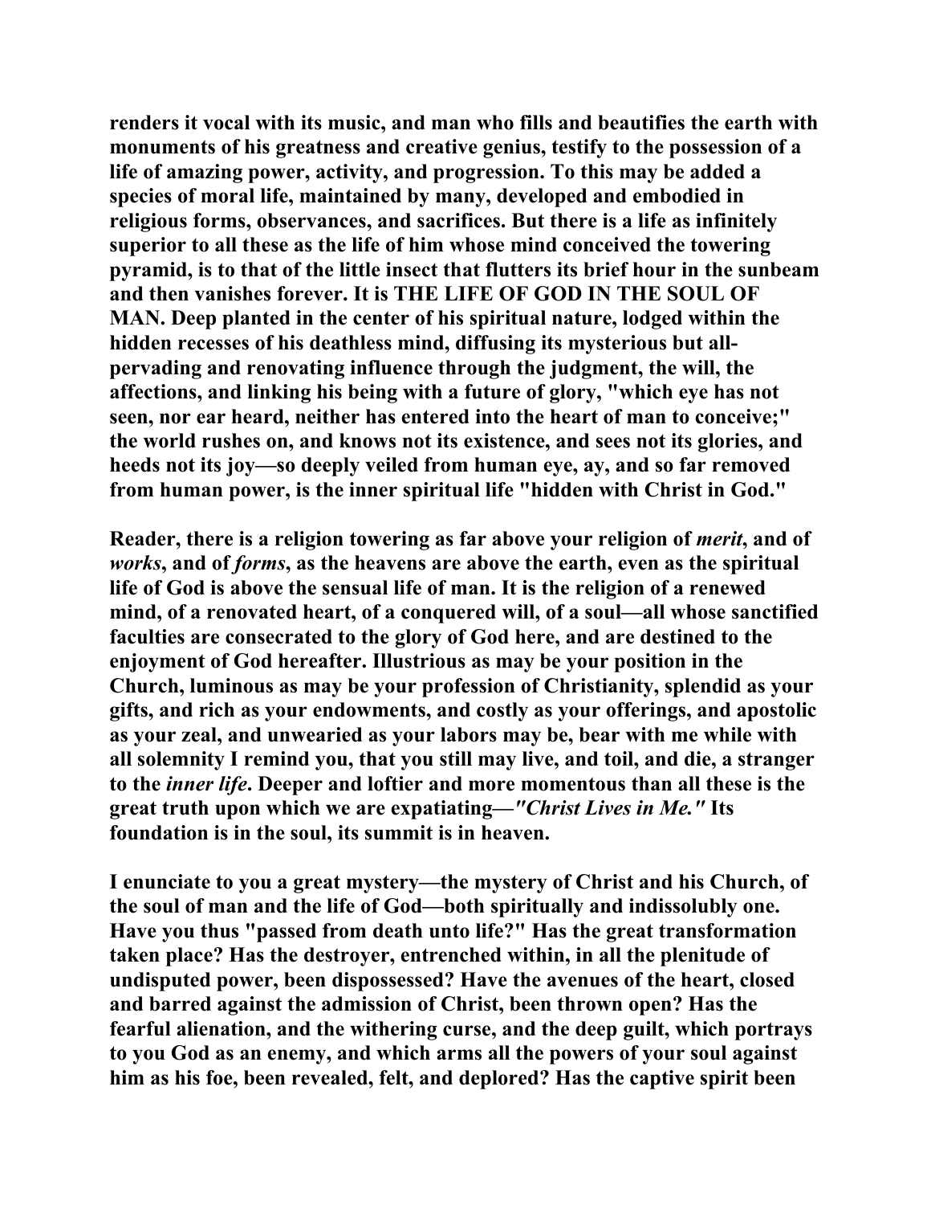renders it vocal with its music, and man who fills and beautifies the earth with monuments of his greatness and creative genius, testify to the possession of a life of amazing power, activity, and progression. To this may be added a species of moral life, maintained by many, developed and embodied in religious forms, observances, and sacrifices. But there is a life as infinitely superior to all these as the life of him whose mind conceived the towering pyramid, is to that of the little insect that flutters its brief hour in the sunbeam and then vanishes forever. It is THE LIFE OF GOD IN THE SOUL OF MAN. Deep planted in the center of his spiritual nature, lodged within the hidden recesses of his deathless mind, diffusing its mysterious but all-pervading and renovating influence through the judgment, the will, the affections, and linking his being with a future of glory, "which eye has not seen, nor ear heard, neither has entered into the heart of man to conceive;" the world rushes on, and knows not its existence, and sees not its glories, and heeds not its joy—so deeply veiled from human eye, ay, and so far removed from human power, is the inner spiritual life "hidden with Christ in God."

Reader, there is a religion towering as far above your religion of *merit*, and of *works*, and of *forms*, as the heavens are above the earth, even as the spiritual life of God is above the sensual life of man. It is the religion of a renewed mind, of a renovated heart, of a conquered will, of a soul—all whose sanctified faculties are consecrated to the glory of God here, and are destined to the enjoyment of God hereafter. Illustrious as may be your position in the Church, luminous as may be your profession of Christianity, splendid as your gifts, and rich as your endowments, and costly as your offerings, and apostolic as your zeal, and unwearied as your labors may be, bear with me while with all solemnity I remind you, that you still may live, and toil, and die, a stranger to the *inner life*. Deeper and loftier and more momentous than all these is the great truth upon which we are expatiating—*"Christ Lives in Me."* Its foundation is in the soul, its summit is in heaven.

I enunciate to you a great mystery—the mystery of Christ and his Church, of the soul of man and the life of God—both spiritually and indissolubly one. Have you thus "passed from death unto life?" Has the great transformation taken place? Has the destroyer, entrenched within, in all the plenitude of undisputed power, been dispossessed? Have the avenues of the heart, closed and barred against the admission of Christ, been thrown open? Has the fearful alienation, and the withering curse, and the deep guilt, which portrays to you God as an enemy, and which arms all the powers of your soul against him as his foe, been revealed, felt, and deplored? Has the captive spirit been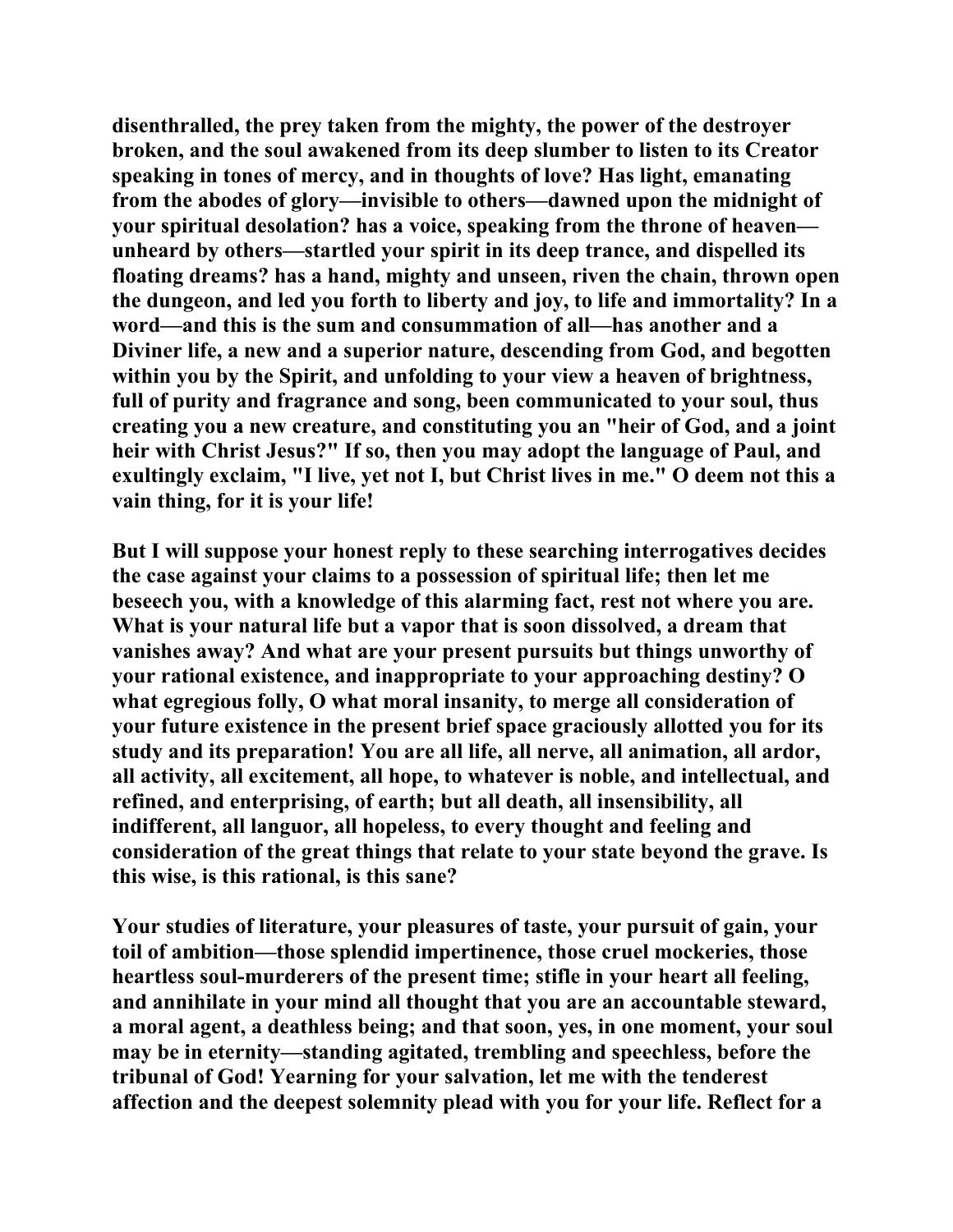disenthralled, the prey taken from the mighty, the power of the destroyer broken, and the soul awakened from its deep slumber to listen to its Creator speaking in tones of mercy, and in thoughts of love? Has light, emanating from the abodes of glory—invisible to others—dawned upon the midnight of your spiritual desolation? has a voice, speaking from the throne of heaven—unheard by others—startled your spirit in its deep trance, and dispelled its floating dreams? has a hand, mighty and unseen, riven the chain, thrown open the dungeon, and led you forth to liberty and joy, to life and immortality? In a word—and this is the sum and consummation of all—has another and a Diviner life, a new and a superior nature, descending from God, and begotten within you by the Spirit, and unfolding to your view a heaven of brightness, full of purity and fragrance and song, been communicated to your soul, thus creating you a new creature, and constituting you an "heir of God, and a joint heir with Christ Jesus?" If so, then you may adopt the language of Paul, and exultingly exclaim, "I live, yet not I, but Christ lives in me." O deem not this a vain thing, for it is your life!

But I will suppose your honest reply to these searching interrogatives decides the case against your claims to a possession of spiritual life; then let me beseech you, with a knowledge of this alarming fact, rest not where you are. What is your natural life but a vapor that is soon dissolved, a dream that vanishes away? And what are your present pursuits but things unworthy of your rational existence, and inappropriate to your approaching destiny? O what egregious folly, O what moral insanity, to merge all consideration of your future existence in the present brief space graciously allotted you for its study and its preparation! You are all life, all nerve, all animation, all ardor, all activity, all excitement, all hope, to whatever is noble, and intellectual, and refined, and enterprising, of earth; but all death, all insensibility, all indifferent, all languor, all hopeless, to every thought and feeling and consideration of the great things that relate to your state beyond the grave. Is this wise, is this rational, is this sane?

Your studies of literature, your pleasures of taste, your pursuit of gain, your toil of ambition—those splendid impertinence, those cruel mockeries, those heartless soul-murderers of the present time; stifle in your heart all feeling, and annihilate in your mind all thought that you are an accountable steward, a moral agent, a deathless being; and that soon, yes, in one moment, your soul may be in eternity—standing agitated, trembling and speechless, before the tribunal of God! Yearning for your salvation, let me with the tenderest affection and the deepest solemnity plead with you for your life. Reflect for a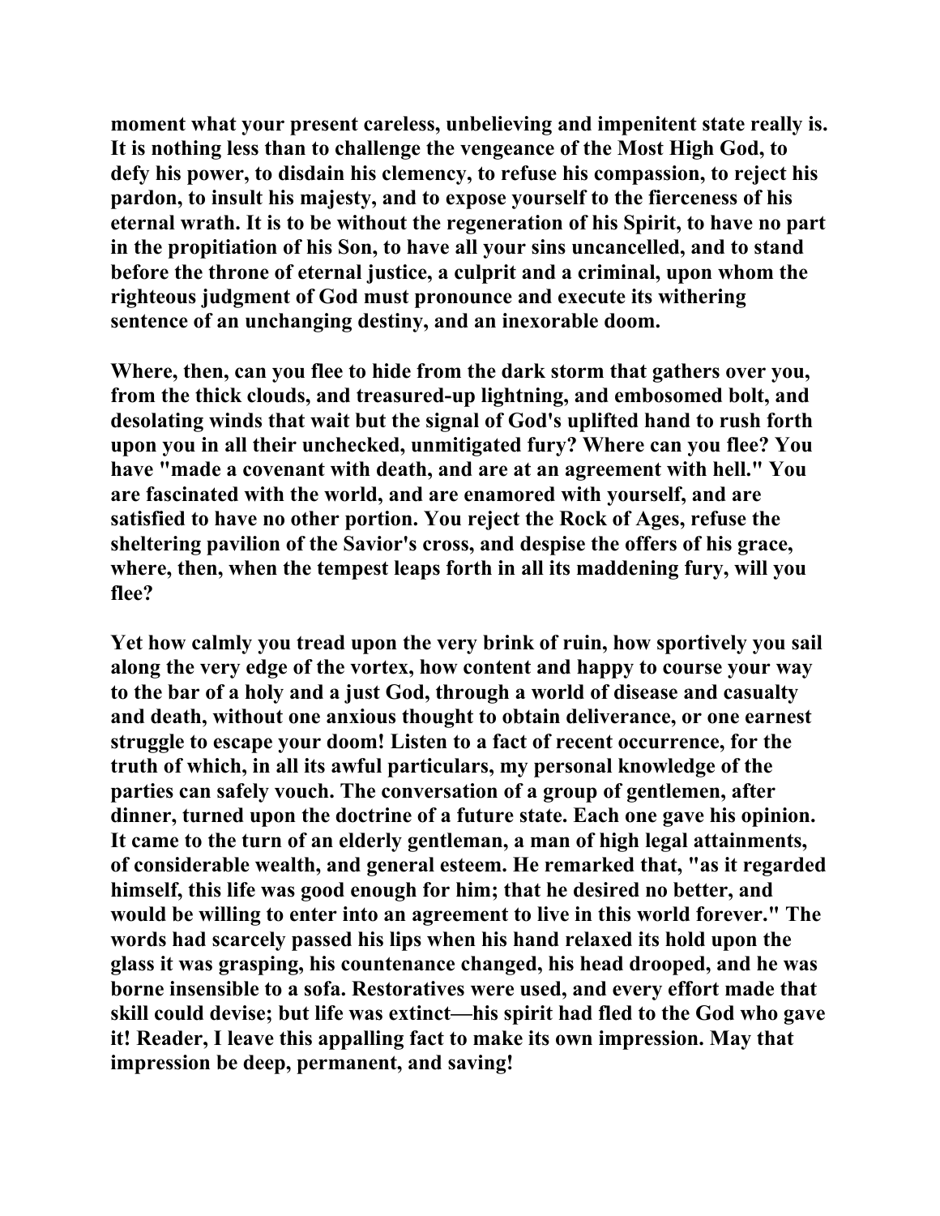moment what your present careless, unbelieving and impenitent state really is. It is nothing less than to challenge the vengeance of the Most High God, to defy his power, to disdain his clemency, to refuse his compassion, to reject his pardon, to insult his majesty, and to expose yourself to the fierceness of his eternal wrath. It is to be without the regeneration of his Spirit, to have no part in the propitiation of his Son, to have all your sins uncancelled, and to stand before the throne of eternal justice, a culprit and a criminal, upon whom the righteous judgment of God must pronounce and execute its withering sentence of an unchanging destiny, and an inexorable doom.

Where, then, can you flee to hide from the dark storm that gathers over you, from the thick clouds, and treasured-up lightning, and embosomed bolt, and desolating winds that wait but the signal of God's uplifted hand to rush forth upon you in all their unchecked, unmitigated fury? Where can you flee? You have "made a covenant with death, and are at an agreement with hell." You are fascinated with the world, and are enamored with yourself, and are satisfied to have no other portion. You reject the Rock of Ages, refuse the sheltering pavilion of the Savior's cross, and despise the offers of his grace, where, then, when the tempest leaps forth in all its maddening fury, will you flee?

Yet how calmly you tread upon the very brink of ruin, how sportively you sail along the very edge of the vortex, how content and happy to course your way to the bar of a holy and a just God, through a world of disease and casualty and death, without one anxious thought to obtain deliverance, or one earnest struggle to escape your doom! Listen to a fact of recent occurrence, for the truth of which, in all its awful particulars, my personal knowledge of the parties can safely vouch. The conversation of a group of gentlemen, after dinner, turned upon the doctrine of a future state. Each one gave his opinion. It came to the turn of an elderly gentleman, a man of high legal attainments, of considerable wealth, and general esteem. He remarked that, "as it regarded himself, this life was good enough for him; that he desired no better, and would be willing to enter into an agreement to live in this world forever." The words had scarcely passed his lips when his hand relaxed its hold upon the glass it was grasping, his countenance changed, his head drooped, and he was borne insensible to a sofa. Restoratives were used, and every effort made that skill could devise; but life was extinct—his spirit had fled to the God who gave it! Reader, I leave this appalling fact to make its own impression. May that impression be deep, permanent, and saving!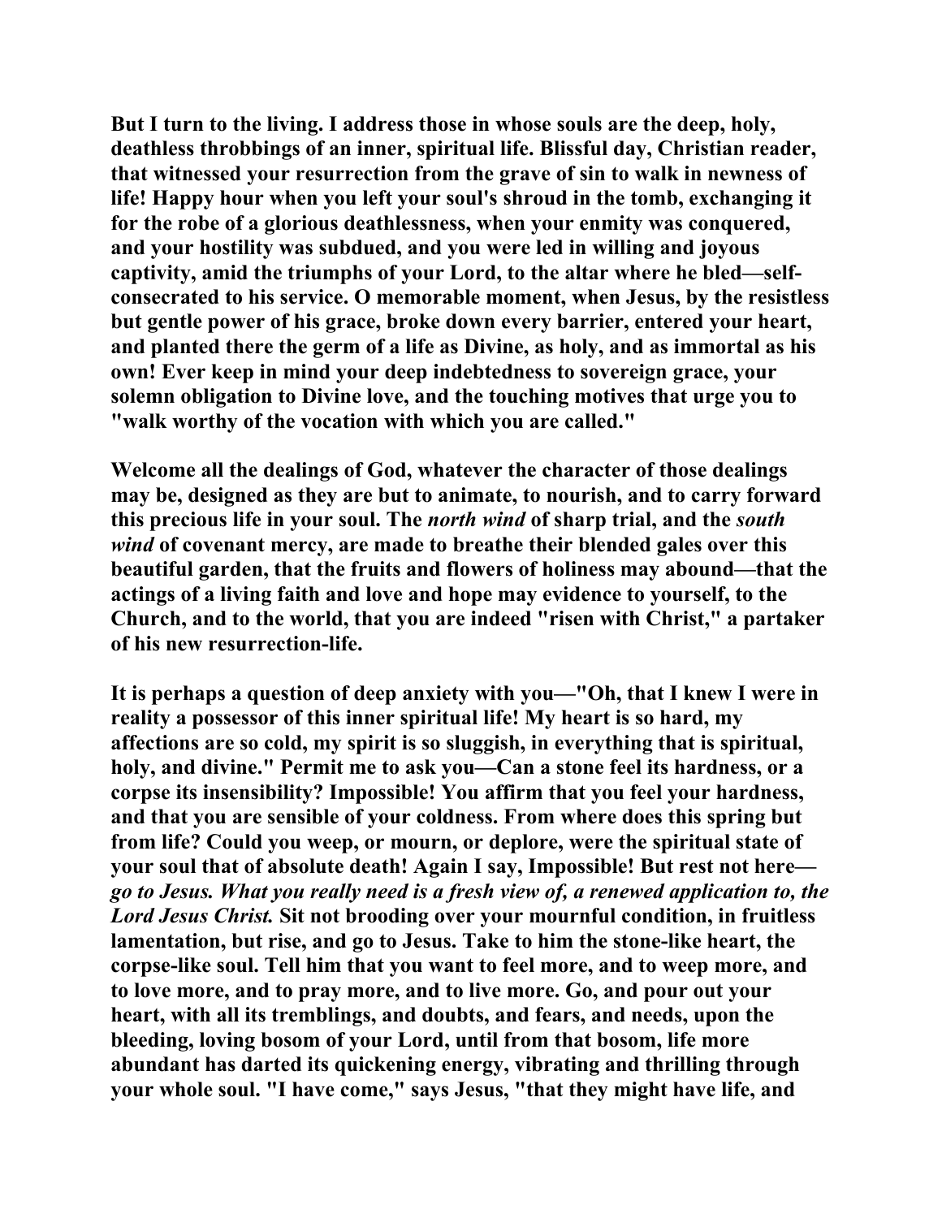But I turn to the living. I address those in whose souls are the deep, holy, deathless throbbings of an inner, spiritual life. Blissful day, Christian reader, that witnessed your resurrection from the grave of sin to walk in newness of life! Happy hour when you left your soul's shroud in the tomb, exchanging it for the robe of a glorious deathlessness, when your enmity was conquered, and your hostility was subdued, and you were led in willing and joyous captivity, amid the triumphs of your Lord, to the altar where he bled—self-consecrated to his service. O memorable moment, when Jesus, by the resistless but gentle power of his grace, broke down every barrier, entered your heart, and planted there the germ of a life as Divine, as holy, and as immortal as his own! Ever keep in mind your deep indebtedness to sovereign grace, your solemn obligation to Divine love, and the touching motives that urge you to "walk worthy of the vocation with which you are called."

Welcome all the dealings of God, whatever the character of those dealings may be, designed as they are but to animate, to nourish, and to carry forward this precious life in your soul. The *north wind* of sharp trial, and the *south wind* of covenant mercy, are made to breathe their blended gales over this beautiful garden, that the fruits and flowers of holiness may abound—that the actings of a living faith and love and hope may evidence to yourself, to the Church, and to the world, that you are indeed "risen with Christ," a partaker of his new resurrection-life.

It is perhaps a question of deep anxiety with you—"Oh, that I knew I were in reality a possessor of this inner spiritual life! My heart is so hard, my affections are so cold, my spirit is so sluggish, in everything that is spiritual, holy, and divine." Permit me to ask you—Can a stone feel its hardness, or a corpse its insensibility? Impossible! You affirm that you feel your hardness, and that you are sensible of your coldness. From where does this spring but from life? Could you weep, or mourn, or deplore, were the spiritual state of your soul that of absolute death! Again I say, Impossible! But rest not here—*go to Jesus. What you really need is a fresh view of, a renewed application to, the Lord Jesus Christ.* Sit not brooding over your mournful condition, in fruitless lamentation, but rise, and go to Jesus. Take to him the stone-like heart, the corpse-like soul. Tell him that you want to feel more, and to weep more, and to love more, and to pray more, and to live more. Go, and pour out your heart, with all its tremblings, and doubts, and fears, and needs, upon the bleeding, loving bosom of your Lord, until from that bosom, life more abundant has darted its quickening energy, vibrating and thrilling through your whole soul. "I have come," says Jesus, "that they might have life, and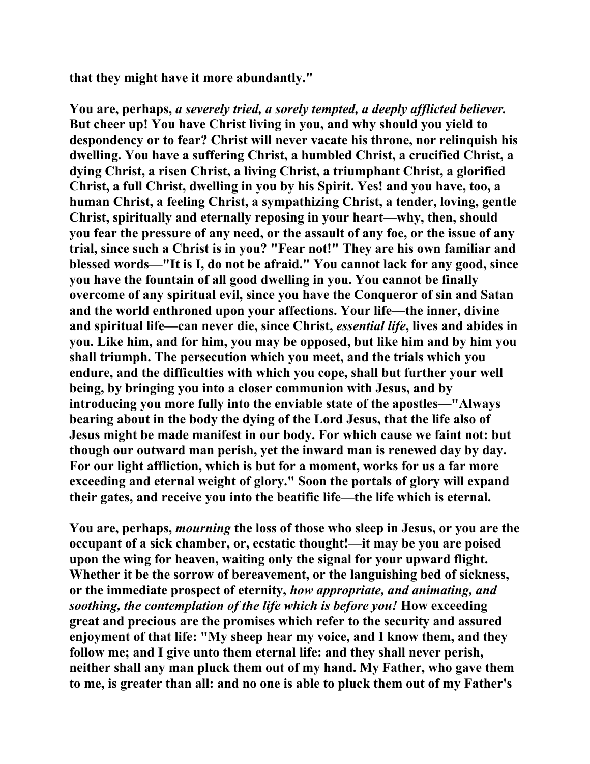that they might have it more abundantly."

You are, perhaps, *a severely tried, a sorely tempted, a deeply afflicted believer.* But cheer up! You have Christ living in you, and why should you yield to despondency or to fear? Christ will never vacate his throne, nor relinquish his dwelling. You have a suffering Christ, a humbled Christ, a crucified Christ, a dying Christ, a risen Christ, a living Christ, a triumphant Christ, a glorified Christ, a full Christ, dwelling in you by his Spirit. Yes! and you have, too, a human Christ, a feeling Christ, a sympathizing Christ, a tender, loving, gentle Christ, spiritually and eternally reposing in your heart—why, then, should you fear the pressure of any need, or the assault of any foe, or the issue of any trial, since such a Christ is in you? "Fear not!" They are his own familiar and blessed words—"It is I, do not be afraid." You cannot lack for any good, since you have the fountain of all good dwelling in you. You cannot be finally overcome of any spiritual evil, since you have the Conqueror of sin and Satan and the world enthroned upon your affections. Your life—the inner, divine and spiritual life—can never die, since Christ, *essential life*, lives and abides in you. Like him, and for him, you may be opposed, but like him and by him you shall triumph. The persecution which you meet, and the trials which you endure, and the difficulties with which you cope, shall but further your well being, by bringing you into a closer communion with Jesus, and by introducing you more fully into the enviable state of the apostles—"Always bearing about in the body the dying of the Lord Jesus, that the life also of Jesus might be made manifest in our body. For which cause we faint not: but though our outward man perish, yet the inward man is renewed day by day. For our light affliction, which is but for a moment, works for us a far more exceeding and eternal weight of glory." Soon the portals of glory will expand their gates, and receive you into the beatific life—the life which is eternal.

You are, perhaps, *mourning* the loss of those who sleep in Jesus, or you are the occupant of a sick chamber, or, ecstatic thought!—it may be you are poised upon the wing for heaven, waiting only the signal for your upward flight. Whether it be the sorrow of bereavement, or the languishing bed of sickness, or the immediate prospect of eternity, *how appropriate, and animating, and soothing, the contemplation of the life which is before you!* How exceeding great and precious are the promises which refer to the security and assured enjoyment of that life: "My sheep hear my voice, and I know them, and they follow me; and I give unto them eternal life: and they shall never perish, neither shall any man pluck them out of my hand. My Father, who gave them to me, is greater than all: and no one is able to pluck them out of my Father's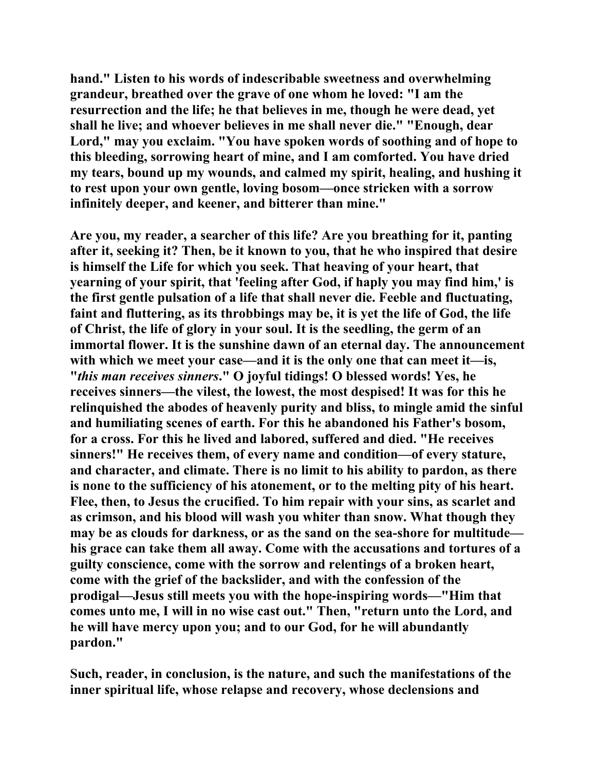**hand." Listen to his words of indescribable sweetness and overwhelming grandeur, breathed over the grave of one whom he loved: "I am the resurrection and the life; he that believes in me, though he were dead, yet shall he live; and whoever believes in me shall never die." "Enough, dear Lord," may you exclaim. "You have spoken words of soothing and of hope to this bleeding, sorrowing heart of mine, and I am comforted. You have dried my tears, bound up my wounds, and calmed my spirit, healing, and hushing it to rest upon your own gentle, loving bosom—once stricken with a sorrow infinitely deeper, and keener, and bitterer than mine."**

**Are you, my reader, a searcher of this life? Are you breathing for it, panting after it, seeking it? Then, be it known to you, that he who inspired that desire is himself the Life for which you seek. That heaving of your heart, that yearning of your spirit, that 'feeling after God, if haply you may find him,' is the first gentle pulsation of a life that shall never die. Feeble and fluctuating, faint and fluttering, as its throbbings may be, it is yet the life of God, the life of Christ, the life of glory in your soul. It is the seedling, the germ of an immortal flower. It is the sunshine dawn of an eternal day. The announcement with which we meet your case—and it is the only one that can meet it—is, "*this man receives sinners*." O joyful tidings! O blessed words! Yes, he receives sinners—the vilest, the lowest, the most despised! It was for this he relinquished the abodes of heavenly purity and bliss, to mingle amid the sinful and humiliating scenes of earth. For this he abandoned his Father's bosom, for a cross. For this he lived and labored, suffered and died. "He receives sinners!" He receives them, of every name and condition—of every stature, and character, and climate. There is no limit to his ability to pardon, as there is none to the sufficiency of his atonement, or to the melting pity of his heart. Flee, then, to Jesus the crucified. To him repair with your sins, as scarlet and as crimson, and his blood will wash you whiter than snow. What though they may be as clouds for darkness, or as the sand on the sea-shore for multitude—his grace can take them all away. Come with the accusations and tortures of a guilty conscience, come with the sorrow and relentings of a broken heart, come with the grief of the backslider, and with the confession of the prodigal—Jesus still meets you with the hope-inspiring words—"Him that comes unto me, I will in no wise cast out." Then, "return unto the Lord, and he will have mercy upon you; and to our God, for he will abundantly pardon."**

**Such, reader, in conclusion, is the nature, and such the manifestations of the inner spiritual life, whose relapse and recovery, whose declensions and**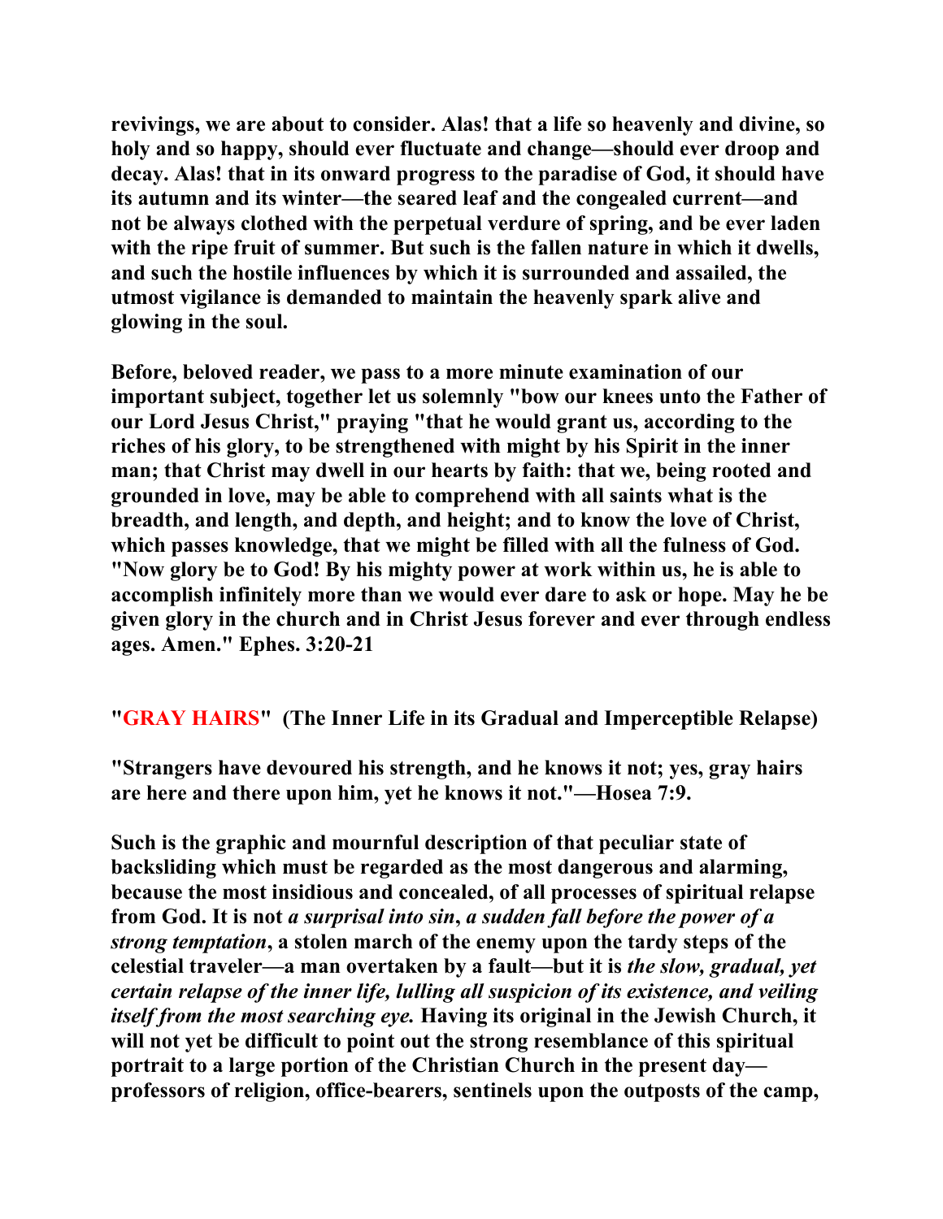**revivings, we are about to consider. Alas! that a life so heavenly and divine, so holy and so happy, should ever fluctuate and change—should ever droop and decay. Alas! that in its onward progress to the paradise of God, it should have its autumn and its winter—the seared leaf and the congealed current—and not be always clothed with the perpetual verdure of spring, and be ever laden with the ripe fruit of summer. But such is the fallen nature in which it dwells, and such the hostile influences by which it is surrounded and assailed, the utmost vigilance is demanded to maintain the heavenly spark alive and glowing in the soul.**

**Before, beloved reader, we pass to a more minute examination of our important subject, together let us solemnly "bow our knees unto the Father of our Lord Jesus Christ," praying "that he would grant us, according to the riches of his glory, to be strengthened with might by his Spirit in the inner man; that Christ may dwell in our hearts by faith: that we, being rooted and grounded in love, may be able to comprehend with all saints what is the breadth, and length, and depth, and height; and to know the love of Christ, which passes knowledge, that we might be filled with all the fulness of God. "Now glory be to God! By his mighty power at work within us, he is able to accomplish infinitely more than we would ever dare to ask or hope. May he be given glory in the church and in Christ Jesus forever and ever through endless ages. Amen." Ephes. 3:20-21**

## "GRAY HAIRS" (The Inner Life in its Gradual and Imperceptible Relapse)

**"Strangers have devoured his strength, and he knows it not; yes, gray hairs are here and there upon him, yet he knows it not."—Hosea 7:9.**

**Such is the graphic and mournful description of that peculiar state of backsliding which must be regarded as the most dangerous and alarming, because the most insidious and concealed, of all processes of spiritual relapse from God. It is not *a surprisal into sin*, *a sudden fall before the power of a strong temptation*, a stolen march of the enemy upon the tardy steps of the celestial traveler—a man overtaken by a fault—but it is *the slow, gradual, yet certain relapse of the inner life, lulling all suspicion of its existence, and veiling itself from the most searching eye.* Having its original in the Jewish Church, it will not yet be difficult to point out the strong resemblance of this spiritual portrait to a large portion of the Christian Church in the present day—professors of religion, office-bearers, sentinels upon the outposts of the camp,**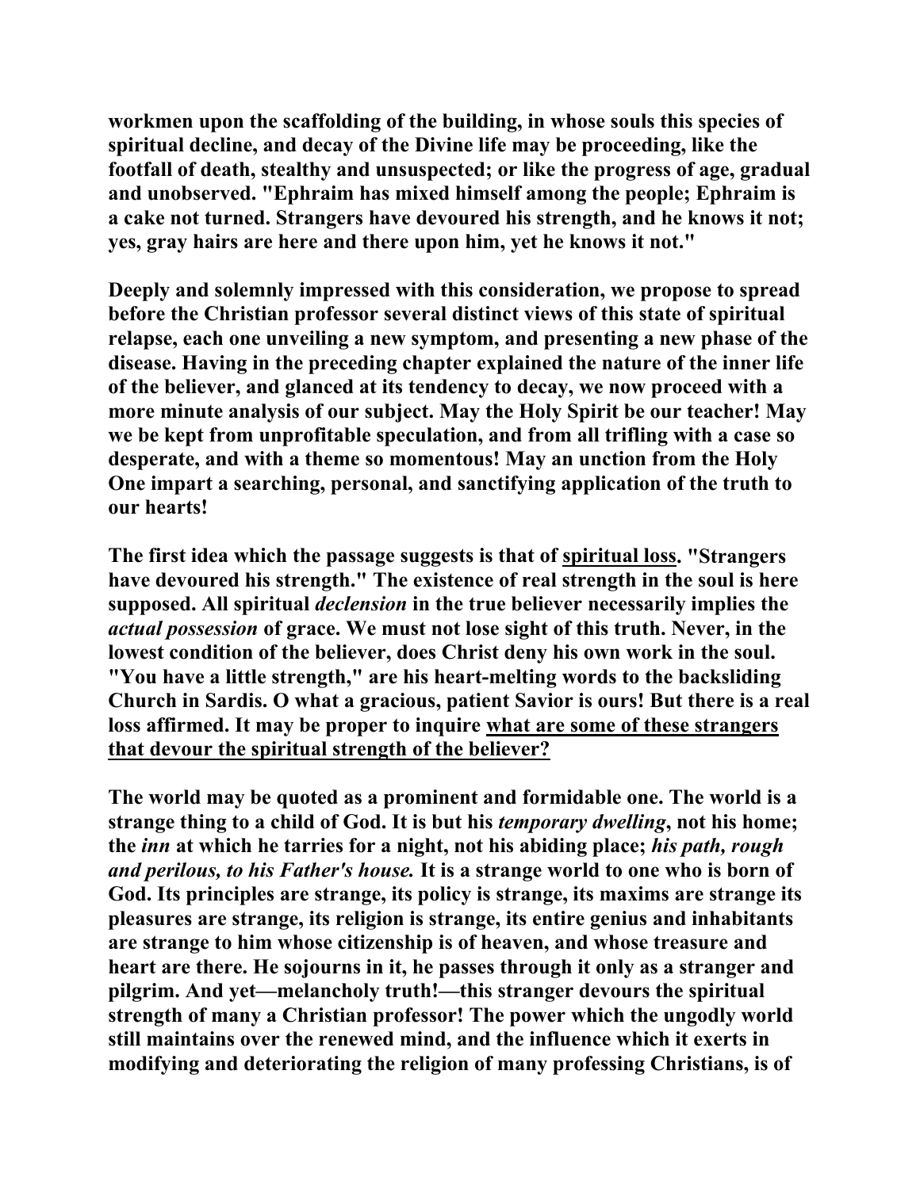workmen upon the scaffolding of the building, in whose souls this species of spiritual decline, and decay of the Divine life may be proceeding, like the footfall of death, stealthy and unsuspected; or like the progress of age, gradual and unobserved. "Ephraim has mixed himself among the people; Ephraim is a cake not turned. Strangers have devoured his strength, and he knows it not; yes, gray hairs are here and there upon him, yet he knows it not."

Deeply and solemnly impressed with this consideration, we propose to spread before the Christian professor several distinct views of this state of spiritual relapse, each one unveiling a new symptom, and presenting a new phase of the disease. Having in the preceding chapter explained the nature of the inner life of the believer, and glanced at its tendency to decay, we now proceed with a more minute analysis of our subject. May the Holy Spirit be our teacher! May we be kept from unprofitable speculation, and from all trifling with a case so desperate, and with a theme so momentous! May an unction from the Holy One impart a searching, personal, and sanctifying application of the truth to our hearts!

The first idea which the passage suggests is that of <u>spiritual loss</u>. "Strangers have devoured his strength." The existence of real strength in the soul is here supposed. All spiritual *declension* in the true believer necessarily implies the *actual possession* of grace. We must not lose sight of this truth. Never, in the lowest condition of the believer, does Christ deny his own work in the soul. "You have a little strength," are his heart-melting words to the backsliding Church in Sardis. O what a gracious, patient Savior is ours! But there is a real loss affirmed. It may be proper to inquire <u>what are some of these strangers that devour the spiritual strength of the believer?</u>

The world may be quoted as a prominent and formidable one. The world is a strange thing to a child of God. It is but his *temporary dwelling*, not his home; the *inn* at which he tarries for a night, not his abiding place; *his path, rough and perilous, to his Father's house.* It is a strange world to one who is born of God. Its principles are strange, its policy is strange, its maxims are strange its pleasures are strange, its religion is strange, its entire genius and inhabitants are strange to him whose citizenship is of heaven, and whose treasure and heart are there. He sojourns in it, he passes through it only as a stranger and pilgrim. And yet—melancholy truth!—this stranger devours the spiritual strength of many a Christian professor! The power which the ungodly world still maintains over the renewed mind, and the influence which it exerts in modifying and deteriorating the religion of many professing Christians, is of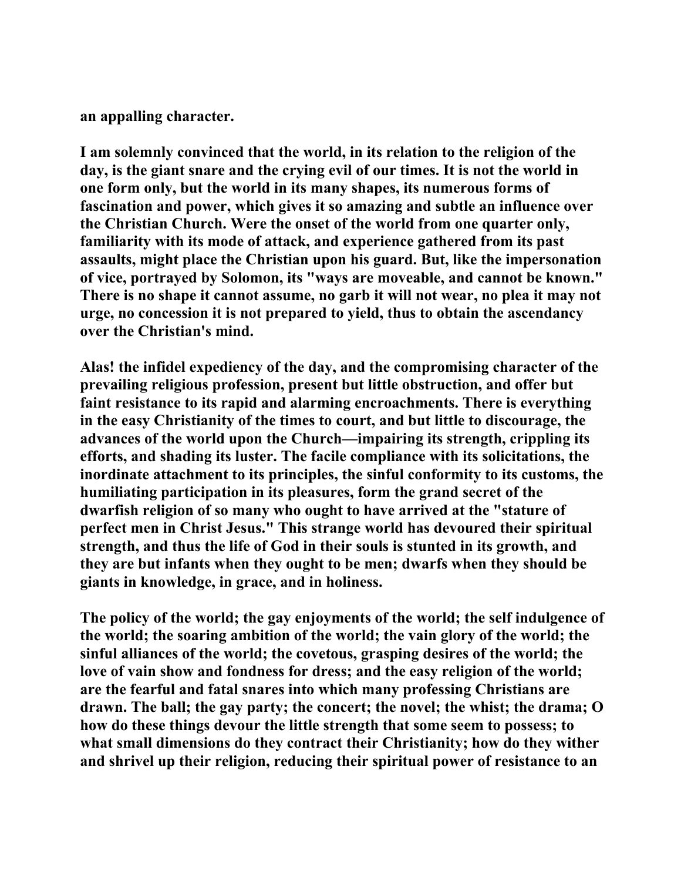an appalling character.

I am solemnly convinced that the world, in its relation to the religion of the day, is the giant snare and the crying evil of our times. It is not the world in one form only, but the world in its many shapes, its numerous forms of fascination and power, which gives it so amazing and subtle an influence over the Christian Church. Were the onset of the world from one quarter only, familiarity with its mode of attack, and experience gathered from its past assaults, might place the Christian upon his guard. But, like the impersonation of vice, portrayed by Solomon, its "ways are moveable, and cannot be known." There is no shape it cannot assume, no garb it will not wear, no plea it may not urge, no concession it is not prepared to yield, thus to obtain the ascendancy over the Christian's mind.

Alas! the infidel expediency of the day, and the compromising character of the prevailing religious profession, present but little obstruction, and offer but faint resistance to its rapid and alarming encroachments. There is everything in the easy Christianity of the times to court, and but little to discourage, the advances of the world upon the Church—impairing its strength, crippling its efforts, and shading its luster. The facile compliance with its solicitations, the inordinate attachment to its principles, the sinful conformity to its customs, the humiliating participation in its pleasures, form the grand secret of the dwarfish religion of so many who ought to have arrived at the "stature of perfect men in Christ Jesus." This strange world has devoured their spiritual strength, and thus the life of God in their souls is stunted in its growth, and they are but infants when they ought to be men; dwarfs when they should be giants in knowledge, in grace, and in holiness.

The policy of the world; the gay enjoyments of the world; the self indulgence of the world; the soaring ambition of the world; the vain glory of the world; the sinful alliances of the world; the covetous, grasping desires of the world; the love of vain show and fondness for dress; and the easy religion of the world; are the fearful and fatal snares into which many professing Christians are drawn. The ball; the gay party; the concert; the novel; the whist; the drama; O how do these things devour the little strength that some seem to possess; to what small dimensions do they contract their Christianity; how do they wither and shrivel up their religion, reducing their spiritual power of resistance to an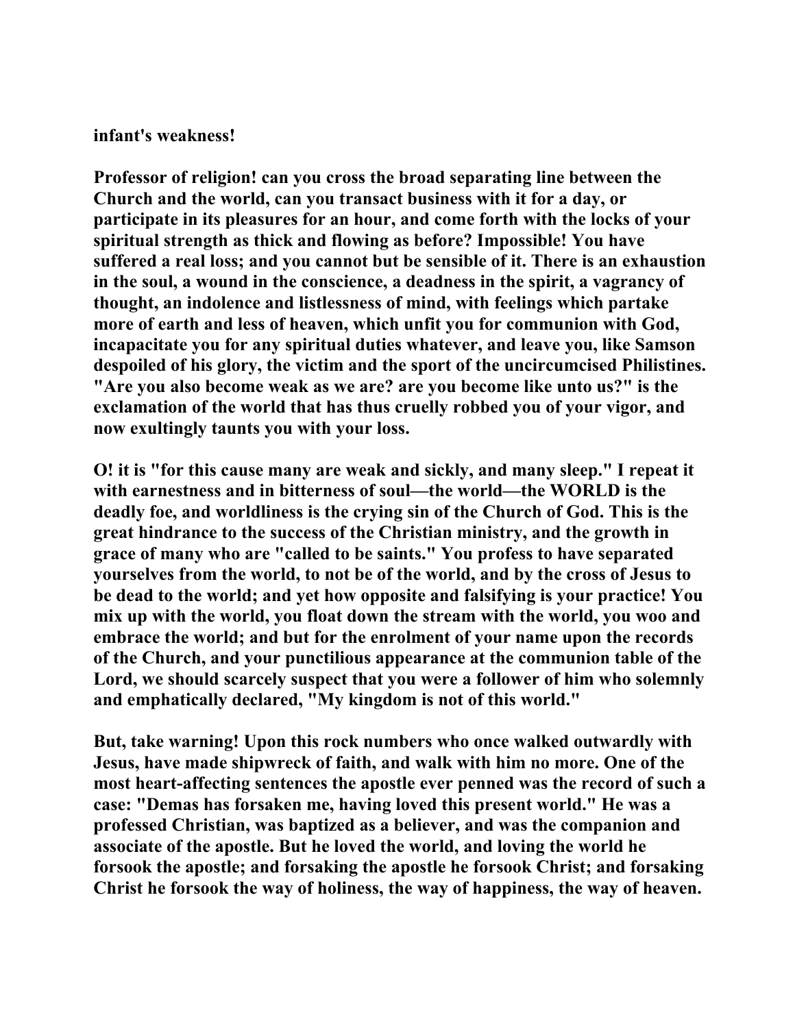infant's weakness!

Professor of religion! can you cross the broad separating line between the Church and the world, can you transact business with it for a day, or participate in its pleasures for an hour, and come forth with the locks of your spiritual strength as thick and flowing as before? Impossible! You have suffered a real loss; and you cannot but be sensible of it. There is an exhaustion in the soul, a wound in the conscience, a deadness in the spirit, a vagrancy of thought, an indolence and listlessness of mind, with feelings which partake more of earth and less of heaven, which unfit you for communion with God, incapacitate you for any spiritual duties whatever, and leave you, like Samson despoiled of his glory, the victim and the sport of the uncircumcised Philistines. "Are you also become weak as we are? are you become like unto us?" is the exclamation of the world that has thus cruelly robbed you of your vigor, and now exultingly taunts you with your loss.

O! it is "for this cause many are weak and sickly, and many sleep." I repeat it with earnestness and in bitterness of soul—the world—the WORLD is the deadly foe, and worldliness is the crying sin of the Church of God. This is the great hindrance to the success of the Christian ministry, and the growth in grace of many who are "called to be saints." You profess to have separated yourselves from the world, to not be of the world, and by the cross of Jesus to be dead to the world; and yet how opposite and falsifying is your practice! You mix up with the world, you float down the stream with the world, you woo and embrace the world; and but for the enrolment of your name upon the records of the Church, and your punctilious appearance at the communion table of the Lord, we should scarcely suspect that you were a follower of him who solemnly and emphatically declared, "My kingdom is not of this world."

But, take warning! Upon this rock numbers who once walked outwardly with Jesus, have made shipwreck of faith, and walk with him no more. One of the most heart-affecting sentences the apostle ever penned was the record of such a case: "Demas has forsaken me, having loved this present world." He was a professed Christian, was baptized as a believer, and was the companion and associate of the apostle. But he loved the world, and loving the world he forsook the apostle; and forsaking the apostle he forsook Christ; and forsaking Christ he forsook the way of holiness, the way of happiness, the way of heaven.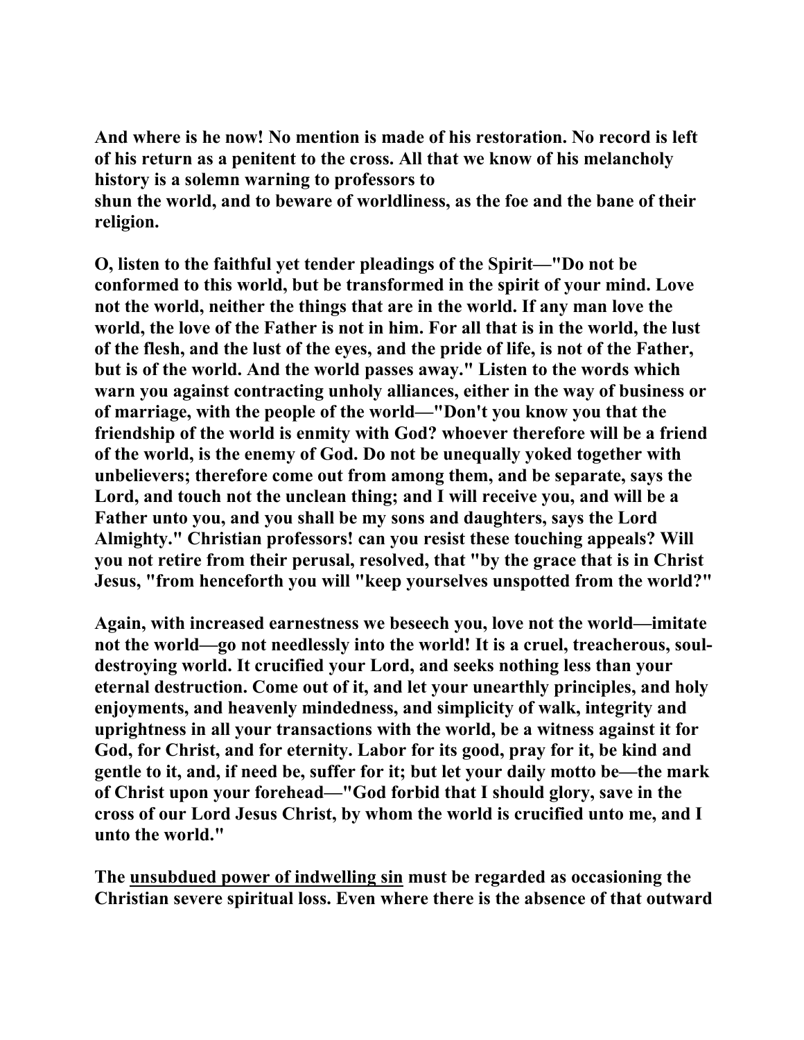**And where is he now! No mention is made of his restoration. No record is left of his return as a penitent to the cross. All that we know of his melancholy history is a solemn warning to professors to shun the world, and to beware of worldliness, as the foe and the bane of their religion.**

**O, listen to the faithful yet tender pleadings of the Spirit—"Do not be conformed to this world, but be transformed in the spirit of your mind. Love not the world, neither the things that are in the world. If any man love the world, the love of the Father is not in him. For all that is in the world, the lust of the flesh, and the lust of the eyes, and the pride of life, is not of the Father, but is of the world. And the world passes away." Listen to the words which warn you against contracting unholy alliances, either in the way of business or of marriage, with the people of the world—"Don't you know you that the friendship of the world is enmity with God? whoever therefore will be a friend of the world, is the enemy of God. Do not be unequally yoked together with unbelievers; therefore come out from among them, and be separate, says the Lord, and touch not the unclean thing; and I will receive you, and will be a Father unto you, and you shall be my sons and daughters, says the Lord Almighty." Christian professors! can you resist these touching appeals? Will you not retire from their perusal, resolved, that "by the grace that is in Christ Jesus, "from henceforth you will "keep yourselves unspotted from the world?"**

**Again, with increased earnestness we beseech you, love not the world—imitate not the world—go not needlessly into the world! It is a cruel, treacherous, soul-destroying world. It crucified your Lord, and seeks nothing less than your eternal destruction. Come out of it, and let your unearthly principles, and holy enjoyments, and heavenly mindedness, and simplicity of walk, integrity and uprightness in all your transactions with the world, be a witness against it for God, for Christ, and for eternity. Labor for its good, pray for it, be kind and gentle to it, and, if need be, suffer for it; but let your daily motto be—the mark of Christ upon your forehead—"God forbid that I should glory, save in the cross of our Lord Jesus Christ, by whom the world is crucified unto me, and I unto the world."**

**The <u>unsubdued power of indwelling sin</u> must be regarded as occasioning the Christian severe spiritual loss. Even where there is the absence of that outward**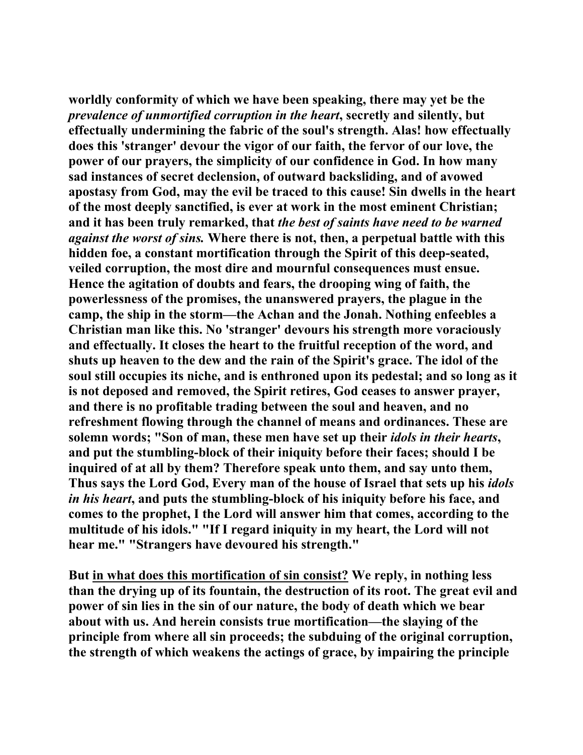**worldly conformity of which we have been speaking, there may yet be the *prevalence of unmortified corruption in the heart*, secretly and silently, but effectually undermining the fabric of the soul's strength. Alas! how effectually does this 'stranger' devour the vigor of our faith, the fervor of our love, the power of our prayers, the simplicity of our confidence in God. In how many sad instances of secret declension, of outward backsliding, and of avowed apostasy from God, may the evil be traced to this cause! Sin dwells in the heart of the most deeply sanctified, is ever at work in the most eminent Christian; and it has been truly remarked, that *the best of saints have need to be warned against the worst of sins.* Where there is not, then, a perpetual battle with this hidden foe, a constant mortification through the Spirit of this deep-seated, veiled corruption, the most dire and mournful consequences must ensue. Hence the agitation of doubts and fears, the drooping wing of faith, the powerlessness of the promises, the unanswered prayers, the plague in the camp, the ship in the storm—the Achan and the Jonah. Nothing enfeebles a Christian man like this. No 'stranger' devours his strength more voraciously and effectually. It closes the heart to the fruitful reception of the word, and shuts up heaven to the dew and the rain of the Spirit's grace. The idol of the soul still occupies its niche, and is enthroned upon its pedestal; and so long as it is not deposed and removed, the Spirit retires, God ceases to answer prayer, and there is no profitable trading between the soul and heaven, and no refreshment flowing through the channel of means and ordinances. These are solemn words; "Son of man, these men have set up their *idols in their hearts*, and put the stumbling-block of their iniquity before their faces; should I be inquired of at all by them? Therefore speak unto them, and say unto them, Thus says the Lord God, Every man of the house of Israel that sets up his *idols in his heart*, and puts the stumbling-block of his iniquity before his face, and comes to the prophet, I the Lord will answer him that comes, according to the multitude of his idols." "If I regard iniquity in my heart, the Lord will not hear me." "Strangers have devoured his strength."**

**But <u>in what does this mortification of sin consist?</u> We reply, in nothing less than the drying up of its fountain, the destruction of its root. The great evil and power of sin lies in the sin of our nature, the body of death which we bear about with us. And herein consists true mortification—the slaying of the principle from where all sin proceeds; the subduing of the original corruption, the strength of which weakens the actings of grace, by impairing the principle**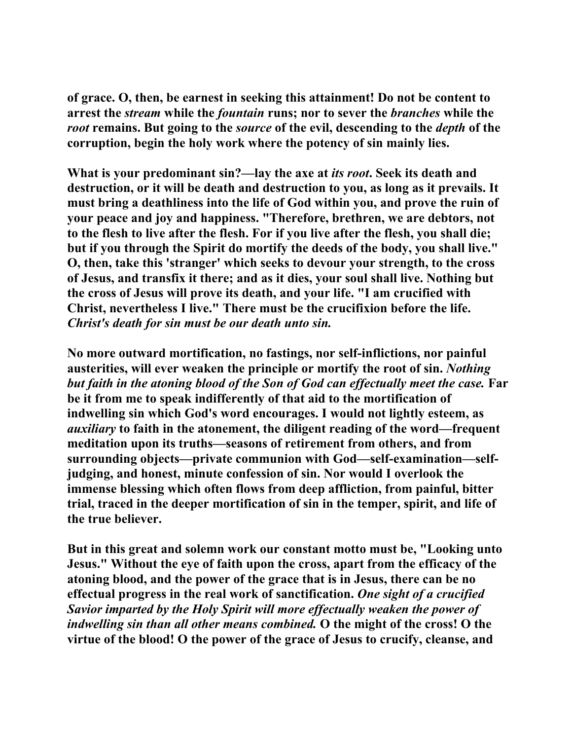of grace. O, then, be earnest in seeking this attainment! Do not be content to arrest the *stream* while the *fountain* runs; nor to sever the *branches* while the *root* remains. But going to the *source* of the evil, descending to the *depth* of the corruption, begin the holy work where the potency of sin mainly lies.

What is your predominant sin?—lay the axe at *its root*. Seek its death and destruction, or it will be death and destruction to you, as long as it prevails. It must bring a deathliness into the life of God within you, and prove the ruin of your peace and joy and happiness. "Therefore, brethren, we are debtors, not to the flesh to live after the flesh. For if you live after the flesh, you shall die; but if you through the Spirit do mortify the deeds of the body, you shall live." O, then, take this 'stranger' which seeks to devour your strength, to the cross of Jesus, and transfix it there; and as it dies, your soul shall live. Nothing but the cross of Jesus will prove its death, and your life. "I am crucified with Christ, nevertheless I live." There must be the crucifixion before the life. *Christ's death for sin must be our death unto sin.*

No more outward mortification, no fastings, nor self-inflictions, nor painful austerities, will ever weaken the principle or mortify the root of sin. *Nothing but faith in the atoning blood of the Son of God can effectually meet the case.* Far be it from me to speak indifferently of that aid to the mortification of indwelling sin which God's word encourages. I would not lightly esteem, as *auxiliary* to faith in the atonement, the diligent reading of the word—frequent meditation upon its truths—seasons of retirement from others, and from surrounding objects—private communion with God—self-examination—self-judging, and honest, minute confession of sin. Nor would I overlook the immense blessing which often flows from deep affliction, from painful, bitter trial, traced in the deeper mortification of sin in the temper, spirit, and life of the true believer.

But in this great and solemn work our constant motto must be, "Looking unto Jesus." Without the eye of faith upon the cross, apart from the efficacy of the atoning blood, and the power of the grace that is in Jesus, there can be no effectual progress in the real work of sanctification. *One sight of a crucified Savior imparted by the Holy Spirit will more effectually weaken the power of indwelling sin than all other means combined.* O the might of the cross! O the virtue of the blood! O the power of the grace of Jesus to crucify, cleanse, and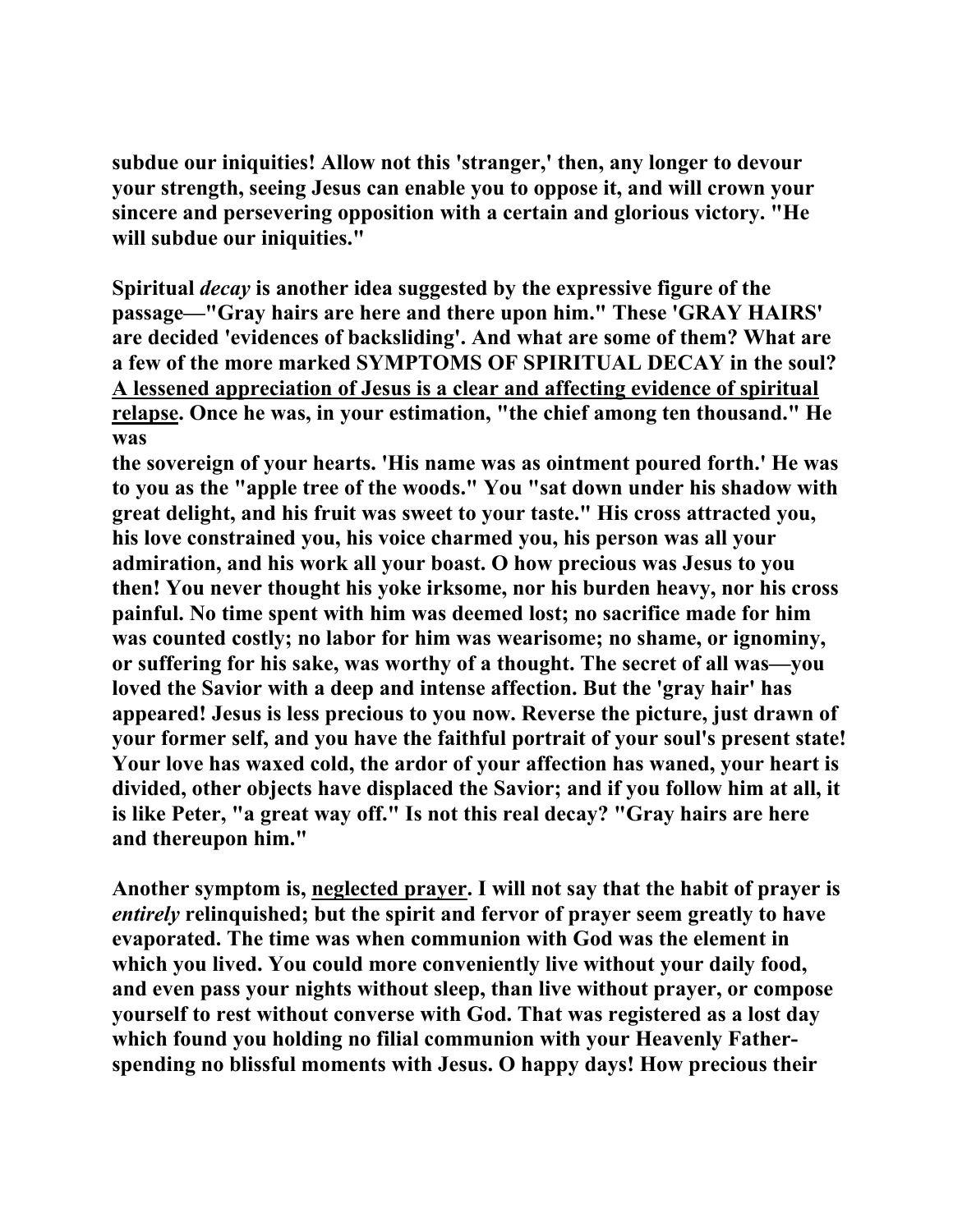**subdue our iniquities! Allow not this 'stranger,' then, any longer to devour your strength, seeing Jesus can enable you to oppose it, and will crown your sincere and persevering opposition with a certain and glorious victory. "He will subdue our iniquities."**

**Spiritual *decay* is another idea suggested by the expressive figure of the passage—"Gray hairs are here and there upon him." These 'GRAY HAIRS' are decided 'evidences of backsliding'. And what are some of them? What are a few of the more marked SYMPTOMS OF SPIRITUAL DECAY in the soul? <u>A lessened appreciation of Jesus is a clear and affecting evidence of spiritual relapse</u>. Once he was, in your estimation, "the chief among ten thousand." He was the sovereign of your hearts. 'His name was as ointment poured forth.' He was to you as the "apple tree of the woods." You "sat down under his shadow with great delight, and his fruit was sweet to your taste." His cross attracted you, his love constrained you, his voice charmed you, his person was all your admiration, and his work all your boast. O how precious was Jesus to you then! You never thought his yoke irksome, nor his burden heavy, nor his cross painful. No time spent with him was deemed lost; no sacrifice made for him was counted costly; no labor for him was wearisome; no shame, or ignominy, or suffering for his sake, was worthy of a thought. The secret of all was—you loved the Savior with a deep and intense affection. But the 'gray hair' has appeared! Jesus is less precious to you now. Reverse the picture, just drawn of your former self, and you have the faithful portrait of your soul's present state! Your love has waxed cold, the ardor of your affection has waned, your heart is divided, other objects have displaced the Savior; and if you follow him at all, it is like Peter, "a great way off." Is not this real decay? "Gray hairs are here and thereupon him."**

**Another symptom is, <u>neglected prayer</u>. I will not say that the habit of prayer is *entirely* relinquished; but the spirit and fervor of prayer seem greatly to have evaporated. The time was when communion with God was the element in which you lived. You could more conveniently live without your daily food, and even pass your nights without sleep, than live without prayer, or compose yourself to rest without converse with God. That was registered as a lost day which found you holding no filial communion with your Heavenly Father-spending no blissful moments with Jesus. O happy days! How precious their**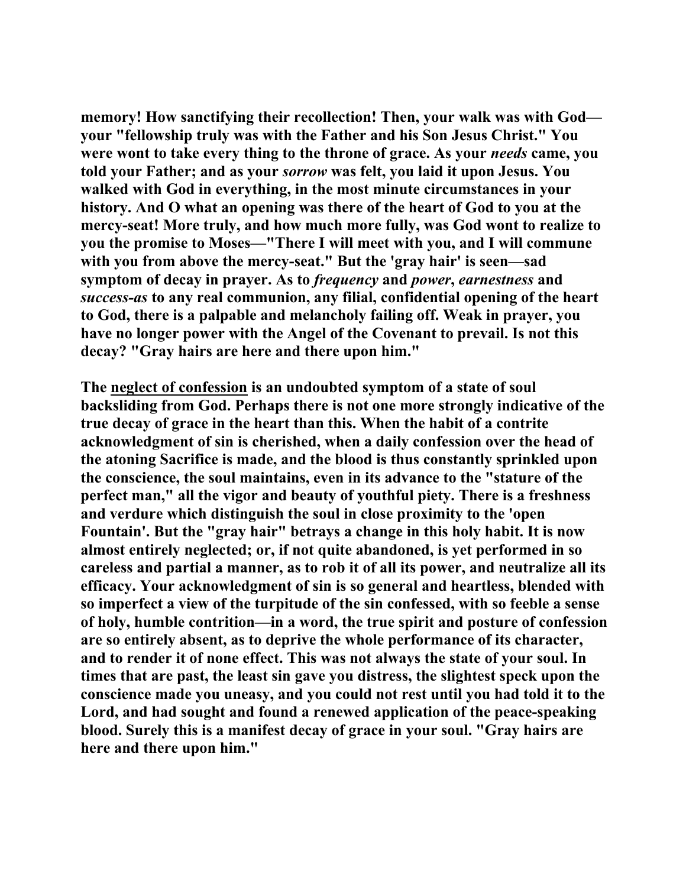memory! How sanctifying their recollection! Then, your walk was with God—your "fellowship truly was with the Father and his Son Jesus Christ." You were wont to take every thing to the throne of grace. As your *needs* came, you told your Father; and as your *sorrow* was felt, you laid it upon Jesus. You walked with God in everything, in the most minute circumstances in your history. And O what an opening was there of the heart of God to you at the mercy-seat! More truly, and how much more fully, was God wont to realize to you the promise to Moses—"There I will meet with you, and I will commune with you from above the mercy-seat." But the 'gray hair' is seen—sad symptom of decay in prayer. As to *frequency* and *power*, *earnestness* and *success-as* to any real communion, any filial, confidential opening of the heart to God, there is a palpable and melancholy failing off. Weak in prayer, you have no longer power with the Angel of the Covenant to prevail. Is not this decay? "Gray hairs are here and there upon him."

The <u>neglect of confession</u> is an undoubted symptom of a state of soul backsliding from God. Perhaps there is not one more strongly indicative of the true decay of grace in the heart than this. When the habit of a contrite acknowledgment of sin is cherished, when a daily confession over the head of the atoning Sacrifice is made, and the blood is thus constantly sprinkled upon the conscience, the soul maintains, even in its advance to the "stature of the perfect man," all the vigor and beauty of youthful piety. There is a freshness and verdure which distinguish the soul in close proximity to the 'open Fountain'. But the "gray hair" betrays a change in this holy habit. It is now almost entirely neglected; or, if not quite abandoned, is yet performed in so careless and partial a manner, as to rob it of all its power, and neutralize all its efficacy. Your acknowledgment of sin is so general and heartless, blended with so imperfect a view of the turpitude of the sin confessed, with so feeble a sense of holy, humble contrition—in a word, the true spirit and posture of confession are so entirely absent, as to deprive the whole performance of its character, and to render it of none effect. This was not always the state of your soul. In times that are past, the least sin gave you distress, the slightest speck upon the conscience made you uneasy, and you could not rest until you had told it to the Lord, and had sought and found a renewed application of the peace-speaking blood. Surely this is a manifest decay of grace in your soul. "Gray hairs are here and there upon him."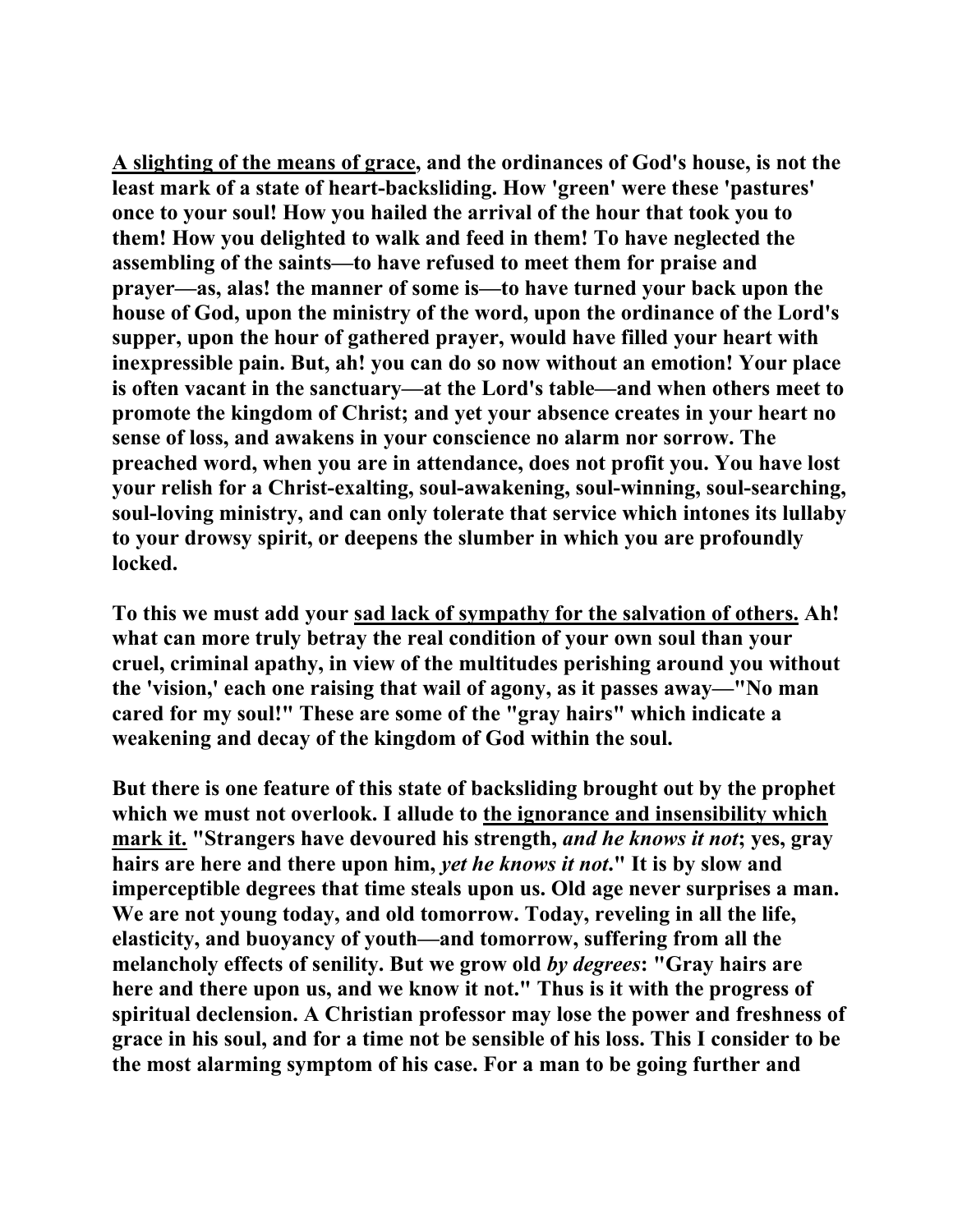**<u>A slighting of the means of grace</u>, and the ordinances of God's house, is not the least mark of a state of heart-backsliding. How 'green' were these 'pastures' once to your soul! How you hailed the arrival of the hour that took you to them! How you delighted to walk and feed in them! To have neglected the assembling of the saints—to have refused to meet them for praise and prayer—as, alas! the manner of some is—to have turned your back upon the house of God, upon the ministry of the word, upon the ordinance of the Lord's supper, upon the hour of gathered prayer, would have filled your heart with inexpressible pain. But, ah! you can do so now without an emotion! Your place is often vacant in the sanctuary—at the Lord's table—and when others meet to promote the kingdom of Christ; and yet your absence creates in your heart no sense of loss, and awakens in your conscience no alarm nor sorrow. The preached word, when you are in attendance, does not profit you. You have lost your relish for a Christ-exalting, soul-awakening, soul-winning, soul-searching, soul-loving ministry, and can only tolerate that service which intones its lullaby to your drowsy spirit, or deepens the slumber in which you are profoundly locked.**

**To this we must add your <u>sad lack of sympathy for the salvation of others.</u> Ah! what can more truly betray the real condition of your own soul than your cruel, criminal apathy, in view of the multitudes perishing around you without the 'vision,' each one raising that wail of agony, as it passes away—"No man cared for my soul!" These are some of the "gray hairs" which indicate a weakening and decay of the kingdom of God within the soul.**

**But there is one feature of this state of backsliding brought out by the prophet which we must not overlook. I allude to <u>the ignorance and insensibility which mark it.</u> "Strangers have devoured his strength, *and he knows it not*; yes, gray hairs are here and there upon him, *yet he knows it not*." It is by slow and imperceptible degrees that time steals upon us. Old age never surprises a man. We are not young today, and old tomorrow. Today, reveling in all the life, elasticity, and buoyancy of youth—and tomorrow, suffering from all the melancholy effects of senility. But we grow old *by degrees*: "Gray hairs are here and there upon us, and we know it not." Thus is it with the progress of spiritual declension. A Christian professor may lose the power and freshness of grace in his soul, and for a time not be sensible of his loss. This I consider to be the most alarming symptom of his case. For a man to be going further and**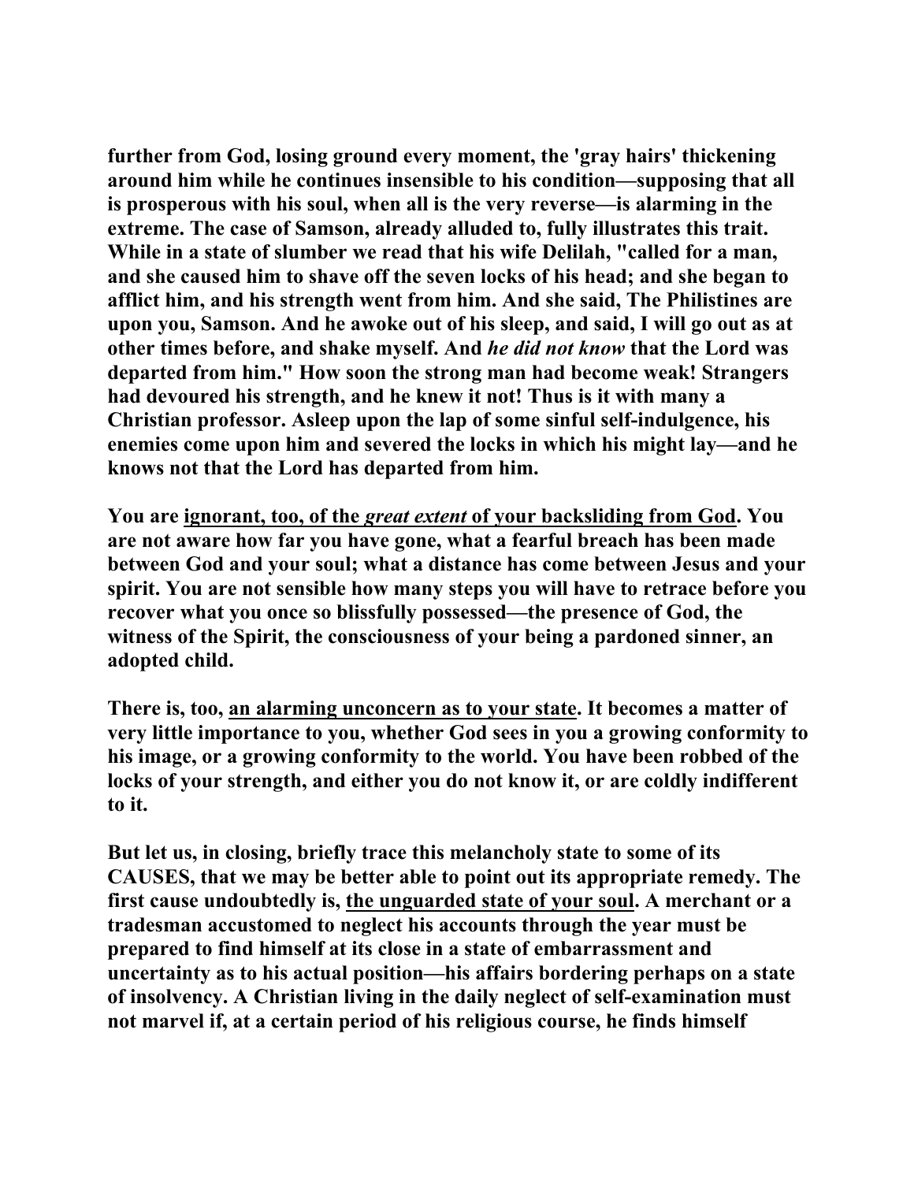**further from God, losing ground every moment, the 'gray hairs' thickening around him while he continues insensible to his condition—supposing that all is prosperous with his soul, when all is the very reverse—is alarming in the extreme. The case of Samson, already alluded to, fully illustrates this trait. While in a state of slumber we read that his wife Delilah, "called for a man, and she caused him to shave off the seven locks of his head; and she began to afflict him, and his strength went from him. And she said, The Philistines are upon you, Samson. And he awoke out of his sleep, and said, I will go out as at other times before, and shake myself. And *he did not know* that the Lord was departed from him." How soon the strong man had become weak! Strangers had devoured his strength, and he knew it not! Thus is it with many a Christian professor. Asleep upon the lap of some sinful self-indulgence, his enemies come upon him and severed the locks in which his might lay—and he knows not that the Lord has departed from him.**

**You are <u>ignorant, too, of the *great extent* of your backsliding from God</u>. You are not aware how far you have gone, what a fearful breach has been made between God and your soul; what a distance has come between Jesus and your spirit. You are not sensible how many steps you will have to retrace before you recover what you once so blissfully possessed—the presence of God, the witness of the Spirit, the consciousness of your being a pardoned sinner, an adopted child.**

**There is, too, <u>an alarming unconcern as to your state</u>. It becomes a matter of very little importance to you, whether God sees in you a growing conformity to his image, or a growing conformity to the world. You have been robbed of the locks of your strength, and either you do not know it, or are coldly indifferent to it.**

**But let us, in closing, briefly trace this melancholy state to some of its CAUSES, that we may be better able to point out its appropriate remedy. The first cause undoubtedly is, <u>the unguarded state of your soul</u>. A merchant or a tradesman accustomed to neglect his accounts through the year must be prepared to find himself at its close in a state of embarrassment and uncertainty as to his actual position—his affairs bordering perhaps on a state of insolvency. A Christian living in the daily neglect of self-examination must not marvel if, at a certain period of his religious course, he finds himself**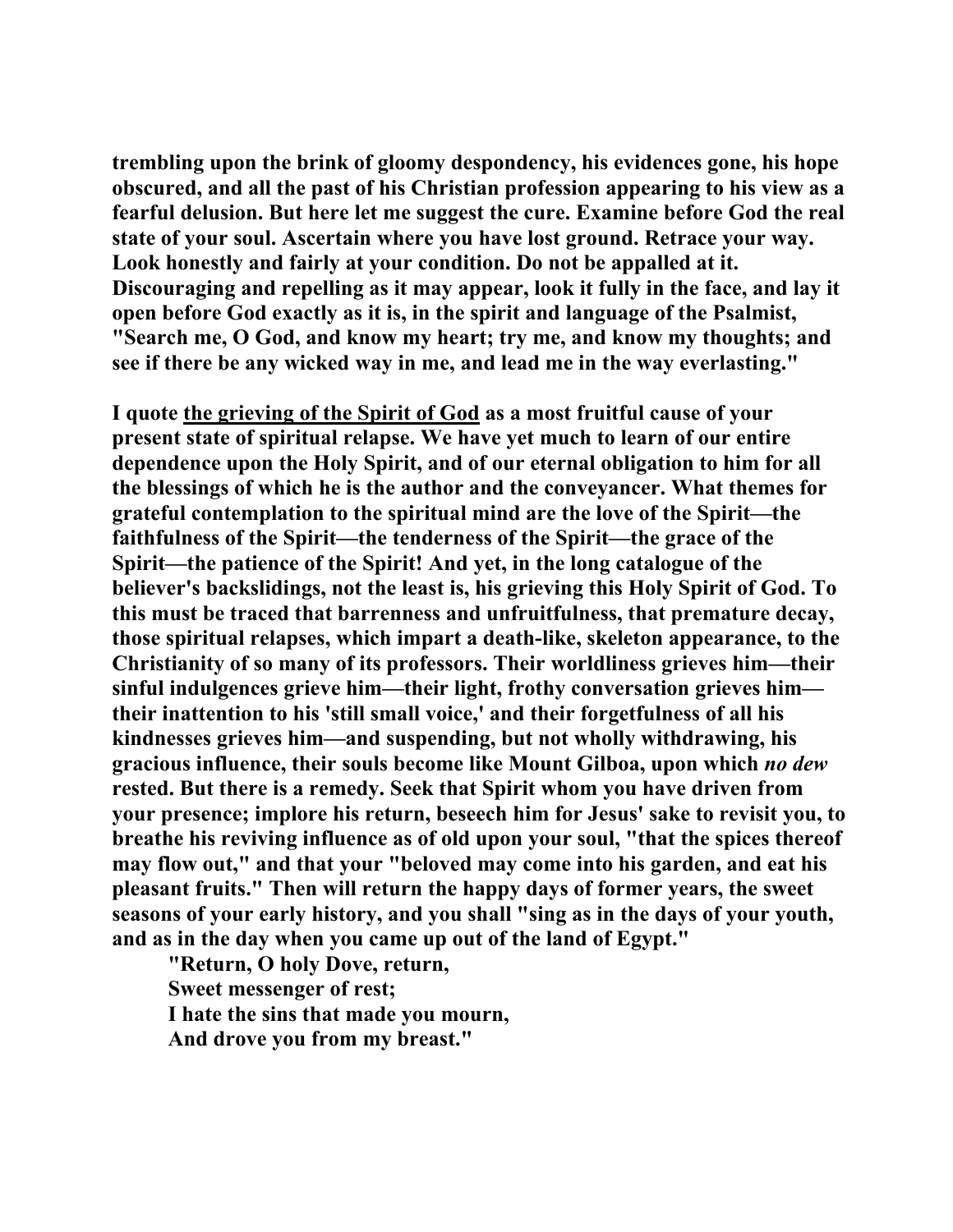trembling upon the brink of gloomy despondency, his evidences gone, his hope obscured, and all the past of his Christian profession appearing to his view as a fearful delusion. But here let me suggest the cure. Examine before God the real state of your soul. Ascertain where you have lost ground. Retrace your way. Look honestly and fairly at your condition. Do not be appalled at it. Discouraging and repelling as it may appear, look it fully in the face, and lay it open before God exactly as it is, in the spirit and language of the Psalmist, "Search me, O God, and know my heart; try me, and know my thoughts; and see if there be any wicked way in me, and lead me in the way everlasting."

I quote <u>the grieving of the Spirit of God</u> as a most fruitful cause of your present state of spiritual relapse. We have yet much to learn of our entire dependence upon the Holy Spirit, and of our eternal obligation to him for all the blessings of which he is the author and the conveyancer. What themes for grateful contemplation to the spiritual mind are the love of the Spirit—the faithfulness of the Spirit—the tenderness of the Spirit—the grace of the Spirit—the patience of the Spirit! And yet, in the long catalogue of the believer's backslidings, not the least is, his grieving this Holy Spirit of God. To this must be traced that barrenness and unfruitfulness, that premature decay, those spiritual relapses, which impart a death-like, skeleton appearance, to the Christianity of so many of its professors. Their worldliness grieves him—their sinful indulgences grieve him—their light, frothy conversation grieves him—their inattention to his 'still small voice,' and their forgetfulness of all his kindnesses grieves him—and suspending, but not wholly withdrawing, his gracious influence, their souls become like Mount Gilboa, upon which *no dew* rested. But there is a remedy. Seek that Spirit whom you have driven from your presence; implore his return, beseech him for Jesus' sake to revisit you, to breathe his reviving influence as of old upon your soul, "that the spices thereof may flow out," and that your "beloved may come into his garden, and eat his pleasant fruits." Then will return the happy days of former years, the sweet seasons of your early history, and you shall "sing as in the days of your youth, and as in the day when you came up out of the land of Egypt."

"Return, O holy Dove, return,
Sweet messenger of rest;
I hate the sins that made you mourn,
And drove you from my breast."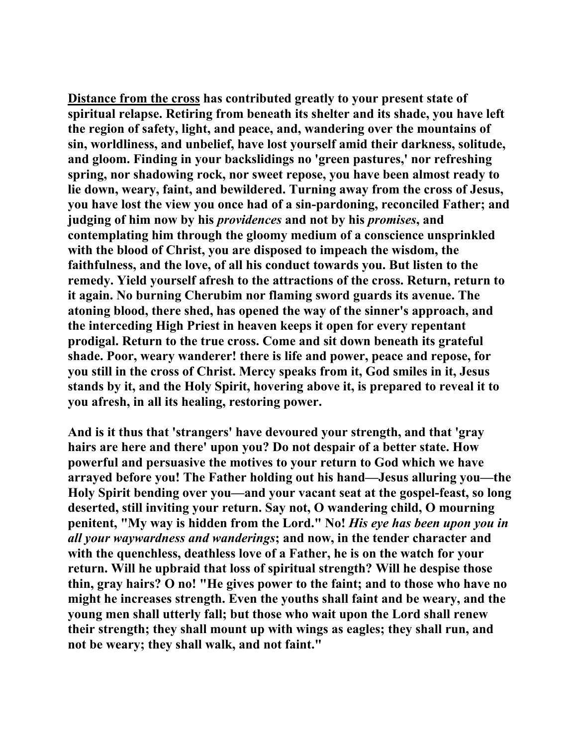**<u>Distance from the cross</u> has contributed greatly to your present state of spiritual relapse. Retiring from beneath its shelter and its shade, you have left the region of safety, light, and peace, and, wandering over the mountains of sin, worldliness, and unbelief, have lost yourself amid their darkness, solitude, and gloom. Finding in your backslidings no 'green pastures,' nor refreshing spring, nor shadowing rock, nor sweet repose, you have been almost ready to lie down, weary, faint, and bewildered. Turning away from the cross of Jesus, you have lost the view you once had of a sin-pardoning, reconciled Father; and judging of him now by his *providences* and not by his *promises*, and contemplating him through the gloomy medium of a conscience unsprinkled with the blood of Christ, you are disposed to impeach the wisdom, the faithfulness, and the love, of all his conduct towards you. But listen to the remedy. Yield yourself afresh to the attractions of the cross. Return, return to it again. No burning Cherubim nor flaming sword guards its avenue. The atoning blood, there shed, has opened the way of the sinner's approach, and the interceding High Priest in heaven keeps it open for every repentant prodigal. Return to the true cross. Come and sit down beneath its grateful shade. Poor, weary wanderer! there is life and power, peace and repose, for you still in the cross of Christ. Mercy speaks from it, God smiles in it, Jesus stands by it, and the Holy Spirit, hovering above it, is prepared to reveal it to you afresh, in all its healing, restoring power.**

**And is it thus that 'strangers' have devoured your strength, and that 'gray hairs are here and there' upon you? Do not despair of a better state. How powerful and persuasive the motives to your return to God which we have arrayed before you! The Father holding out his hand—Jesus alluring you—the Holy Spirit bending over you—and your vacant seat at the gospel-feast, so long deserted, still inviting your return. Say not, O wandering child, O mourning penitent, "My way is hidden from the Lord." No! *His eye has been upon you in all your waywardness and wanderings*; and now, in the tender character and with the quenchless, deathless love of a Father, he is on the watch for your return. Will he upbraid that loss of spiritual strength? Will he despise those thin, gray hairs? O no! "He gives power to the faint; and to those who have no might he increases strength. Even the youths shall faint and be weary, and the young men shall utterly fall; but those who wait upon the Lord shall renew their strength; they shall mount up with wings as eagles; they shall run, and not be weary; they shall walk, and not faint."**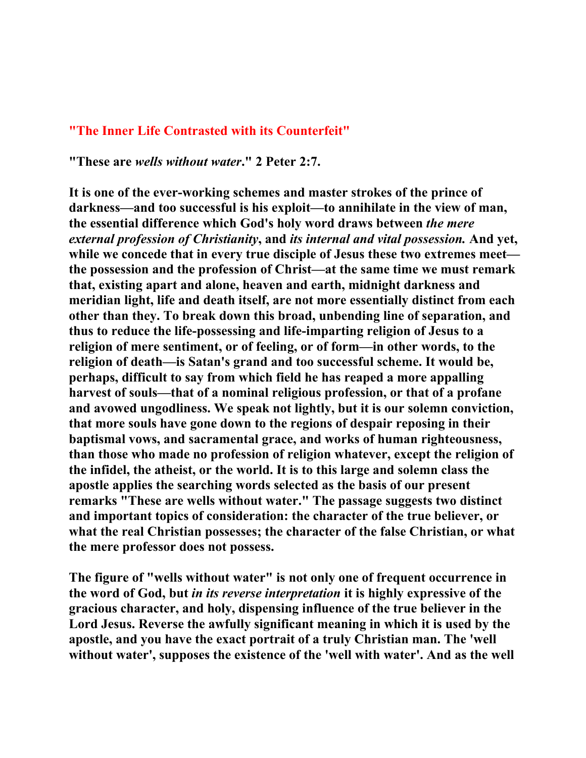## "The Inner Life Contrasted with its Counterfeit"

**"These are *wells without water*." 2 Peter 2:7.**

**It is one of the ever-working schemes and master strokes of the prince of darkness—and too successful is his exploit—to annihilate in the view of man, the essential difference which God's holy word draws between *the mere external profession of Christianity*, and *its internal and vital possession.* And yet, while we concede that in every true disciple of Jesus these two extremes meet—the possession and the profession of Christ—at the same time we must remark that, existing apart and alone, heaven and earth, midnight darkness and meridian light, life and death itself, are not more essentially distinct from each other than they. To break down this broad, unbending line of separation, and thus to reduce the life-possessing and life-imparting religion of Jesus to a religion of mere sentiment, or of feeling, or of form—in other words, to the religion of death—is Satan's grand and too successful scheme. It would be, perhaps, difficult to say from which field he has reaped a more appalling harvest of souls—that of a nominal religious profession, or that of a profane and avowed ungodliness. We speak not lightly, but it is our solemn conviction, that more souls have gone down to the regions of despair reposing in their baptismal vows, and sacramental grace, and works of human righteousness, than those who made no profession of religion whatever, except the religion of the infidel, the atheist, or the world. It is to this large and solemn class the apostle applies the searching words selected as the basis of our present remarks "These are wells without water." The passage suggests two distinct and important topics of consideration: the character of the true believer, or what the real Christian possesses; the character of the false Christian, or what the mere professor does not possess.**

**The figure of "wells without water" is not only one of frequent occurrence in the word of God, but *in its reverse interpretation* it is highly expressive of the gracious character, and holy, dispensing influence of the true believer in the Lord Jesus. Reverse the awfully significant meaning in which it is used by the apostle, and you have the exact portrait of a truly Christian man. The 'well without water', supposes the existence of the 'well with water'. And as the well**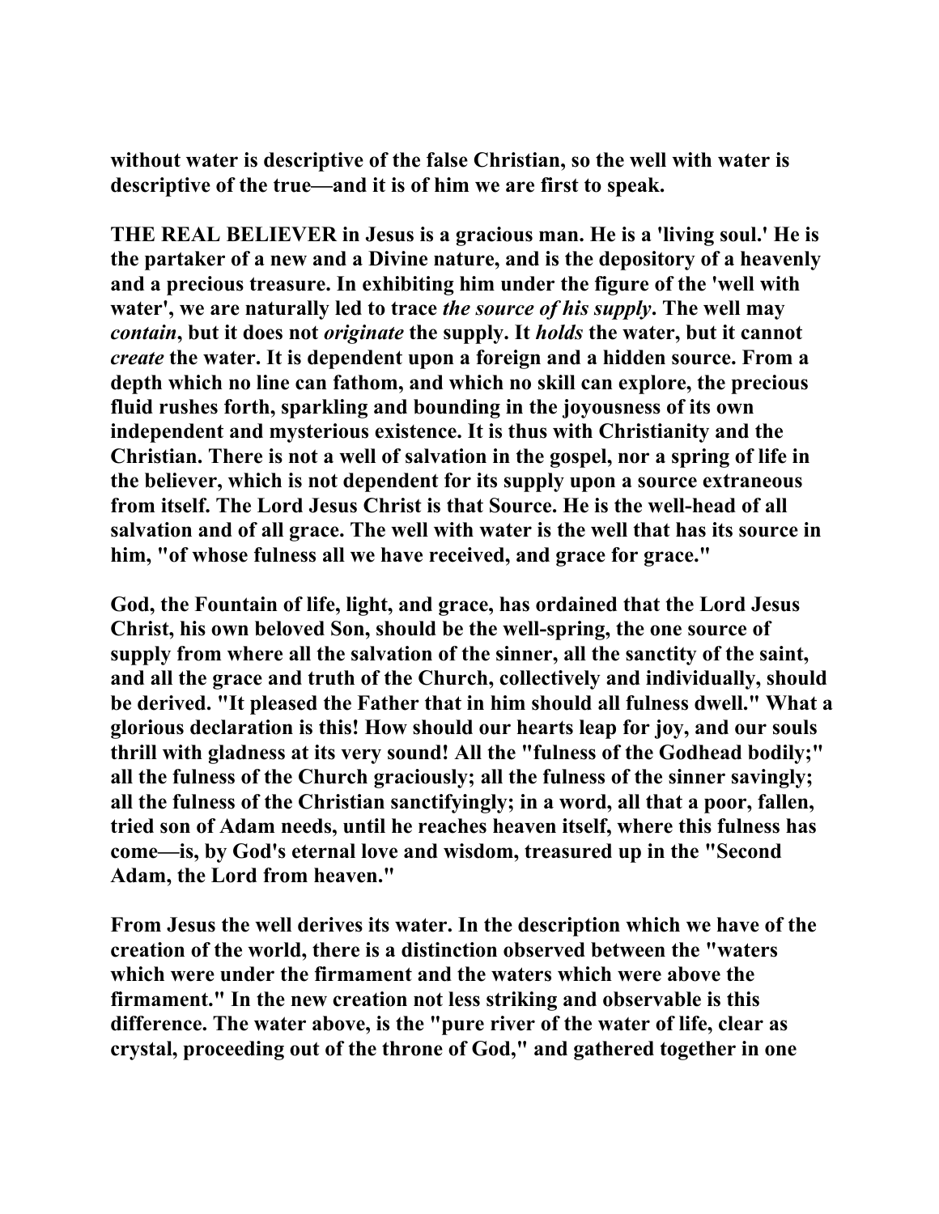without water is descriptive of the false Christian, so the well with water is descriptive of the true—and it is of him we are first to speak.

THE REAL BELIEVER in Jesus is a gracious man. He is a 'living soul.' He is the partaker of a new and a Divine nature, and is the depository of a heavenly and a precious treasure. In exhibiting him under the figure of the 'well with water', we are naturally led to trace *the source of his supply*. The well may *contain*, but it does not *originate* the supply. It *holds* the water, but it cannot *create* the water. It is dependent upon a foreign and a hidden source. From a depth which no line can fathom, and which no skill can explore, the precious fluid rushes forth, sparkling and bounding in the joyousness of its own independent and mysterious existence. It is thus with Christianity and the Christian. There is not a well of salvation in the gospel, nor a spring of life in the believer, which is not dependent for its supply upon a source extraneous from itself. The Lord Jesus Christ is that Source. He is the well-head of all salvation and of all grace. The well with water is the well that has its source in him, "of whose fulness all we have received, and grace for grace."

God, the Fountain of life, light, and grace, has ordained that the Lord Jesus Christ, his own beloved Son, should be the well-spring, the one source of supply from where all the salvation of the sinner, all the sanctity of the saint, and all the grace and truth of the Church, collectively and individually, should be derived. "It pleased the Father that in him should all fulness dwell." What a glorious declaration is this! How should our hearts leap for joy, and our souls thrill with gladness at its very sound! All the "fulness of the Godhead bodily;" all the fulness of the Church graciously; all the fulness of the sinner savingly; all the fulness of the Christian sanctifyingly; in a word, all that a poor, fallen, tried son of Adam needs, until he reaches heaven itself, where this fulness has come—is, by God's eternal love and wisdom, treasured up in the "Second Adam, the Lord from heaven."

From Jesus the well derives its water. In the description which we have of the creation of the world, there is a distinction observed between the "waters which were under the firmament and the waters which were above the firmament." In the new creation not less striking and observable is this difference. The water above, is the "pure river of the water of life, clear as crystal, proceeding out of the throne of God," and gathered together in one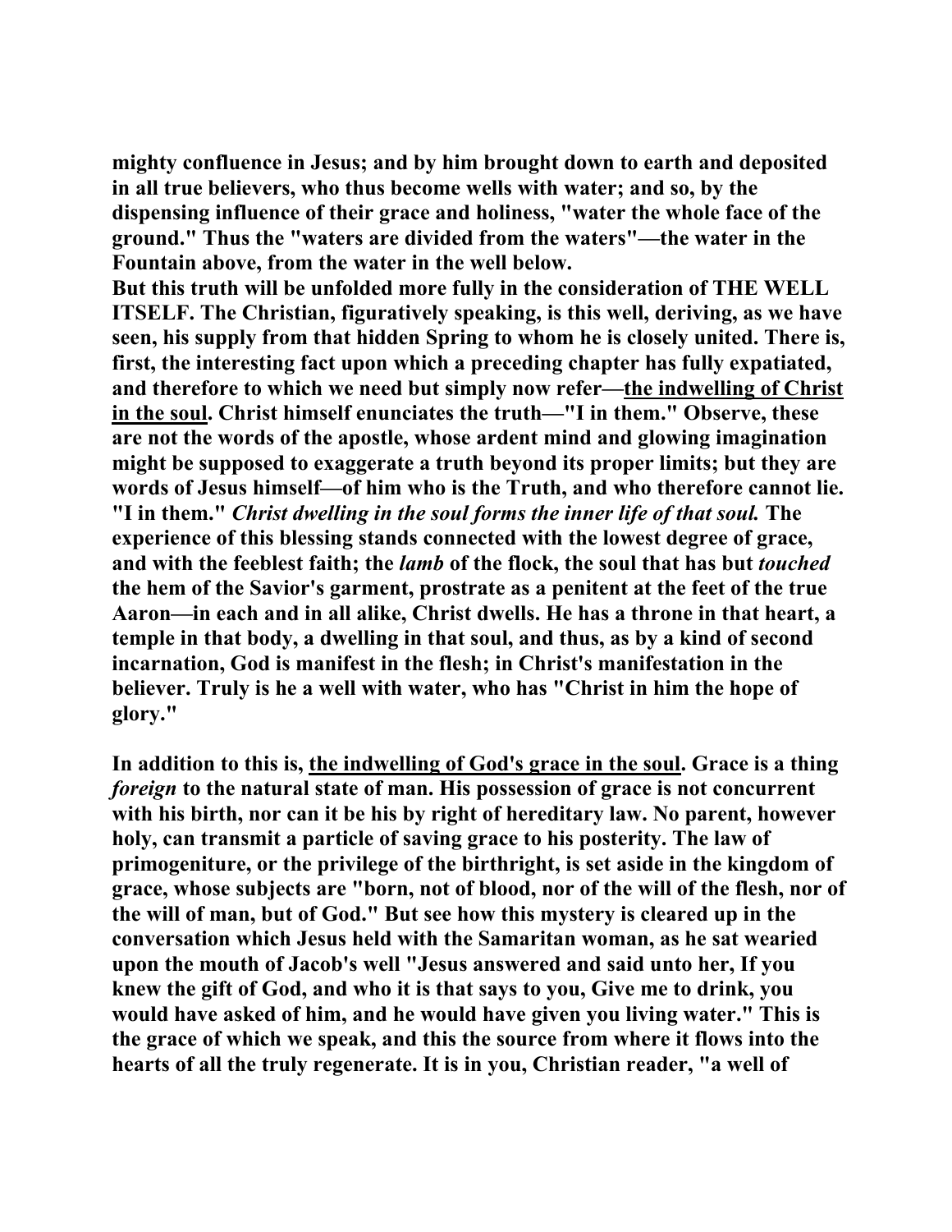**mighty confluence in Jesus; and by him brought down to earth and deposited in all true believers, who thus become wells with water; and so, by the dispensing influence of their grace and holiness, "water the whole face of the ground." Thus the "waters are divided from the waters"—the water in the Fountain above, from the water in the well below.**

**But this truth will be unfolded more fully in the consideration of THE WELL ITSELF. The Christian, figuratively speaking, is this well, deriving, as we have seen, his supply from that hidden Spring to whom he is closely united. There is, first, the interesting fact upon which a preceding chapter has fully expatiated, and therefore to which we need but simply now refer—<u>the indwelling of Christ in the soul</u>. Christ himself enunciates the truth—"I in them." Observe, these are not the words of the apostle, whose ardent mind and glowing imagination might be supposed to exaggerate a truth beyond its proper limits; but they are words of Jesus himself—of him who is the Truth, and who therefore cannot lie. "I in them."** ***Christ dwelling in the soul forms the inner life of that soul.*** **The experience of this blessing stands connected with the lowest degree of grace, and with the feeblest faith; the** ***lamb*** **of the flock, the soul that has but** ***touched*** **the hem of the Savior's garment, prostrate as a penitent at the feet of the true Aaron—in each and in all alike, Christ dwells. He has a throne in that heart, a temple in that body, a dwelling in that soul, and thus, as by a kind of second incarnation, God is manifest in the flesh; in Christ's manifestation in the believer. Truly is he a well with water, who has "Christ in him the hope of glory."**

**In addition to this is, <u>the indwelling of God's grace in the soul</u>. Grace is a thing** ***foreign*** **to the natural state of man. His possession of grace is not concurrent with his birth, nor can it be his by right of hereditary law. No parent, however holy, can transmit a particle of saving grace to his posterity. The law of primogeniture, or the privilege of the birthright, is set aside in the kingdom of grace, whose subjects are "born, not of blood, nor of the will of the flesh, nor of the will of man, but of God." But see how this mystery is cleared up in the conversation which Jesus held with the Samaritan woman, as he sat wearied upon the mouth of Jacob's well "Jesus answered and said unto her, If you knew the gift of God, and who it is that says to you, Give me to drink, you would have asked of him, and he would have given you living water." This is the grace of which we speak, and this the source from where it flows into the hearts of all the truly regenerate. It is in you, Christian reader, "a well of**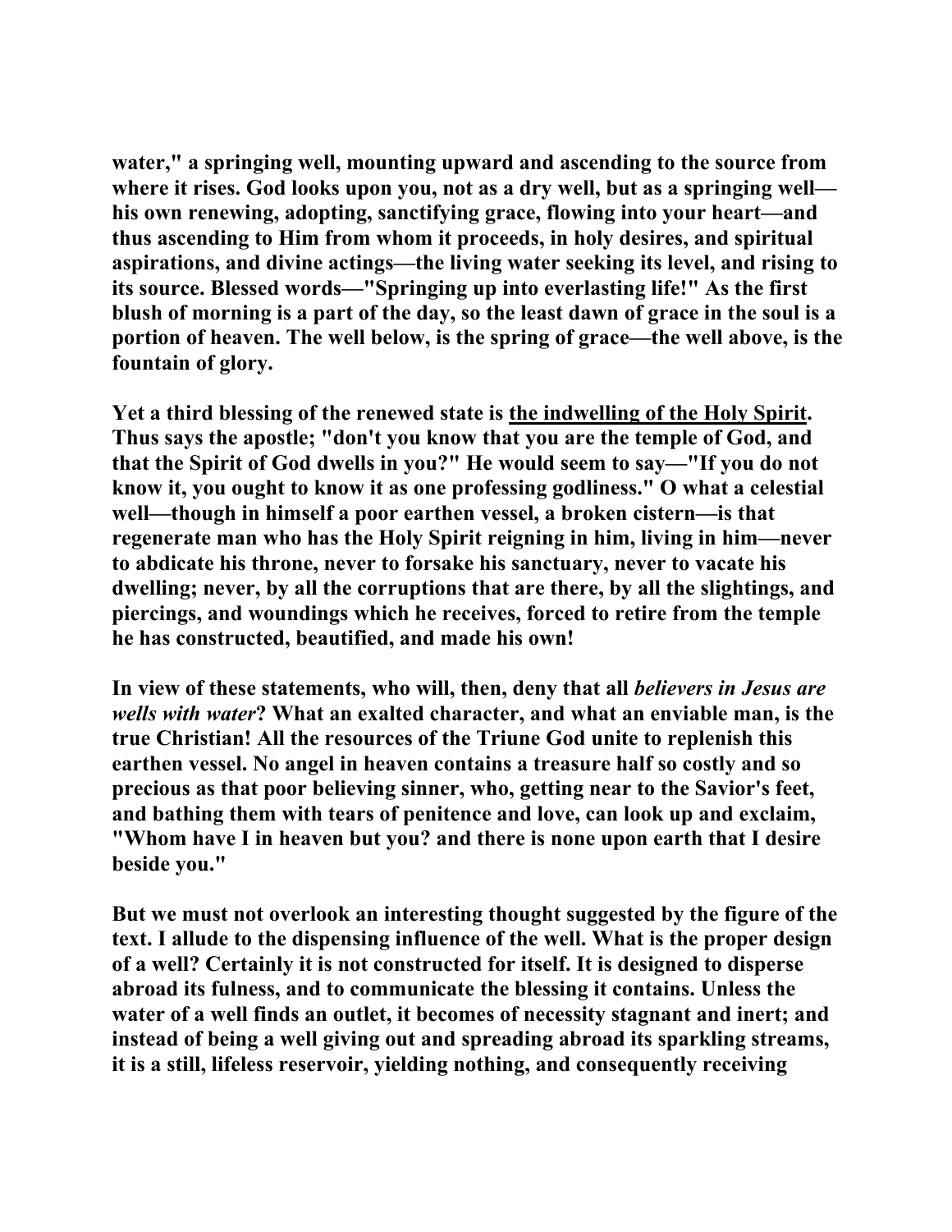**water," a springing well, mounting upward and ascending to the source from where it rises. God looks upon you, not as a dry well, but as a springing well—his own renewing, adopting, sanctifying grace, flowing into your heart—and thus ascending to Him from whom it proceeds, in holy desires, and spiritual aspirations, and divine actings—the living water seeking its level, and rising to its source. Blessed words—"Springing up into everlasting life!" As the first blush of morning is a part of the day, so the least dawn of grace in the soul is a portion of heaven. The well below, is the spring of grace—the well above, is the fountain of glory.**

**Yet a third blessing of the renewed state is <u>the indwelling of the Holy Spirit</u>. Thus says the apostle; "don't you know that you are the temple of God, and that the Spirit of God dwells in you?" He would seem to say—"If you do not know it, you ought to know it as one professing godliness." O what a celestial well—though in himself a poor earthen vessel, a broken cistern—is that regenerate man who has the Holy Spirit reigning in him, living in him—never to abdicate his throne, never to forsake his sanctuary, never to vacate his dwelling; never, by all the corruptions that are there, by all the slightings, and piercings, and woundings which he receives, forced to retire from the temple he has constructed, beautified, and made his own!**

**In view of these statements, who will, then, deny that all *believers in Jesus are wells with water*? What an exalted character, and what an enviable man, is the true Christian! All the resources of the Triune God unite to replenish this earthen vessel. No angel in heaven contains a treasure half so costly and so precious as that poor believing sinner, who, getting near to the Savior's feet, and bathing them with tears of penitence and love, can look up and exclaim, "Whom have I in heaven but you? and there is none upon earth that I desire beside you."**

**But we must not overlook an interesting thought suggested by the figure of the text. I allude to the dispensing influence of the well. What is the proper design of a well? Certainly it is not constructed for itself. It is designed to disperse abroad its fulness, and to communicate the blessing it contains. Unless the water of a well finds an outlet, it becomes of necessity stagnant and inert; and instead of being a well giving out and spreading abroad its sparkling streams, it is a still, lifeless reservoir, yielding nothing, and consequently receiving**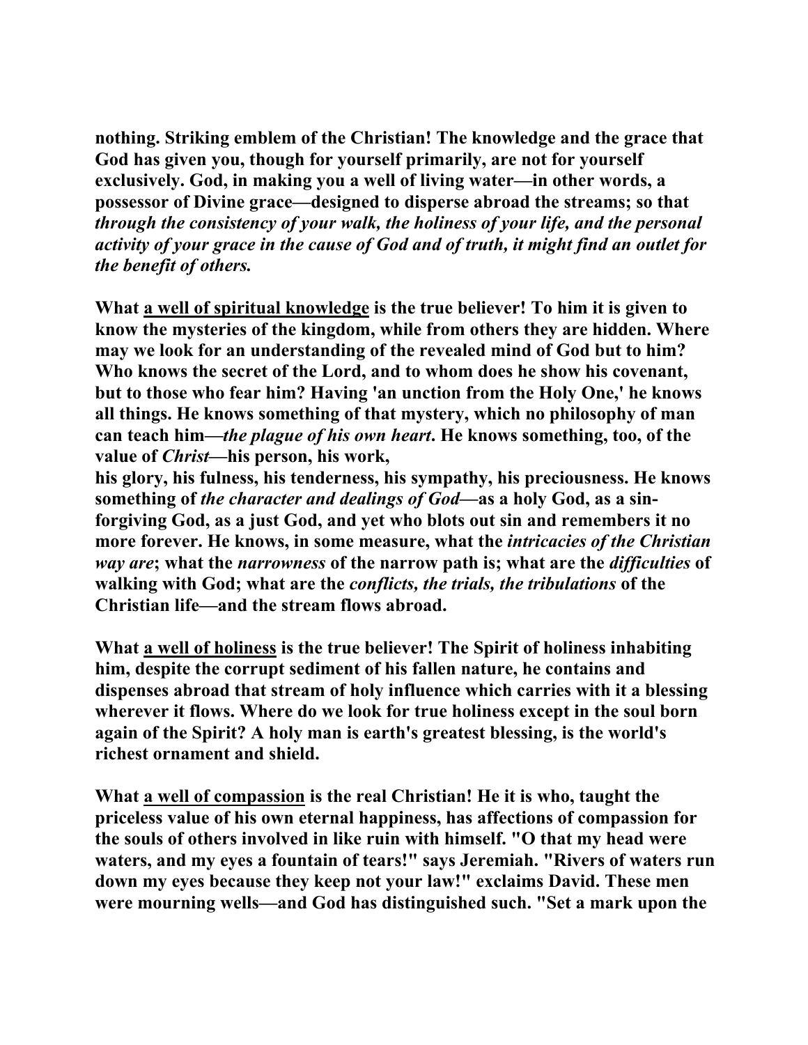**nothing. Striking emblem of the Christian! The knowledge and the grace that God has given you, though for yourself primarily, are not for yourself exclusively. God, in making you a well of living water—in other words, a possessor of Divine grace—designed to disperse abroad the streams; so that *through the consistency of your walk, the holiness of your life, and the personal activity of your grace in the cause of God and of truth, it might find an outlet for the benefit of others.***

**What <u>a well of spiritual knowledge</u> is the true believer! To him it is given to know the mysteries of the kingdom, while from others they are hidden. Where may we look for an understanding of the revealed mind of God but to him? Who knows the secret of the Lord, and to whom does he show his covenant, but to those who fear him? Having 'an unction from the Holy One,' he knows all things. He knows something of that mystery, which no philosophy of man can teach him—*the plague of his own heart*. He knows something, too, of the value of *Christ*—his person, his work, his glory, his fulness, his tenderness, his sympathy, his preciousness. He knows something of *the character and dealings of God*—as a holy God, as a sin-forgiving God, as a just God, and yet who blots out sin and remembers it no more forever. He knows, in some measure, what the *intricacies of the Christian way are*; what the *narrowness* of the narrow path is; what are the *difficulties* of walking with God; what are the *conflicts, the trials, the tribulations* of the Christian life—and the stream flows abroad.**

**What <u>a well of holiness</u> is the true believer! The Spirit of holiness inhabiting him, despite the corrupt sediment of his fallen nature, he contains and dispenses abroad that stream of holy influence which carries with it a blessing wherever it flows. Where do we look for true holiness except in the soul born again of the Spirit? A holy man is earth's greatest blessing, is the world's richest ornament and shield.**

**What <u>a well of compassion</u> is the real Christian! He it is who, taught the priceless value of his own eternal happiness, has affections of compassion for the souls of others involved in like ruin with himself. "O that my head were waters, and my eyes a fountain of tears!" says Jeremiah. "Rivers of waters run down my eyes because they keep not your law!" exclaims David. These men were mourning wells—and God has distinguished such. "Set a mark upon the**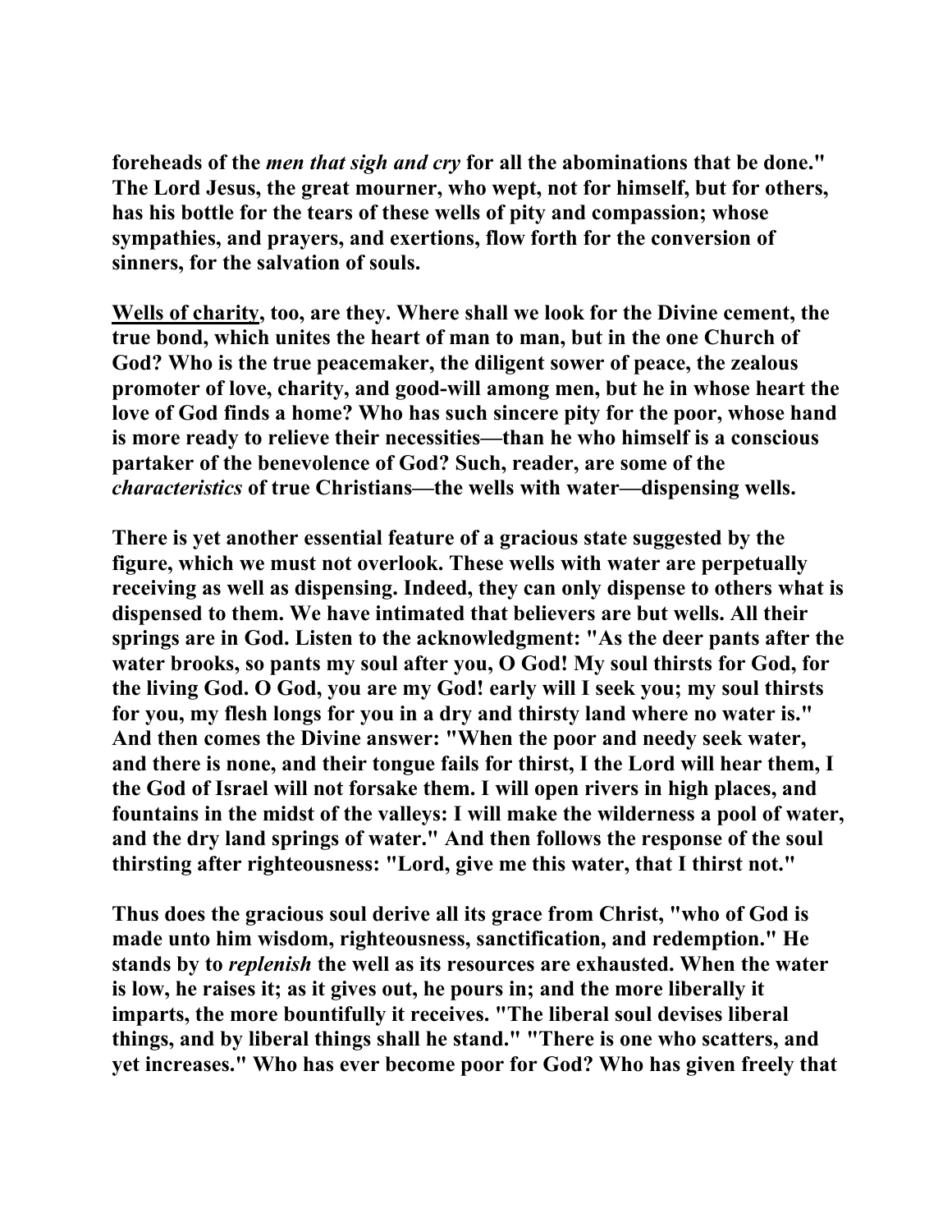**foreheads of the *men that sigh and cry* for all the abominations that be done." The Lord Jesus, the great mourner, who wept, not for himself, but for others, has his bottle for the tears of these wells of pity and compassion; whose sympathies, and prayers, and exertions, flow forth for the conversion of sinners, for the salvation of souls.**

**Wells of charity, too, are they. Where shall we look for the Divine cement, the true bond, which unites the heart of man to man, but in the one Church of God? Who is the true peacemaker, the diligent sower of peace, the zealous promoter of love, charity, and good-will among men, but he in whose heart the love of God finds a home? Who has such sincere pity for the poor, whose hand is more ready to relieve their necessities—than he who himself is a conscious partaker of the benevolence of God? Such, reader, are some of the *characteristics* of true Christians—the wells with water—dispensing wells.**

**There is yet another essential feature of a gracious state suggested by the figure, which we must not overlook. These wells with water are perpetually receiving as well as dispensing. Indeed, they can only dispense to others what is dispensed to them. We have intimated that believers are but wells. All their springs are in God. Listen to the acknowledgment: "As the deer pants after the water brooks, so pants my soul after you, O God! My soul thirsts for God, for the living God. O God, you are my God! early will I seek you; my soul thirsts for you, my flesh longs for you in a dry and thirsty land where no water is." And then comes the Divine answer: "When the poor and needy seek water, and there is none, and their tongue fails for thirst, I the Lord will hear them, I the God of Israel will not forsake them. I will open rivers in high places, and fountains in the midst of the valleys: I will make the wilderness a pool of water, and the dry land springs of water." And then follows the response of the soul thirsting after righteousness: "Lord, give me this water, that I thirst not."**

**Thus does the gracious soul derive all its grace from Christ, "who of God is made unto him wisdom, righteousness, sanctification, and redemption." He stands by to *replenish* the well as its resources are exhausted. When the water is low, he raises it; as it gives out, he pours in; and the more liberally it imparts, the more bountifully it receives. "The liberal soul devises liberal things, and by liberal things shall he stand." "There is one who scatters, and yet increases." Who has ever become poor for God? Who has given freely that**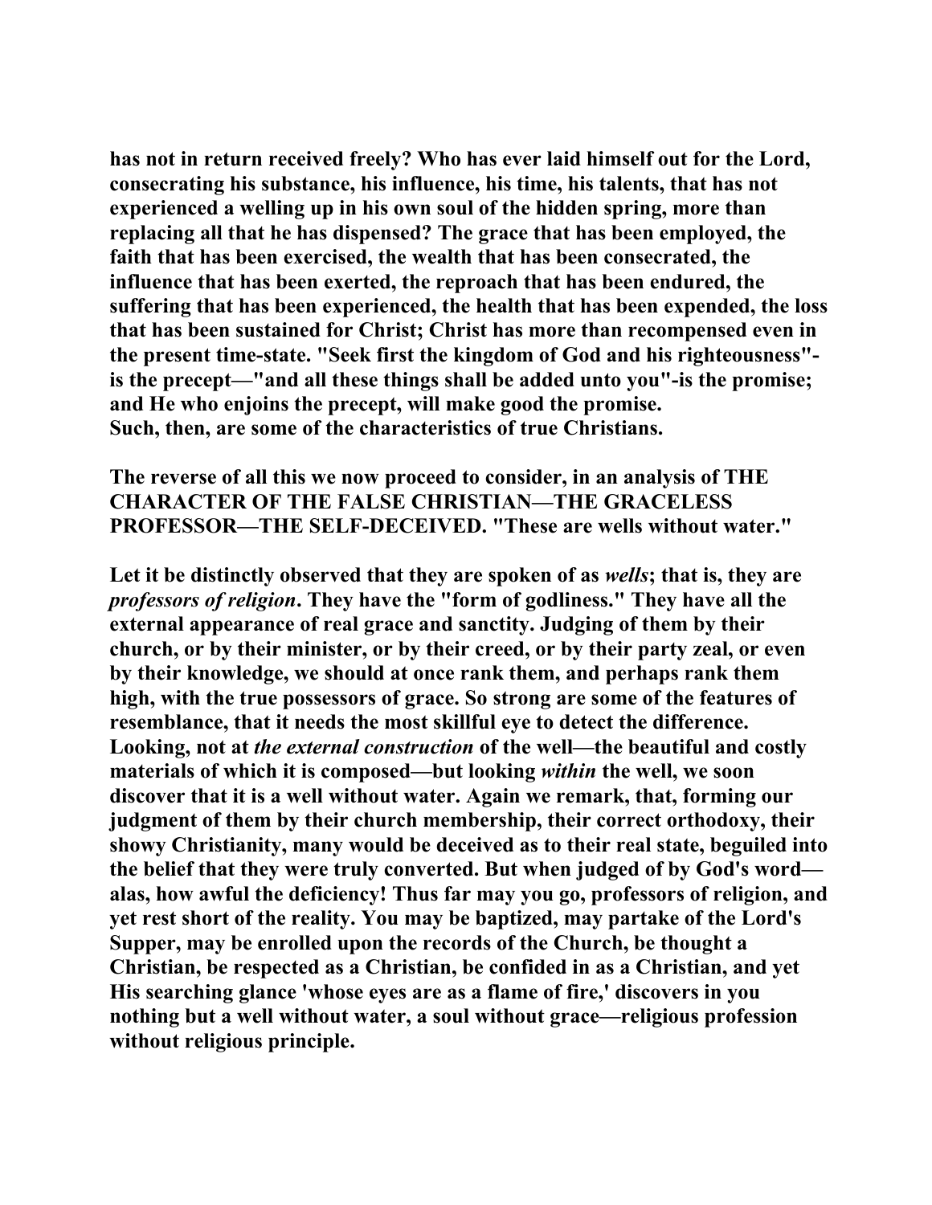has not in return received freely? Who has ever laid himself out for the Lord, consecrating his substance, his influence, his time, his talents, that has not experienced a welling up in his own soul of the hidden spring, more than replacing all that he has dispensed? The grace that has been employed, the faith that has been exercised, the wealth that has been consecrated, the influence that has been exerted, the reproach that has been endured, the suffering that has been experienced, the health that has been expended, the loss that has been sustained for Christ; Christ has more than recompensed even in the present time-state. "Seek first the kingdom of God and his righteousness"-is the precept—"and all these things shall be added unto you"-is the promise; and He who enjoins the precept, will make good the promise.
Such, then, are some of the characteristics of true Christians.

The reverse of all this we now proceed to consider, in an analysis of THE CHARACTER OF THE FALSE CHRISTIAN—THE GRACELESS PROFESSOR—THE SELF-DECEIVED. "These are wells without water."

Let it be distinctly observed that they are spoken of as *wells*; that is, they are *professors of religion*. They have the "form of godliness." They have all the external appearance of real grace and sanctity. Judging of them by their church, or by their minister, or by their creed, or by their party zeal, or even by their knowledge, we should at once rank them, and perhaps rank them high, with the true possessors of grace. So strong are some of the features of resemblance, that it needs the most skillful eye to detect the difference. Looking, not at *the external construction* of the well—the beautiful and costly materials of which it is composed—but looking *within* the well, we soon discover that it is a well without water. Again we remark, that, forming our judgment of them by their church membership, their correct orthodoxy, their showy Christianity, many would be deceived as to their real state, beguiled into the belief that they were truly converted. But when judged of by God's word—alas, how awful the deficiency! Thus far may you go, professors of religion, and yet rest short of the reality. You may be baptized, may partake of the Lord's Supper, may be enrolled upon the records of the Church, be thought a Christian, be respected as a Christian, be confided in as a Christian, and yet His searching glance 'whose eyes are as a flame of fire,' discovers in you nothing but a well without water, a soul without grace—religious profession without religious principle.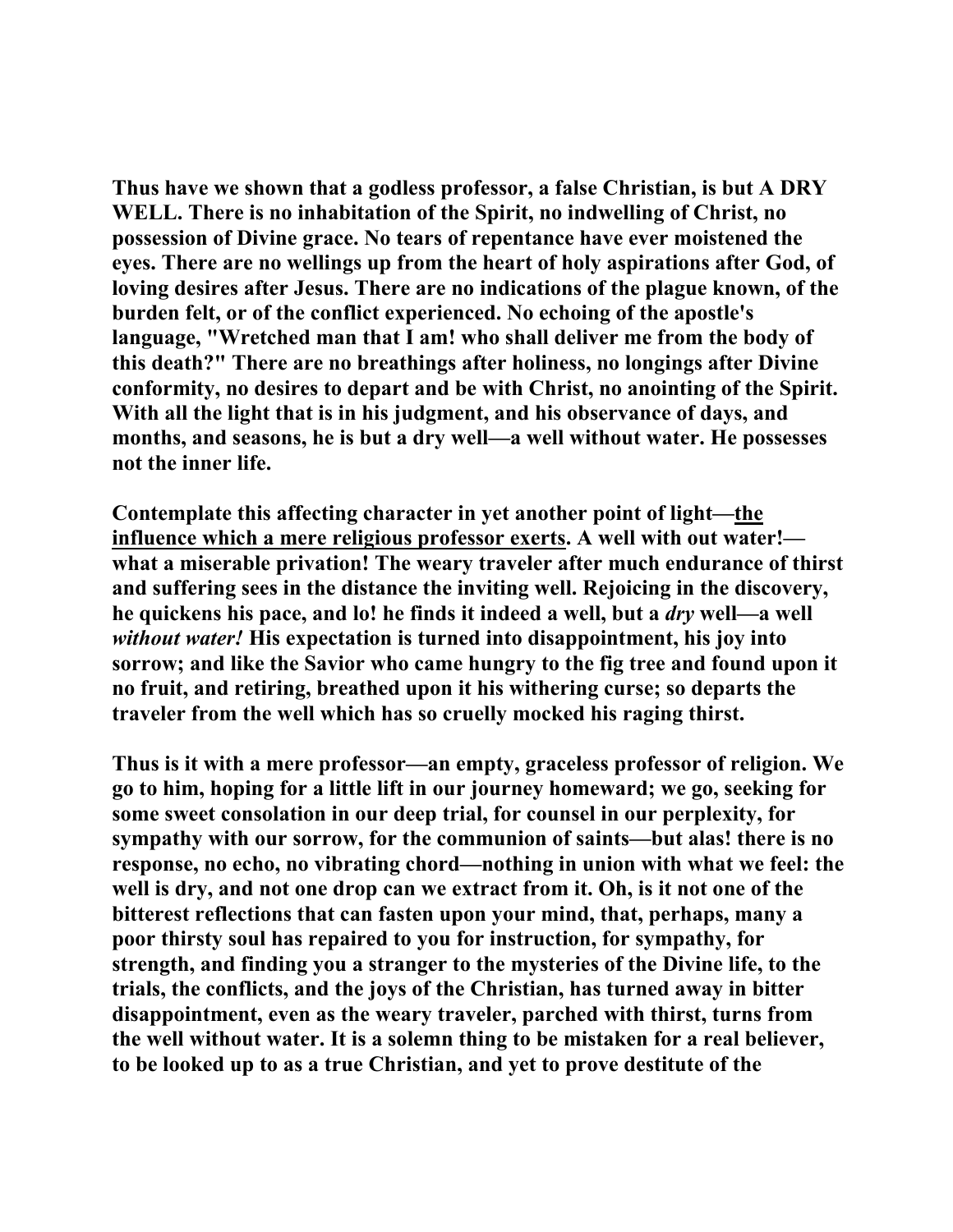Thus have we shown that a godless professor, a false Christian, is but A DRY WELL. There is no inhabitation of the Spirit, no indwelling of Christ, no possession of Divine grace. No tears of repentance have ever moistened the eyes. There are no wellings up from the heart of holy aspirations after God, of loving desires after Jesus. There are no indications of the plague known, of the burden felt, or of the conflict experienced. No echoing of the apostle's language, "Wretched man that I am! who shall deliver me from the body of this death?" There are no breathings after holiness, no longings after Divine conformity, no desires to depart and be with Christ, no anointing of the Spirit. With all the light that is in his judgment, and his observance of days, and months, and seasons, he is but a dry well—a well without water. He possesses not the inner life.

Contemplate this affecting character in yet another point of light—<u>the influence which a mere religious professor exerts</u>. A well with out water!—what a miserable privation! The weary traveler after much endurance of thirst and suffering sees in the distance the inviting well. Rejoicing in the discovery, he quickens his pace, and lo! he finds it indeed a well, but a *dry* well—a well *without water!* His expectation is turned into disappointment, his joy into sorrow; and like the Savior who came hungry to the fig tree and found upon it no fruit, and retiring, breathed upon it his withering curse; so departs the traveler from the well which has so cruelly mocked his raging thirst.

Thus is it with a mere professor—an empty, graceless professor of religion. We go to him, hoping for a little lift in our journey homeward; we go, seeking for some sweet consolation in our deep trial, for counsel in our perplexity, for sympathy with our sorrow, for the communion of saints—but alas! there is no response, no echo, no vibrating chord—nothing in union with what we feel: the well is dry, and not one drop can we extract from it. Oh, is it not one of the bitterest reflections that can fasten upon your mind, that, perhaps, many a poor thirsty soul has repaired to you for instruction, for sympathy, for strength, and finding you a stranger to the mysteries of the Divine life, to the trials, the conflicts, and the joys of the Christian, has turned away in bitter disappointment, even as the weary traveler, parched with thirst, turns from the well without water. It is a solemn thing to be mistaken for a real believer, to be looked up to as a true Christian, and yet to prove destitute of the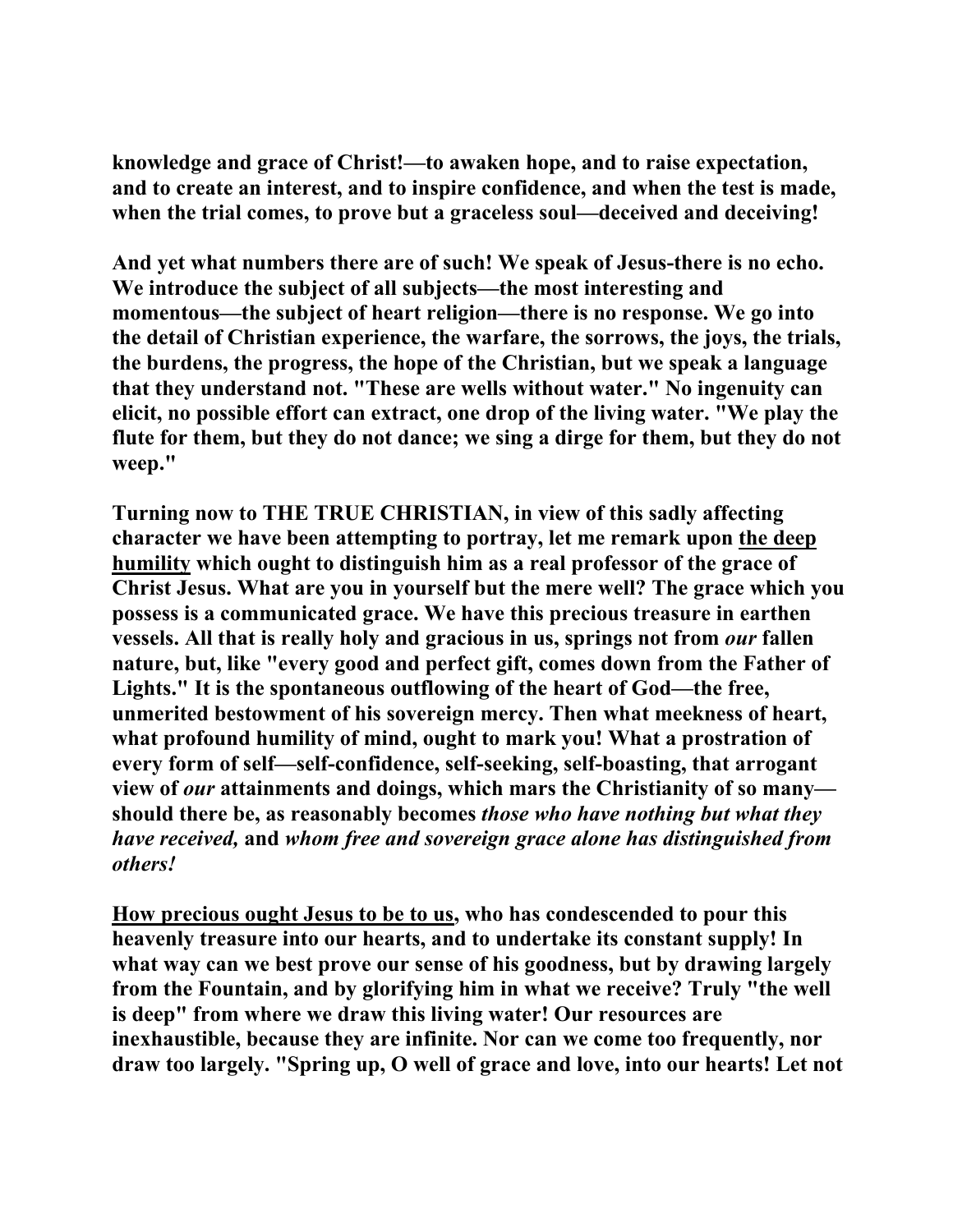**knowledge and grace of Christ!—to awaken hope, and to raise expectation, and to create an interest, and to inspire confidence, and when the test is made, when the trial comes, to prove but a graceless soul—deceived and deceiving!**

**And yet what numbers there are of such! We speak of Jesus-there is no echo. We introduce the subject of all subjects—the most interesting and momentous—the subject of heart religion—there is no response. We go into the detail of Christian experience, the warfare, the sorrows, the joys, the trials, the burdens, the progress, the hope of the Christian, but we speak a language that they understand not. "These are wells without water." No ingenuity can elicit, no possible effort can extract, one drop of the living water. "We play the flute for them, but they do not dance; we sing a dirge for them, but they do not weep."**

**Turning now to THE TRUE CHRISTIAN, in view of this sadly affecting character we have been attempting to portray, let me remark upon <u>the deep humility</u> which ought to distinguish him as a real professor of the grace of Christ Jesus. What are you in yourself but the mere well? The grace which you possess is a communicated grace. We have this precious treasure in earthen vessels. All that is really holy and gracious in us, springs not from *our* fallen nature, but, like "every good and perfect gift, comes down from the Father of Lights." It is the spontaneous outflowing of the heart of God—the free, unmerited bestowment of his sovereign mercy. Then what meekness of heart, what profound humility of mind, ought to mark you! What a prostration of every form of self—self-confidence, self-seeking, self-boasting, that arrogant view of *our* attainments and doings, which mars the Christianity of so many—should there be, as reasonably becomes *those who have nothing but what they have received,* and *whom free and sovereign grace alone has distinguished from others!***

**<u>How precious ought Jesus to be to us</u>, who has condescended to pour this heavenly treasure into our hearts, and to undertake its constant supply! In what way can we best prove our sense of his goodness, but by drawing largely from the Fountain, and by glorifying him in what we receive? Truly "the well is deep" from where we draw this living water! Our resources are inexhaustible, because they are infinite. Nor can we come too frequently, nor draw too largely. "Spring up, O well of grace and love, into our hearts! Let not**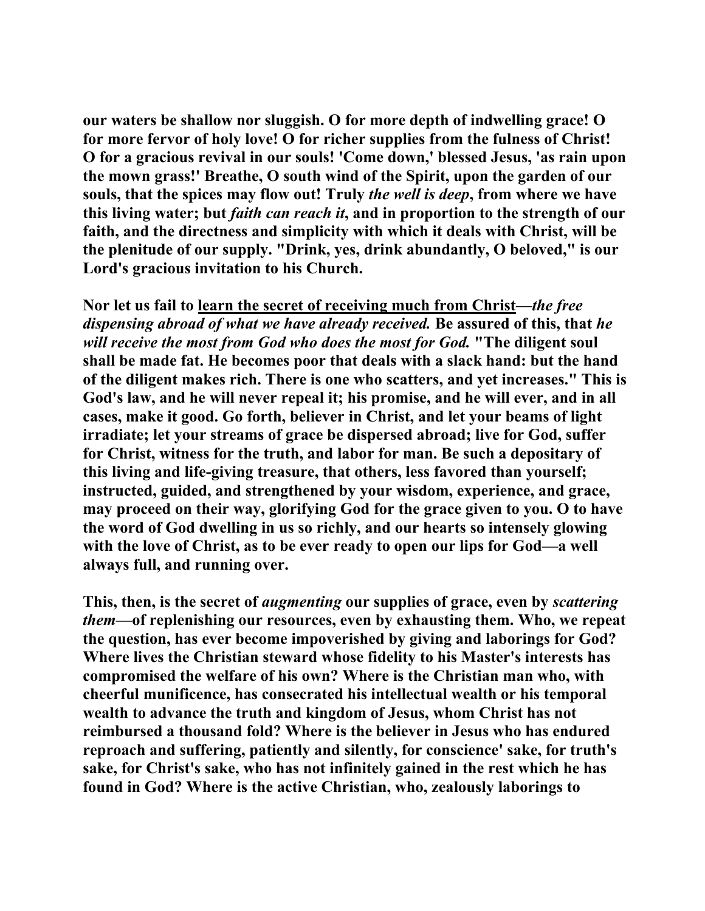**our waters be shallow nor sluggish. O for more depth of indwelling grace! O for more fervor of holy love! O for richer supplies from the fulness of Christ! O for a gracious revival in our souls! 'Come down,' blessed Jesus, 'as rain upon the mown grass!' Breathe, O south wind of the Spirit, upon the garden of our souls, that the spices may flow out! Truly *the well is deep*, from where we have this living water; but *faith can reach it*, and in proportion to the strength of our faith, and the directness and simplicity with which it deals with Christ, will be the plenitude of our supply. "Drink, yes, drink abundantly, O beloved," is our Lord's gracious invitation to his Church.**

**Nor let us fail to <u>learn the secret of receiving much from Christ</u>—*the free dispensing abroad of what we have already received.* Be assured of this, that *he will receive the most from God who does the most for God.* "The diligent soul shall be made fat. He becomes poor that deals with a slack hand: but the hand of the diligent makes rich. There is one who scatters, and yet increases." This is God's law, and he will never repeal it; his promise, and he will ever, and in all cases, make it good. Go forth, believer in Christ, and let your beams of light irradiate; let your streams of grace be dispersed abroad; live for God, suffer for Christ, witness for the truth, and labor for man. Be such a depositary of this living and life-giving treasure, that others, less favored than yourself; instructed, guided, and strengthened by your wisdom, experience, and grace, may proceed on their way, glorifying God for the grace given to you. O to have the word of God dwelling in us so richly, and our hearts so intensely glowing with the love of Christ, as to be ever ready to open our lips for God—a well always full, and running over.**

**This, then, is the secret of *augmenting* our supplies of grace, even by *scattering them*—of replenishing our resources, even by exhausting them. Who, we repeat the question, has ever become impoverished by giving and laborings for God? Where lives the Christian steward whose fidelity to his Master's interests has compromised the welfare of his own? Where is the Christian man who, with cheerful munificence, has consecrated his intellectual wealth or his temporal wealth to advance the truth and kingdom of Jesus, whom Christ has not reimbursed a thousand fold? Where is the believer in Jesus who has endured reproach and suffering, patiently and silently, for conscience' sake, for truth's sake, for Christ's sake, who has not infinitely gained in the rest which he has found in God? Where is the active Christian, who, zealously laborings to**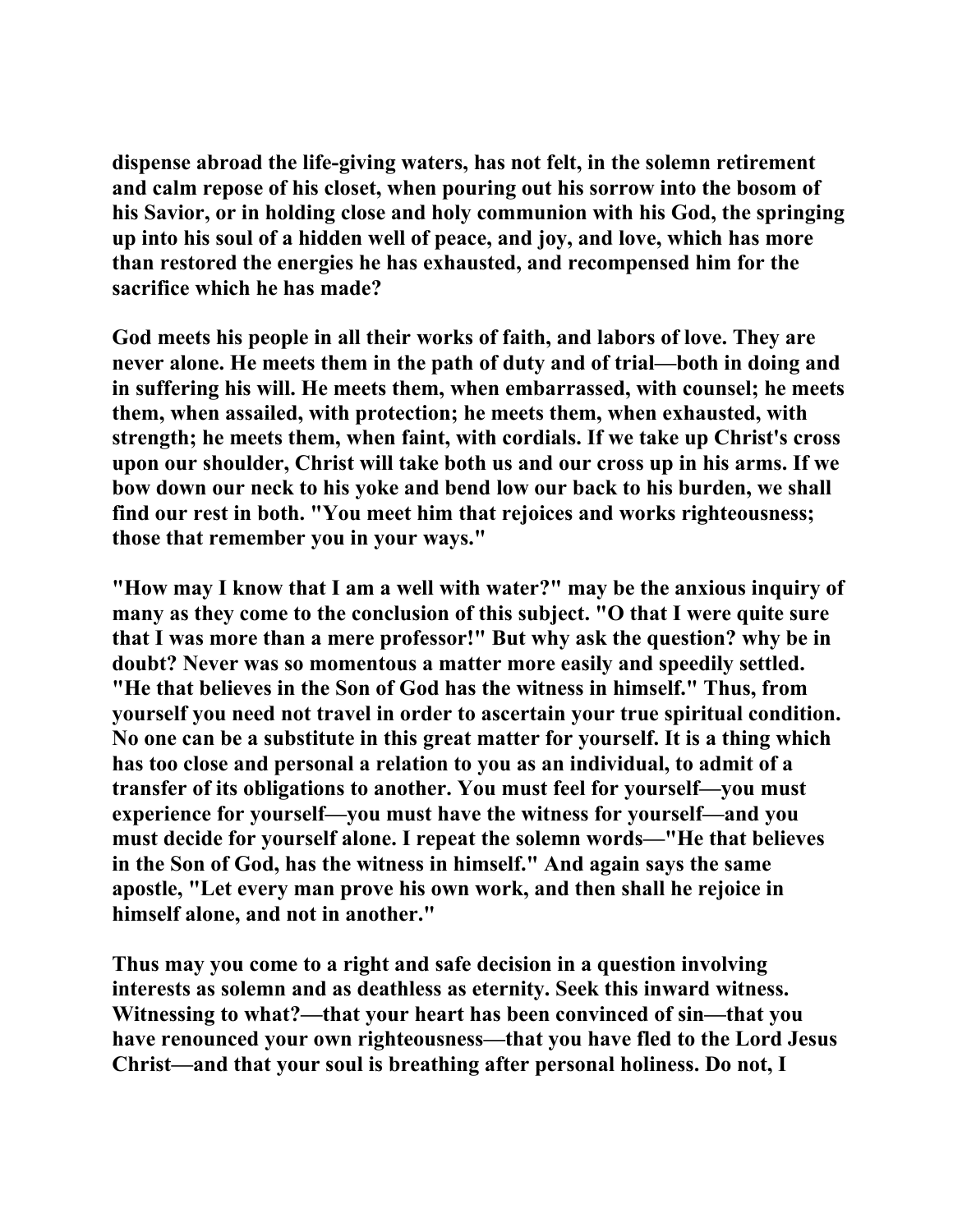dispense abroad the life-giving waters, has not felt, in the solemn retirement and calm repose of his closet, when pouring out his sorrow into the bosom of his Savior, or in holding close and holy communion with his God, the springing up into his soul of a hidden well of peace, and joy, and love, which has more than restored the energies he has exhausted, and recompensed him for the sacrifice which he has made?

God meets his people in all their works of faith, and labors of love. They are never alone. He meets them in the path of duty and of trial—both in doing and in suffering his will. He meets them, when embarrassed, with counsel; he meets them, when assailed, with protection; he meets them, when exhausted, with strength; he meets them, when faint, with cordials. If we take up Christ's cross upon our shoulder, Christ will take both us and our cross up in his arms. If we bow down our neck to his yoke and bend low our back to his burden, we shall find our rest in both. "You meet him that rejoices and works righteousness; those that remember you in your ways."

"How may I know that I am a well with water?" may be the anxious inquiry of many as they come to the conclusion of this subject. "O that I were quite sure that I was more than a mere professor!" But why ask the question? why be in doubt? Never was so momentous a matter more easily and speedily settled. "He that believes in the Son of God has the witness in himself." Thus, from yourself you need not travel in order to ascertain your true spiritual condition. No one can be a substitute in this great matter for yourself. It is a thing which has too close and personal a relation to you as an individual, to admit of a transfer of its obligations to another. You must feel for yourself—you must experience for yourself—you must have the witness for yourself—and you must decide for yourself alone. I repeat the solemn words—"He that believes in the Son of God, has the witness in himself." And again says the same apostle, "Let every man prove his own work, and then shall he rejoice in himself alone, and not in another."

Thus may you come to a right and safe decision in a question involving interests as solemn and as deathless as eternity. Seek this inward witness. Witnessing to what?—that your heart has been convinced of sin—that you have renounced your own righteousness—that you have fled to the Lord Jesus Christ—and that your soul is breathing after personal holiness. Do not, I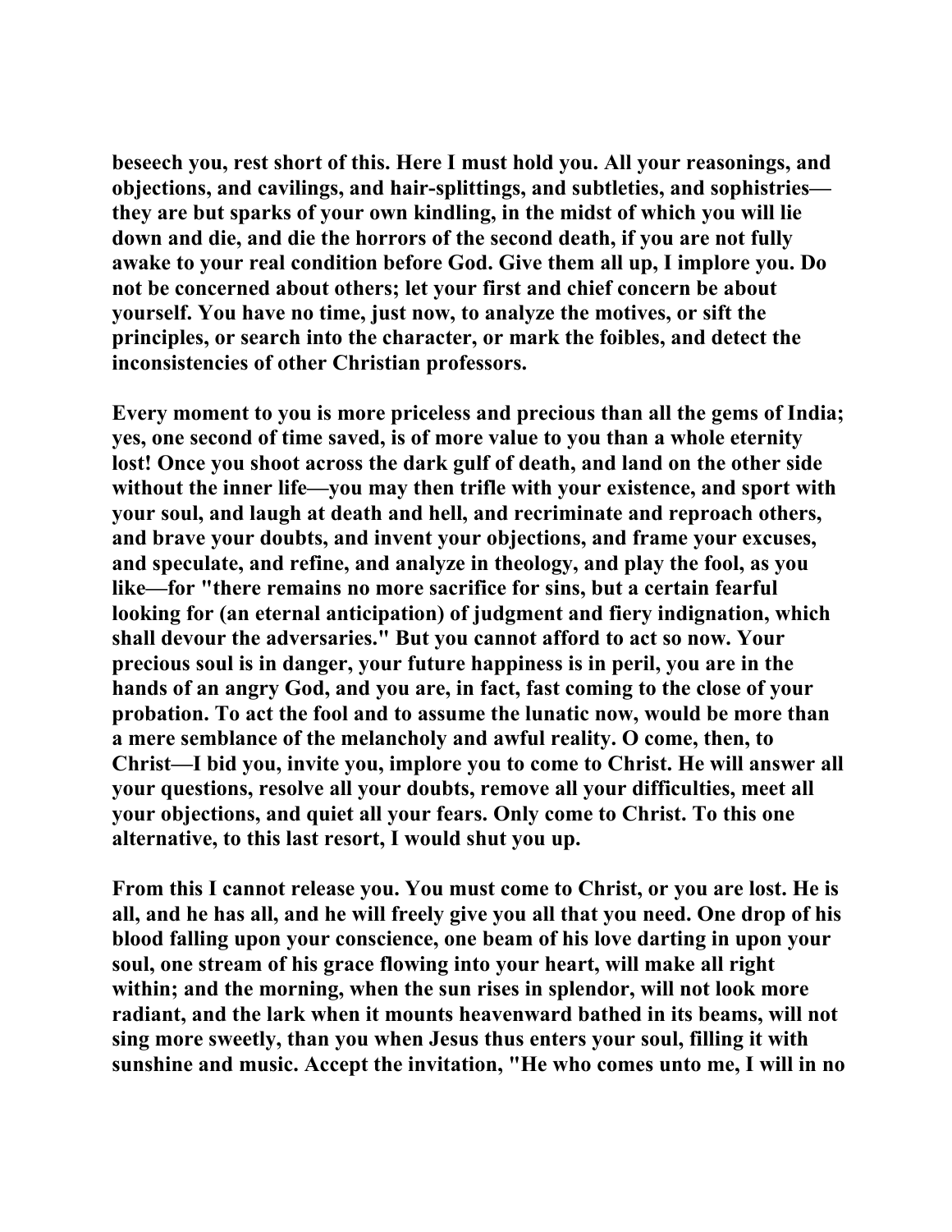beseech you, rest short of this. Here I must hold you. All your reasonings, and objections, and cavilings, and hair-splittings, and subtleties, and sophistries—they are but sparks of your own kindling, in the midst of which you will lie down and die, and die the horrors of the second death, if you are not fully awake to your real condition before God. Give them all up, I implore you. Do not be concerned about others; let your first and chief concern be about yourself. You have no time, just now, to analyze the motives, or sift the principles, or search into the character, or mark the foibles, and detect the inconsistencies of other Christian professors.

Every moment to you is more priceless and precious than all the gems of India; yes, one second of time saved, is of more value to you than a whole eternity lost! Once you shoot across the dark gulf of death, and land on the other side without the inner life—you may then trifle with your existence, and sport with your soul, and laugh at death and hell, and recriminate and reproach others, and brave your doubts, and invent your objections, and frame your excuses, and speculate, and refine, and analyze in theology, and play the fool, as you like—for "there remains no more sacrifice for sins, but a certain fearful looking for (an eternal anticipation) of judgment and fiery indignation, which shall devour the adversaries." But you cannot afford to act so now. Your precious soul is in danger, your future happiness is in peril, you are in the hands of an angry God, and you are, in fact, fast coming to the close of your probation. To act the fool and to assume the lunatic now, would be more than a mere semblance of the melancholy and awful reality. O come, then, to Christ—I bid you, invite you, implore you to come to Christ. He will answer all your questions, resolve all your doubts, remove all your difficulties, meet all your objections, and quiet all your fears. Only come to Christ. To this one alternative, to this last resort, I would shut you up.

From this I cannot release you. You must come to Christ, or you are lost. He is all, and he has all, and he will freely give you all that you need. One drop of his blood falling upon your conscience, one beam of his love darting in upon your soul, one stream of his grace flowing into your heart, will make all right within; and the morning, when the sun rises in splendor, will not look more radiant, and the lark when it mounts heavenward bathed in its beams, will not sing more sweetly, than you when Jesus thus enters your soul, filling it with sunshine and music. Accept the invitation, "He who comes unto me, I will in no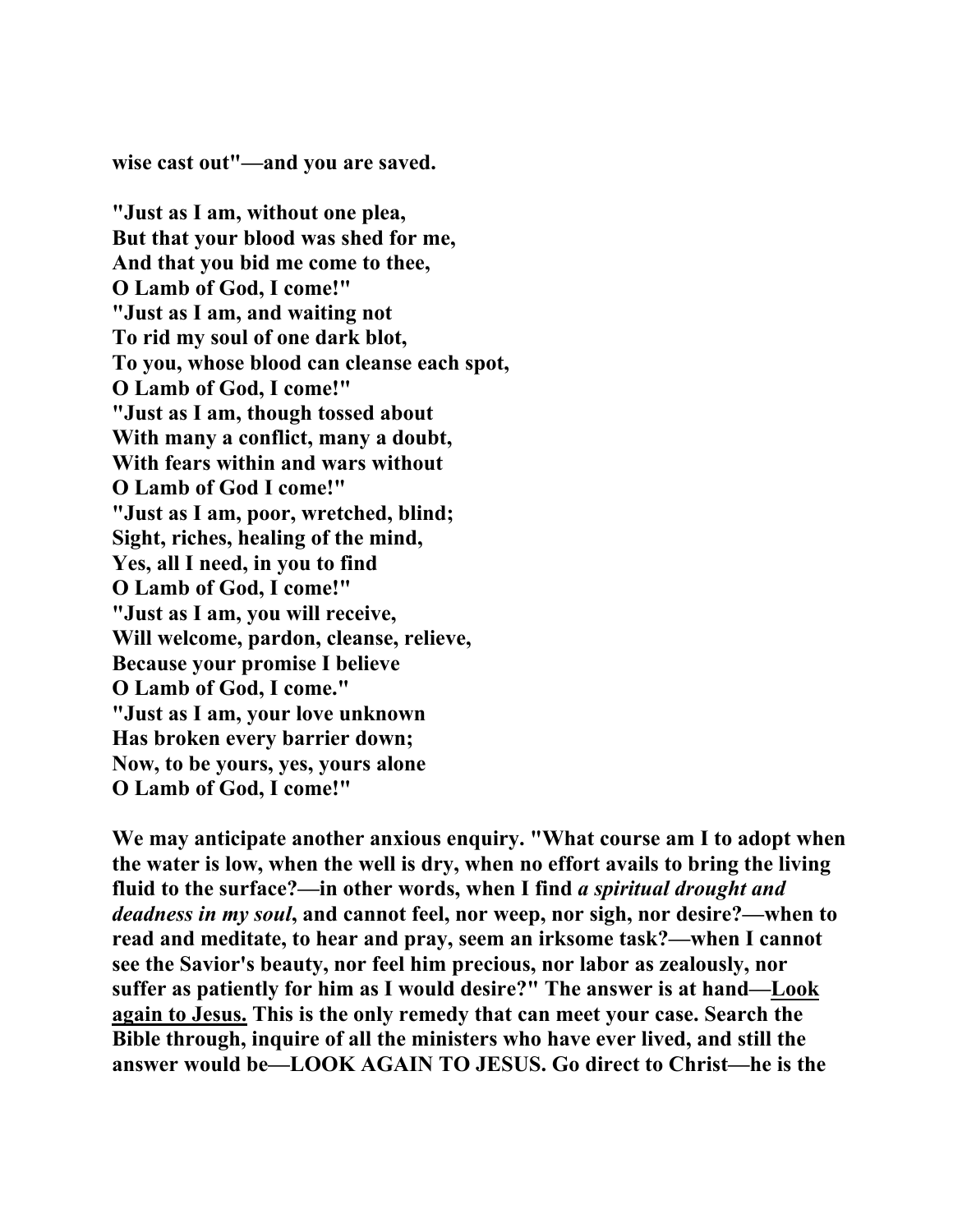**wise cast out"—and you are saved.**

**"Just as I am, without one plea,**
**But that your blood was shed for me,**
**And that you bid me come to thee,**
**O Lamb of God, I come!"**
**"Just as I am, and waiting not**
**To rid my soul of one dark blot,**
**To you, whose blood can cleanse each spot,**
**O Lamb of God, I come!"**
**"Just as I am, though tossed about**
**With many a conflict, many a doubt,**
**With fears within and wars without**
**O Lamb of God I come!"**
**"Just as I am, poor, wretched, blind;**
**Sight, riches, healing of the mind,**
**Yes, all I need, in you to find**
**O Lamb of God, I come!"**
**"Just as I am, you will receive,**
**Will welcome, pardon, cleanse, relieve,**
**Because your promise I believe**
**O Lamb of God, I come."**
**"Just as I am, your love unknown**
**Has broken every barrier down;**
**Now, to be yours, yes, yours alone**
**O Lamb of God, I come!"**

**We may anticipate another anxious enquiry. "What course am I to adopt when the water is low, when the well is dry, when no effort avails to bring the living fluid to the surface?—in other words, when I find *a spiritual drought and deadness in my soul*, and cannot feel, nor weep, nor sigh, nor desire?—when to read and meditate, to hear and pray, seem an irksome task?—when I cannot see the Savior's beauty, nor feel him precious, nor labor as zealously, nor suffer as patiently for him as I would desire?" The answer is at hand—<u>Look again to Jesus.</u> This is the only remedy that can meet your case. Search the Bible through, inquire of all the ministers who have ever lived, and still the answer would be—LOOK AGAIN TO JESUS. Go direct to Christ—he is the**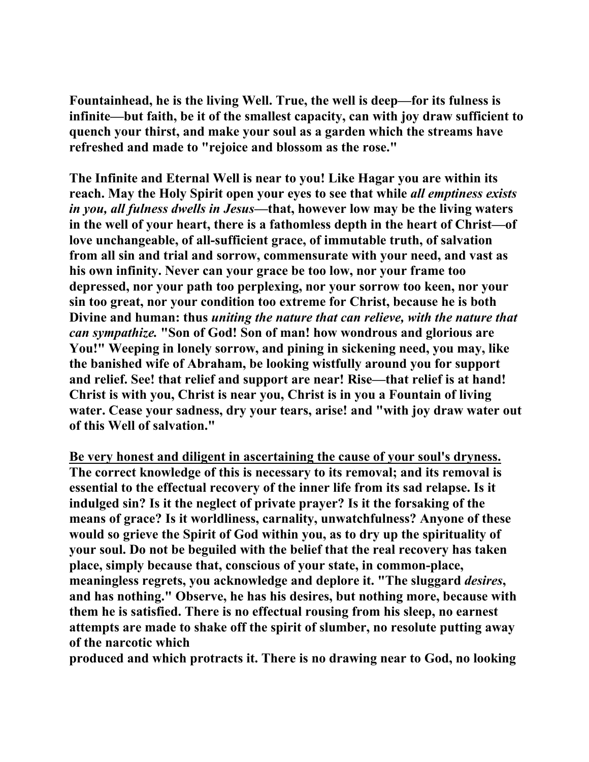**Fountainhead, he is the living Well. True, the well is deep—for its fulness is infinite—but faith, be it of the smallest capacity, can with joy draw sufficient to quench your thirst, and make your soul as a garden which the streams have refreshed and made to "rejoice and blossom as the rose."**

**The Infinite and Eternal Well is near to you! Like Hagar you are within its reach. May the Holy Spirit open your eyes to see that while *all emptiness exists in you, all fulness dwells in Jesus*—that, however low may be the living waters in the well of your heart, there is a fathomless depth in the heart of Christ—of love unchangeable, of all-sufficient grace, of immutable truth, of salvation from all sin and trial and sorrow, commensurate with your need, and vast as his own infinity. Never can your grace be too low, nor your frame too depressed, nor your path too perplexing, nor your sorrow too keen, nor your sin too great, nor your condition too extreme for Christ, because he is both Divine and human: thus *uniting the nature that can relieve, with the nature that can sympathize.* "Son of God! Son of man! how wondrous and glorious are You!" Weeping in lonely sorrow, and pining in sickening need, you may, like the banished wife of Abraham, be looking wistfully around you for support and relief. See! that relief and support are near! Rise—that relief is at hand! Christ is with you, Christ is near you, Christ is in you a Fountain of living water. Cease your sadness, dry your tears, arise! and "with joy draw water out of this Well of salvation."**

**<u>Be very honest and diligent in ascertaining the cause of your soul's dryness.</u> The correct knowledge of this is necessary to its removal; and its removal is essential to the effectual recovery of the inner life from its sad relapse. Is it indulged sin? Is it the neglect of private prayer? Is it the forsaking of the means of grace? Is it worldliness, carnality, unwatchfulness? Anyone of these would so grieve the Spirit of God within you, as to dry up the spirituality of your soul. Do not be beguiled with the belief that the real recovery has taken place, simply because that, conscious of your state, in common-place, meaningless regrets, you acknowledge and deplore it. "The sluggard *desires*, and has nothing." Observe, he has his desires, but nothing more, because with them he is satisfied. There is no effectual rousing from his sleep, no earnest attempts are made to shake off the spirit of slumber, no resolute putting away of the narcotic which produced and which protracts it. There is no drawing near to God, no looking**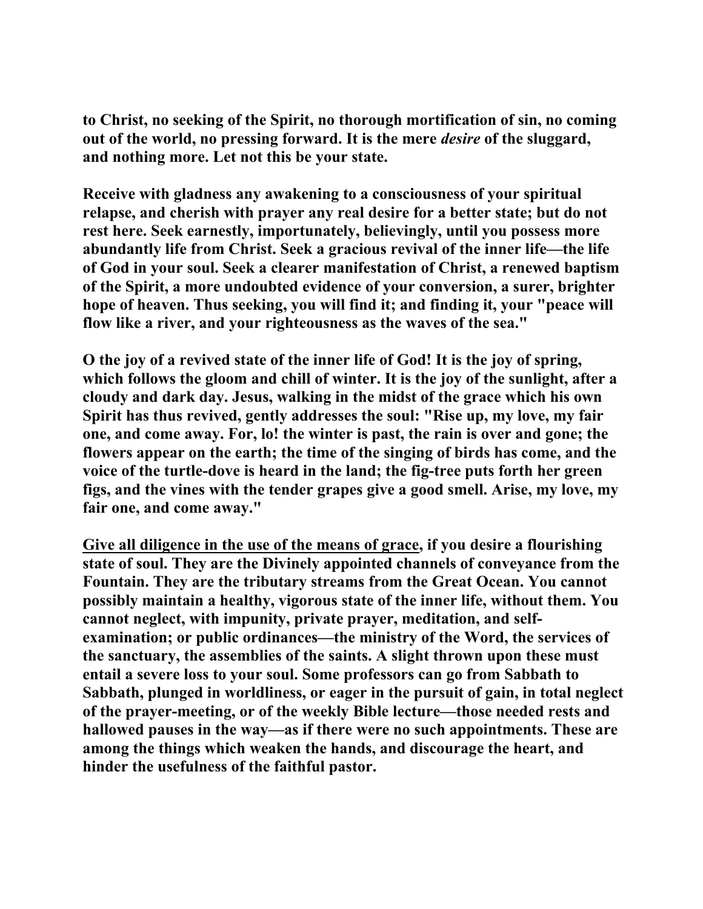to Christ, no seeking of the Spirit, no thorough mortification of sin, no coming out of the world, no pressing forward. It is the mere *desire* of the sluggard, and nothing more. Let not this be your state.

Receive with gladness any awakening to a consciousness of your spiritual relapse, and cherish with prayer any real desire for a better state; but do not rest here. Seek earnestly, importunately, believingly, until you possess more abundantly life from Christ. Seek a gracious revival of the inner life—the life of God in your soul. Seek a clearer manifestation of Christ, a renewed baptism of the Spirit, a more undoubted evidence of your conversion, a surer, brighter hope of heaven. Thus seeking, you will find it; and finding it, your "peace will flow like a river, and your righteousness as the waves of the sea."

O the joy of a revived state of the inner life of God! It is the joy of spring, which follows the gloom and chill of winter. It is the joy of the sunlight, after a cloudy and dark day. Jesus, walking in the midst of the grace which his own Spirit has thus revived, gently addresses the soul: "Rise up, my love, my fair one, and come away. For, lo! the winter is past, the rain is over and gone; the flowers appear on the earth; the time of the singing of birds has come, and the voice of the turtle-dove is heard in the land; the fig-tree puts forth her green figs, and the vines with the tender grapes give a good smell. Arise, my love, my fair one, and come away."

<u>Give all diligence in the use of the means of grace</u>, if you desire a flourishing state of soul. They are the Divinely appointed channels of conveyance from the Fountain. They are the tributary streams from the Great Ocean. You cannot possibly maintain a healthy, vigorous state of the inner life, without them. You cannot neglect, with impunity, private prayer, meditation, and self-examination; or public ordinances—the ministry of the Word, the services of the sanctuary, the assemblies of the saints. A slight thrown upon these must entail a severe loss to your soul. Some professors can go from Sabbath to Sabbath, plunged in worldliness, or eager in the pursuit of gain, in total neglect of the prayer-meeting, or of the weekly Bible lecture—those needed rests and hallowed pauses in the way—as if there were no such appointments. These are among the things which weaken the hands, and discourage the heart, and hinder the usefulness of the faithful pastor.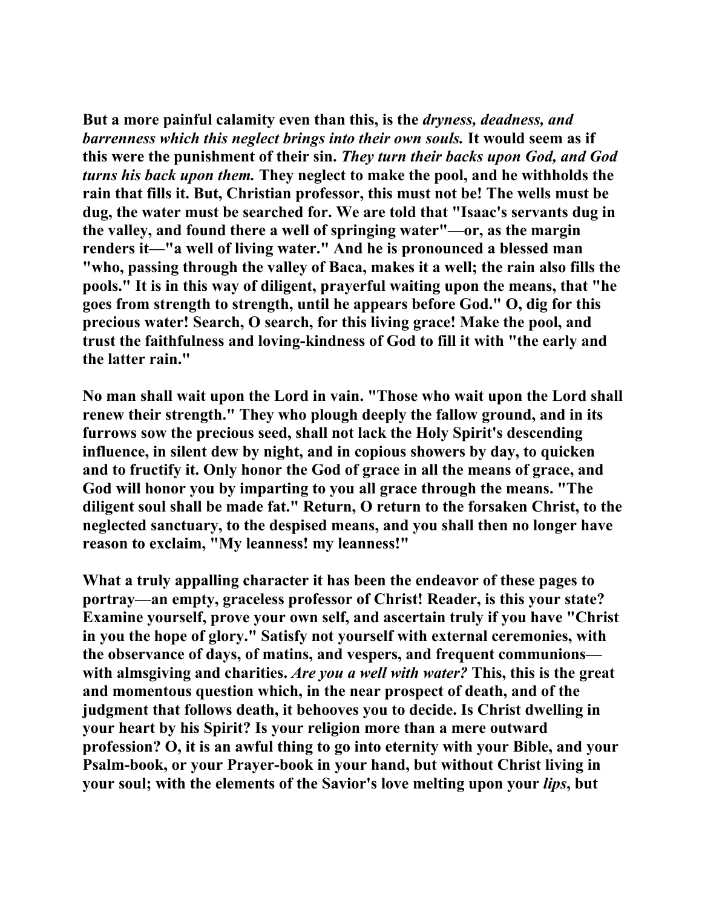But a more painful calamity even than this, is the *dryness, deadness, and barrenness which this neglect brings into their own souls.* It would seem as if this were the punishment of their sin. *They turn their backs upon God, and God turns his back upon them.* They neglect to make the pool, and he withholds the rain that fills it. But, Christian professor, this must not be! The wells must be dug, the water must be searched for. We are told that "Isaac's servants dug in the valley, and found there a well of springing water"—or, as the margin renders it—"a well of living water." And he is pronounced a blessed man "who, passing through the valley of Baca, makes it a well; the rain also fills the pools." It is in this way of diligent, prayerful waiting upon the means, that "he goes from strength to strength, until he appears before God." O, dig for this precious water! Search, O search, for this living grace! Make the pool, and trust the faithfulness and loving-kindness of God to fill it with "the early and the latter rain."

No man shall wait upon the Lord in vain. "Those who wait upon the Lord shall renew their strength." They who plough deeply the fallow ground, and in its furrows sow the precious seed, shall not lack the Holy Spirit's descending influence, in silent dew by night, and in copious showers by day, to quicken and to fructify it. Only honor the God of grace in all the means of grace, and God will honor you by imparting to you all grace through the means. "The diligent soul shall be made fat." Return, O return to the forsaken Christ, to the neglected sanctuary, to the despised means, and you shall then no longer have reason to exclaim, "My leanness! my leanness!"

What a truly appalling character it has been the endeavor of these pages to portray—an empty, graceless professor of Christ! Reader, is this your state? Examine yourself, prove your own self, and ascertain truly if you have "Christ in you the hope of glory." Satisfy not yourself with external ceremonies, with the observance of days, of matins, and vespers, and frequent communions—with almsgiving and charities. *Are you a well with water?* This, this is the great and momentous question which, in the near prospect of death, and of the judgment that follows death, it behooves you to decide. Is Christ dwelling in your heart by his Spirit? Is your religion more than a mere outward profession? O, it is an awful thing to go into eternity with your Bible, and your Psalm-book, or your Prayer-book in your hand, but without Christ living in your soul; with the elements of the Savior's love melting upon your *lips*, but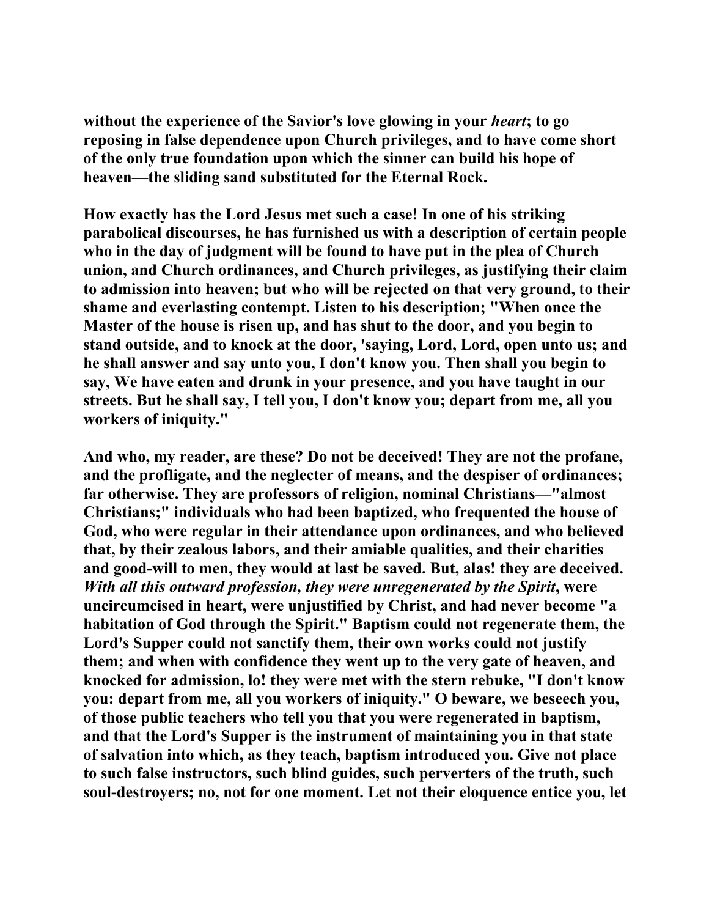without the experience of the Savior's love glowing in your *heart*; to go reposing in false dependence upon Church privileges, and to have come short of the only true foundation upon which the sinner can build his hope of heaven—the sliding sand substituted for the Eternal Rock.

How exactly has the Lord Jesus met such a case! In one of his striking parabolical discourses, he has furnished us with a description of certain people who in the day of judgment will be found to have put in the plea of Church union, and Church ordinances, and Church privileges, as justifying their claim to admission into heaven; but who will be rejected on that very ground, to their shame and everlasting contempt. Listen to his description; "When once the Master of the house is risen up, and has shut to the door, and you begin to stand outside, and to knock at the door, 'saying, Lord, Lord, open unto us; and he shall answer and say unto you, I don't know you. Then shall you begin to say, We have eaten and drunk in your presence, and you have taught in our streets. But he shall say, I tell you, I don't know you; depart from me, all you workers of iniquity."

And who, my reader, are these? Do not be deceived! They are not the profane, and the profligate, and the neglecter of means, and the despiser of ordinances; far otherwise. They are professors of religion, nominal Christians—"almost Christians;" individuals who had been baptized, who frequented the house of God, who were regular in their attendance upon ordinances, and who believed that, by their zealous labors, and their amiable qualities, and their charities and good-will to men, they would at last be saved. But, alas! they are deceived. *With all this outward profession, they were unregenerated by the Spirit*, were uncircumcised in heart, were unjustified by Christ, and had never become "a habitation of God through the Spirit." Baptism could not regenerate them, the Lord's Supper could not sanctify them, their own works could not justify them; and when with confidence they went up to the very gate of heaven, and knocked for admission, lo! they were met with the stern rebuke, "I don't know you: depart from me, all you workers of iniquity." O beware, we beseech you, of those public teachers who tell you that you were regenerated in baptism, and that the Lord's Supper is the instrument of maintaining you in that state of salvation into which, as they teach, baptism introduced you. Give not place to such false instructors, such blind guides, such perverters of the truth, such soul-destroyers; no, not for one moment. Let not their eloquence entice you, let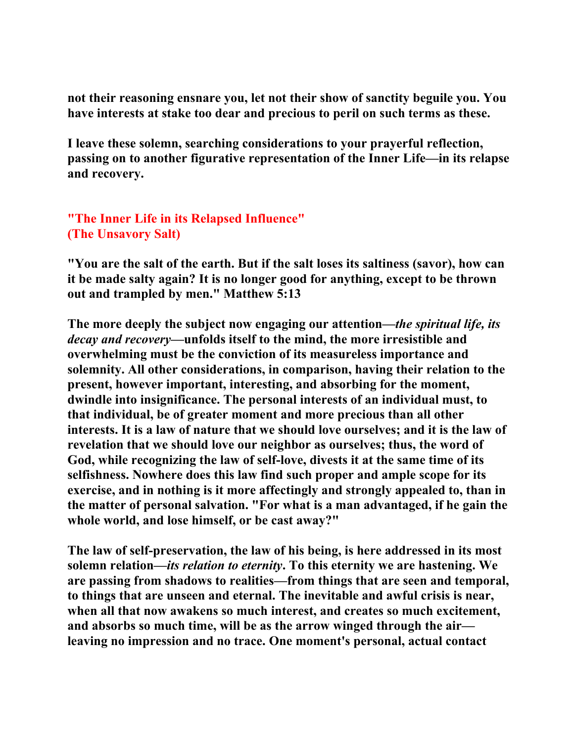**not their reasoning ensnare you, let not their show of sanctity beguile you. You have interests at stake too dear and precious to peril on such terms as these.**

**I leave these solemn, searching considerations to your prayerful reflection, passing on to another figurative representation of the Inner Life—in its relapse and recovery.**

## "The Inner Life in its Relapsed Influence"
## (The Unsavory Salt)

**"You are the salt of the earth. But if the salt loses its saltiness (savor), how can it be made salty again? It is no longer good for anything, except to be thrown out and trampled by men." Matthew 5:13**

**The more deeply the subject now engaging our attention—*the spiritual life, its decay and recovery*—unfolds itself to the mind, the more irresistible and overwhelming must be the conviction of its measureless importance and solemnity. All other considerations, in comparison, having their relation to the present, however important, interesting, and absorbing for the moment, dwindle into insignificance. The personal interests of an individual must, to that individual, be of greater moment and more precious than all other interests. It is a law of nature that we should love ourselves; and it is the law of revelation that we should love our neighbor as ourselves; thus, the word of God, while recognizing the law of self-love, divests it at the same time of its selfishness. Nowhere does this law find such proper and ample scope for its exercise, and in nothing is it more affectingly and strongly appealed to, than in the matter of personal salvation. "For what is a man advantaged, if he gain the whole world, and lose himself, or be cast away?"**

**The law of self-preservation, the law of his being, is here addressed in its most solemn relation—*its relation to eternity*. To this eternity we are hastening. We are passing from shadows to realities—from things that are seen and temporal, to things that are unseen and eternal. The inevitable and awful crisis is near, when all that now awakens so much interest, and creates so much excitement, and absorbs so much time, will be as the arrow winged through the air—leaving no impression and no trace. One moment's personal, actual contact**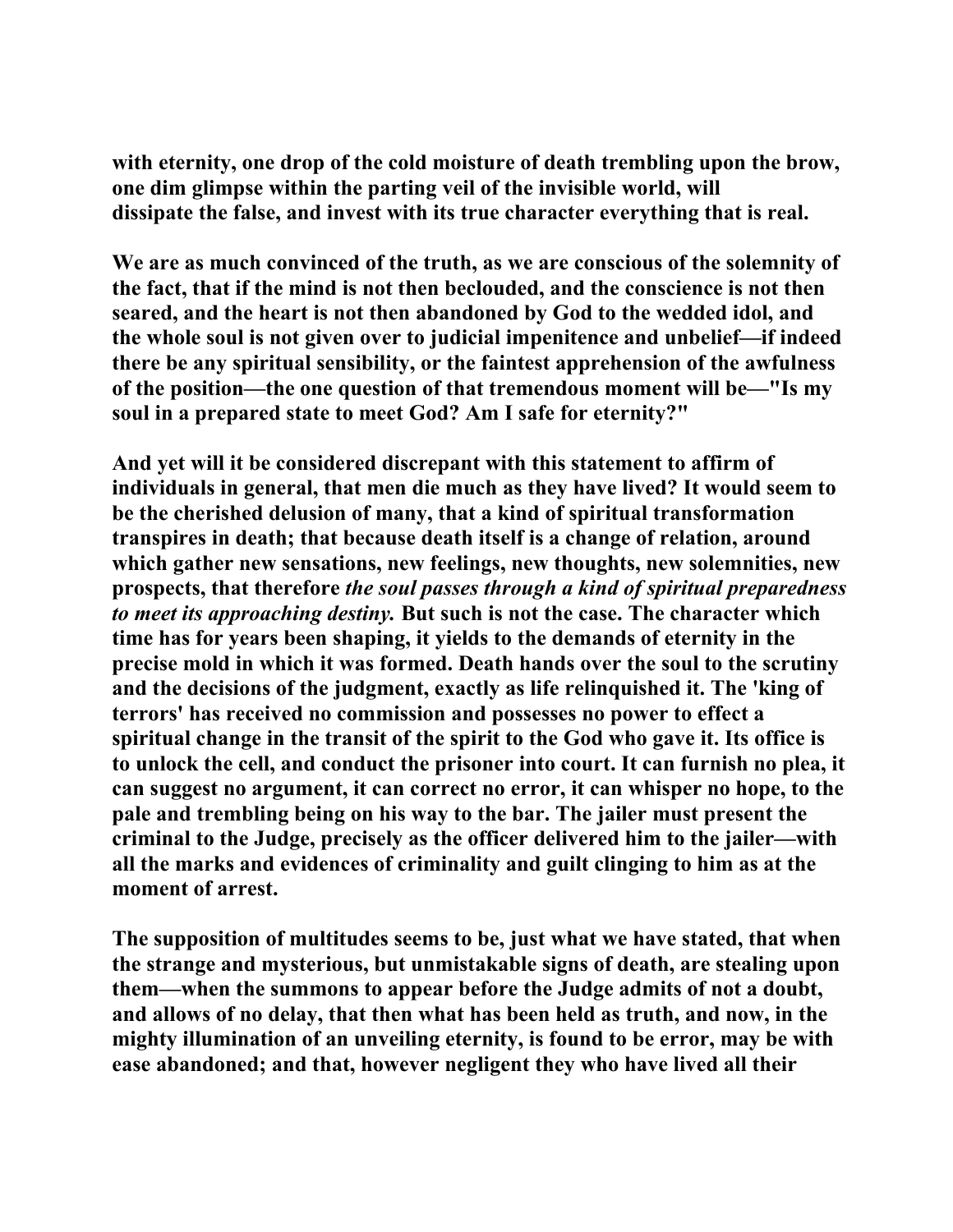with eternity, one drop of the cold moisture of death trembling upon the brow, one dim glimpse within the parting veil of the invisible world, will dissipate the false, and invest with its true character everything that is real.

We are as much convinced of the truth, as we are conscious of the solemnity of the fact, that if the mind is not then beclouded, and the conscience is not then seared, and the heart is not then abandoned by God to the wedded idol, and the whole soul is not given over to judicial impenitence and unbelief—if indeed there be any spiritual sensibility, or the faintest apprehension of the awfulness of the position—the one question of that tremendous moment will be—"Is my soul in a prepared state to meet God? Am I safe for eternity?"

And yet will it be considered discrepant with this statement to affirm of individuals in general, that men die much as they have lived? It would seem to be the cherished delusion of many, that a kind of spiritual transformation transpires in death; that because death itself is a change of relation, around which gather new sensations, new feelings, new thoughts, new solemnities, new prospects, that therefore *the soul passes through a kind of spiritual preparedness to meet its approaching destiny.* But such is not the case. The character which time has for years been shaping, it yields to the demands of eternity in the precise mold in which it was formed. Death hands over the soul to the scrutiny and the decisions of the judgment, exactly as life relinquished it. The 'king of terrors' has received no commission and possesses no power to effect a spiritual change in the transit of the spirit to the God who gave it. Its office is to unlock the cell, and conduct the prisoner into court. It can furnish no plea, it can suggest no argument, it can correct no error, it can whisper no hope, to the pale and trembling being on his way to the bar. The jailer must present the criminal to the Judge, precisely as the officer delivered him to the jailer—with all the marks and evidences of criminality and guilt clinging to him as at the moment of arrest.

The supposition of multitudes seems to be, just what we have stated, that when the strange and mysterious, but unmistakable signs of death, are stealing upon them—when the summons to appear before the Judge admits of not a doubt, and allows of no delay, that then what has been held as truth, and now, in the mighty illumination of an unveiling eternity, is found to be error, may be with ease abandoned; and that, however negligent they who have lived all their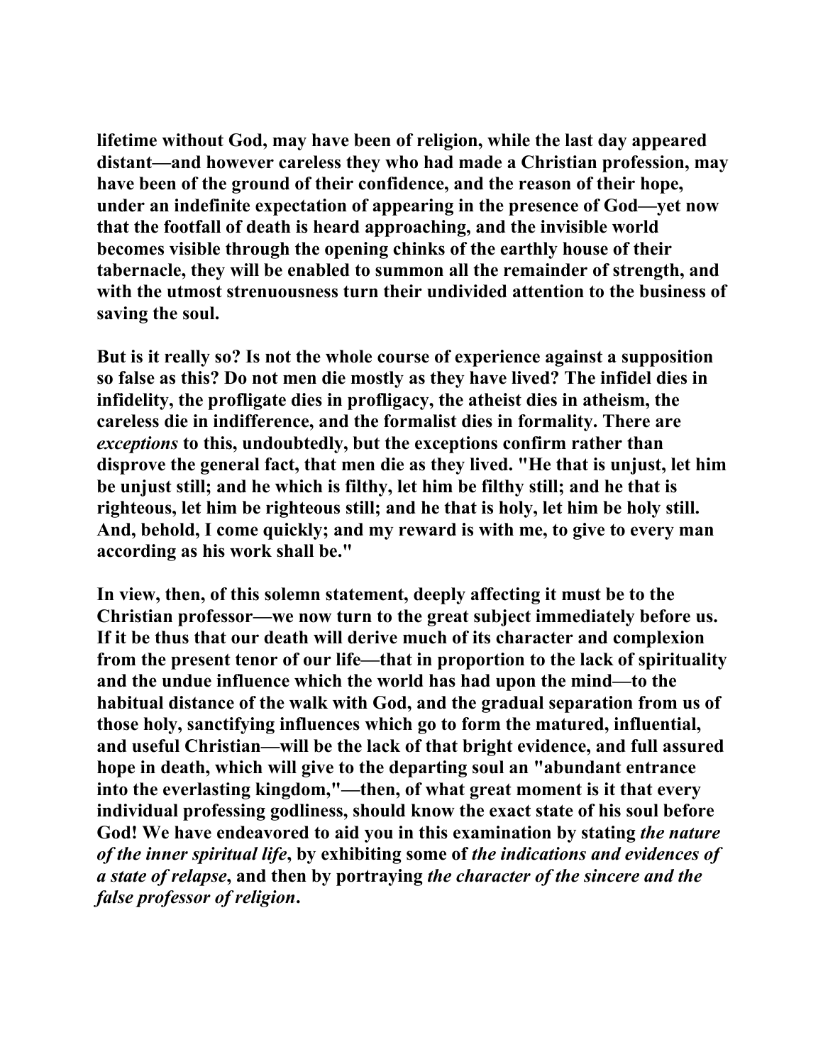lifetime without God, may have been of religion, while the last day appeared distant—and however careless they who had made a Christian profession, may have been of the ground of their confidence, and the reason of their hope, under an indefinite expectation of appearing in the presence of God—yet now that the footfall of death is heard approaching, and the invisible world becomes visible through the opening chinks of the earthly house of their tabernacle, they will be enabled to summon all the remainder of strength, and with the utmost strenuousness turn their undivided attention to the business of saving the soul.

But is it really so? Is not the whole course of experience against a supposition so false as this? Do not men die mostly as they have lived? The infidel dies in infidelity, the profligate dies in profligacy, the atheist dies in atheism, the careless die in indifference, and the formalist dies in formality. There are *exceptions* to this, undoubtedly, but the exceptions confirm rather than disprove the general fact, that men die as they lived. "He that is unjust, let him be unjust still; and he which is filthy, let him be filthy still; and he that is righteous, let him be righteous still; and he that is holy, let him be holy still. And, behold, I come quickly; and my reward is with me, to give to every man according as his work shall be."

In view, then, of this solemn statement, deeply affecting it must be to the Christian professor—we now turn to the great subject immediately before us. If it be thus that our death will derive much of its character and complexion from the present tenor of our life—that in proportion to the lack of spirituality and the undue influence which the world has had upon the mind—to the habitual distance of the walk with God, and the gradual separation from us of those holy, sanctifying influences which go to form the matured, influential, and useful Christian—will be the lack of that bright evidence, and full assured hope in death, which will give to the departing soul an "abundant entrance into the everlasting kingdom,"—then, of what great moment is it that every individual professing godliness, should know the exact state of his soul before God! We have endeavored to aid you in this examination by stating *the nature of the inner spiritual life*, by exhibiting some of *the indications and evidences of a state of relapse*, and then by portraying *the character of the sincere and the false professor of religion*.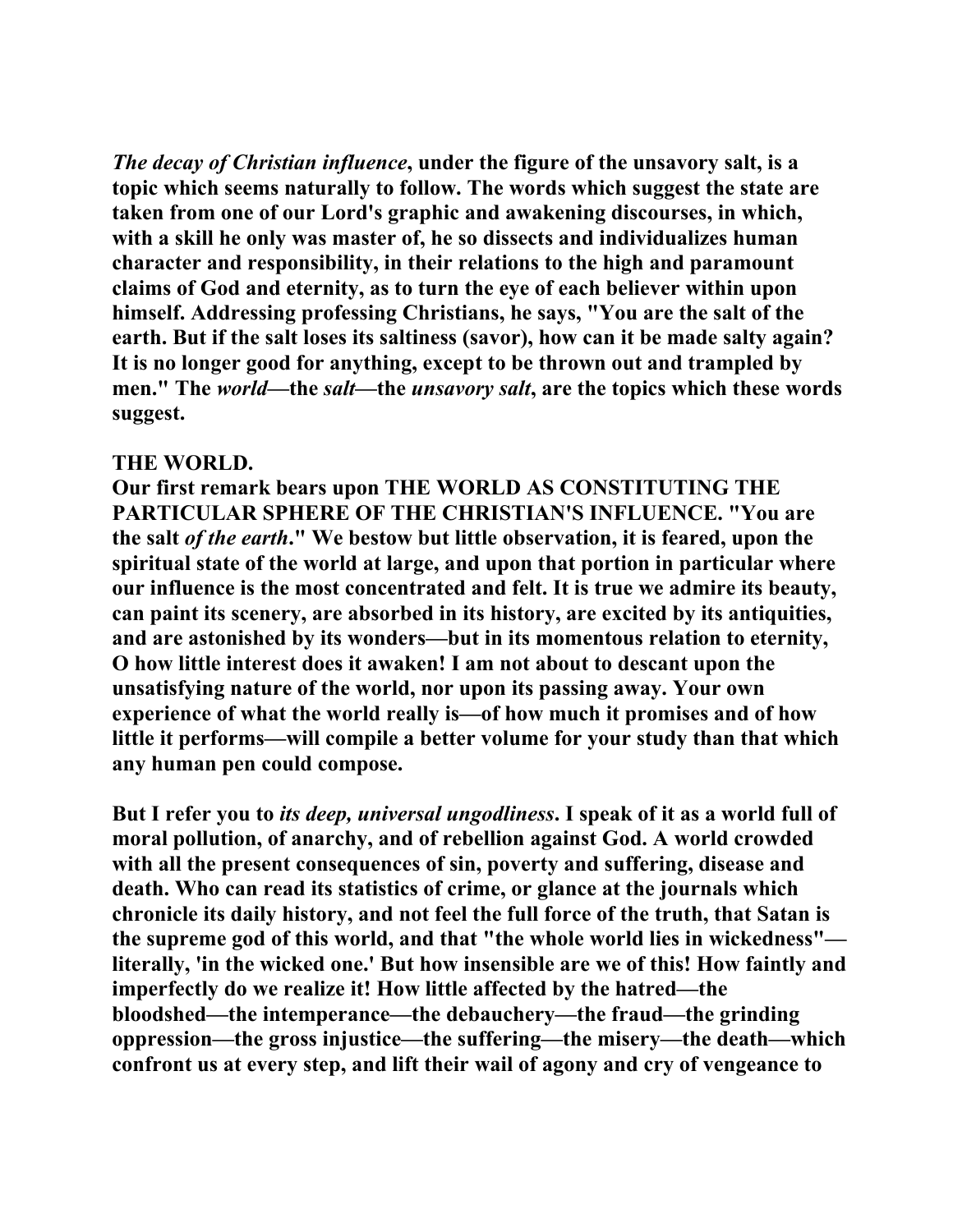*The decay of Christian influence*, under the figure of the unsavory salt, is a topic which seems naturally to follow. The words which suggest the state are taken from one of our Lord's graphic and awakening discourses, in which, with a skill he only was master of, he so dissects and individualizes human character and responsibility, in their relations to the high and paramount claims of God and eternity, as to turn the eye of each believer within upon himself. Addressing professing Christians, he says, "You are the salt of the earth. But if the salt loses its saltiness (savor), how can it be made salty again? It is no longer good for anything, except to be thrown out and trampled by men." The *world*—the *salt*—the *unsavory salt*, are the topics which these words suggest.

## THE WORLD.

Our first remark bears upon THE WORLD AS CONSTITUTING THE PARTICULAR SPHERE OF THE CHRISTIAN'S INFLUENCE. "You are the salt *of the earth*." We bestow but little observation, it is feared, upon the spiritual state of the world at large, and upon that portion in particular where our influence is the most concentrated and felt. It is true we admire its beauty, can paint its scenery, are absorbed in its history, are excited by its antiquities, and are astonished by its wonders—but in its momentous relation to eternity, O how little interest does it awaken! I am not about to descant upon the unsatisfying nature of the world, nor upon its passing away. Your own experience of what the world really is—of how much it promises and of how little it performs—will compile a better volume for your study than that which any human pen could compose.

But I refer you to *its deep, universal ungodliness*. I speak of it as a world full of moral pollution, of anarchy, and of rebellion against God. A world crowded with all the present consequences of sin, poverty and suffering, disease and death. Who can read its statistics of crime, or glance at the journals which chronicle its daily history, and not feel the full force of the truth, that Satan is the supreme god of this world, and that "the whole world lies in wickedness"—literally, 'in the wicked one.' But how insensible are we of this! How faintly and imperfectly do we realize it! How little affected by the hatred—the bloodshed—the intemperance—the debauchery—the fraud—the grinding oppression—the gross injustice—the suffering—the misery—the death—which confront us at every step, and lift their wail of agony and cry of vengeance to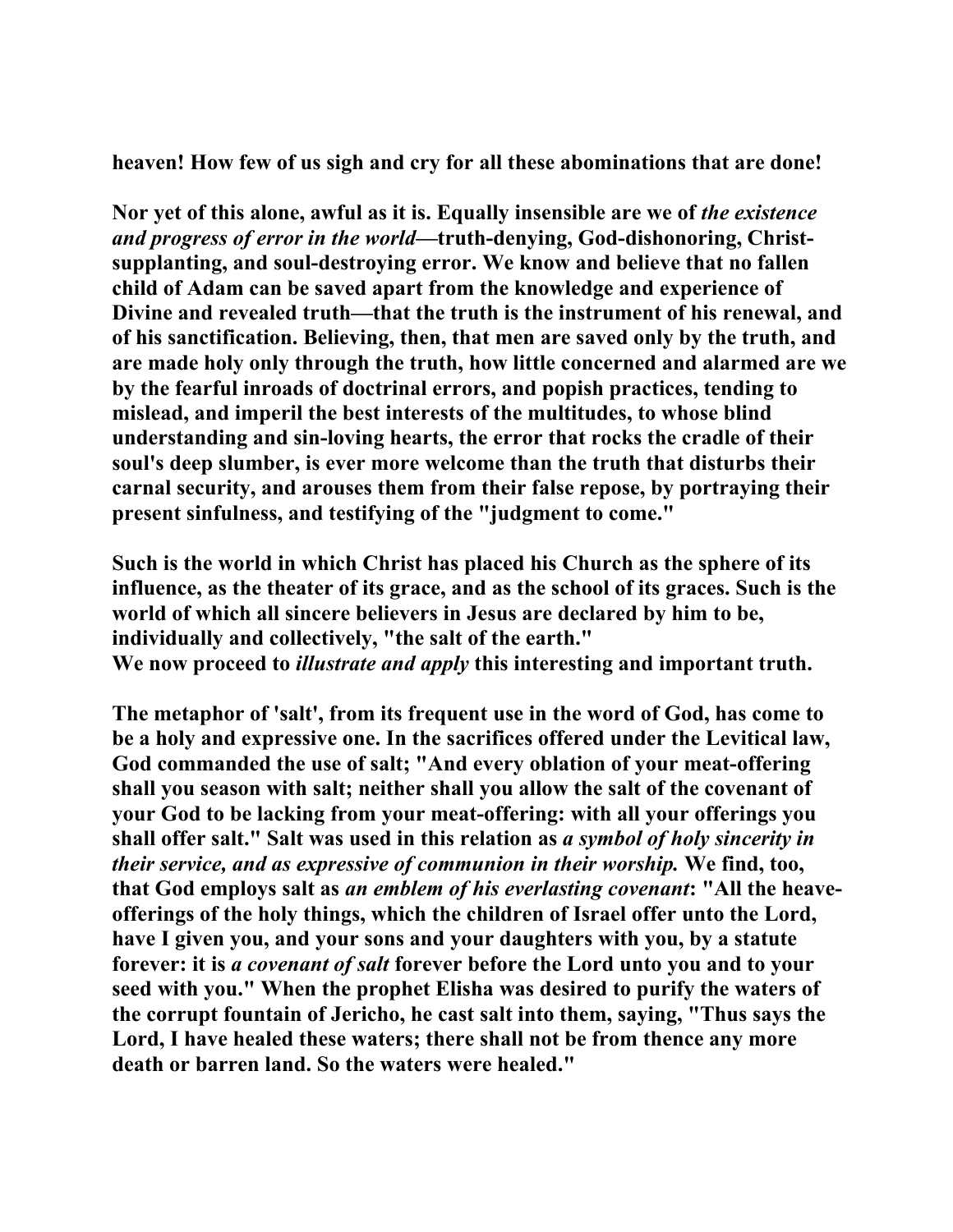heaven! How few of us sigh and cry for all these abominations that are done!

Nor yet of this alone, awful as it is. Equally insensible are we of *the existence and progress of error in the world*—truth-denying, God-dishonoring, Christ-supplanting, and soul-destroying error. We know and believe that no fallen child of Adam can be saved apart from the knowledge and experience of Divine and revealed truth—that the truth is the instrument of his renewal, and of his sanctification. Believing, then, that men are saved only by the truth, and are made holy only through the truth, how little concerned and alarmed are we by the fearful inroads of doctrinal errors, and popish practices, tending to mislead, and imperil the best interests of the multitudes, to whose blind understanding and sin-loving hearts, the error that rocks the cradle of their soul's deep slumber, is ever more welcome than the truth that disturbs their carnal security, and arouses them from their false repose, by portraying their present sinfulness, and testifying of the "judgment to come."

Such is the world in which Christ has placed his Church as the sphere of its influence, as the theater of its grace, and as the school of its graces. Such is the world of which all sincere believers in Jesus are declared by him to be, individually and collectively, "the salt of the earth."
We now proceed to *illustrate and apply* this interesting and important truth.

The metaphor of 'salt', from its frequent use in the word of God, has come to be a holy and expressive one. In the sacrifices offered under the Levitical law, God commanded the use of salt; "And every oblation of your meat-offering shall you season with salt; neither shall you allow the salt of the covenant of your God to be lacking from your meat-offering: with all your offerings you shall offer salt." Salt was used in this relation as *a symbol of holy sincerity in their service, and as expressive of communion in their worship.* We find, too, that God employs salt as *an emblem of his everlasting covenant*: "All the heave-offerings of the holy things, which the children of Israel offer unto the Lord, have I given you, and your sons and your daughters with you, by a statute forever: it is *a covenant of salt* forever before the Lord unto you and to your seed with you." When the prophet Elisha was desired to purify the waters of the corrupt fountain of Jericho, he cast salt into them, saying, "Thus says the Lord, I have healed these waters; there shall not be from thence any more death or barren land. So the waters were healed."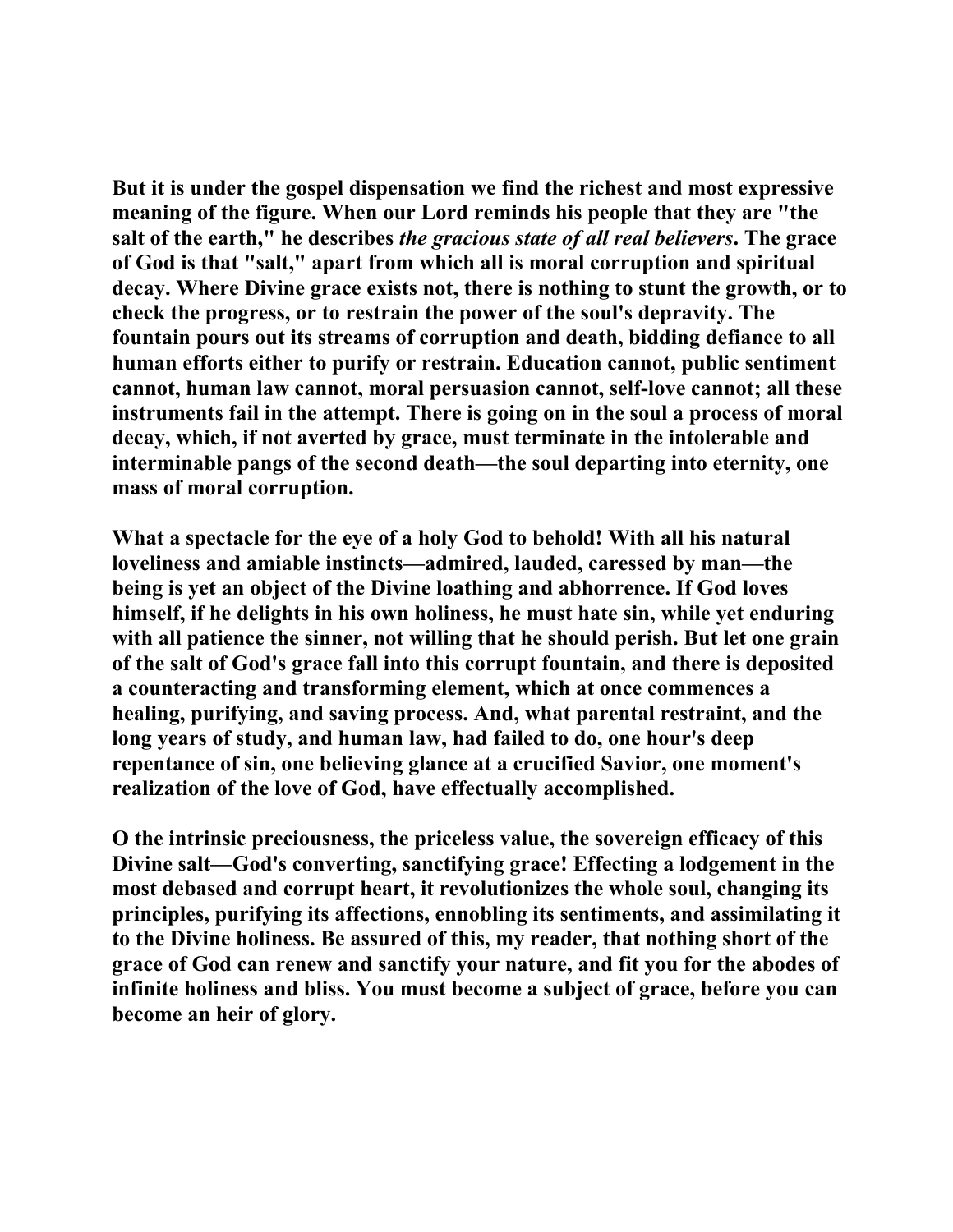But it is under the gospel dispensation we find the richest and most expressive meaning of the figure. When our Lord reminds his people that they are "the salt of the earth," he describes *the gracious state of all real believers*. The grace of God is that "salt," apart from which all is moral corruption and spiritual decay. Where Divine grace exists not, there is nothing to stunt the growth, or to check the progress, or to restrain the power of the soul's depravity. The fountain pours out its streams of corruption and death, bidding defiance to all human efforts either to purify or restrain. Education cannot, public sentiment cannot, human law cannot, moral persuasion cannot, self-love cannot; all these instruments fail in the attempt. There is going on in the soul a process of moral decay, which, if not averted by grace, must terminate in the intolerable and interminable pangs of the second death—the soul departing into eternity, one mass of moral corruption.

What a spectacle for the eye of a holy God to behold! With all his natural loveliness and amiable instincts—admired, lauded, caressed by man—the being is yet an object of the Divine loathing and abhorrence. If God loves himself, if he delights in his own holiness, he must hate sin, while yet enduring with all patience the sinner, not willing that he should perish. But let one grain of the salt of God's grace fall into this corrupt fountain, and there is deposited a counteracting and transforming element, which at once commences a healing, purifying, and saving process. And, what parental restraint, and the long years of study, and human law, had failed to do, one hour's deep repentance of sin, one believing glance at a crucified Savior, one moment's realization of the love of God, have effectually accomplished.

O the intrinsic preciousness, the priceless value, the sovereign efficacy of this Divine salt—God's converting, sanctifying grace! Effecting a lodgement in the most debased and corrupt heart, it revolutionizes the whole soul, changing its principles, purifying its affections, ennobling its sentiments, and assimilating it to the Divine holiness. Be assured of this, my reader, that nothing short of the grace of God can renew and sanctify your nature, and fit you for the abodes of infinite holiness and bliss. You must become a subject of grace, before you can become an heir of glory.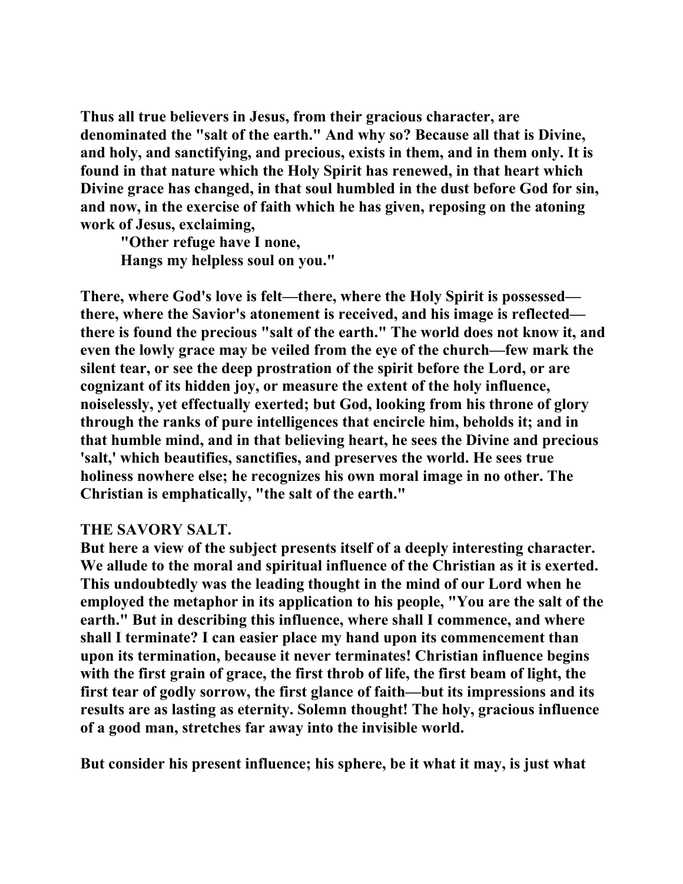Thus all true believers in Jesus, from their gracious character, are denominated the "salt of the earth." And why so? Because all that is Divine, and holy, and sanctifying, and precious, exists in them, and in them only. It is found in that nature which the Holy Spirit has renewed, in that heart which Divine grace has changed, in that soul humbled in the dust before God for sin, and now, in the exercise of faith which he has given, reposing on the atoning work of Jesus, exclaiming,

> "Other refuge have I none,
> Hangs my helpless soul on you."

There, where God's love is felt—there, where the Holy Spirit is possessed—there, where the Savior's atonement is received, and his image is reflected—there is found the precious "salt of the earth." The world does not know it, and even the lowly grace may be veiled from the eye of the church—few mark the silent tear, or see the deep prostration of the spirit before the Lord, or are cognizant of its hidden joy, or measure the extent of the holy influence, noiselessly, yet effectually exerted; but God, looking from his throne of glory through the ranks of pure intelligences that encircle him, beholds it; and in that humble mind, and in that believing heart, he sees the Divine and precious 'salt,' which beautifies, sanctifies, and preserves the world. He sees true holiness nowhere else; he recognizes his own moral image in no other. The Christian is emphatically, "the salt of the earth."

## THE SAVORY SALT.

But here a view of the subject presents itself of a deeply interesting character. We allude to the moral and spiritual influence of the Christian as it is exerted. This undoubtedly was the leading thought in the mind of our Lord when he employed the metaphor in its application to his people, "You are the salt of the earth." But in describing this influence, where shall I commence, and where shall I terminate? I can easier place my hand upon its commencement than upon its termination, because it never terminates! Christian influence begins with the first grain of grace, the first throb of life, the first beam of light, the first tear of godly sorrow, the first glance of faith—but its impressions and its results are as lasting as eternity. Solemn thought! The holy, gracious influence of a good man, stretches far away into the invisible world.

But consider his present influence; his sphere, be it what it may, is just what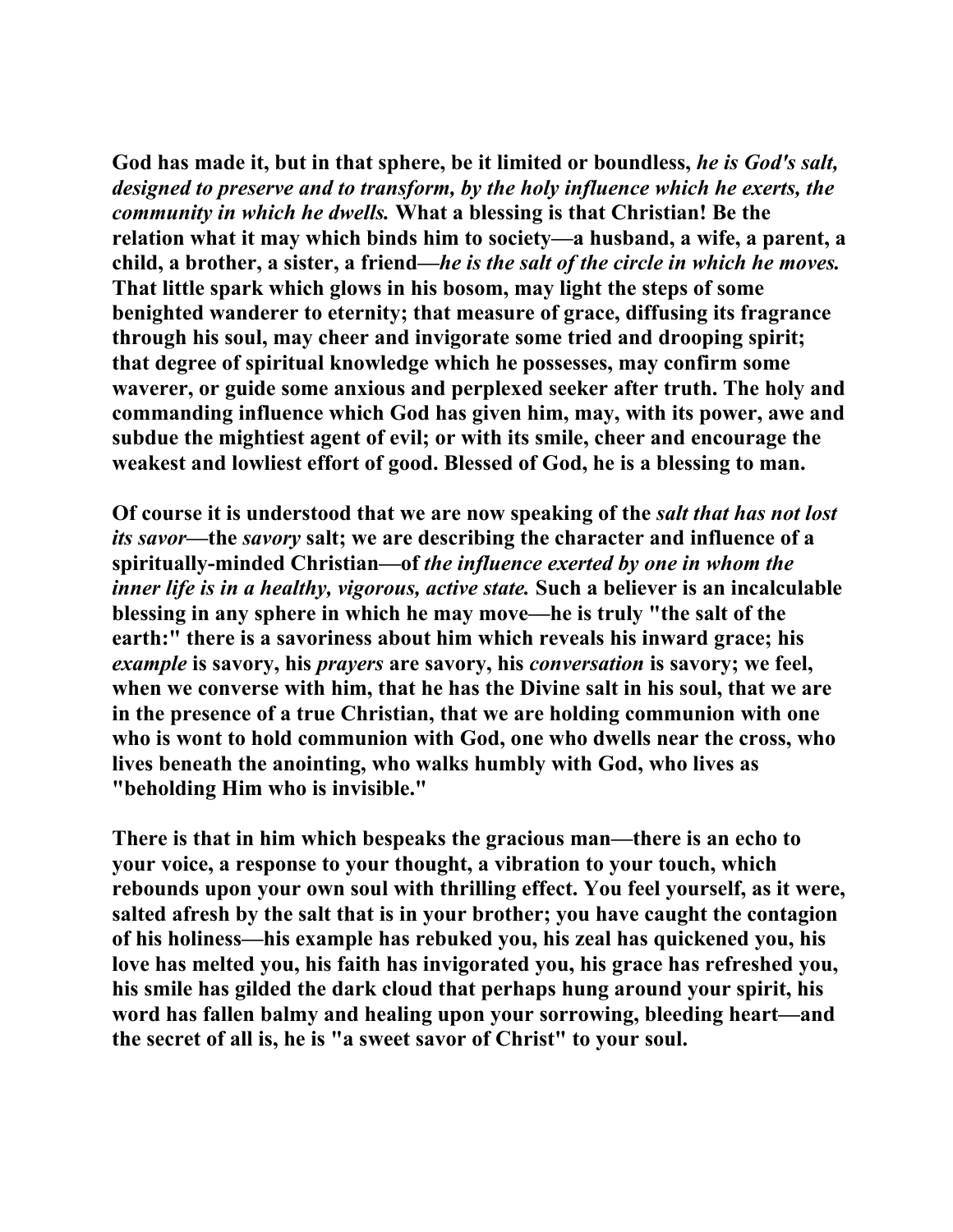God has made it, but in that sphere, be it limited or boundless, *he is God's salt, designed to preserve and to transform, by the holy influence which he exerts, the community in which he dwells.* What a blessing is that Christian! Be the relation what it may which binds him to society—a husband, a wife, a parent, a child, a brother, a sister, a friend—*he is the salt of the circle in which he moves.* That little spark which glows in his bosom, may light the steps of some benighted wanderer to eternity; that measure of grace, diffusing its fragrance through his soul, may cheer and invigorate some tried and drooping spirit; that degree of spiritual knowledge which he possesses, may confirm some waverer, or guide some anxious and perplexed seeker after truth. The holy and commanding influence which God has given him, may, with its power, awe and subdue the mightiest agent of evil; or with its smile, cheer and encourage the weakest and lowliest effort of good. Blessed of God, he is a blessing to man.

Of course it is understood that we are now speaking of the *salt that has not lost its savor*—the *savory* salt; we are describing the character and influence of a spiritually-minded Christian—of *the influence exerted by one in whom the inner life is in a healthy, vigorous, active state.* Such a believer is an incalculable blessing in any sphere in which he may move—he is truly "the salt of the earth:" there is a savoriness about him which reveals his inward grace; his *example* is savory, his *prayers* are savory, his *conversation* is savory; we feel, when we converse with him, that he has the Divine salt in his soul, that we are in the presence of a true Christian, that we are holding communion with one who is wont to hold communion with God, one who dwells near the cross, who lives beneath the anointing, who walks humbly with God, who lives as "beholding Him who is invisible."

There is that in him which bespeaks the gracious man—there is an echo to your voice, a response to your thought, a vibration to your touch, which rebounds upon your own soul with thrilling effect. You feel yourself, as it were, salted afresh by the salt that is in your brother; you have caught the contagion of his holiness—his example has rebuked you, his zeal has quickened you, his love has melted you, his faith has invigorated you, his grace has refreshed you, his smile has gilded the dark cloud that perhaps hung around your spirit, his word has fallen balmy and healing upon your sorrowing, bleeding heart—and the secret of all is, he is "a sweet savor of Christ" to your soul.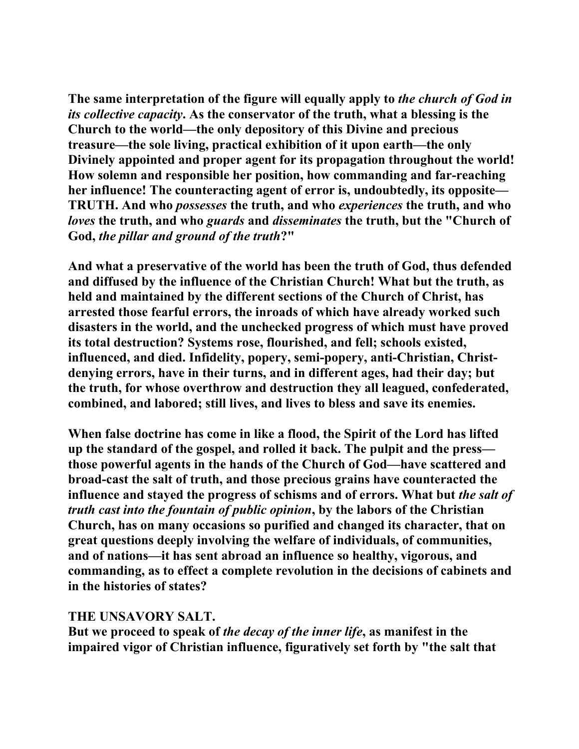The same interpretation of the figure will equally apply to *the church of God in its collective capacity*. As the conservator of the truth, what a blessing is the Church to the world—the only depository of this Divine and precious treasure—the sole living, practical exhibition of it upon earth—the only Divinely appointed and proper agent for its propagation throughout the world! How solemn and responsible her position, how commanding and far-reaching her influence! The counteracting agent of error is, undoubtedly, its opposite—TRUTH. And who *possesses* the truth, and who *experiences* the truth, and who *loves* the truth, and who *guards* and *disseminates* the truth, but the "Church of God, *the pillar and ground of the truth*?"

And what a preservative of the world has been the truth of God, thus defended and diffused by the influence of the Christian Church! What but the truth, as held and maintained by the different sections of the Church of Christ, has arrested those fearful errors, the inroads of which have already worked such disasters in the world, and the unchecked progress of which must have proved its total destruction? Systems rose, flourished, and fell; schools existed, influenced, and died. Infidelity, popery, semi-popery, anti-Christian, Christ-denying errors, have in their turns, and in different ages, had their day; but the truth, for whose overthrow and destruction they all leagued, confederated, combined, and labored; still lives, and lives to bless and save its enemies.

When false doctrine has come in like a flood, the Spirit of the Lord has lifted up the standard of the gospel, and rolled it back. The pulpit and the press—those powerful agents in the hands of the Church of God—have scattered and broad-cast the salt of truth, and those precious grains have counteracted the influence and stayed the progress of schisms and of errors. What but *the salt of truth cast into the fountain of public opinion*, by the labors of the Christian Church, has on many occasions so purified and changed its character, that on great questions deeply involving the welfare of individuals, of communities, and of nations—it has sent abroad an influence so healthy, vigorous, and commanding, as to effect a complete revolution in the decisions of cabinets and in the histories of states?

## THE UNSAVORY SALT.

But we proceed to speak of *the decay of the inner life*, as manifest in the impaired vigor of Christian influence, figuratively set forth by "the salt that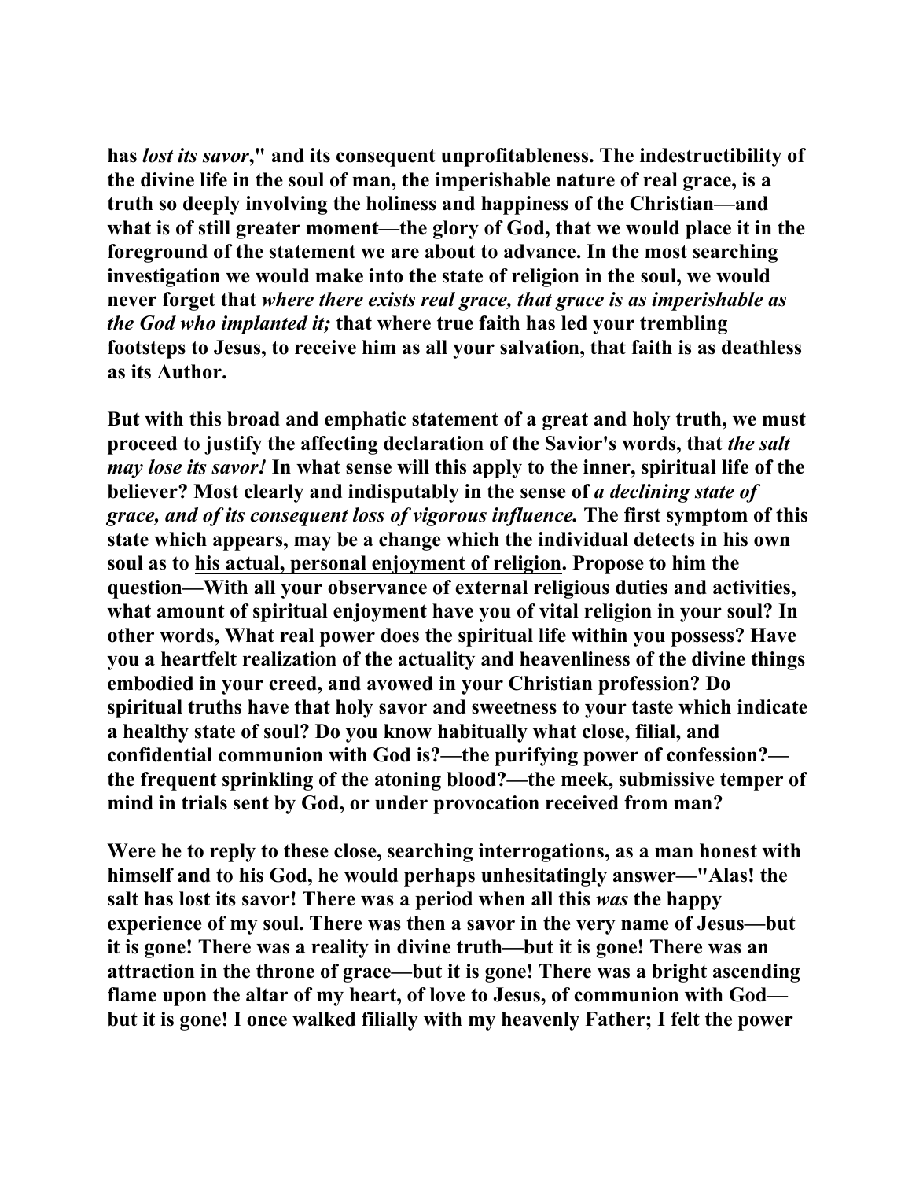**has *lost its savor*," and its consequent unprofitableness. The indestructibility of the divine life in the soul of man, the imperishable nature of real grace, is a truth so deeply involving the holiness and happiness of the Christian—and what is of still greater moment—the glory of God, that we would place it in the foreground of the statement we are about to advance. In the most searching investigation we would make into the state of religion in the soul, we would never forget that *where there exists real grace, that grace is as imperishable as the God who implanted it;* that where true faith has led your trembling footsteps to Jesus, to receive him as all your salvation, that faith is as deathless as its Author.**

**But with this broad and emphatic statement of a great and holy truth, we must proceed to justify the affecting declaration of the Savior's words, that *the salt may lose its savor!* In what sense will this apply to the inner, spiritual life of the believer? Most clearly and indisputably in the sense of *a declining state of grace, and of its consequent loss of vigorous influence.* The first symptom of this state which appears, may be a change which the individual detects in his own soul as to <u>his actual, personal enjoyment of religion</u>. Propose to him the question—With all your observance of external religious duties and activities, what amount of spiritual enjoyment have you of vital religion in your soul? In other words, What real power does the spiritual life within you possess? Have you a heartfelt realization of the actuality and heavenliness of the divine things embodied in your creed, and avowed in your Christian profession? Do spiritual truths have that holy savor and sweetness to your taste which indicate a healthy state of soul? Do you know habitually what close, filial, and confidential communion with God is?—the purifying power of confession?—the frequent sprinkling of the atoning blood?—the meek, submissive temper of mind in trials sent by God, or under provocation received from man?**

**Were he to reply to these close, searching interrogations, as a man honest with himself and to his God, he would perhaps unhesitatingly answer—"Alas! the salt has lost its savor! There was a period when all this *was* the happy experience of my soul. There was then a savor in the very name of Jesus—but it is gone! There was a reality in divine truth—but it is gone! There was an attraction in the throne of grace—but it is gone! There was a bright ascending flame upon the altar of my heart, of love to Jesus, of communion with God—but it is gone! I once walked filially with my heavenly Father; I felt the power**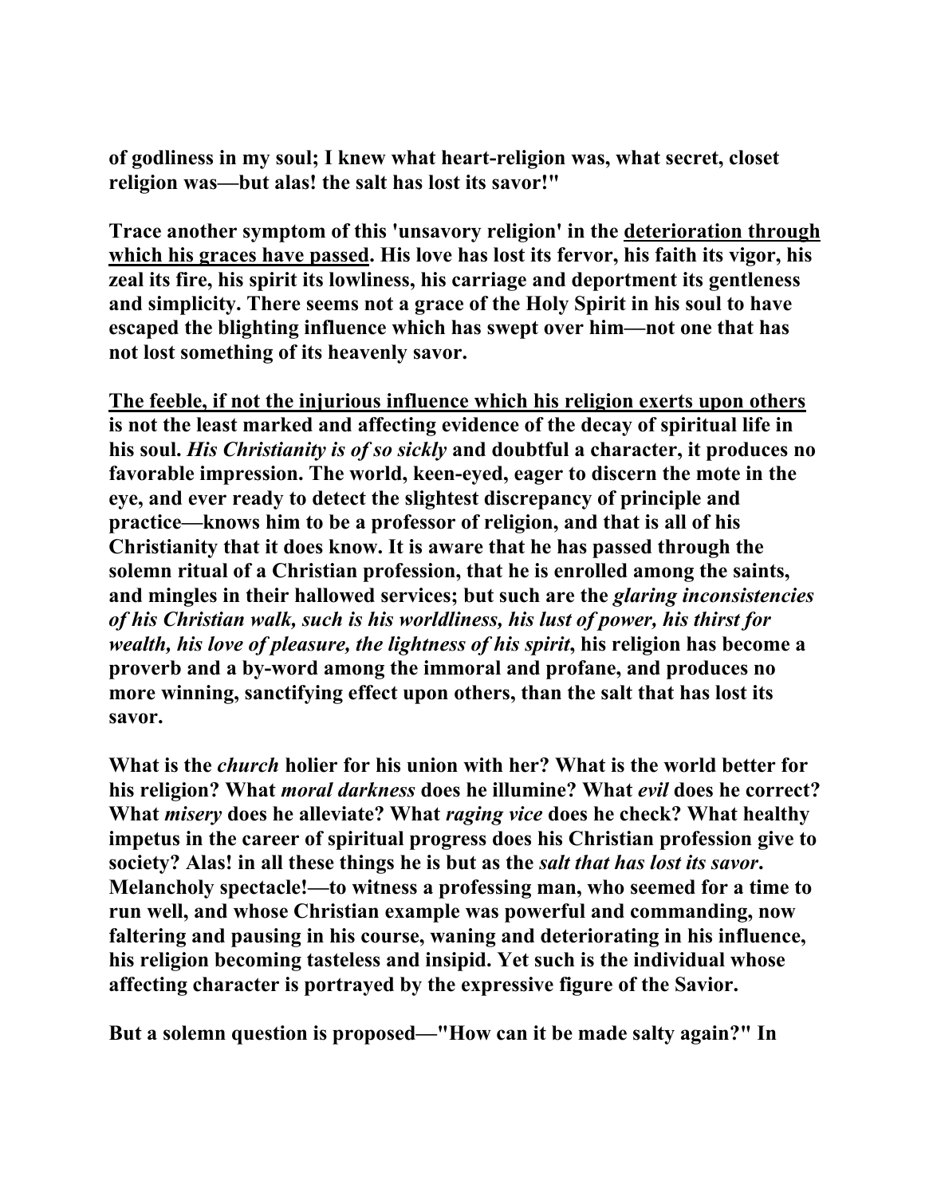**of godliness in my soul; I knew what heart-religion was, what secret, closet religion was—but alas! the salt has lost its savor!"**

**Trace another symptom of this 'unsavory religion' in the <u>deterioration through which his graces have passed</u>. His love has lost its fervor, his faith its vigor, his zeal its fire, his spirit its lowliness, his carriage and deportment its gentleness and simplicity. There seems not a grace of the Holy Spirit in his soul to have escaped the blighting influence which has swept over him—not one that has not lost something of its heavenly savor.**

**<u>The feeble, if not the injurious influence which his religion exerts upon others</u> is not the least marked and affecting evidence of the decay of spiritual life in his soul. *His Christianity is of so sickly* and doubtful a character, it produces no favorable impression. The world, keen-eyed, eager to discern the mote in the eye, and ever ready to detect the slightest discrepancy of principle and practice—knows him to be a professor of religion, and that is all of his Christianity that it does know. It is aware that he has passed through the solemn ritual of a Christian profession, that he is enrolled among the saints, and mingles in their hallowed services; but such are the *glaring inconsistencies of his Christian walk, such is his worldliness, his lust of power, his thirst for wealth, his love of pleasure, the lightness of his spirit*, his religion has become a proverb and a by-word among the immoral and profane, and produces no more winning, sanctifying effect upon others, than the salt that has lost its savor.**

**What is the *church* holier for his union with her? What is the world better for his religion? What *moral darkness* does he illumine? What *evil* does he correct? What *misery* does he alleviate? What *raging vice* does he check? What healthy impetus in the career of spiritual progress does his Christian profession give to society? Alas! in all these things he is but as the *salt that has lost its savor*. Melancholy spectacle!—to witness a professing man, who seemed for a time to run well, and whose Christian example was powerful and commanding, now faltering and pausing in his course, waning and deteriorating in his influence, his religion becoming tasteless and insipid. Yet such is the individual whose affecting character is portrayed by the expressive figure of the Savior.**

**But a solemn question is proposed—"How can it be made salty again?" In**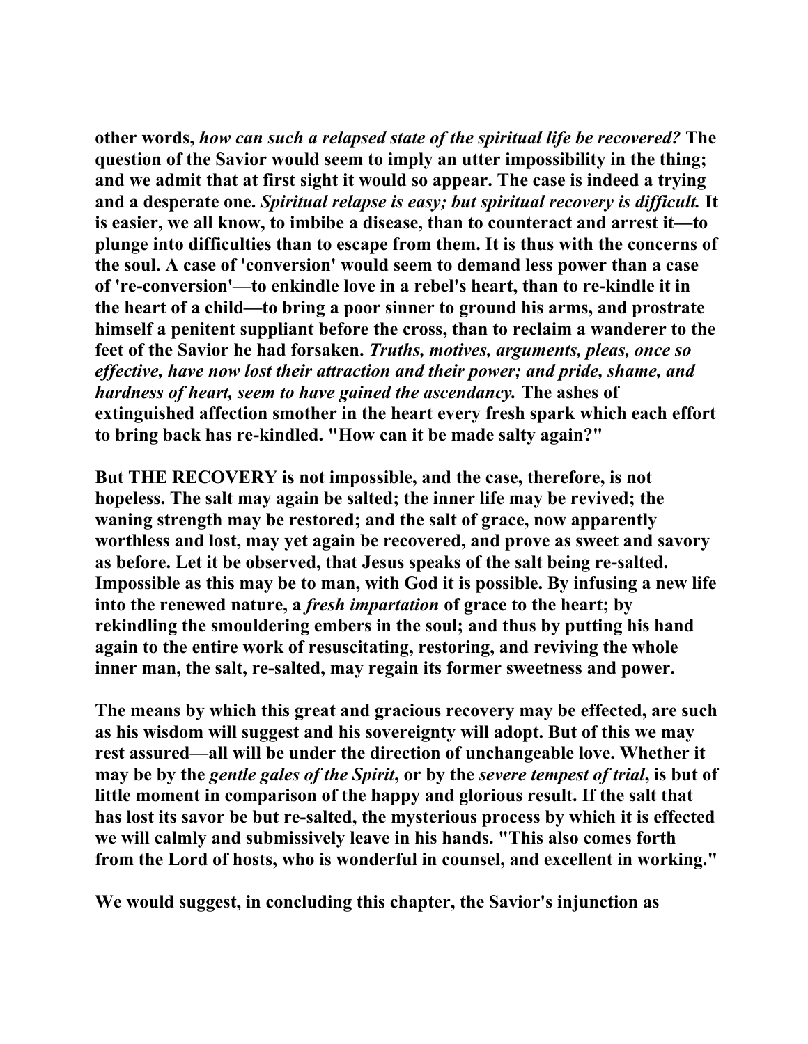**other words, *how can such a relapsed state of the spiritual life be recovered?* The question of the Savior would seem to imply an utter impossibility in the thing; and we admit that at first sight it would so appear. The case is indeed a trying and a desperate one. *Spiritual relapse is easy; but spiritual recovery is difficult.* It is easier, we all know, to imbibe a disease, than to counteract and arrest it—to plunge into difficulties than to escape from them. It is thus with the concerns of the soul. A case of 'conversion' would seem to demand less power than a case of 're-conversion'—to enkindle love in a rebel's heart, than to re-kindle it in the heart of a child—to bring a poor sinner to ground his arms, and prostrate himself a penitent suppliant before the cross, than to reclaim a wanderer to the feet of the Savior he had forsaken. *Truths, motives, arguments, pleas, once so effective, have now lost their attraction and their power; and pride, shame, and hardness of heart, seem to have gained the ascendancy.* The ashes of extinguished affection smother in the heart every fresh spark which each effort to bring back has re-kindled. "How can it be made salty again?"**

**But THE RECOVERY is not impossible, and the case, therefore, is not hopeless. The salt may again be salted; the inner life may be revived; the waning strength may be restored; and the salt of grace, now apparently worthless and lost, may yet again be recovered, and prove as sweet and savory as before. Let it be observed, that Jesus speaks of the salt being re-salted. Impossible as this may be to man, with God it is possible. By infusing a new life into the renewed nature, a *fresh impartation* of grace to the heart; by rekindling the smouldering embers in the soul; and thus by putting his hand again to the entire work of resuscitating, restoring, and reviving the whole inner man, the salt, re-salted, may regain its former sweetness and power.**

**The means by which this great and gracious recovery may be effected, are such as his wisdom will suggest and his sovereignty will adopt. But of this we may rest assured—all will be under the direction of unchangeable love. Whether it may be by the *gentle gales of the Spirit*, or by the *severe tempest of trial*, is but of little moment in comparison of the happy and glorious result. If the salt that has lost its savor be but re-salted, the mysterious process by which it is effected we will calmly and submissively leave in his hands. "This also comes forth from the Lord of hosts, who is wonderful in counsel, and excellent in working."**

**We would suggest, in concluding this chapter, the Savior's injunction as**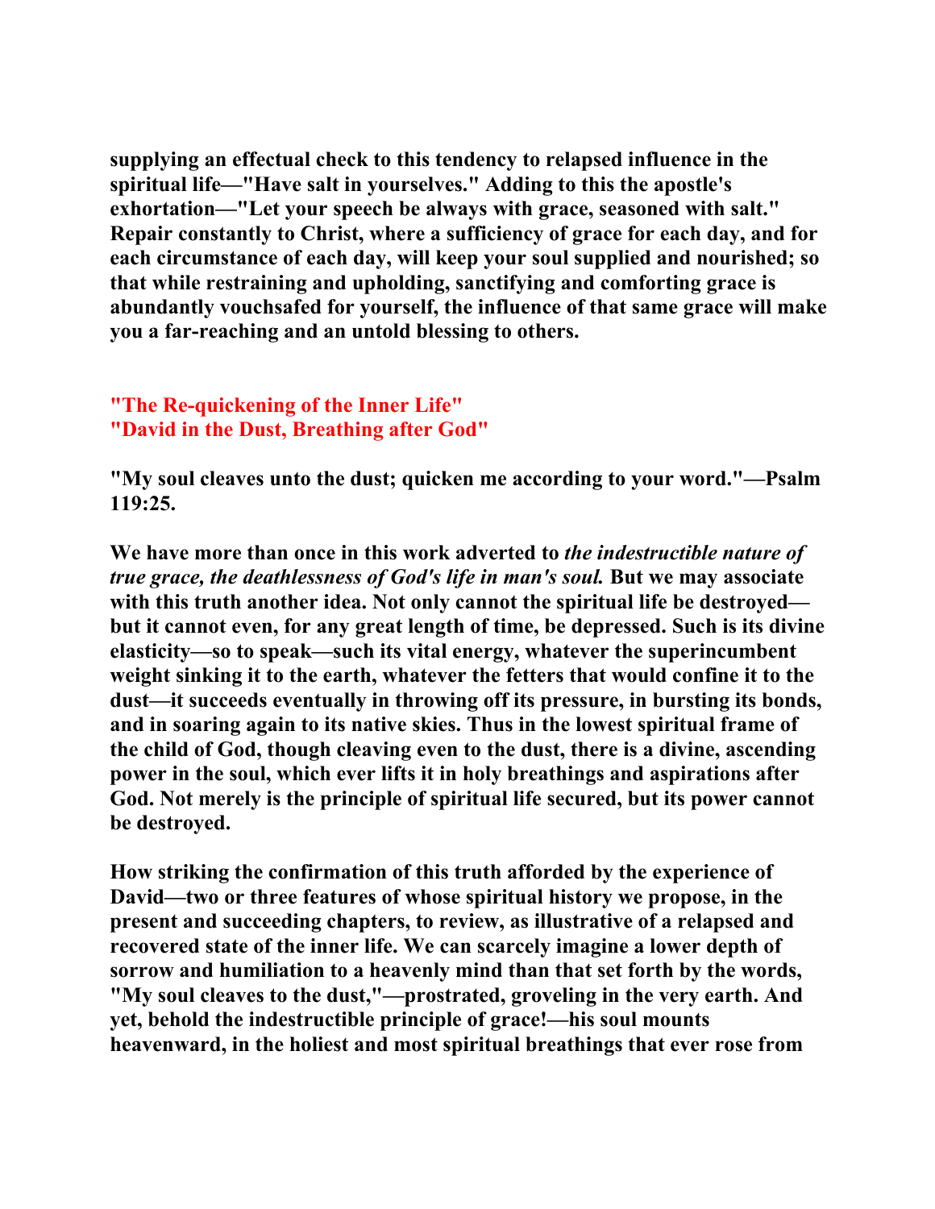**supplying an effectual check to this tendency to relapsed influence in the spiritual life—"Have salt in yourselves." Adding to this the apostle's exhortation—"Let your speech be always with grace, seasoned with salt." Repair constantly to Christ, where a sufficiency of grace for each day, and for each circumstance of each day, will keep your soul supplied and nourished; so that while restraining and upholding, sanctifying and comforting grace is abundantly vouchsafed for yourself, the influence of that same grace will make you a far-reaching and an untold blessing to others.**

## "The Re-quickening of the Inner Life"
## "David in the Dust, Breathing after God"

**"My soul cleaves unto the dust; quicken me according to your word."—Psalm 119:25.**

**We have more than once in this work adverted to *the indestructible nature of true grace, the deathlessness of God's life in man's soul.* But we may associate with this truth another idea. Not only cannot the spiritual life be destroyed—but it cannot even, for any great length of time, be depressed. Such is its divine elasticity—so to speak—such its vital energy, whatever the superincumbent weight sinking it to the earth, whatever the fetters that would confine it to the dust—it succeeds eventually in throwing off its pressure, in bursting its bonds, and in soaring again to its native skies. Thus in the lowest spiritual frame of the child of God, though cleaving even to the dust, there is a divine, ascending power in the soul, which ever lifts it in holy breathings and aspirations after God. Not merely is the principle of spiritual life secured, but its power cannot be destroyed.**

**How striking the confirmation of this truth afforded by the experience of David—two or three features of whose spiritual history we propose, in the present and succeeding chapters, to review, as illustrative of a relapsed and recovered state of the inner life. We can scarcely imagine a lower depth of sorrow and humiliation to a heavenly mind than that set forth by the words, "My soul cleaves to the dust,"—prostrated, groveling in the very earth. And yet, behold the indestructible principle of grace!—his soul mounts heavenward, in the holiest and most spiritual breathings that ever rose from**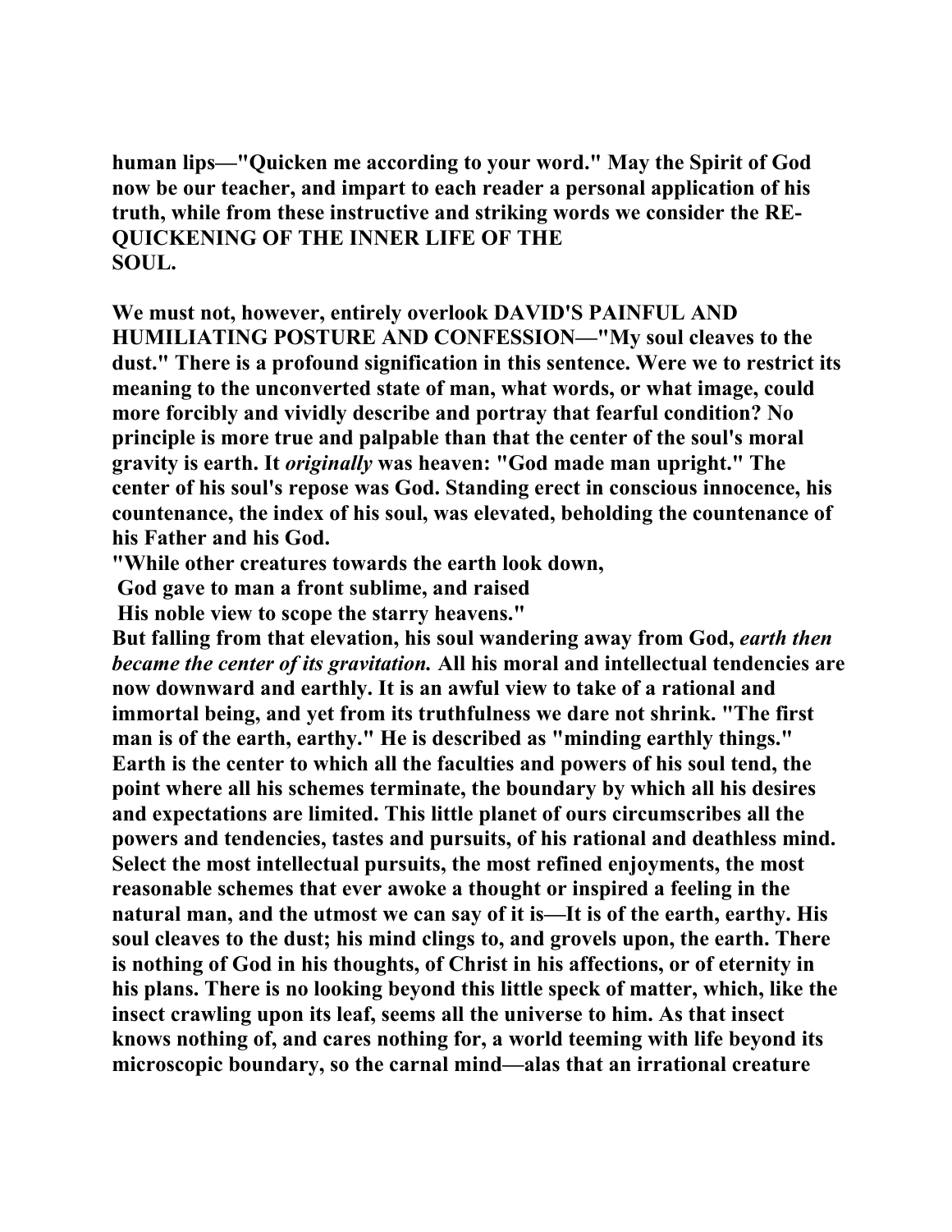**human lips—"Quicken me according to your word." May the Spirit of God now be our teacher, and impart to each reader a personal application of his truth, while from these instructive and striking words we consider the RE-QUICKENING OF THE INNER LIFE OF THE SOUL.**

**We must not, however, entirely overlook DAVID'S PAINFUL AND HUMILIATING POSTURE AND CONFESSION—"My soul cleaves to the dust." There is a profound signification in this sentence. Were we to restrict its meaning to the unconverted state of man, what words, or what image, could more forcibly and vividly describe and portray that fearful condition? No principle is more true and palpable than that the center of the soul's moral gravity is earth. It *originally* was heaven: "God made man upright." The center of his soul's repose was God. Standing erect in conscious innocence, his countenance, the index of his soul, was elevated, beholding the countenance of his Father and his God.**

**"While other creatures towards the earth look down,**
**God gave to man a front sublime, and raised**
**His noble view to scope the starry heavens."**

**But falling from that elevation, his soul wandering away from God, *earth then became the center of its gravitation.* All his moral and intellectual tendencies are now downward and earthly. It is an awful view to take of a rational and immortal being, and yet from its truthfulness we dare not shrink. "The first man is of the earth, earthy." He is described as "minding earthly things." Earth is the center to which all the faculties and powers of his soul tend, the point where all his schemes terminate, the boundary by which all his desires and expectations are limited. This little planet of ours circumscribes all the powers and tendencies, tastes and pursuits, of his rational and deathless mind. Select the most intellectual pursuits, the most refined enjoyments, the most reasonable schemes that ever awoke a thought or inspired a feeling in the natural man, and the utmost we can say of it is—It is of the earth, earthy. His soul cleaves to the dust; his mind clings to, and grovels upon, the earth. There is nothing of God in his thoughts, of Christ in his affections, or of eternity in his plans. There is no looking beyond this little speck of matter, which, like the insect crawling upon its leaf, seems all the universe to him. As that insect knows nothing of, and cares nothing for, a world teeming with life beyond its microscopic boundary, so the carnal mind—alas that an irrational creature**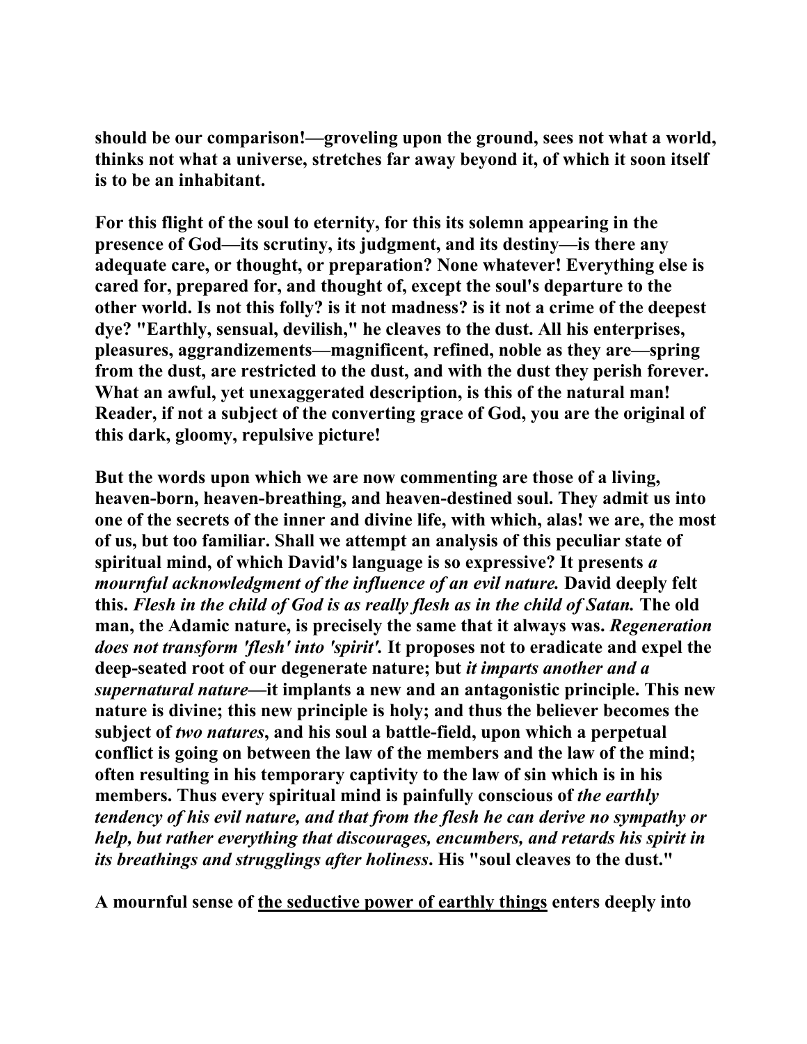should be our comparison!—groveling upon the ground, sees not what a world, thinks not what a universe, stretches far away beyond it, of which it soon itself is to be an inhabitant.

For this flight of the soul to eternity, for this its solemn appearing in the presence of God—its scrutiny, its judgment, and its destiny—is there any adequate care, or thought, or preparation? None whatever! Everything else is cared for, prepared for, and thought of, except the soul's departure to the other world. Is not this folly? is it not madness? is it not a crime of the deepest dye? "Earthly, sensual, devilish," he cleaves to the dust. All his enterprises, pleasures, aggrandizements—magnificent, refined, noble as they are—spring from the dust, are restricted to the dust, and with the dust they perish forever. What an awful, yet unexaggerated description, is this of the natural man! Reader, if not a subject of the converting grace of God, you are the original of this dark, gloomy, repulsive picture!

But the words upon which we are now commenting are those of a living, heaven-born, heaven-breathing, and heaven-destined soul. They admit us into one of the secrets of the inner and divine life, with which, alas! we are, the most of us, but too familiar. Shall we attempt an analysis of this peculiar state of spiritual mind, of which David's language is so expressive? It presents *a mournful acknowledgment of the influence of an evil nature.* David deeply felt this. *Flesh in the child of God is as really flesh as in the child of Satan.* The old man, the Adamic nature, is precisely the same that it always was. *Regeneration does not transform 'flesh' into 'spirit'.* It proposes not to eradicate and expel the deep-seated root of our degenerate nature; but *it imparts another and a supernatural nature*—it implants a new and an antagonistic principle. This new nature is divine; this new principle is holy; and thus the believer becomes the subject of *two natures*, and his soul a battle-field, upon which a perpetual conflict is going on between the law of the members and the law of the mind; often resulting in his temporary captivity to the law of sin which is in his members. Thus every spiritual mind is painfully conscious of *the earthly tendency of his evil nature, and that from the flesh he can derive no sympathy or help, but rather everything that discourages, encumbers, and retards his spirit in its breathings and strugglings after holiness*. His "soul cleaves to the dust."

A mournful sense of <u>the seductive power of earthly things</u> enters deeply into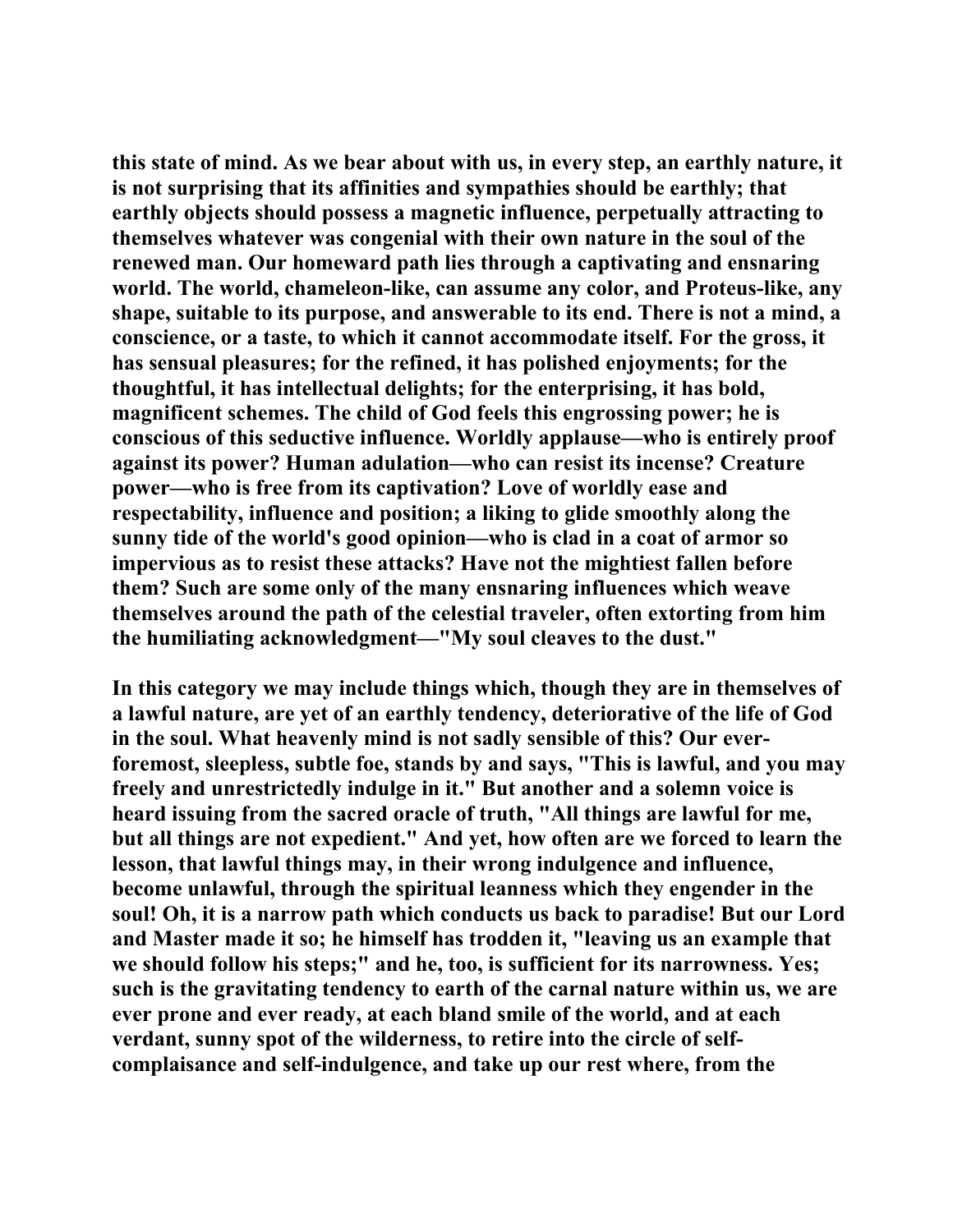this state of mind. As we bear about with us, in every step, an earthly nature, it is not surprising that its affinities and sympathies should be earthly; that earthly objects should possess a magnetic influence, perpetually attracting to themselves whatever was congenial with their own nature in the soul of the renewed man. Our homeward path lies through a captivating and ensnaring world. The world, chameleon-like, can assume any color, and Proteus-like, any shape, suitable to its purpose, and answerable to its end. There is not a mind, a conscience, or a taste, to which it cannot accommodate itself. For the gross, it has sensual pleasures; for the refined, it has polished enjoyments; for the thoughtful, it has intellectual delights; for the enterprising, it has bold, magnificent schemes. The child of God feels this engrossing power; he is conscious of this seductive influence. Worldly applause—who is entirely proof against its power? Human adulation—who can resist its incense? Creature power—who is free from its captivation? Love of worldly ease and respectability, influence and position; a liking to glide smoothly along the sunny tide of the world's good opinion—who is clad in a coat of armor so impervious as to resist these attacks? Have not the mightiest fallen before them? Such are some only of the many ensnaring influences which weave themselves around the path of the celestial traveler, often extorting from him the humiliating acknowledgment—"My soul cleaves to the dust."

In this category we may include things which, though they are in themselves of a lawful nature, are yet of an earthly tendency, deteriorative of the life of God in the soul. What heavenly mind is not sadly sensible of this? Our ever-foremost, sleepless, subtle foe, stands by and says, "This is lawful, and you may freely and unrestrictedly indulge in it." But another and a solemn voice is heard issuing from the sacred oracle of truth, "All things are lawful for me, but all things are not expedient." And yet, how often are we forced to learn the lesson, that lawful things may, in their wrong indulgence and influence, become unlawful, through the spiritual leanness which they engender in the soul! Oh, it is a narrow path which conducts us back to paradise! But our Lord and Master made it so; he himself has trodden it, "leaving us an example that we should follow his steps;" and he, too, is sufficient for its narrowness. Yes; such is the gravitating tendency to earth of the carnal nature within us, we are ever prone and ever ready, at each bland smile of the world, and at each verdant, sunny spot of the wilderness, to retire into the circle of self-complaisance and self-indulgence, and take up our rest where, from the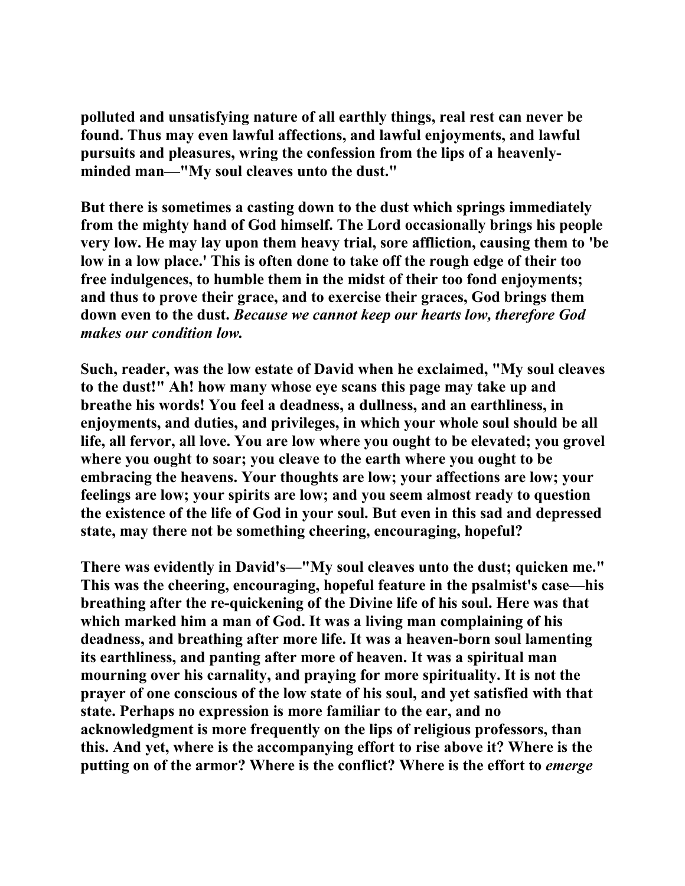polluted and unsatisfying nature of all earthly things, real rest can never be found. Thus may even lawful affections, and lawful enjoyments, and lawful pursuits and pleasures, wring the confession from the lips of a heavenly-minded man—"My soul cleaves unto the dust."

But there is sometimes a casting down to the dust which springs immediately from the mighty hand of God himself. The Lord occasionally brings his people very low. He may lay upon them heavy trial, sore affliction, causing them to 'be low in a low place.' This is often done to take off the rough edge of their too free indulgences, to humble them in the midst of their too fond enjoyments; and thus to prove their grace, and to exercise their graces, God brings them down even to the dust. *Because we cannot keep our hearts low, therefore God makes our condition low.*

Such, reader, was the low estate of David when he exclaimed, "My soul cleaves to the dust!" Ah! how many whose eye scans this page may take up and breathe his words! You feel a deadness, a dullness, and an earthliness, in enjoyments, and duties, and privileges, in which your whole soul should be all life, all fervor, all love. You are low where you ought to be elevated; you grovel where you ought to soar; you cleave to the earth where you ought to be embracing the heavens. Your thoughts are low; your affections are low; your feelings are low; your spirits are low; and you seem almost ready to question the existence of the life of God in your soul. But even in this sad and depressed state, may there not be something cheering, encouraging, hopeful?

There was evidently in David's—"My soul cleaves unto the dust; quicken me." This was the cheering, encouraging, hopeful feature in the psalmist's case—his breathing after the re-quickening of the Divine life of his soul. Here was that which marked him a man of God. It was a living man complaining of his deadness, and breathing after more life. It was a heaven-born soul lamenting its earthliness, and panting after more of heaven. It was a spiritual man mourning over his carnality, and praying for more spirituality. It is not the prayer of one conscious of the low state of his soul, and yet satisfied with that state. Perhaps no expression is more familiar to the ear, and no acknowledgment is more frequently on the lips of religious professors, than this. And yet, where is the accompanying effort to rise above it? Where is the putting on of the armor? Where is the conflict? Where is the effort to *emerge*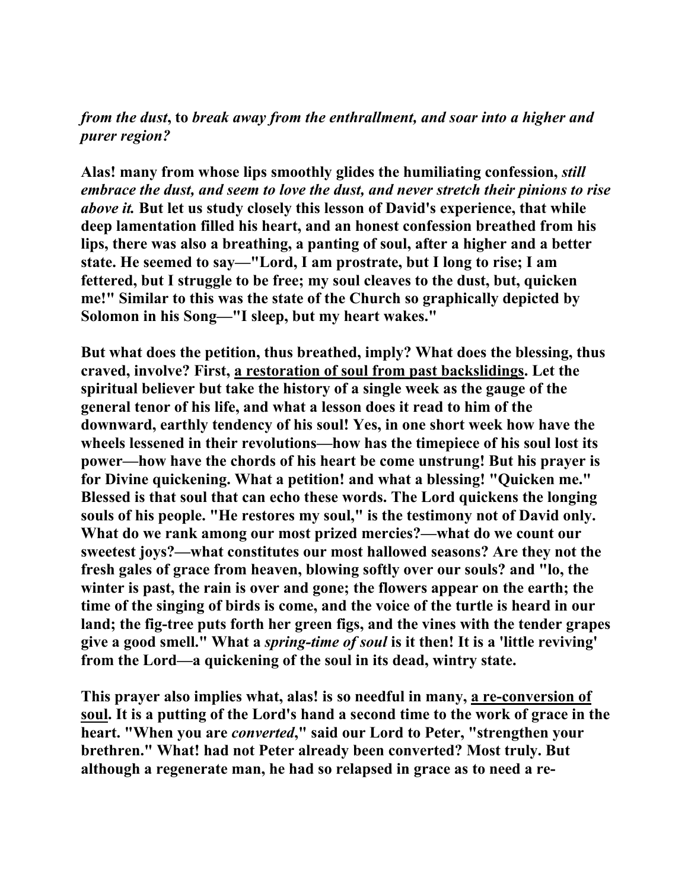*from the dust*, to *break away from the enthrallment, and soar into a higher and purer region?*

**Alas! many from whose lips smoothly glides the humiliating confession,** ***still embrace the dust, and seem to love the dust, and never stretch their pinions to rise above it.*** **But let us study closely this lesson of David's experience, that while deep lamentation filled his heart, and an honest confession breathed from his lips, there was also a breathing, a panting of soul, after a higher and a better state. He seemed to say—"Lord, I am prostrate, but I long to rise; I am fettered, but I struggle to be free; my soul cleaves to the dust, but, quicken me!" Similar to this was the state of the Church so graphically depicted by Solomon in his Song—"I sleep, but my heart wakes."**

**But what does the petition, thus breathed, imply? What does the blessing, thus craved, involve? First, <u>a restoration of soul from past backslidings</u>. Let the spiritual believer but take the history of a single week as the gauge of the general tenor of his life, and what a lesson does it read to him of the downward, earthly tendency of his soul! Yes, in one short week how have the wheels lessened in their revolutions—how has the timepiece of his soul lost its power—how have the chords of his heart be come unstrung! But his prayer is for Divine quickening. What a petition! and what a blessing! "Quicken me." Blessed is that soul that can echo these words. The Lord quickens the longing souls of his people. "He restores my soul," is the testimony not of David only. What do we rank among our most prized mercies?—what do we count our sweetest joys?—what constitutes our most hallowed seasons? Are they not the fresh gales of grace from heaven, blowing softly over our souls? and "lo, the winter is past, the rain is over and gone; the flowers appear on the earth; the time of the singing of birds is come, and the voice of the turtle is heard in our land; the fig-tree puts forth her green figs, and the vines with the tender grapes give a good smell." What a** ***spring-time of soul*** **is it then! It is a 'little reviving' from the Lord—a quickening of the soul in its dead, wintry state.**

**This prayer also implies what, alas! is so needful in many, <u>a re-conversion of soul</u>. It is a putting of the Lord's hand a second time to the work of grace in the heart. "When you are** ***converted*****," said our Lord to Peter, "strengthen your brethren." What! had not Peter already been converted? Most truly. But although a regenerate man, he had so relapsed in grace as to need a re-**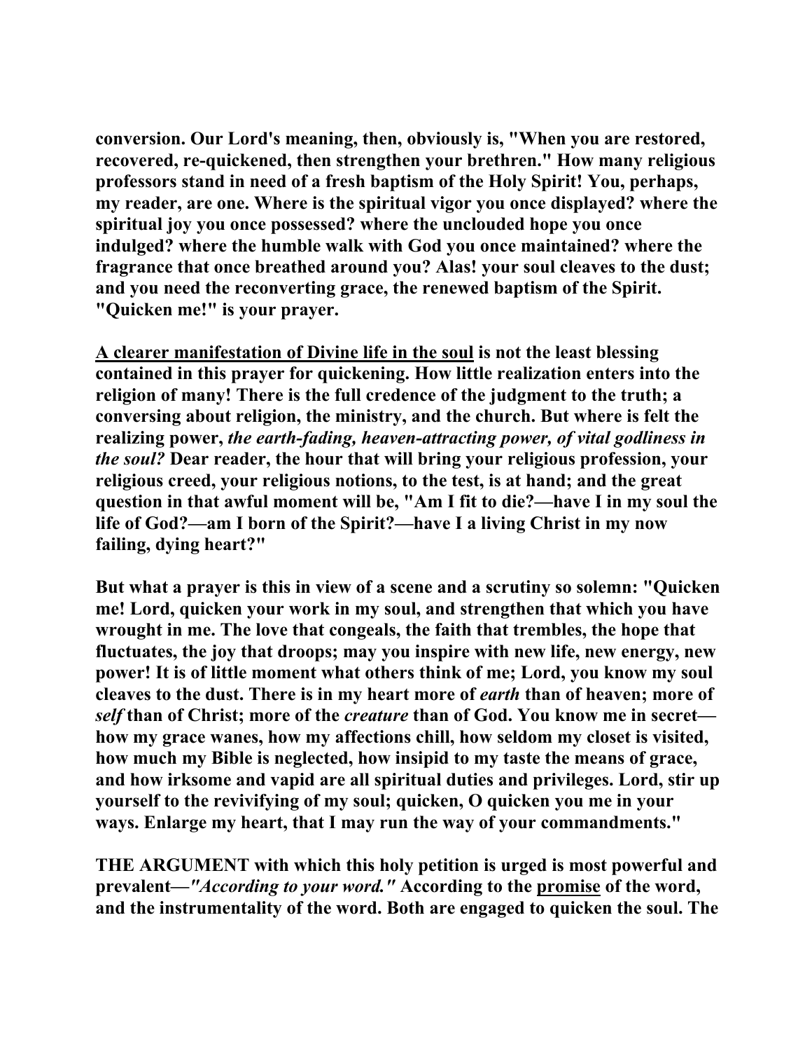**conversion. Our Lord's meaning, then, obviously is, "When you are restored, recovered, re-quickened, then strengthen your brethren." How many religious professors stand in need of a fresh baptism of the Holy Spirit! You, perhaps, my reader, are one. Where is the spiritual vigor you once displayed? where the spiritual joy you once possessed? where the unclouded hope you once indulged? where the humble walk with God you once maintained? where the fragrance that once breathed around you? Alas! your soul cleaves to the dust; and you need the reconverting grace, the renewed baptism of the Spirit. "Quicken me!" is your prayer.**

**<u>A clearer manifestation of Divine life in the soul</u> is not the least blessing contained in this prayer for quickening. How little realization enters into the religion of many! There is the full credence of the judgment to the truth; a conversing about religion, the ministry, and the church. But where is felt the realizing power, *the earth-fading, heaven-attracting power, of vital godliness in the soul?* Dear reader, the hour that will bring your religious profession, your religious creed, your religious notions, to the test, is at hand; and the great question in that awful moment will be, "Am I fit to die?—have I in my soul the life of God?—am I born of the Spirit?—have I a living Christ in my now failing, dying heart?"**

**But what a prayer is this in view of a scene and a scrutiny so solemn: "Quicken me! Lord, quicken your work in my soul, and strengthen that which you have wrought in me. The love that congeals, the faith that trembles, the hope that fluctuates, the joy that droops; may you inspire with new life, new energy, new power! It is of little moment what others think of me; Lord, you know my soul cleaves to the dust. There is in my heart more of *earth* than of heaven; more of *self* than of Christ; more of the *creature* than of God. You know me in secret—how my grace wanes, how my affections chill, how seldom my closet is visited, how much my Bible is neglected, how insipid to my taste the means of grace, and how irksome and vapid are all spiritual duties and privileges. Lord, stir up yourself to the revivifying of my soul; quicken, O quicken you me in your ways. Enlarge my heart, that I may run the way of your commandments."**

**THE ARGUMENT with which this holy petition is urged is most powerful and prevalent—*"According to your word."* According to the <u>promise</u> of the word, and the instrumentality of the word. Both are engaged to quicken the soul. The**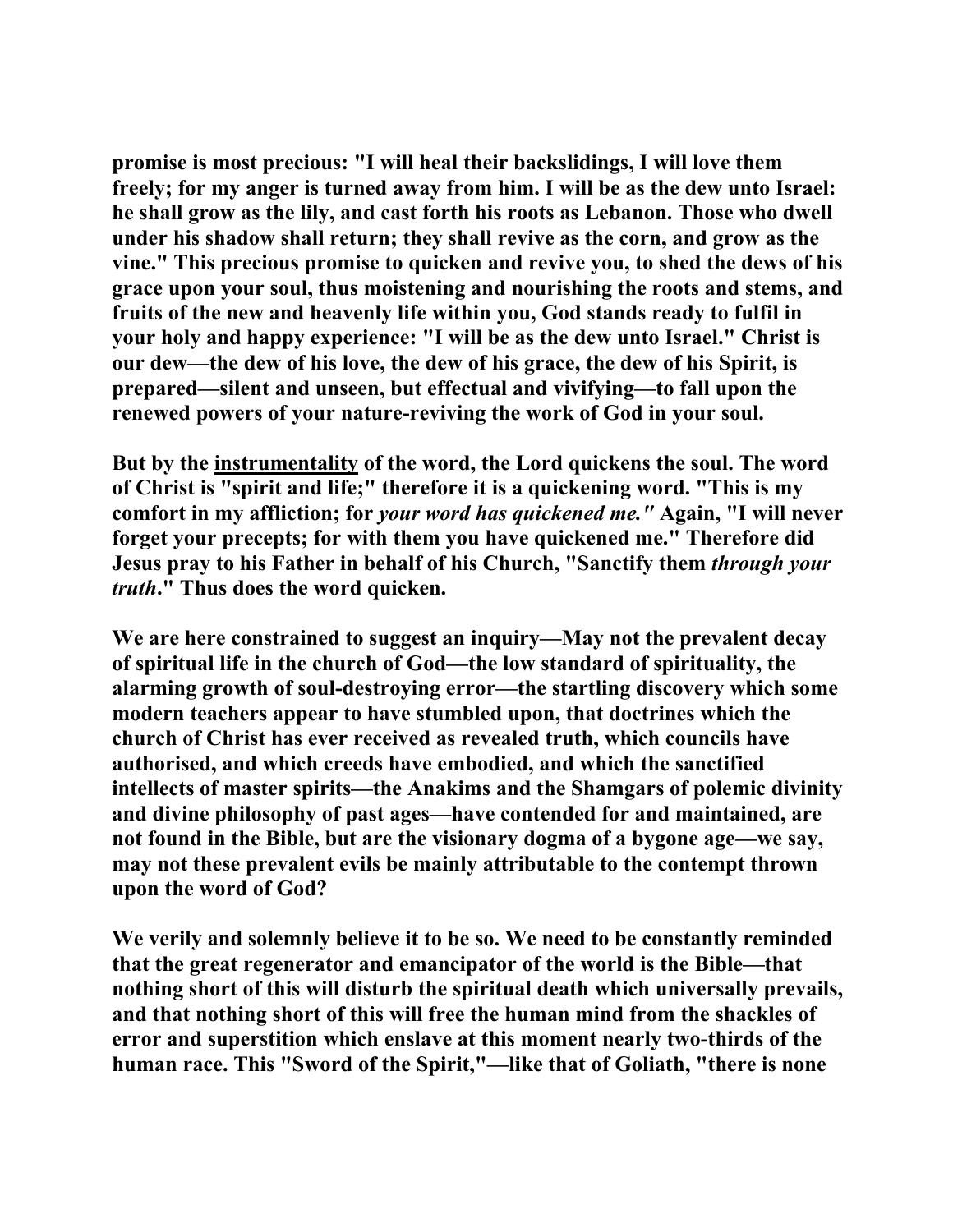**promise is most precious: "I will heal their backslidings, I will love them freely; for my anger is turned away from him. I will be as the dew unto Israel: he shall grow as the lily, and cast forth his roots as Lebanon. Those who dwell under his shadow shall return; they shall revive as the corn, and grow as the vine." This precious promise to quicken and revive you, to shed the dews of his grace upon your soul, thus moistening and nourishing the roots and stems, and fruits of the new and heavenly life within you, God stands ready to fulfil in your holy and happy experience: "I will be as the dew unto Israel." Christ is our dew—the dew of his love, the dew of his grace, the dew of his Spirit, is prepared—silent and unseen, but effectual and vivifying—to fall upon the renewed powers of your nature-reviving the work of God in your soul.**

**But by the <u>instrumentality</u> of the word, the Lord quickens the soul. The word of Christ is "spirit and life;" therefore it is a quickening word. "This is my comfort in my affliction; for *your word has quickened me."* Again, "I will never forget your precepts; for with them you have quickened me." Therefore did Jesus pray to his Father in behalf of his Church, "Sanctify them *through your truth*." Thus does the word quicken.**

**We are here constrained to suggest an inquiry—May not the prevalent decay of spiritual life in the church of God—the low standard of spirituality, the alarming growth of soul-destroying error—the startling discovery which some modern teachers appear to have stumbled upon, that doctrines which the church of Christ has ever received as revealed truth, which councils have authorised, and which creeds have embodied, and which the sanctified intellects of master spirits—the Anakims and the Shamgars of polemic divinity and divine philosophy of past ages—have contended for and maintained, are not found in the Bible, but are the visionary dogma of a bygone age—we say, may not these prevalent evils be mainly attributable to the contempt thrown upon the word of God?**

**We verily and solemnly believe it to be so. We need to be constantly reminded that the great regenerator and emancipator of the world is the Bible—that nothing short of this will disturb the spiritual death which universally prevails, and that nothing short of this will free the human mind from the shackles of error and superstition which enslave at this moment nearly two-thirds of the human race. This "Sword of the Spirit,"—like that of Goliath, "there is none**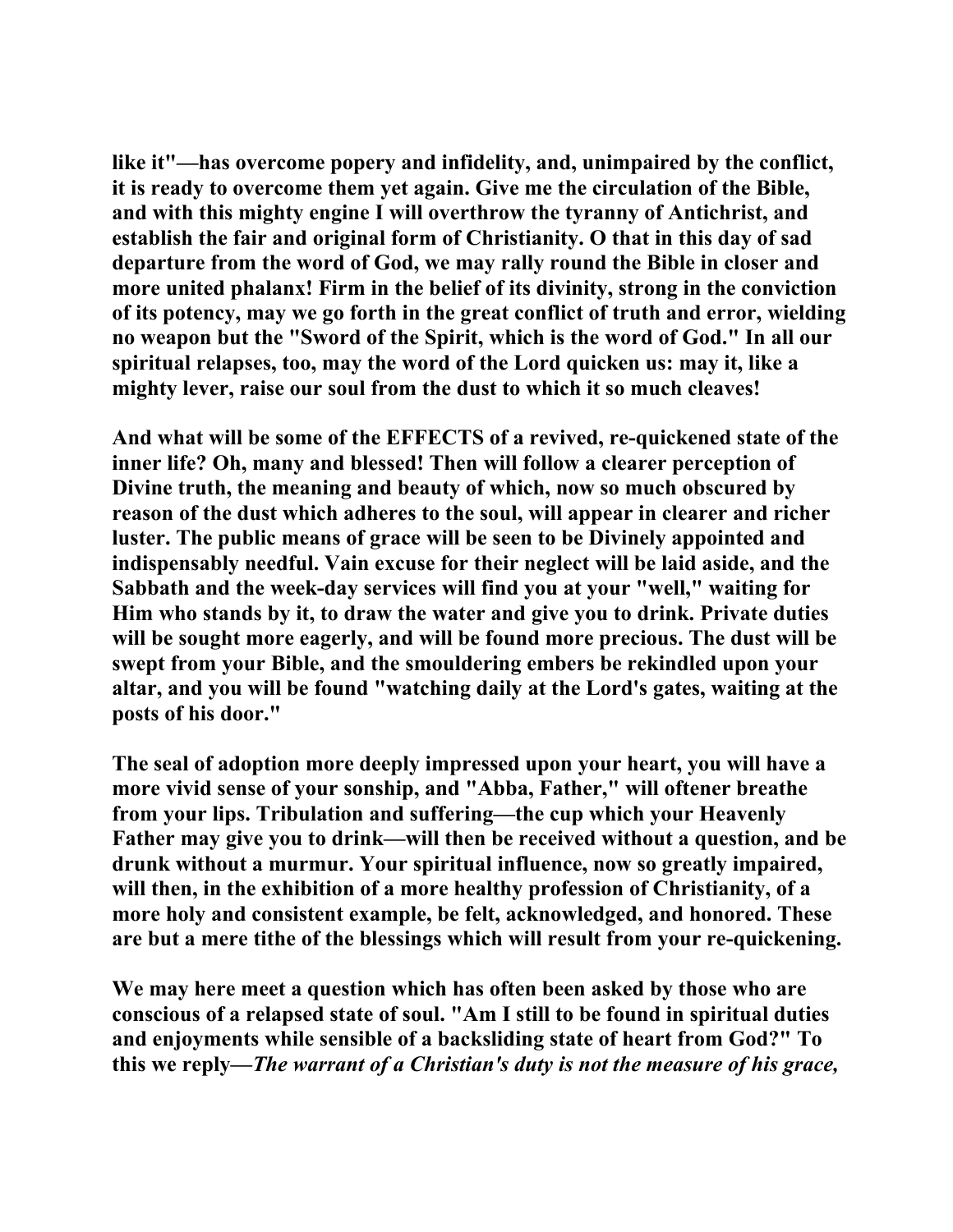like it"—has overcome popery and infidelity, and, unimpaired by the conflict, it is ready to overcome them yet again. Give me the circulation of the Bible, and with this mighty engine I will overthrow the tyranny of Antichrist, and establish the fair and original form of Christianity. O that in this day of sad departure from the word of God, we may rally round the Bible in closer and more united phalanx! Firm in the belief of its divinity, strong in the conviction of its potency, may we go forth in the great conflict of truth and error, wielding no weapon but the "Sword of the Spirit, which is the word of God." In all our spiritual relapses, too, may the word of the Lord quicken us: may it, like a mighty lever, raise our soul from the dust to which it so much cleaves!

And what will be some of the EFFECTS of a revived, re-quickened state of the inner life? Oh, many and blessed! Then will follow a clearer perception of Divine truth, the meaning and beauty of which, now so much obscured by reason of the dust which adheres to the soul, will appear in clearer and richer luster. The public means of grace will be seen to be Divinely appointed and indispensably needful. Vain excuse for their neglect will be laid aside, and the Sabbath and the week-day services will find you at your "well," waiting for Him who stands by it, to draw the water and give you to drink. Private duties will be sought more eagerly, and will be found more precious. The dust will be swept from your Bible, and the smouldering embers be rekindled upon your altar, and you will be found "watching daily at the Lord's gates, waiting at the posts of his door."

The seal of adoption more deeply impressed upon your heart, you will have a more vivid sense of your sonship, and "Abba, Father," will oftener breathe from your lips. Tribulation and suffering—the cup which your Heavenly Father may give you to drink—will then be received without a question, and be drunk without a murmur. Your spiritual influence, now so greatly impaired, will then, in the exhibition of a more healthy profession of Christianity, of a more holy and consistent example, be felt, acknowledged, and honored. These are but a mere tithe of the blessings which will result from your re-quickening.

We may here meet a question which has often been asked by those who are conscious of a relapsed state of soul. "Am I still to be found in spiritual duties and enjoyments while sensible of a backsliding state of heart from God?" To this we reply—*The warrant of a Christian's duty is not the measure of his grace,*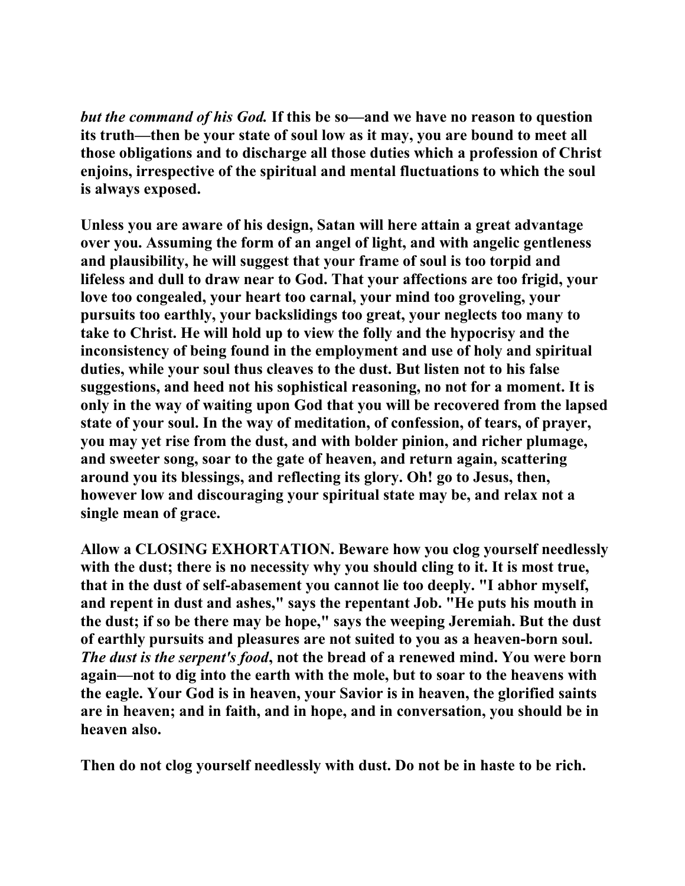*but the command of his God.* If this be so—and we have no reason to question its truth—then be your state of soul low as it may, you are bound to meet all those obligations and to discharge all those duties which a profession of Christ enjoins, irrespective of the spiritual and mental fluctuations to which the soul is always exposed.

Unless you are aware of his design, Satan will here attain a great advantage over you. Assuming the form of an angel of light, and with angelic gentleness and plausibility, he will suggest that your frame of soul is too torpid and lifeless and dull to draw near to God. That your affections are too frigid, your love too congealed, your heart too carnal, your mind too groveling, your pursuits too earthly, your backslidings too great, your neglects too many to take to Christ. He will hold up to view the folly and the hypocrisy and the inconsistency of being found in the employment and use of holy and spiritual duties, while your soul thus cleaves to the dust. But listen not to his false suggestions, and heed not his sophistical reasoning, no not for a moment. It is only in the way of waiting upon God that you will be recovered from the lapsed state of your soul. In the way of meditation, of confession, of tears, of prayer, you may yet rise from the dust, and with bolder pinion, and richer plumage, and sweeter song, soar to the gate of heaven, and return again, scattering around you its blessings, and reflecting its glory. Oh! go to Jesus, then, however low and discouraging your spiritual state may be, and relax not a single mean of grace.

Allow a CLOSING EXHORTATION. Beware how you clog yourself needlessly with the dust; there is no necessity why you should cling to it. It is most true, that in the dust of self-abasement you cannot lie too deeply. "I abhor myself, and repent in dust and ashes," says the repentant Job. "He puts his mouth in the dust; if so be there may be hope," says the weeping Jeremiah. But the dust of earthly pursuits and pleasures are not suited to you as a heaven-born soul. *The dust is the serpent's food*, not the bread of a renewed mind. You were born again—not to dig into the earth with the mole, but to soar to the heavens with the eagle. Your God is in heaven, your Savior is in heaven, the glorified saints are in heaven; and in faith, and in hope, and in conversation, you should be in heaven also.

Then do not clog yourself needlessly with dust. Do not be in haste to be rich.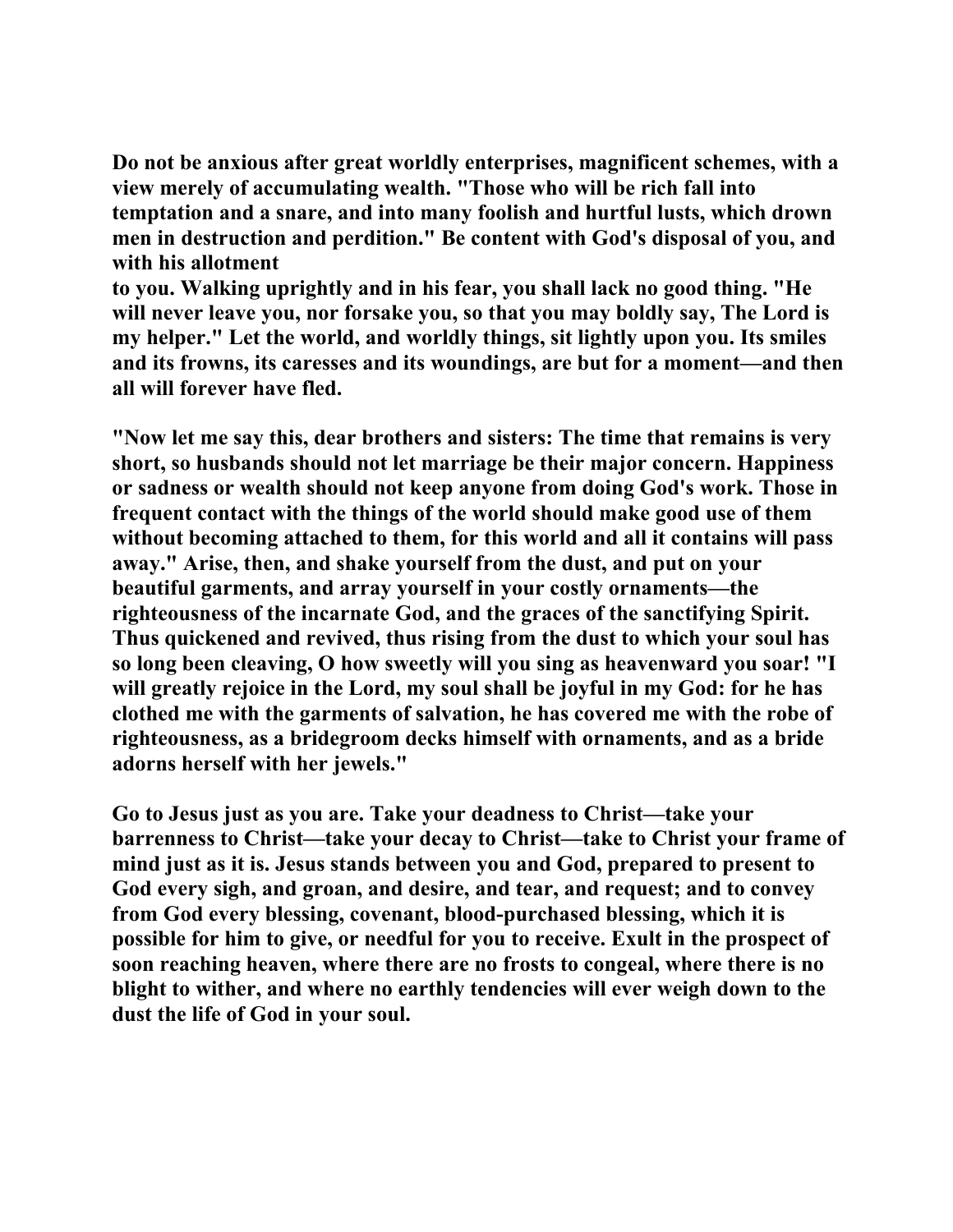Do not be anxious after great worldly enterprises, magnificent schemes, with a view merely of accumulating wealth. "Those who will be rich fall into temptation and a snare, and into many foolish and hurtful lusts, which drown men in destruction and perdition." Be content with God's disposal of you, and with his allotment to you. Walking uprightly and in his fear, you shall lack no good thing. "He will never leave you, nor forsake you, so that you may boldly say, The Lord is my helper." Let the world, and worldly things, sit lightly upon you. Its smiles and its frowns, its caresses and its woundings, are but for a moment—and then all will forever have fled.

"Now let me say this, dear brothers and sisters: The time that remains is very short, so husbands should not let marriage be their major concern. Happiness or sadness or wealth should not keep anyone from doing God's work. Those in frequent contact with the things of the world should make good use of them without becoming attached to them, for this world and all it contains will pass away." Arise, then, and shake yourself from the dust, and put on your beautiful garments, and array yourself in your costly ornaments—the righteousness of the incarnate God, and the graces of the sanctifying Spirit. Thus quickened and revived, thus rising from the dust to which your soul has so long been cleaving, O how sweetly will you sing as heavenward you soar! "I will greatly rejoice in the Lord, my soul shall be joyful in my God: for he has clothed me with the garments of salvation, he has covered me with the robe of righteousness, as a bridegroom decks himself with ornaments, and as a bride adorns herself with her jewels."

Go to Jesus just as you are. Take your deadness to Christ—take your barrenness to Christ—take your decay to Christ—take to Christ your frame of mind just as it is. Jesus stands between you and God, prepared to present to God every sigh, and groan, and desire, and tear, and request; and to convey from God every blessing, covenant, blood-purchased blessing, which it is possible for him to give, or needful for you to receive. Exult in the prospect of soon reaching heaven, where there are no frosts to congeal, where there is no blight to wither, and where no earthly tendencies will ever weigh down to the dust the life of God in your soul.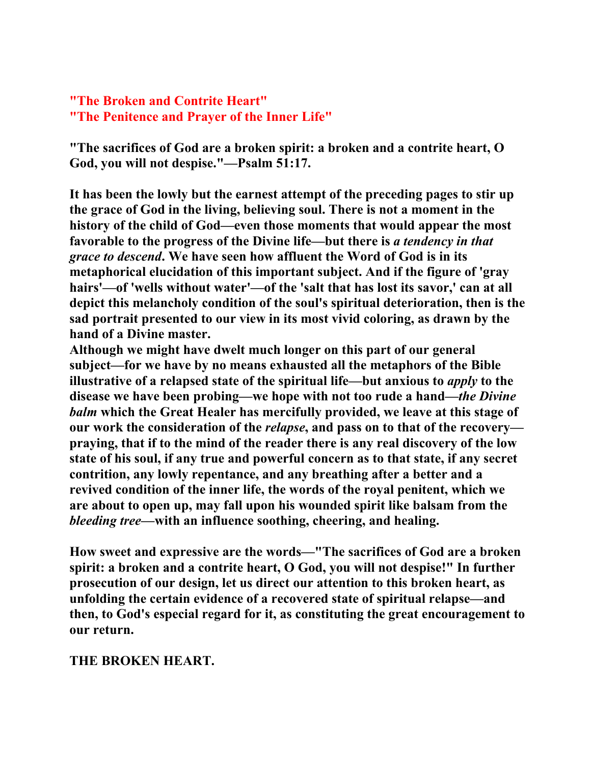## "The Broken and Contrite Heart"
## "The Penitence and Prayer of the Inner Life"

**"The sacrifices of God are a broken spirit: a broken and a contrite heart, O God, you will not despise."—Psalm 51:17.**

**It has been the lowly but the earnest attempt of the preceding pages to stir up the grace of God in the living, believing soul. There is not a moment in the history of the child of God—even those moments that would appear the most favorable to the progress of the Divine life—but there is *a tendency in that grace to descend*. We have seen how affluent the Word of God is in its metaphorical elucidation of this important subject. And if the figure of 'gray hairs'—of 'wells without water'—of the 'salt that has lost its savor,' can at all depict this melancholy condition of the soul's spiritual deterioration, then is the sad portrait presented to our view in its most vivid coloring, as drawn by the hand of a Divine master.**

**Although we might have dwelt much longer on this part of our general subject—for we have by no means exhausted all the metaphors of the Bible illustrative of a relapsed state of the spiritual life—but anxious to *apply* to the disease we have been probing—we hope with not too rude a hand—*the Divine balm* which the Great Healer has mercifully provided, we leave at this stage of our work the consideration of the *relapse*, and pass on to that of the recovery—praying, that if to the mind of the reader there is any real discovery of the low state of his soul, if any true and powerful concern as to that state, if any secret contrition, any lowly repentance, and any breathing after a better and a revived condition of the inner life, the words of the royal penitent, which we are about to open up, may fall upon his wounded spirit like balsam from the *bleeding tree*—with an influence soothing, cheering, and healing.**

**How sweet and expressive are the words—"The sacrifices of God are a broken spirit: a broken and a contrite heart, O God, you will not despise!" In further prosecution of our design, let us direct our attention to this broken heart, as unfolding the certain evidence of a recovered state of spiritual relapse—and then, to God's especial regard for it, as constituting the great encouragement to our return.**

**THE BROKEN HEART.**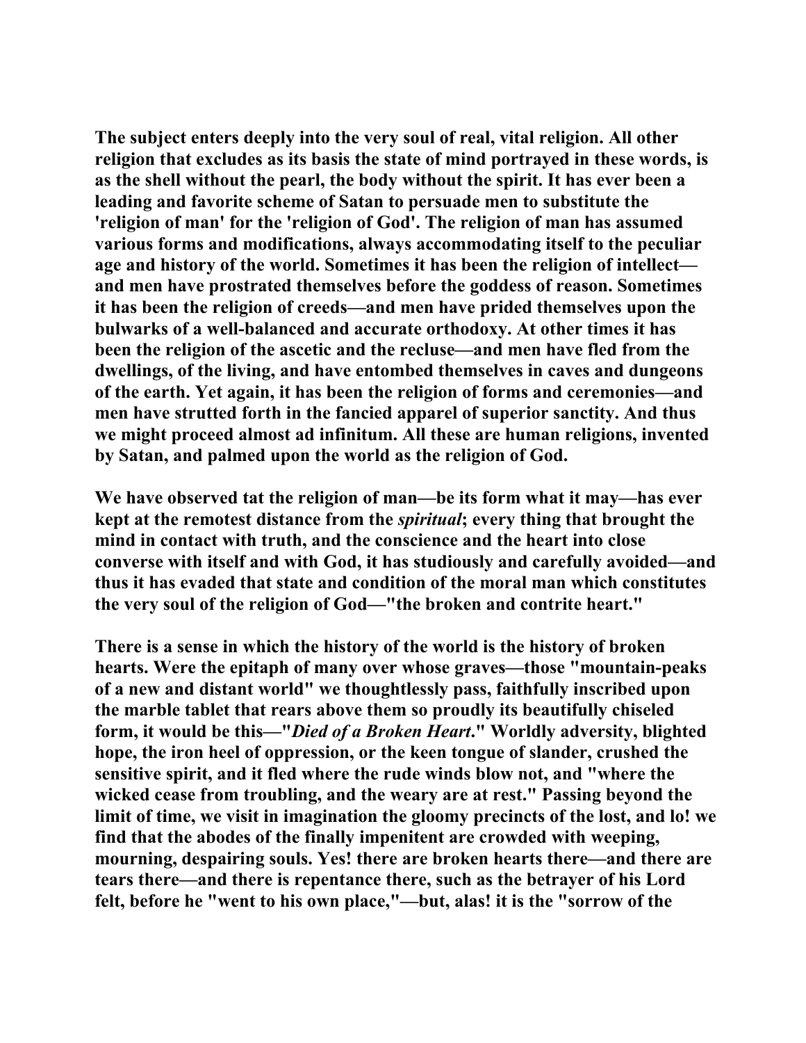The subject enters deeply into the very soul of real, vital religion. All other religion that excludes as its basis the state of mind portrayed in these words, is as the shell without the pearl, the body without the spirit. It has ever been a leading and favorite scheme of Satan to persuade men to substitute the 'religion of man' for the 'religion of God'. The religion of man has assumed various forms and modifications, always accommodating itself to the peculiar age and history of the world. Sometimes it has been the religion of intellect—and men have prostrated themselves before the goddess of reason. Sometimes it has been the religion of creeds—and men have prided themselves upon the bulwarks of a well-balanced and accurate orthodoxy. At other times it has been the religion of the ascetic and the recluse—and men have fled from the dwellings, of the living, and have entombed themselves in caves and dungeons of the earth. Yet again, it has been the religion of forms and ceremonies—and men have strutted forth in the fancied apparel of superior sanctity. And thus we might proceed almost ad infinitum. All these are human religions, invented by Satan, and palmed upon the world as the religion of God.

We have observed tat the religion of man—be its form what it may—has ever kept at the remotest distance from the *spiritual*; every thing that brought the mind in contact with truth, and the conscience and the heart into close converse with itself and with God, it has studiously and carefully avoided—and thus it has evaded that state and condition of the moral man which constitutes the very soul of the religion of God—"the broken and contrite heart."

There is a sense in which the history of the world is the history of broken hearts. Were the epitaph of many over whose graves—those "mountain-peaks of a new and distant world" we thoughtlessly pass, faithfully inscribed upon the marble tablet that rears above them so proudly its beautifully chiseled form, it would be this—"*Died of a Broken Heart*." Worldly adversity, blighted hope, the iron heel of oppression, or the keen tongue of slander, crushed the sensitive spirit, and it fled where the rude winds blow not, and "where the wicked cease from troubling, and the weary are at rest." Passing beyond the limit of time, we visit in imagination the gloomy precincts of the lost, and lo! we find that the abodes of the finally impenitent are crowded with weeping, mourning, despairing souls. Yes! there are broken hearts there—and there are tears there—and there is repentance there, such as the betrayer of his Lord felt, before he "went to his own place,"—but, alas! it is the "sorrow of the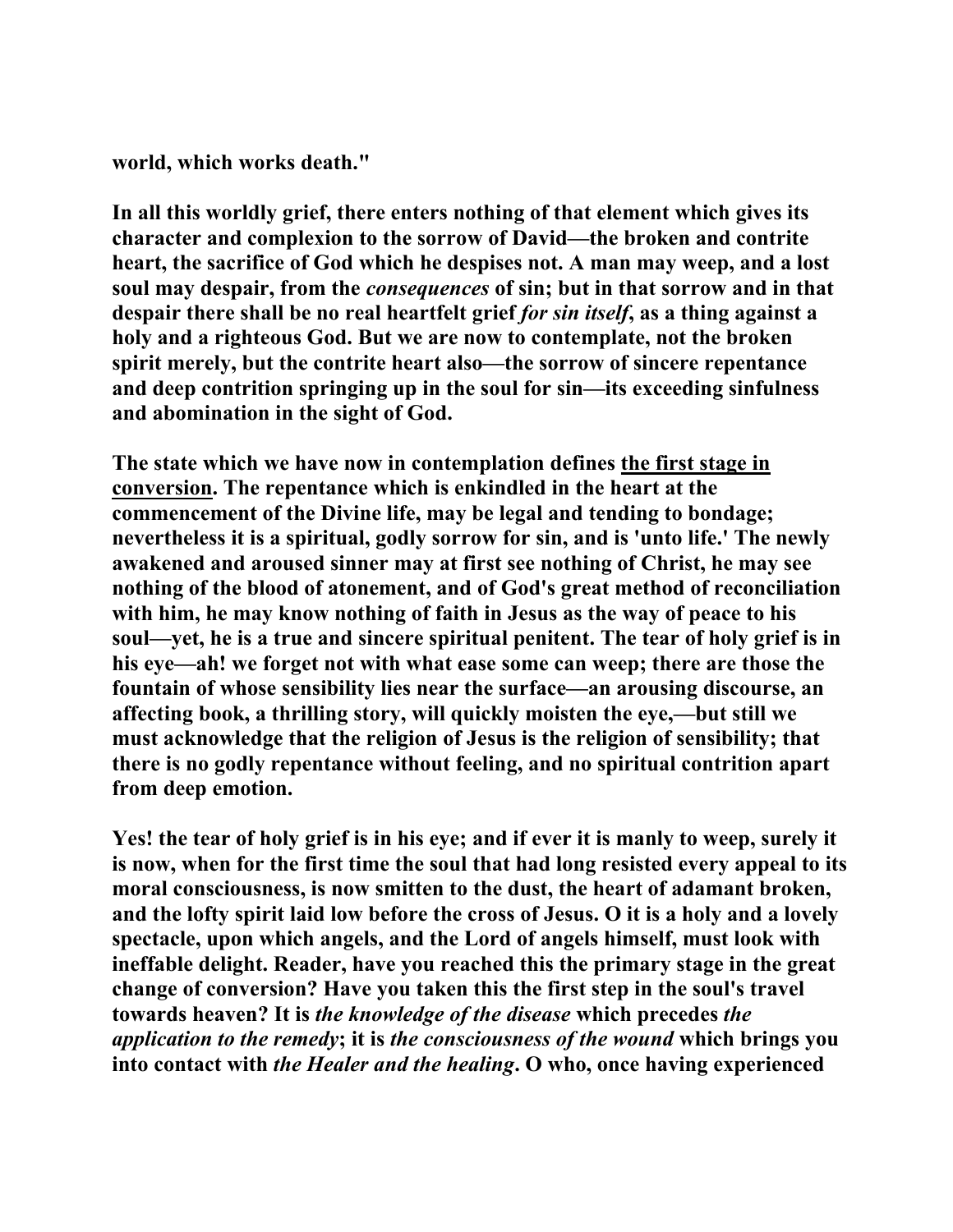**world, which works death."**

**In all this worldly grief, there enters nothing of that element which gives its character and complexion to the sorrow of David—the broken and contrite heart, the sacrifice of God which he despises not. A man may weep, and a lost soul may despair, from the *consequences* of sin; but in that sorrow and in that despair there shall be no real heartfelt grief *for sin itself*, as a thing against a holy and a righteous God. But we are now to contemplate, not the broken spirit merely, but the contrite heart also—the sorrow of sincere repentance and deep contrition springing up in the soul for sin—its exceeding sinfulness and abomination in the sight of God.**

**The state which we have now in contemplation defines <u>the first stage in conversion</u>. The repentance which is enkindled in the heart at the commencement of the Divine life, may be legal and tending to bondage; nevertheless it is a spiritual, godly sorrow for sin, and is 'unto life.' The newly awakened and aroused sinner may at first see nothing of Christ, he may see nothing of the blood of atonement, and of God's great method of reconciliation with him, he may know nothing of faith in Jesus as the way of peace to his soul—yet, he is a true and sincere spiritual penitent. The tear of holy grief is in his eye—ah! we forget not with what ease some can weep; there are those the fountain of whose sensibility lies near the surface—an arousing discourse, an affecting book, a thrilling story, will quickly moisten the eye,—but still we must acknowledge that the religion of Jesus is the religion of sensibility; that there is no godly repentance without feeling, and no spiritual contrition apart from deep emotion.**

**Yes! the tear of holy grief is in his eye; and if ever it is manly to weep, surely it is now, when for the first time the soul that had long resisted every appeal to its moral consciousness, is now smitten to the dust, the heart of adamant broken, and the lofty spirit laid low before the cross of Jesus. O it is a holy and a lovely spectacle, upon which angels, and the Lord of angels himself, must look with ineffable delight. Reader, have you reached this the primary stage in the great change of conversion? Have you taken this the first step in the soul's travel towards heaven? It is *the knowledge of the disease* which precedes *the application to the remedy*; it is *the consciousness of the wound* which brings you into contact with *the Healer and the healing*. O who, once having experienced**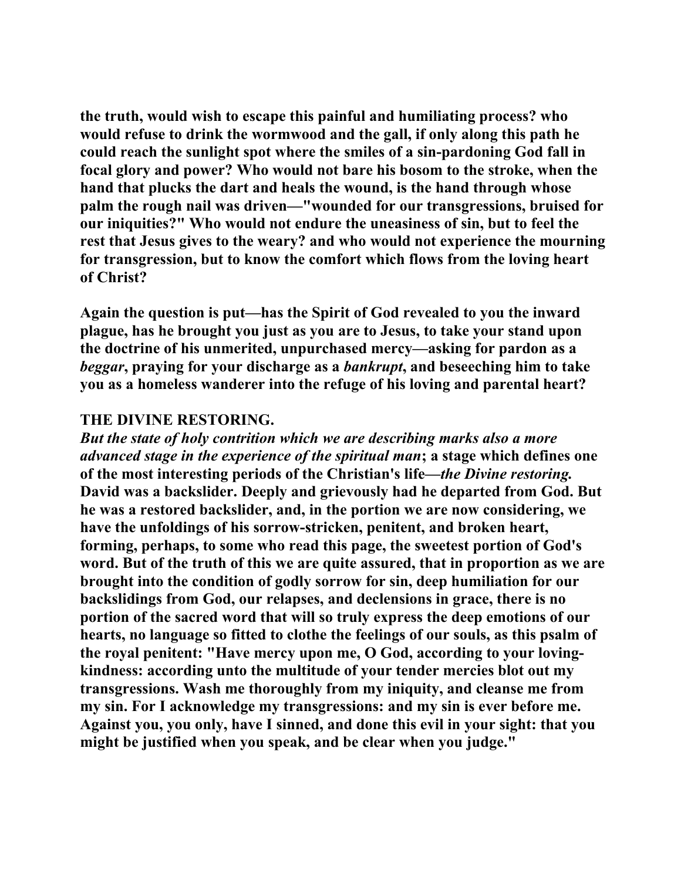the truth, would wish to escape this painful and humiliating process? who would refuse to drink the wormwood and the gall, if only along this path he could reach the sunlight spot where the smiles of a sin-pardoning God fall in focal glory and power? Who would not bare his bosom to the stroke, when the hand that plucks the dart and heals the wound, is the hand through whose palm the rough nail was driven—"wounded for our transgressions, bruised for our iniquities?" Who would not endure the uneasiness of sin, but to feel the rest that Jesus gives to the weary? and who would not experience the mourning for transgression, but to know the comfort which flows from the loving heart of Christ?

Again the question is put—has the Spirit of God revealed to you the inward plague, has he brought you just as you are to Jesus, to take your stand upon the doctrine of his unmerited, unpurchased mercy—asking for pardon as a *beggar*, praying for your discharge as a *bankrupt*, and beseeching him to take you as a homeless wanderer into the refuge of his loving and parental heart?

## THE DIVINE RESTORING.

*But the state of holy contrition which we are describing marks also a more advanced stage in the experience of the spiritual man*; a stage which defines one of the most interesting periods of the Christian's life—*the Divine restoring.* David was a backslider. Deeply and grievously had he departed from God. But he was a restored backslider, and, in the portion we are now considering, we have the unfoldings of his sorrow-stricken, penitent, and broken heart, forming, perhaps, to some who read this page, the sweetest portion of God's word. But of the truth of this we are quite assured, that in proportion as we are brought into the condition of godly sorrow for sin, deep humiliation for our backslidings from God, our relapses, and declensions in grace, there is no portion of the sacred word that will so truly express the deep emotions of our hearts, no language so fitted to clothe the feelings of our souls, as this psalm of the royal penitent: "Have mercy upon me, O God, according to your loving-kindness: according unto the multitude of your tender mercies blot out my transgressions. Wash me thoroughly from my iniquity, and cleanse me from my sin. For I acknowledge my transgressions: and my sin is ever before me. Against you, you only, have I sinned, and done this evil in your sight: that you might be justified when you speak, and be clear when you judge."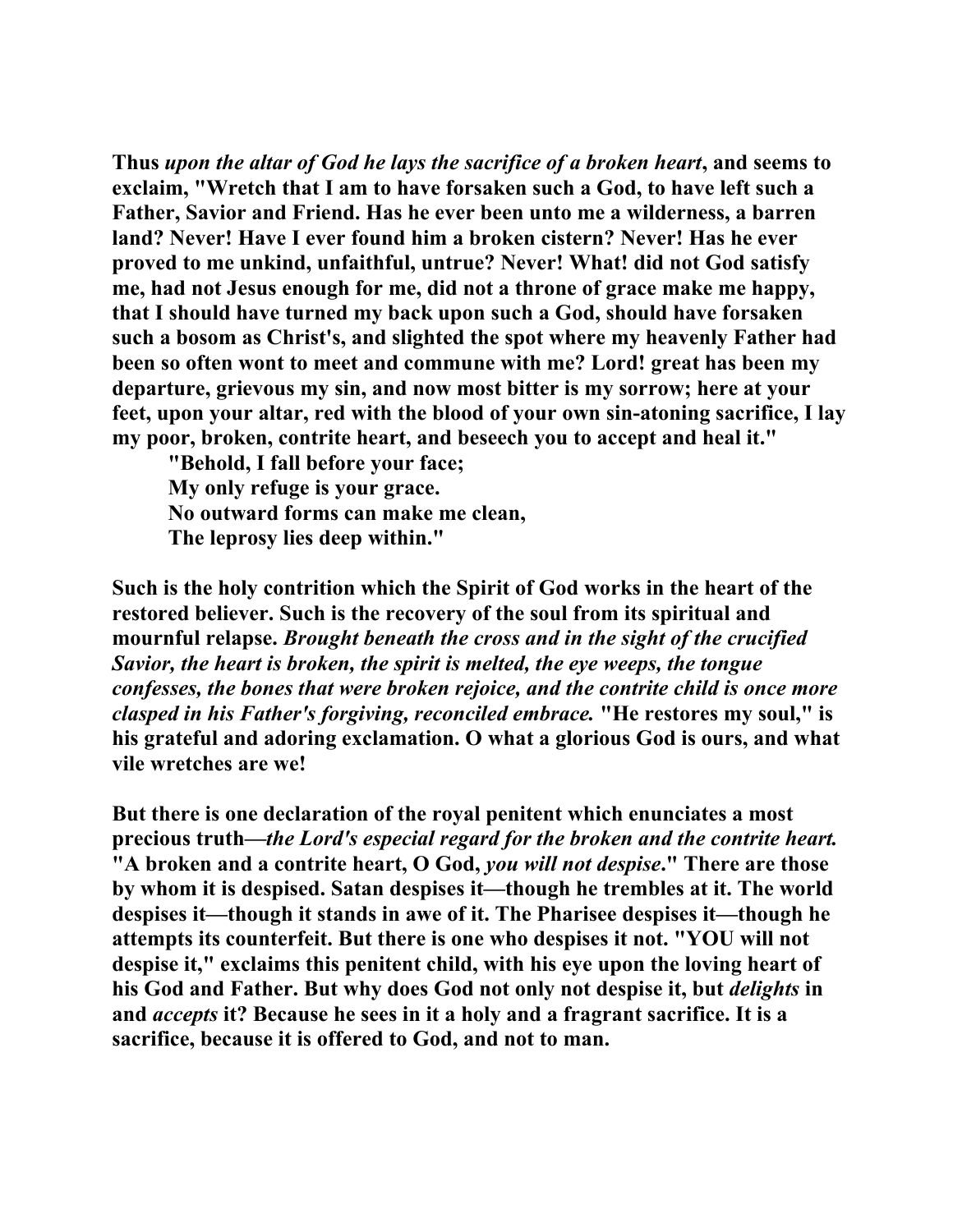Thus *upon the altar of God he lays the sacrifice of a broken heart*, and seems to exclaim, "Wretch that I am to have forsaken such a God, to have left such a Father, Savior and Friend. Has he ever been unto me a wilderness, a barren land? Never! Have I ever found him a broken cistern? Never! Has he ever proved to me unkind, unfaithful, untrue? Never! What! did not God satisfy me, had not Jesus enough for me, did not a throne of grace make me happy, that I should have turned my back upon such a God, should have forsaken such a bosom as Christ's, and slighted the spot where my heavenly Father had been so often wont to meet and commune with me? Lord! great has been my departure, grievous my sin, and now most bitter is my sorrow; here at your feet, upon your altar, red with the blood of your own sin-atoning sacrifice, I lay my poor, broken, contrite heart, and beseech you to accept and heal it."

> "Behold, I fall before your face;
> My only refuge is your grace.
> No outward forms can make me clean,
> The leprosy lies deep within."

Such is the holy contrition which the Spirit of God works in the heart of the restored believer. Such is the recovery of the soul from its spiritual and mournful relapse. *Brought beneath the cross and in the sight of the crucified Savior, the heart is broken, the spirit is melted, the eye weeps, the tongue confesses, the bones that were broken rejoice, and the contrite child is once more clasped in his Father's forgiving, reconciled embrace.* "He restores my soul," is his grateful and adoring exclamation. O what a glorious God is ours, and what vile wretches are we!

But there is one declaration of the royal penitent which enunciates a most precious truth—*the Lord's especial regard for the broken and the contrite heart.* "A broken and a contrite heart, O God, *you will not despise*." There are those by whom it is despised. Satan despises it—though he trembles at it. The world despises it—though it stands in awe of it. The Pharisee despises it—though he attempts its counterfeit. But there is one who despises it not. "YOU will not despise it," exclaims this penitent child, with his eye upon the loving heart of his God and Father. But why does God not only not despise it, but *delights* in and *accepts* it? Because he sees in it a holy and a fragrant sacrifice. It is a sacrifice, because it is offered to God, and not to man.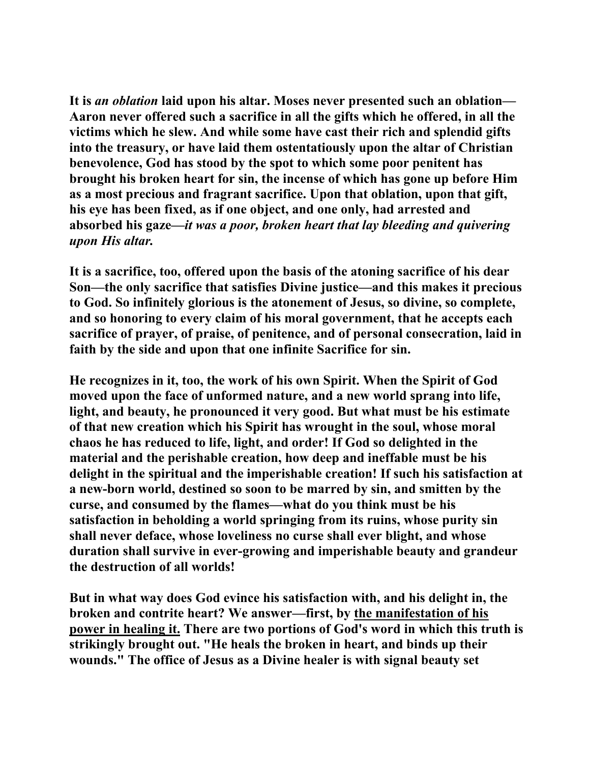**It is *an oblation* laid upon his altar. Moses never presented such an oblation—Aaron never offered such a sacrifice in all the gifts which he offered, in all the victims which he slew. And while some have cast their rich and splendid gifts into the treasury, or have laid them ostentatiously upon the altar of Christian benevolence, God has stood by the spot to which some poor penitent has brought his broken heart for sin, the incense of which has gone up before Him as a most precious and fragrant sacrifice. Upon that oblation, upon that gift, his eye has been fixed, as if one object, and one only, had arrested and absorbed his gaze—*it was a poor, broken heart that lay bleeding and quivering upon His altar.***

**It is a sacrifice, too, offered upon the basis of the atoning sacrifice of his dear Son—the only sacrifice that satisfies Divine justice—and this makes it precious to God. So infinitely glorious is the atonement of Jesus, so divine, so complete, and so honoring to every claim of his moral government, that he accepts each sacrifice of prayer, of praise, of penitence, and of personal consecration, laid in faith by the side and upon that one infinite Sacrifice for sin.**

**He recognizes in it, too, the work of his own Spirit. When the Spirit of God moved upon the face of unformed nature, and a new world sprang into life, light, and beauty, he pronounced it very good. But what must be his estimate of that new creation which his Spirit has wrought in the soul, whose moral chaos he has reduced to life, light, and order! If God so delighted in the material and the perishable creation, how deep and ineffable must be his delight in the spiritual and the imperishable creation! If such his satisfaction at a new-born world, destined so soon to be marred by sin, and smitten by the curse, and consumed by the flames—what do you think must be his satisfaction in beholding a world springing from its ruins, whose purity sin shall never deface, whose loveliness no curse shall ever blight, and whose duration shall survive in ever-growing and imperishable beauty and grandeur the destruction of all worlds!**

**But in what way does God evince his satisfaction with, and his delight in, the broken and contrite heart? We answer—first, by <u>the manifestation of his power in healing it.</u> There are two portions of God's word in which this truth is strikingly brought out. "He heals the broken in heart, and binds up their wounds." The office of Jesus as a Divine healer is with signal beauty set**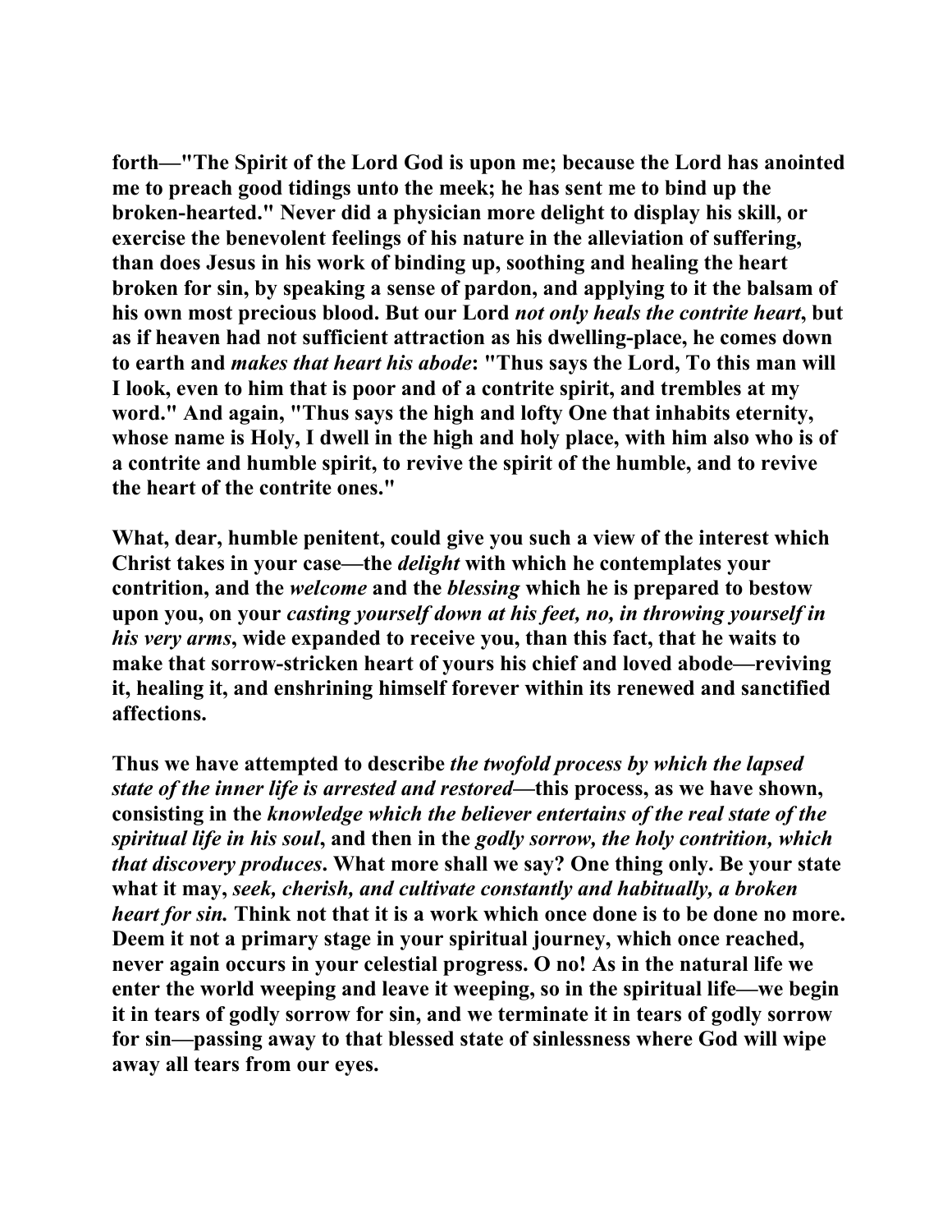forth—"The Spirit of the Lord God is upon me; because the Lord has anointed me to preach good tidings unto the meek; he has sent me to bind up the broken-hearted." Never did a physician more delight to display his skill, or exercise the benevolent feelings of his nature in the alleviation of suffering, than does Jesus in his work of binding up, soothing and healing the heart broken for sin, by speaking a sense of pardon, and applying to it the balsam of his own most precious blood. But our Lord *not only heals the contrite heart*, but as if heaven had not sufficient attraction as his dwelling-place, he comes down to earth and *makes that heart his abode*: "Thus says the Lord, To this man will I look, even to him that is poor and of a contrite spirit, and trembles at my word." And again, "Thus says the high and lofty One that inhabits eternity, whose name is Holy, I dwell in the high and holy place, with him also who is of a contrite and humble spirit, to revive the spirit of the humble, and to revive the heart of the contrite ones."

What, dear, humble penitent, could give you such a view of the interest which Christ takes in your case—the *delight* with which he contemplates your contrition, and the *welcome* and the *blessing* which he is prepared to bestow upon you, on your *casting yourself down at his feet, no, in throwing yourself in his very arms*, wide expanded to receive you, than this fact, that he waits to make that sorrow-stricken heart of yours his chief and loved abode—reviving it, healing it, and enshrining himself forever within its renewed and sanctified affections.

Thus we have attempted to describe *the twofold process by which the lapsed state of the inner life is arrested and restored*—this process, as we have shown, consisting in the *knowledge which the believer entertains of the real state of the spiritual life in his soul*, and then in the *godly sorrow, the holy contrition, which that discovery produces*. What more shall we say? One thing only. Be your state what it may, *seek, cherish, and cultivate constantly and habitually, a broken heart for sin.* Think not that it is a work which once done is to be done no more. Deem it not a primary stage in your spiritual journey, which once reached, never again occurs in your celestial progress. O no! As in the natural life we enter the world weeping and leave it weeping, so in the spiritual life—we begin it in tears of godly sorrow for sin, and we terminate it in tears of godly sorrow for sin—passing away to that blessed state of sinlessness where God will wipe away all tears from our eyes.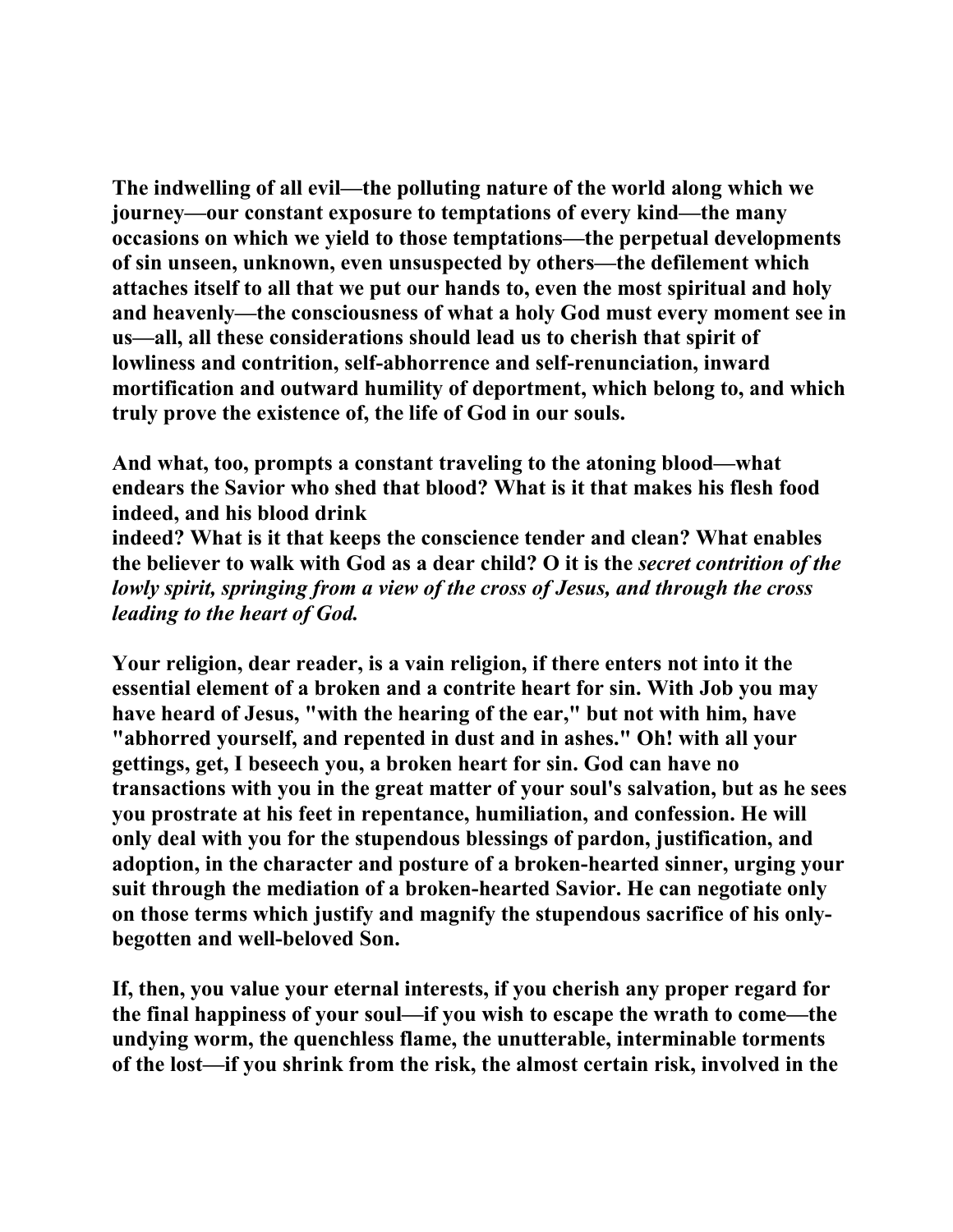The indwelling of all evil—the polluting nature of the world along which we journey—our constant exposure to temptations of every kind—the many occasions on which we yield to those temptations—the perpetual developments of sin unseen, unknown, even unsuspected by others—the defilement which attaches itself to all that we put our hands to, even the most spiritual and holy and heavenly—the consciousness of what a holy God must every moment see in us—all, all these considerations should lead us to cherish that spirit of lowliness and contrition, self-abhorrence and self-renunciation, inward mortification and outward humility of deportment, which belong to, and which truly prove the existence of, the life of God in our souls.

And what, too, prompts a constant traveling to the atoning blood—what endears the Savior who shed that blood? What is it that makes his flesh food indeed, and his blood drink indeed? What is it that keeps the conscience tender and clean? What enables the believer to walk with God as a dear child? O it is the *secret contrition of the lowly spirit, springing from a view of the cross of Jesus, and through the cross leading to the heart of God.*

Your religion, dear reader, is a vain religion, if there enters not into it the essential element of a broken and a contrite heart for sin. With Job you may have heard of Jesus, "with the hearing of the ear," but not with him, have "abhorred yourself, and repented in dust and in ashes." Oh! with all your gettings, get, I beseech you, a broken heart for sin. God can have no transactions with you in the great matter of your soul's salvation, but as he sees you prostrate at his feet in repentance, humiliation, and confession. He will only deal with you for the stupendous blessings of pardon, justification, and adoption, in the character and posture of a broken-hearted sinner, urging your suit through the mediation of a broken-hearted Savior. He can negotiate only on those terms which justify and magnify the stupendous sacrifice of his only-begotten and well-beloved Son.

If, then, you value your eternal interests, if you cherish any proper regard for the final happiness of your soul—if you wish to escape the wrath to come—the undying worm, the quenchless flame, the unutterable, interminable torments of the lost—if you shrink from the risk, the almost certain risk, involved in the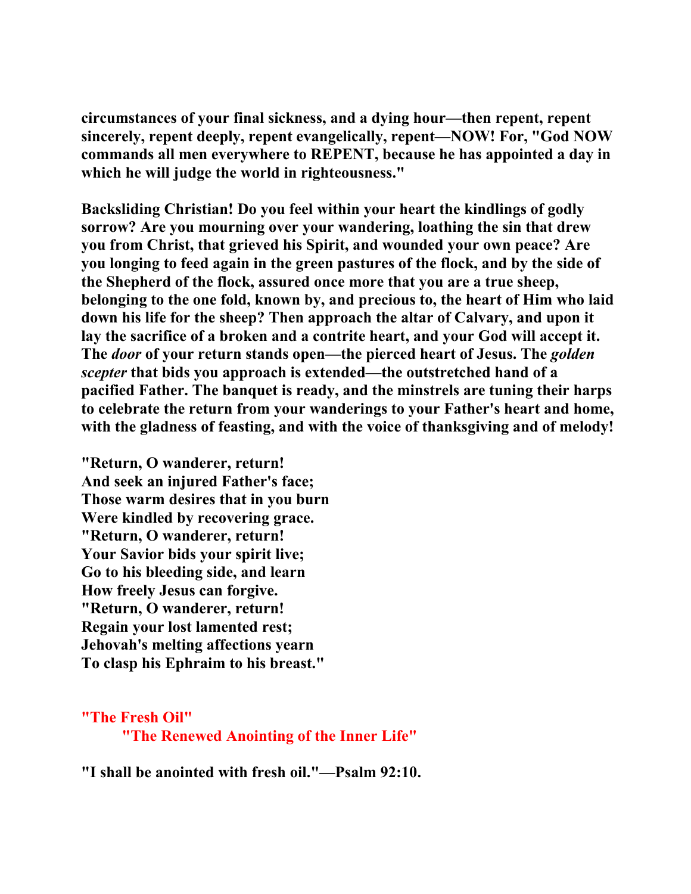**circumstances of your final sickness, and a dying hour—then repent, repent sincerely, repent deeply, repent evangelically, repent—NOW! For, "God NOW commands all men everywhere to REPENT, because he has appointed a day in which he will judge the world in righteousness."**

**Backsliding Christian! Do you feel within your heart the kindlings of godly sorrow? Are you mourning over your wandering, loathing the sin that drew you from Christ, that grieved his Spirit, and wounded your own peace? Are you longing to feed again in the green pastures of the flock, and by the side of the Shepherd of the flock, assured once more that you are a true sheep, belonging to the one fold, known by, and precious to, the heart of Him who laid down his life for the sheep? Then approach the altar of Calvary, and upon it lay the sacrifice of a broken and a contrite heart, and your God will accept it. The *door* of your return stands open—the pierced heart of Jesus. The *golden scepter* that bids you approach is extended—the outstretched hand of a pacified Father. The banquet is ready, and the minstrels are tuning their harps to celebrate the return from your wanderings to your Father's heart and home, with the gladness of feasting, and with the voice of thanksgiving and of melody!**

**"Return, O wanderer, return!**
**And seek an injured Father's face;**
**Those warm desires that in you burn**
**Were kindled by recovering grace.**
**"Return, O wanderer, return!**
**Your Savior bids your spirit live;**
**Go to his bleeding side, and learn**
**How freely Jesus can forgive.**
**"Return, O wanderer, return!**
**Regain your lost lamented rest;**
**Jehovah's melting affections yearn**
**To clasp his Ephraim to his breast."**

## "The Fresh Oil"
### "The Renewed Anointing of the Inner Life"

**"I shall be anointed with fresh oil."—Psalm 92:10.**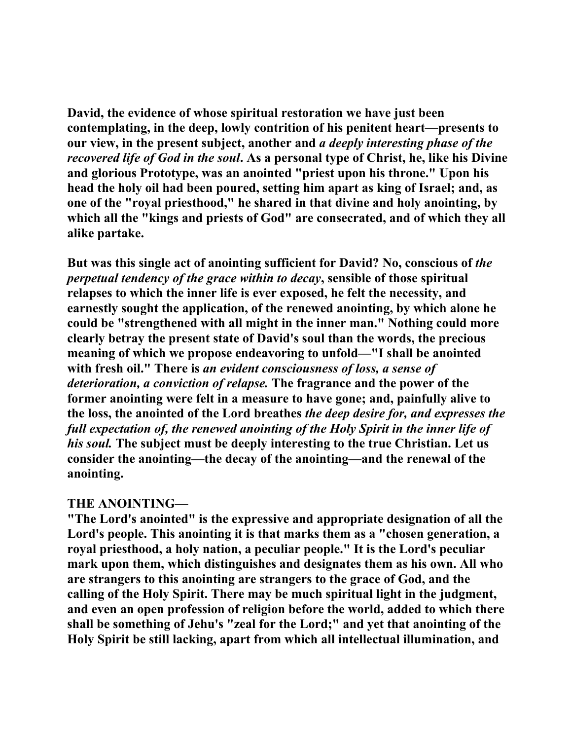David, the evidence of whose spiritual restoration we have just been contemplating, in the deep, lowly contrition of his penitent heart—presents to our view, in the present subject, another and *a deeply interesting phase of the recovered life of God in the soul*. As a personal type of Christ, he, like his Divine and glorious Prototype, was an anointed "priest upon his throne." Upon his head the holy oil had been poured, setting him apart as king of Israel; and, as one of the "royal priesthood," he shared in that divine and holy anointing, by which all the "kings and priests of God" are consecrated, and of which they all alike partake.

But was this single act of anointing sufficient for David? No, conscious of *the perpetual tendency of the grace within to decay*, sensible of those spiritual relapses to which the inner life is ever exposed, he felt the necessity, and earnestly sought the application, of the renewed anointing, by which alone he could be "strengthened with all might in the inner man." Nothing could more clearly betray the present state of David's soul than the words, the precious meaning of which we propose endeavoring to unfold—"I shall be anointed with fresh oil." There is *an evident consciousness of loss, a sense of deterioration, a conviction of relapse.* The fragrance and the power of the former anointing were felt in a measure to have gone; and, painfully alive to the loss, the anointed of the Lord breathes *the deep desire for, and expresses the full expectation of, the renewed anointing of the Holy Spirit in the inner life of his soul.* The subject must be deeply interesting to the true Christian. Let us consider the anointing—the decay of the anointing—and the renewal of the anointing.

## THE ANOINTING—

"The Lord's anointed" is the expressive and appropriate designation of all the Lord's people. This anointing it is that marks them as a "chosen generation, a royal priesthood, a holy nation, a peculiar people." It is the Lord's peculiar mark upon them, which distinguishes and designates them as his own. All who are strangers to this anointing are strangers to the grace of God, and the calling of the Holy Spirit. There may be much spiritual light in the judgment, and even an open profession of religion before the world, added to which there shall be something of Jehu's "zeal for the Lord;" and yet that anointing of the Holy Spirit be still lacking, apart from which all intellectual illumination, and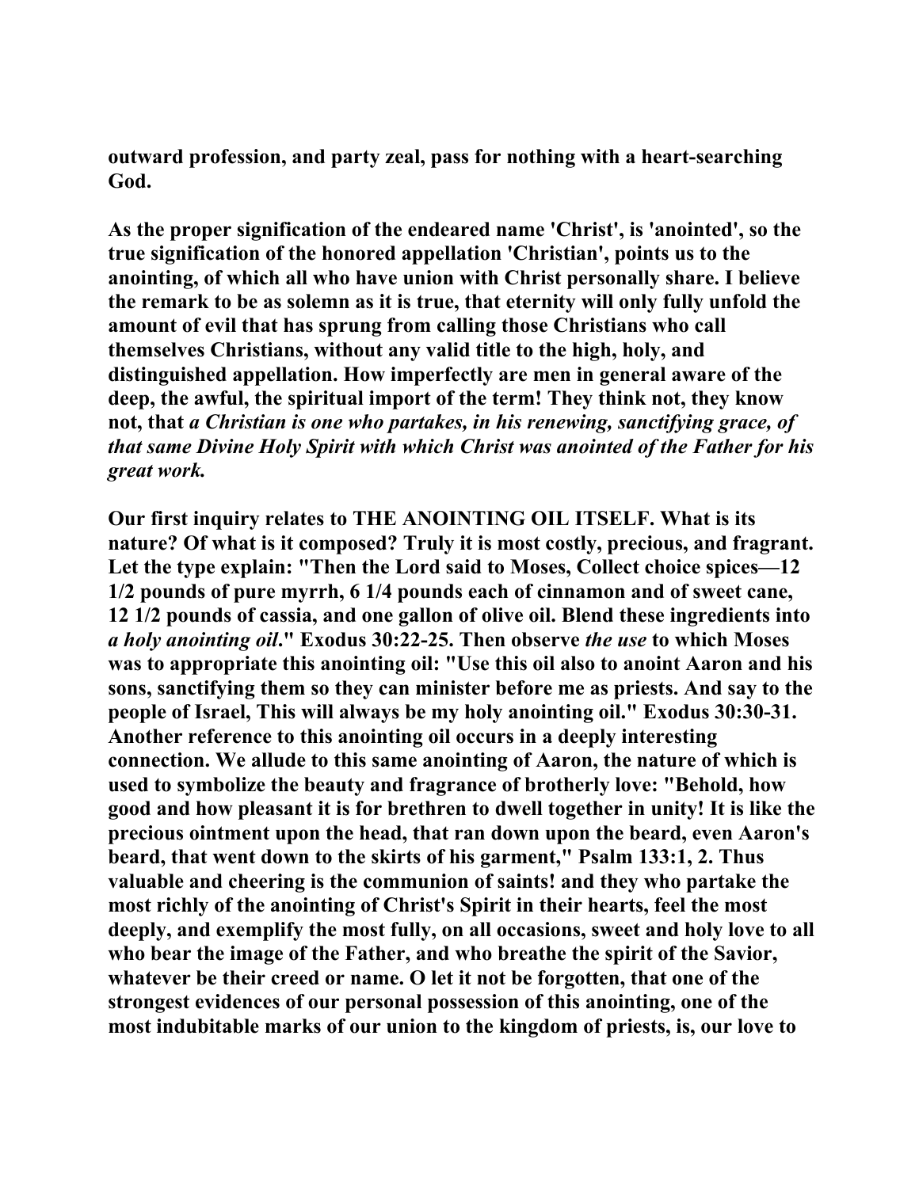outward profession, and party zeal, pass for nothing with a heart-searching God.

As the proper signification of the endeared name 'Christ', is 'anointed', so the true signification of the honored appellation 'Christian', points us to the anointing, of which all who have union with Christ personally share. I believe the remark to be as solemn as it is true, that eternity will only fully unfold the amount of evil that has sprung from calling those Christians who call themselves Christians, without any valid title to the high, holy, and distinguished appellation. How imperfectly are men in general aware of the deep, the awful, the spiritual import of the term! They think not, they know not, that *a Christian is one who partakes, in his renewing, sanctifying grace, of that same Divine Holy Spirit with which Christ was anointed of the Father for his great work.*

Our first inquiry relates to THE ANOINTING OIL ITSELF. What is its nature? Of what is it composed? Truly it is most costly, precious, and fragrant. Let the type explain: "Then the Lord said to Moses, Collect choice spices—12 1/2 pounds of pure myrrh, 6 1/4 pounds each of cinnamon and of sweet cane, 12 1/2 pounds of cassia, and one gallon of olive oil. Blend these ingredients into *a holy anointing oil*." Exodus 30:22-25. Then observe *the use* to which Moses was to appropriate this anointing oil: "Use this oil also to anoint Aaron and his sons, sanctifying them so they can minister before me as priests. And say to the people of Israel, This will always be my holy anointing oil." Exodus 30:30-31. Another reference to this anointing oil occurs in a deeply interesting connection. We allude to this same anointing of Aaron, the nature of which is used to symbolize the beauty and fragrance of brotherly love: "Behold, how good and how pleasant it is for brethren to dwell together in unity! It is like the precious ointment upon the head, that ran down upon the beard, even Aaron's beard, that went down to the skirts of his garment," Psalm 133:1, 2. Thus valuable and cheering is the communion of saints! and they who partake the most richly of the anointing of Christ's Spirit in their hearts, feel the most deeply, and exemplify the most fully, on all occasions, sweet and holy love to all who bear the image of the Father, and who breathe the spirit of the Savior, whatever be their creed or name. O let it not be forgotten, that one of the strongest evidences of our personal possession of this anointing, one of the most indubitable marks of our union to the kingdom of priests, is, our love to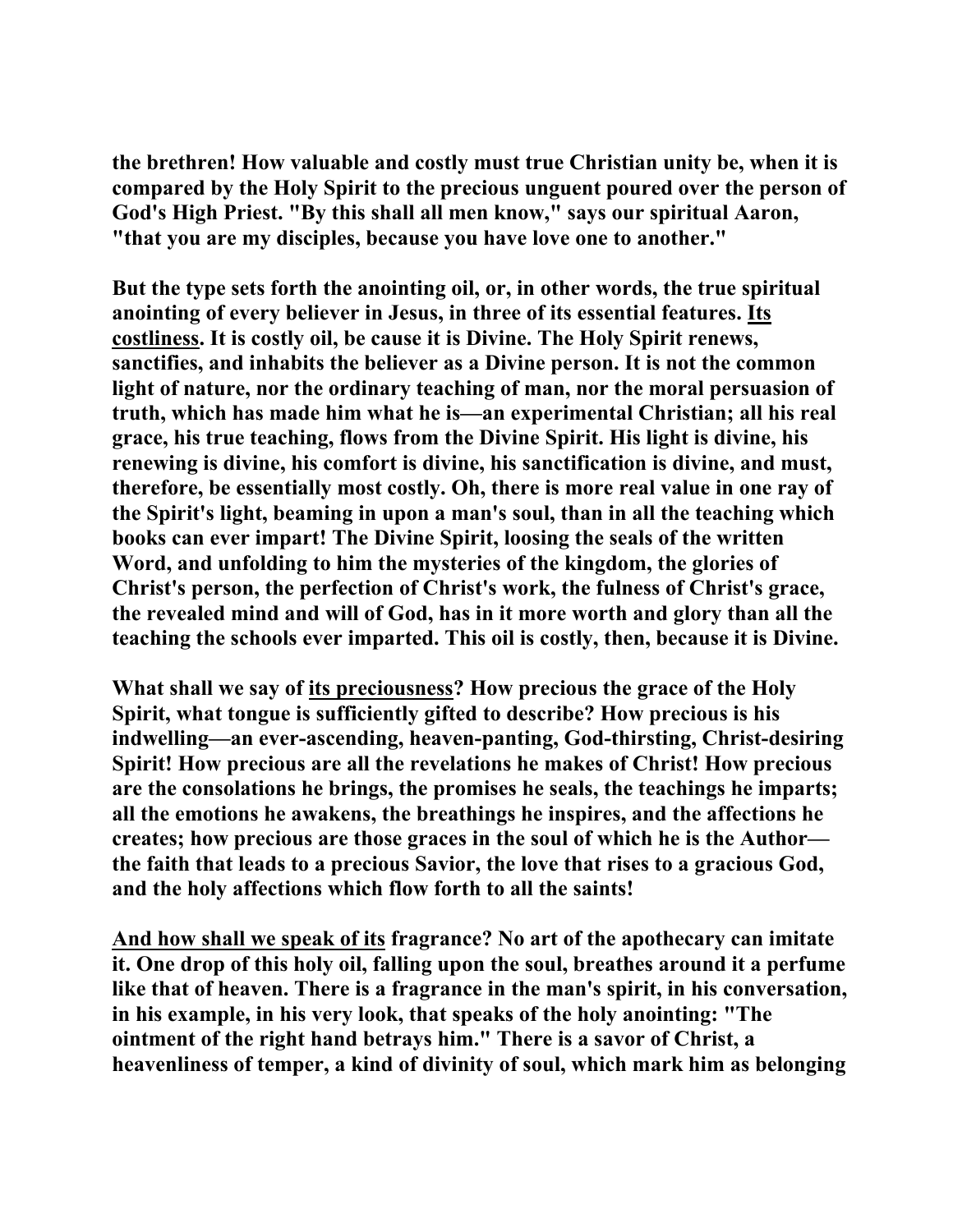**the brethren! How valuable and costly must true Christian unity be, when it is compared by the Holy Spirit to the precious unguent poured over the person of God's High Priest. "By this shall all men know," says our spiritual Aaron, "that you are my disciples, because you have love one to another."**

**But the type sets forth the anointing oil, or, in other words, the true spiritual anointing of every believer in Jesus, in three of its essential features. <u>Its costliness</u>. It is costly oil, be cause it is Divine. The Holy Spirit renews, sanctifies, and inhabits the believer as a Divine person. It is not the common light of nature, nor the ordinary teaching of man, nor the moral persuasion of truth, which has made him what he is—an experimental Christian; all his real grace, his true teaching, flows from the Divine Spirit. His light is divine, his renewing is divine, his comfort is divine, his sanctification is divine, and must, therefore, be essentially most costly. Oh, there is more real value in one ray of the Spirit's light, beaming in upon a man's soul, than in all the teaching which books can ever impart! The Divine Spirit, loosing the seals of the written Word, and unfolding to him the mysteries of the kingdom, the glories of Christ's person, the perfection of Christ's work, the fulness of Christ's grace, the revealed mind and will of God, has in it more worth and glory than all the teaching the schools ever imparted. This oil is costly, then, because it is Divine.**

**What shall we say of <u>its preciousness</u>? How precious the grace of the Holy Spirit, what tongue is sufficiently gifted to describe? How precious is his indwelling—an ever-ascending, heaven-panting, God-thirsting, Christ-desiring Spirit! How precious are all the revelations he makes of Christ! How precious are the consolations he brings, the promises he seals, the teachings he imparts; all the emotions he awakens, the breathings he inspires, and the affections he creates; how precious are those graces in the soul of which he is the Author—the faith that leads to a precious Savior, the love that rises to a gracious God, and the holy affections which flow forth to all the saints!**

**<u>And how shall we speak of its</u> fragrance? No art of the apothecary can imitate it. One drop of this holy oil, falling upon the soul, breathes around it a perfume like that of heaven. There is a fragrance in the man's spirit, in his conversation, in his example, in his very look, that speaks of the holy anointing: "The ointment of the right hand betrays him." There is a savor of Christ, a heavenliness of temper, a kind of divinity of soul, which mark him as belonging**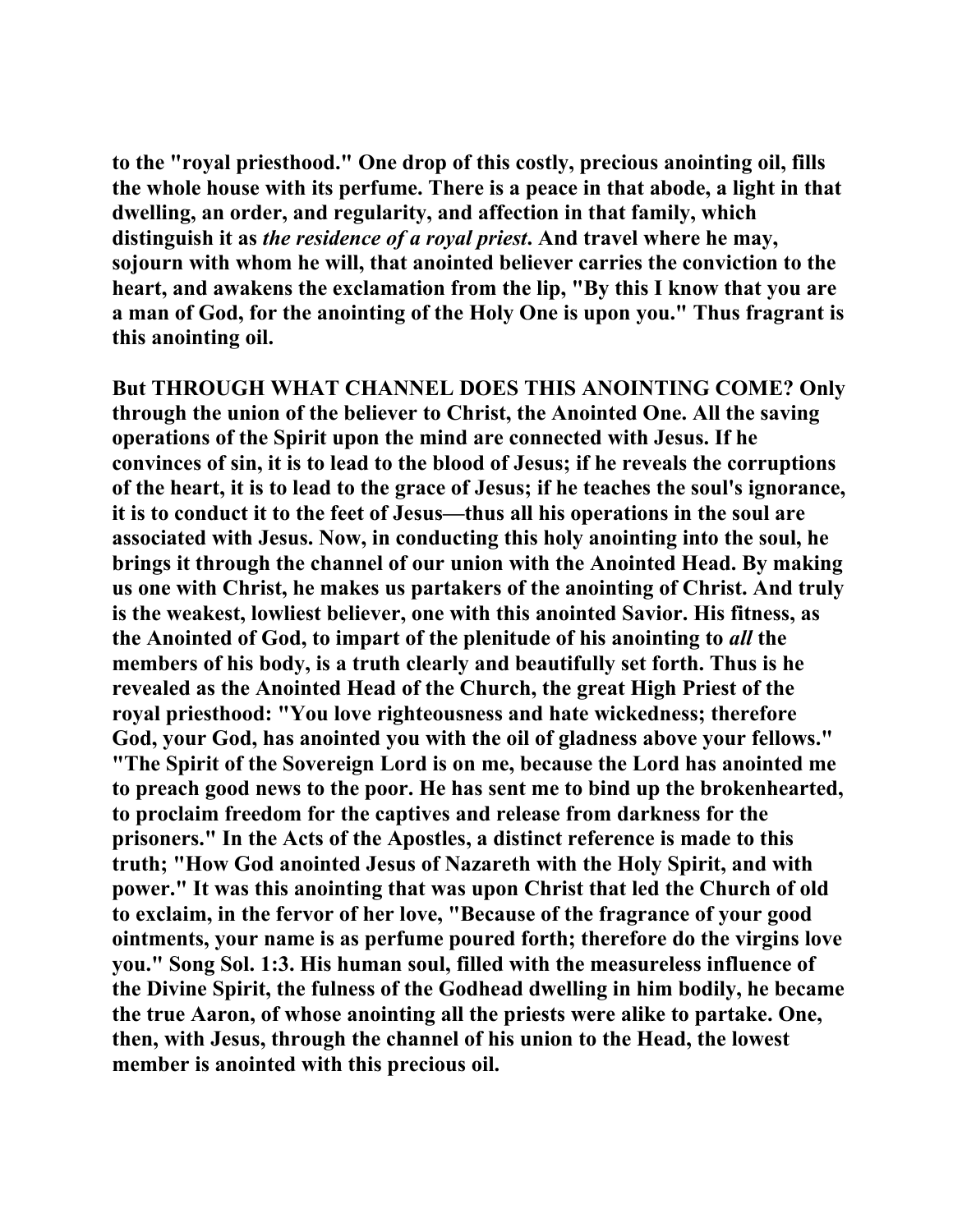**to the "royal priesthood." One drop of this costly, precious anointing oil, fills the whole house with its perfume. There is a peace in that abode, a light in that dwelling, an order, and regularity, and affection in that family, which distinguish it as *the residence of a royal priest*. And travel where he may, sojourn with whom he will, that anointed believer carries the conviction to the heart, and awakens the exclamation from the lip, "By this I know that you are a man of God, for the anointing of the Holy One is upon you." Thus fragrant is this anointing oil.**

**But THROUGH WHAT CHANNEL DOES THIS ANOINTING COME? Only through the union of the believer to Christ, the Anointed One. All the saving operations of the Spirit upon the mind are connected with Jesus. If he convinces of sin, it is to lead to the blood of Jesus; if he reveals the corruptions of the heart, it is to lead to the grace of Jesus; if he teaches the soul's ignorance, it is to conduct it to the feet of Jesus—thus all his operations in the soul are associated with Jesus. Now, in conducting this holy anointing into the soul, he brings it through the channel of our union with the Anointed Head. By making us one with Christ, he makes us partakers of the anointing of Christ. And truly is the weakest, lowliest believer, one with this anointed Savior. His fitness, as the Anointed of God, to impart of the plenitude of his anointing to *all* the members of his body, is a truth clearly and beautifully set forth. Thus is he revealed as the Anointed Head of the Church, the great High Priest of the royal priesthood: "You love righteousness and hate wickedness; therefore God, your God, has anointed you with the oil of gladness above your fellows." "The Spirit of the Sovereign Lord is on me, because the Lord has anointed me to preach good news to the poor. He has sent me to bind up the brokenhearted, to proclaim freedom for the captives and release from darkness for the prisoners." In the Acts of the Apostles, a distinct reference is made to this truth; "How God anointed Jesus of Nazareth with the Holy Spirit, and with power." It was this anointing that was upon Christ that led the Church of old to exclaim, in the fervor of her love, "Because of the fragrance of your good ointments, your name is as perfume poured forth; therefore do the virgins love you." Song Sol. 1:3. His human soul, filled with the measureless influence of the Divine Spirit, the fulness of the Godhead dwelling in him bodily, he became the true Aaron, of whose anointing all the priests were alike to partake. One, then, with Jesus, through the channel of his union to the Head, the lowest member is anointed with this precious oil.**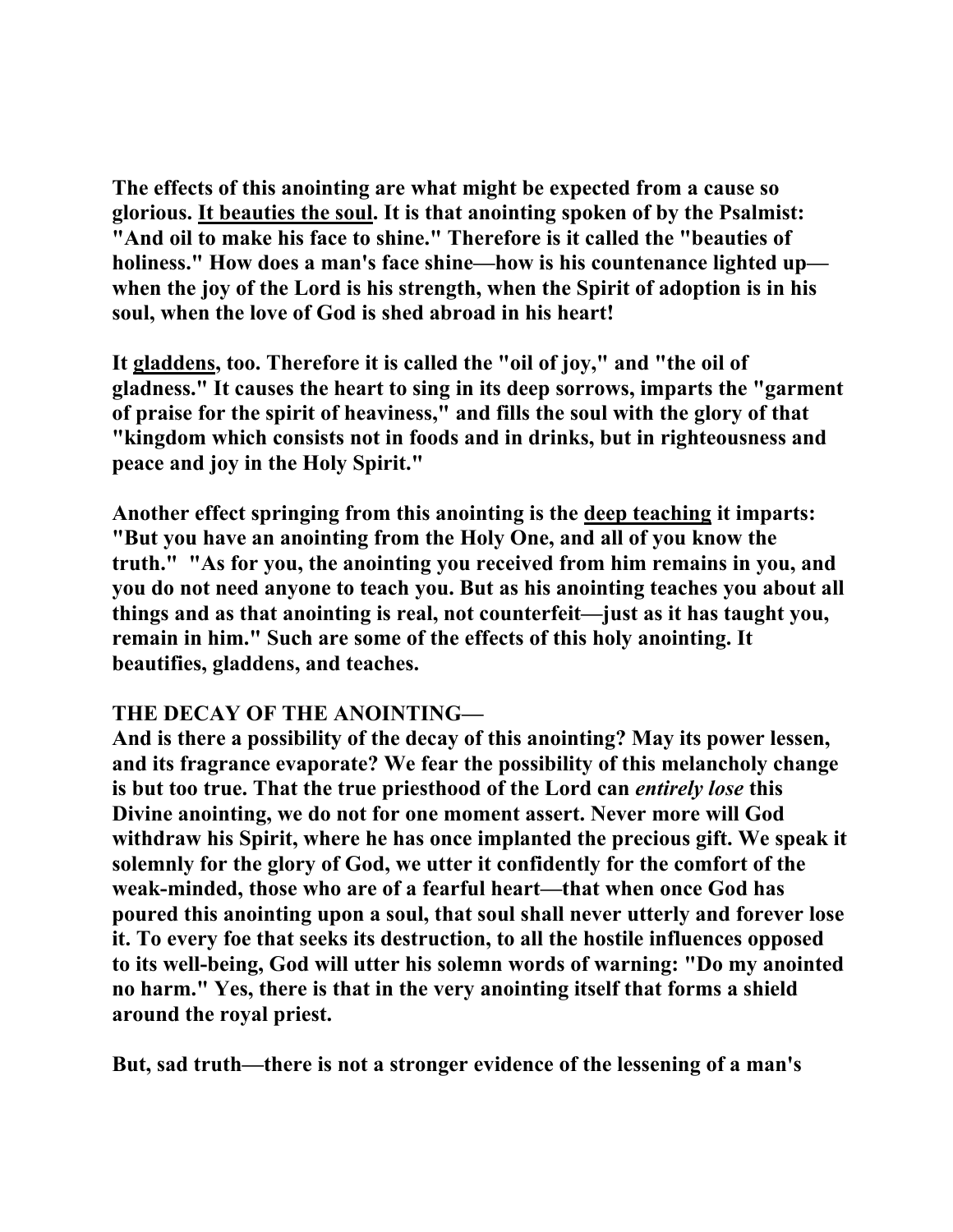**The effects of this anointing are what might be expected from a cause so glorious. <u>It beauties the soul</u>. It is that anointing spoken of by the Psalmist: "And oil to make his face to shine." Therefore is it called the "beauties of holiness." How does a man's face shine—how is his countenance lighted up—when the joy of the Lord is his strength, when the Spirit of adoption is in his soul, when the love of God is shed abroad in his heart!**

**It <u>gladdens</u>, too. Therefore it is called the "oil of joy," and "the oil of gladness." It causes the heart to sing in its deep sorrows, imparts the "garment of praise for the spirit of heaviness," and fills the soul with the glory of that "kingdom which consists not in foods and in drinks, but in righteousness and peace and joy in the Holy Spirit."**

**Another effect springing from this anointing is the <u>deep teaching</u> it imparts: "But you have an anointing from the Holy One, and all of you know the truth." "As for you, the anointing you received from him remains in you, and you do not need anyone to teach you. But as his anointing teaches you about all things and as that anointing is real, not counterfeit—just as it has taught you, remain in him." Such are some of the effects of this holy anointing. It beautifies, gladdens, and teaches.**

**THE DECAY OF THE ANOINTING—**
**And is there a possibility of the decay of this anointing? May its power lessen, and its fragrance evaporate? We fear the possibility of this melancholy change is but too true. That the true priesthood of the Lord can *entirely lose* this Divine anointing, we do not for one moment assert. Never more will God withdraw his Spirit, where he has once implanted the precious gift. We speak it solemnly for the glory of God, we utter it confidently for the comfort of the weak-minded, those who are of a fearful heart—that when once God has poured this anointing upon a soul, that soul shall never utterly and forever lose it. To every foe that seeks its destruction, to all the hostile influences opposed to its well-being, God will utter his solemn words of warning: "Do my anointed no harm." Yes, there is that in the very anointing itself that forms a shield around the royal priest.**

**But, sad truth—there is not a stronger evidence of the lessening of a man's**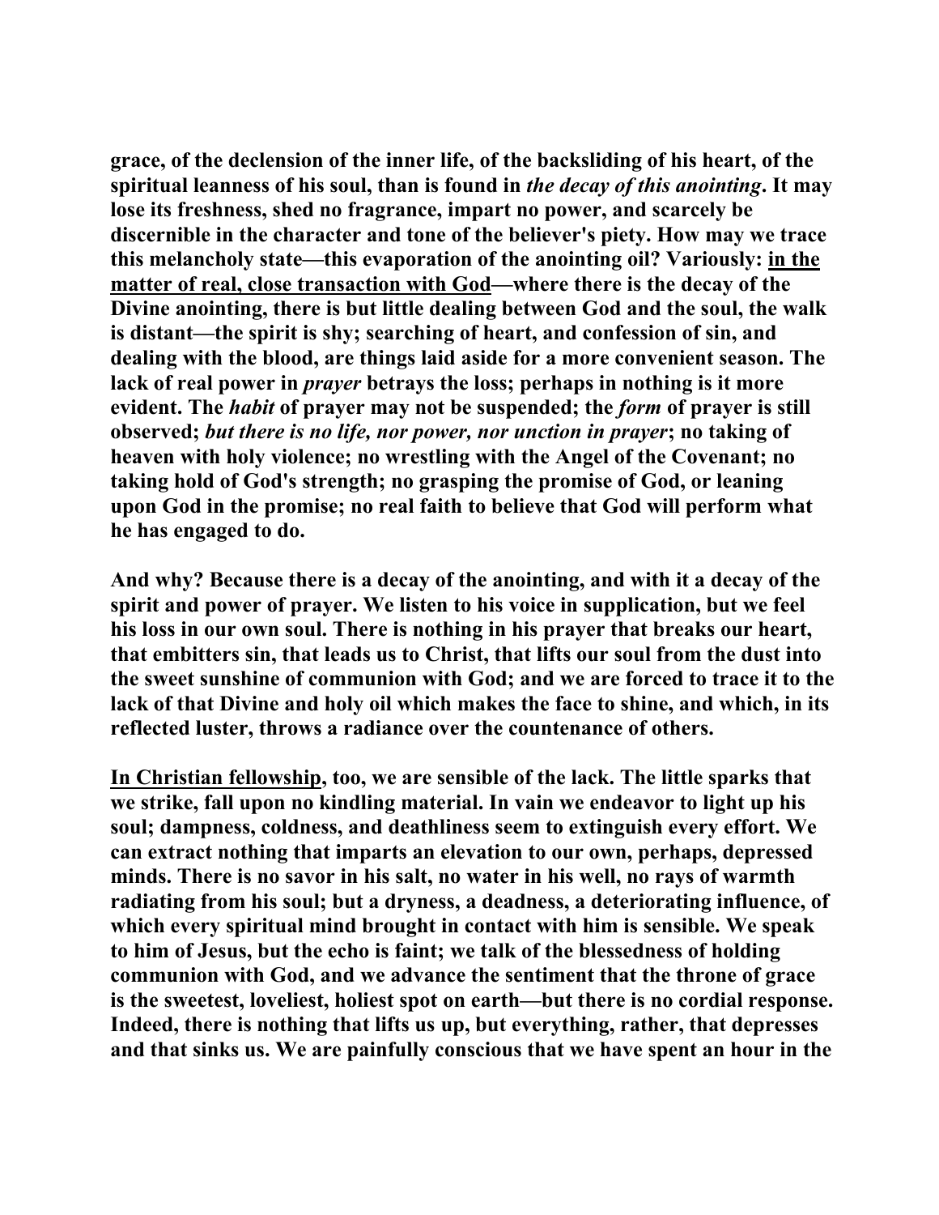**grace, of the declension of the inner life, of the backsliding of his heart, of the spiritual leanness of his soul, than is found in *the decay of this anointing*. It may lose its freshness, shed no fragrance, impart no power, and scarcely be discernible in the character and tone of the believer's piety. How may we trace this melancholy state—this evaporation of the anointing oil? Variously: <u>in the matter of real, close transaction with God</u>—where there is the decay of the Divine anointing, there is but little dealing between God and the soul, the walk is distant—the spirit is shy; searching of heart, and confession of sin, and dealing with the blood, are things laid aside for a more convenient season. The lack of real power in *prayer* betrays the loss; perhaps in nothing is it more evident. The *habit* of prayer may not be suspended; the *form* of prayer is still observed; *but there is no life, nor power, nor unction in prayer*; no taking of heaven with holy violence; no wrestling with the Angel of the Covenant; no taking hold of God's strength; no grasping the promise of God, or leaning upon God in the promise; no real faith to believe that God will perform what he has engaged to do.**

**And why? Because there is a decay of the anointing, and with it a decay of the spirit and power of prayer. We listen to his voice in supplication, but we feel his loss in our own soul. There is nothing in his prayer that breaks our heart, that embitters sin, that leads us to Christ, that lifts our soul from the dust into the sweet sunshine of communion with God; and we are forced to trace it to the lack of that Divine and holy oil which makes the face to shine, and which, in its reflected luster, throws a radiance over the countenance of others.**

**<u>In Christian fellowship</u>, too, we are sensible of the lack. The little sparks that we strike, fall upon no kindling material. In vain we endeavor to light up his soul; dampness, coldness, and deathliness seem to extinguish every effort. We can extract nothing that imparts an elevation to our own, perhaps, depressed minds. There is no savor in his salt, no water in his well, no rays of warmth radiating from his soul; but a dryness, a deadness, a deteriorating influence, of which every spiritual mind brought in contact with him is sensible. We speak to him of Jesus, but the echo is faint; we talk of the blessedness of holding communion with God, and we advance the sentiment that the throne of grace is the sweetest, loveliest, holiest spot on earth—but there is no cordial response. Indeed, there is nothing that lifts us up, but everything, rather, that depresses and that sinks us. We are painfully conscious that we have spent an hour in the**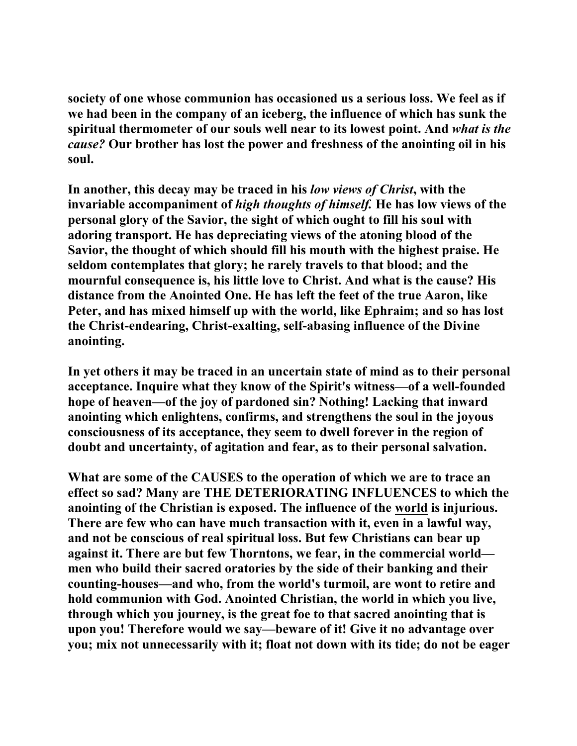society of one whose communion has occasioned us a serious loss. We feel as if we had been in the company of an iceberg, the influence of which has sunk the spiritual thermometer of our souls well near to its lowest point. And *what is the cause?* Our brother has lost the power and freshness of the anointing oil in his soul.

In another, this decay may be traced in his *low views of Christ*, with the invariable accompaniment of *high thoughts of himself.* He has low views of the personal glory of the Savior, the sight of which ought to fill his soul with adoring transport. He has depreciating views of the atoning blood of the Savior, the thought of which should fill his mouth with the highest praise. He seldom contemplates that glory; he rarely travels to that blood; and the mournful consequence is, his little love to Christ. And what is the cause? His distance from the Anointed One. He has left the feet of the true Aaron, like Peter, and has mixed himself up with the world, like Ephraim; and so has lost the Christ-endearing, Christ-exalting, self-abasing influence of the Divine anointing.

In yet others it may be traced in an uncertain state of mind as to their personal acceptance. Inquire what they know of the Spirit's witness—of a well-founded hope of heaven—of the joy of pardoned sin? Nothing! Lacking that inward anointing which enlightens, confirms, and strengthens the soul in the joyous consciousness of its acceptance, they seem to dwell forever in the region of doubt and uncertainty, of agitation and fear, as to their personal salvation.

What are some of the CAUSES to the operation of which we are to trace an effect so sad? Many are THE DETERIORATING INFLUENCES to which the anointing of the Christian is exposed. The influence of the world is injurious. There are few who can have much transaction with it, even in a lawful way, and not be conscious of real spiritual loss. But few Christians can bear up against it. There are but few Thorntons, we fear, in the commercial world—men who build their sacred oratories by the side of their banking and their counting-houses—and who, from the world's turmoil, are wont to retire and hold communion with God. Anointed Christian, the world in which you live, through which you journey, is the great foe to that sacred anointing that is upon you! Therefore would we say—beware of it! Give it no advantage over you; mix not unnecessarily with it; float not down with its tide; do not be eager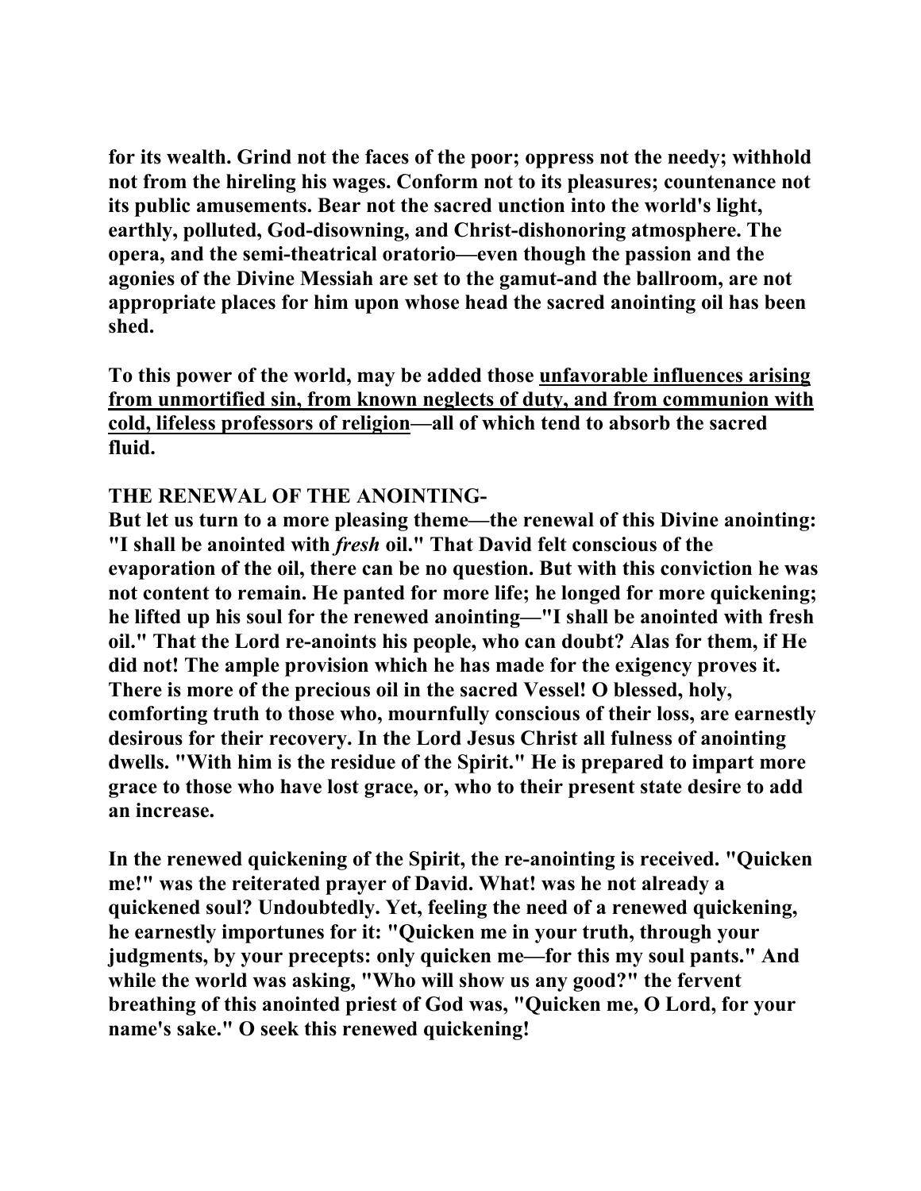**for its wealth. Grind not the faces of the poor; oppress not the needy; withhold not from the hireling his wages. Conform not to its pleasures; countenance not its public amusements. Bear not the sacred unction into the world's light, earthly, polluted, God-disowning, and Christ-dishonoring atmosphere. The opera, and the semi-theatrical oratorio—even though the passion and the agonies of the Divine Messiah are set to the gamut-and the ballroom, are not appropriate places for him upon whose head the sacred anointing oil has been shed.**

**To this power of the world, may be added those <u>unfavorable influences arising from unmortified sin, from known neglects of duty, and from communion with cold, lifeless professors of religion</u>—all of which tend to absorb the sacred fluid.**

**THE RENEWAL OF THE ANOINTING-**

**But let us turn to a more pleasing theme—the renewal of this Divine anointing: "I shall be anointed with *fresh* oil." That David felt conscious of the evaporation of the oil, there can be no question. But with this conviction he was not content to remain. He panted for more life; he longed for more quickening; he lifted up his soul for the renewed anointing—"I shall be anointed with fresh oil." That the Lord re-anoints his people, who can doubt? Alas for them, if He did not! The ample provision which he has made for the exigency proves it. There is more of the precious oil in the sacred Vessel! O blessed, holy, comforting truth to those who, mournfully conscious of their loss, are earnestly desirous for their recovery. In the Lord Jesus Christ all fulness of anointing dwells. "With him is the residue of the Spirit." He is prepared to impart more grace to those who have lost grace, or, who to their present state desire to add an increase.**

**In the renewed quickening of the Spirit, the re-anointing is received. "Quicken me!" was the reiterated prayer of David. What! was he not already a quickened soul? Undoubtedly. Yet, feeling the need of a renewed quickening, he earnestly importunes for it: "Quicken me in your truth, through your judgments, by your precepts: only quicken me—for this my soul pants." And while the world was asking, "Who will show us any good?" the fervent breathing of this anointed priest of God was, "Quicken me, O Lord, for your name's sake." O seek this renewed quickening!**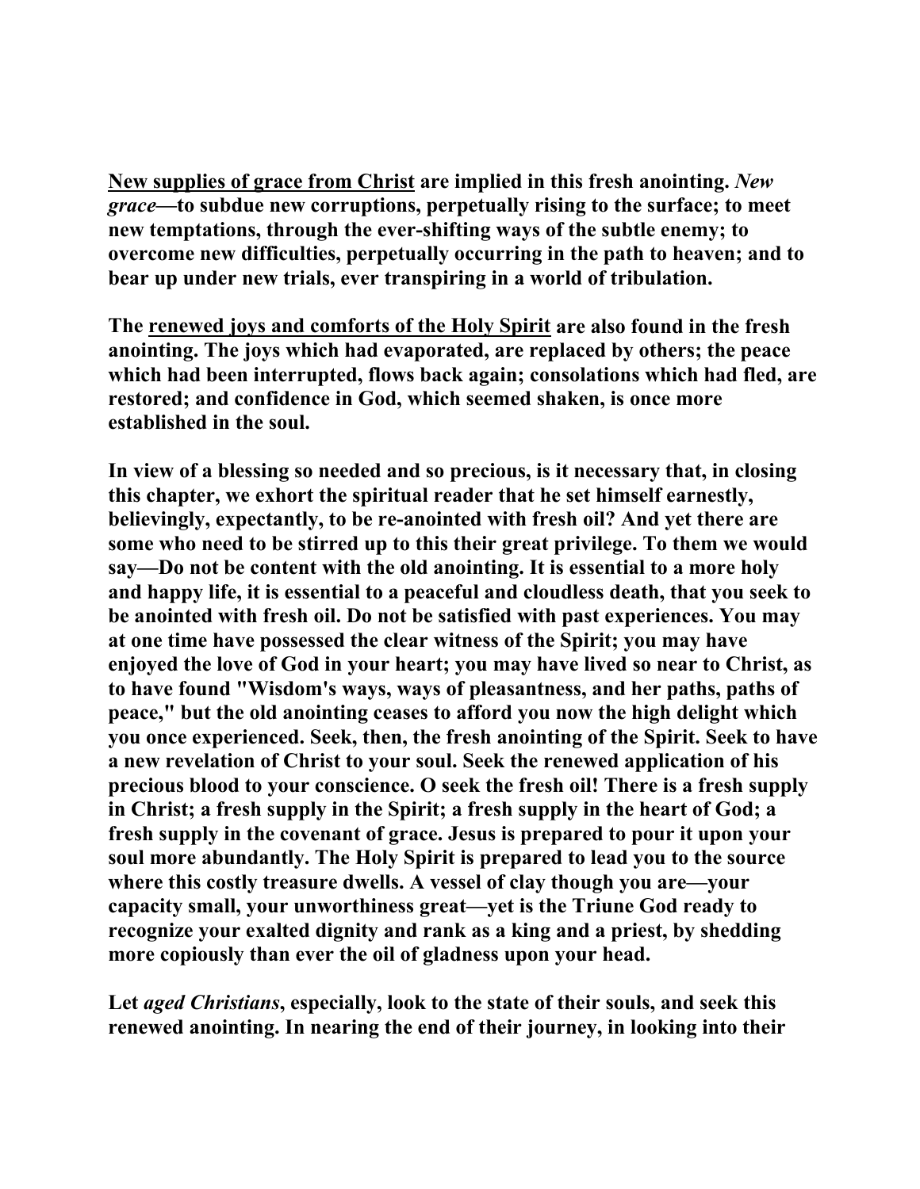**<u>New supplies of grace from Christ</u> are implied in this fresh anointing. *New grace*—to subdue new corruptions, perpetually rising to the surface; to meet new temptations, through the ever-shifting ways of the subtle enemy; to overcome new difficulties, perpetually occurring in the path to heaven; and to bear up under new trials, ever transpiring in a world of tribulation.**

**The <u>renewed joys and comforts of the Holy Spirit</u> are also found in the fresh anointing. The joys which had evaporated, are replaced by others; the peace which had been interrupted, flows back again; consolations which had fled, are restored; and confidence in God, which seemed shaken, is once more established in the soul.**

**In view of a blessing so needed and so precious, is it necessary that, in closing this chapter, we exhort the spiritual reader that he set himself earnestly, believingly, expectantly, to be re-anointed with fresh oil? And yet there are some who need to be stirred up to this their great privilege. To them we would say—Do not be content with the old anointing. It is essential to a more holy and happy life, it is essential to a peaceful and cloudless death, that you seek to be anointed with fresh oil. Do not be satisfied with past experiences. You may at one time have possessed the clear witness of the Spirit; you may have enjoyed the love of God in your heart; you may have lived so near to Christ, as to have found "Wisdom's ways, ways of pleasantness, and her paths, paths of peace," but the old anointing ceases to afford you now the high delight which you once experienced. Seek, then, the fresh anointing of the Spirit. Seek to have a new revelation of Christ to your soul. Seek the renewed application of his precious blood to your conscience. O seek the fresh oil! There is a fresh supply in Christ; a fresh supply in the Spirit; a fresh supply in the heart of God; a fresh supply in the covenant of grace. Jesus is prepared to pour it upon your soul more abundantly. The Holy Spirit is prepared to lead you to the source where this costly treasure dwells. A vessel of clay though you are—your capacity small, your unworthiness great—yet is the Triune God ready to recognize your exalted dignity and rank as a king and a priest, by shedding more copiously than ever the oil of gladness upon your head.**

**Let *aged Christians*, especially, look to the state of their souls, and seek this renewed anointing. In nearing the end of their journey, in looking into their**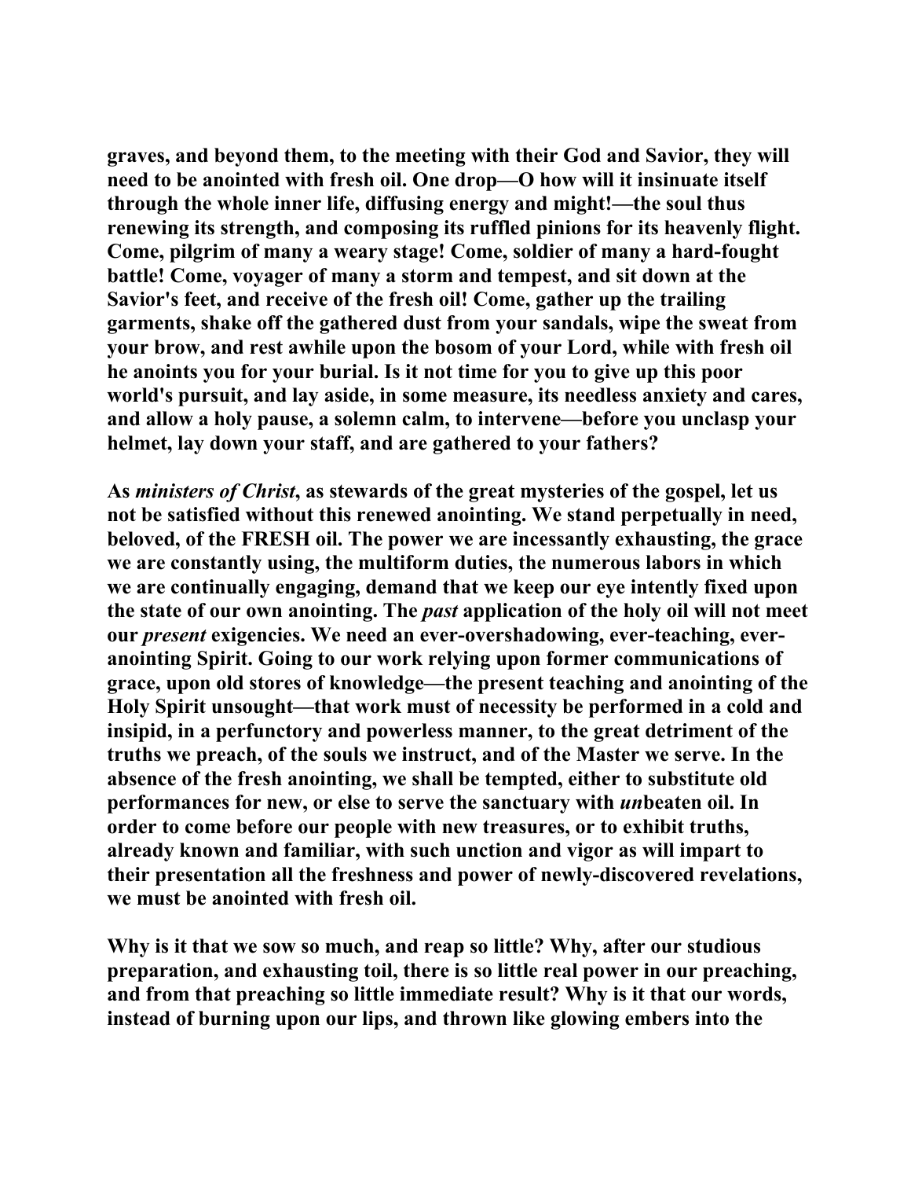graves, and beyond them, to the meeting with their God and Savior, they will need to be anointed with fresh oil. One drop—O how will it insinuate itself through the whole inner life, diffusing energy and might!—the soul thus renewing its strength, and composing its ruffled pinions for its heavenly flight. Come, pilgrim of many a weary stage! Come, soldier of many a hard-fought battle! Come, voyager of many a storm and tempest, and sit down at the Savior's feet, and receive of the fresh oil! Come, gather up the trailing garments, shake off the gathered dust from your sandals, wipe the sweat from your brow, and rest awhile upon the bosom of your Lord, while with fresh oil he anoints you for your burial. Is it not time for you to give up this poor world's pursuit, and lay aside, in some measure, its needless anxiety and cares, and allow a holy pause, a solemn calm, to intervene—before you unclasp your helmet, lay down your staff, and are gathered to your fathers?

As *ministers of Christ*, as stewards of the great mysteries of the gospel, let us not be satisfied without this renewed anointing. We stand perpetually in need, beloved, of the FRESH oil. The power we are incessantly exhausting, the grace we are constantly using, the multiform duties, the numerous labors in which we are continually engaging, demand that we keep our eye intently fixed upon the state of our own anointing. The *past* application of the holy oil will not meet our *present* exigencies. We need an ever-overshadowing, ever-teaching, ever-anointing Spirit. Going to our work relying upon former communications of grace, upon old stores of knowledge—the present teaching and anointing of the Holy Spirit unsought—that work must of necessity be performed in a cold and insipid, in a perfunctory and powerless manner, to the great detriment of the truths we preach, of the souls we instruct, and of the Master we serve. In the absence of the fresh anointing, we shall be tempted, either to substitute old performances for new, or else to serve the sanctuary with *un*beaten oil. In order to come before our people with new treasures, or to exhibit truths, already known and familiar, with such unction and vigor as will impart to their presentation all the freshness and power of newly-discovered revelations, we must be anointed with fresh oil.

Why is it that we sow so much, and reap so little? Why, after our studious preparation, and exhausting toil, there is so little real power in our preaching, and from that preaching so little immediate result? Why is it that our words, instead of burning upon our lips, and thrown like glowing embers into the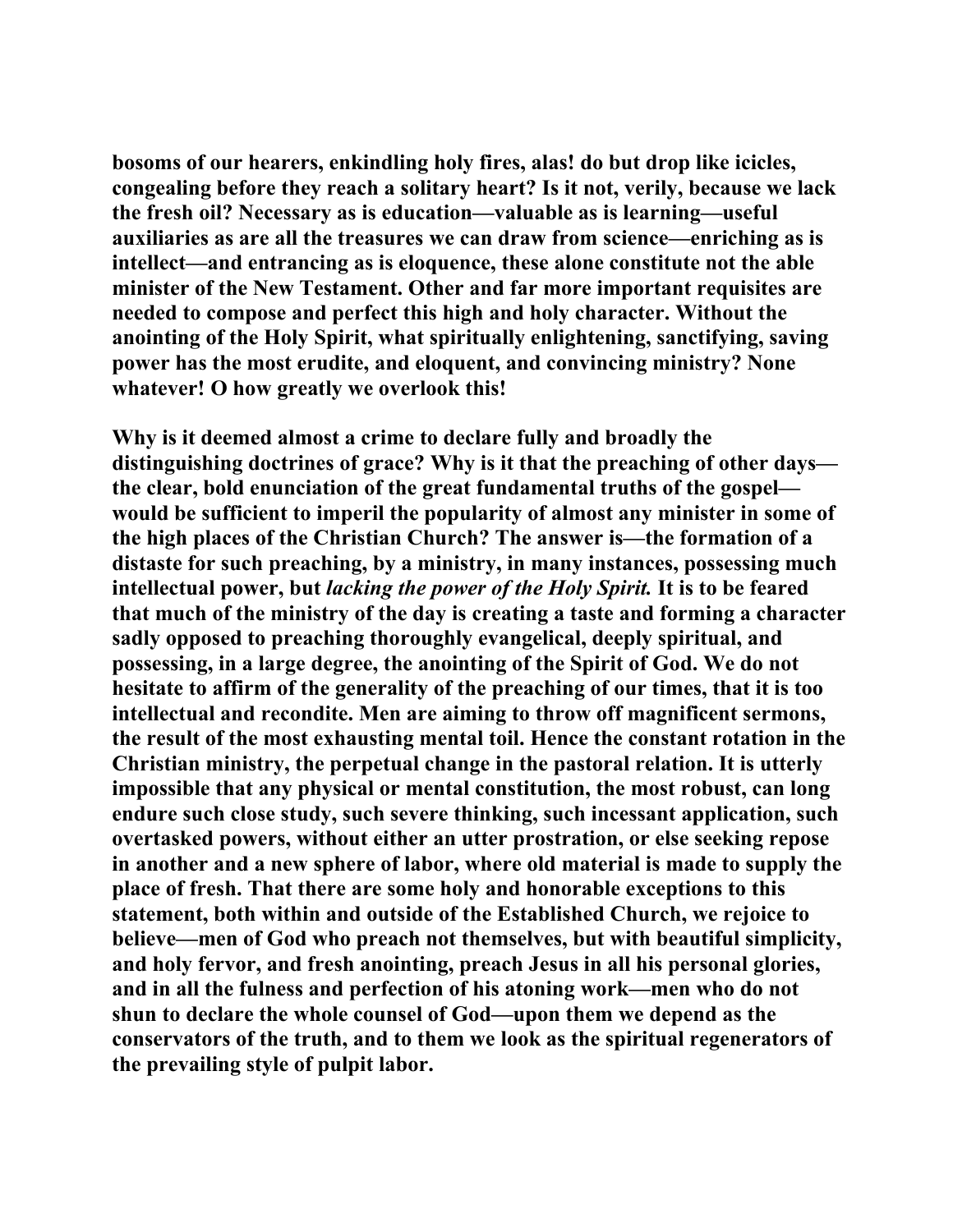bosoms of our hearers, enkindling holy fires, alas! do but drop like icicles, congealing before they reach a solitary heart? Is it not, verily, because we lack the fresh oil? Necessary as is education—valuable as is learning—useful auxiliaries as are all the treasures we can draw from science—enriching as is intellect—and entrancing as is eloquence, these alone constitute not the able minister of the New Testament. Other and far more important requisites are needed to compose and perfect this high and holy character. Without the anointing of the Holy Spirit, what spiritually enlightening, sanctifying, saving power has the most erudite, and eloquent, and convincing ministry? None whatever! O how greatly we overlook this!

Why is it deemed almost a crime to declare fully and broadly the distinguishing doctrines of grace? Why is it that the preaching of other days—the clear, bold enunciation of the great fundamental truths of the gospel—would be sufficient to imperil the popularity of almost any minister in some of the high places of the Christian Church? The answer is—the formation of a distaste for such preaching, by a ministry, in many instances, possessing much intellectual power, but *lacking the power of the Holy Spirit.* It is to be feared that much of the ministry of the day is creating a taste and forming a character sadly opposed to preaching thoroughly evangelical, deeply spiritual, and possessing, in a large degree, the anointing of the Spirit of God. We do not hesitate to affirm of the generality of the preaching of our times, that it is too intellectual and recondite. Men are aiming to throw off magnificent sermons, the result of the most exhausting mental toil. Hence the constant rotation in the Christian ministry, the perpetual change in the pastoral relation. It is utterly impossible that any physical or mental constitution, the most robust, can long endure such close study, such severe thinking, such incessant application, such overtasked powers, without either an utter prostration, or else seeking repose in another and a new sphere of labor, where old material is made to supply the place of fresh. That there are some holy and honorable exceptions to this statement, both within and outside of the Established Church, we rejoice to believe—men of God who preach not themselves, but with beautiful simplicity, and holy fervor, and fresh anointing, preach Jesus in all his personal glories, and in all the fulness and perfection of his atoning work—men who do not shun to declare the whole counsel of God—upon them we depend as the conservators of the truth, and to them we look as the spiritual regenerators of the prevailing style of pulpit labor.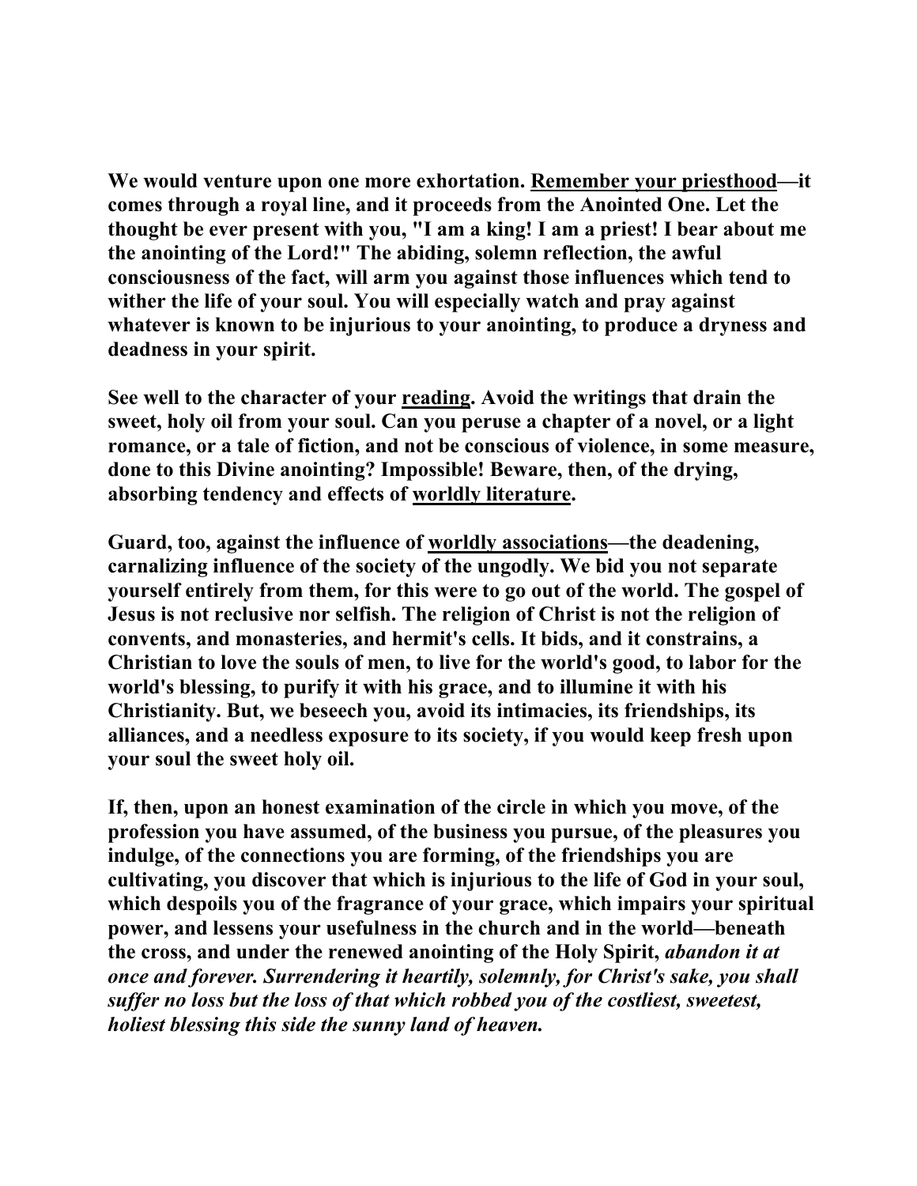**We would venture upon one more exhortation. <u>Remember your priesthood</u>—it comes through a royal line, and it proceeds from the Anointed One. Let the thought be ever present with you, "I am a king! I am a priest! I bear about me the anointing of the Lord!" The abiding, solemn reflection, the awful consciousness of the fact, will arm you against those influences which tend to wither the life of your soul. You will especially watch and pray against whatever is known to be injurious to your anointing, to produce a dryness and deadness in your spirit.**

**See well to the character of your <u>reading</u>. Avoid the writings that drain the sweet, holy oil from your soul. Can you peruse a chapter of a novel, or a light romance, or a tale of fiction, and not be conscious of violence, in some measure, done to this Divine anointing? Impossible! Beware, then, of the drying, absorbing tendency and effects of <u>worldly literature</u>.**

**Guard, too, against the influence of <u>worldly associations</u>—the deadening, carnalizing influence of the society of the ungodly. We bid you not separate yourself entirely from them, for this were to go out of the world. The gospel of Jesus is not reclusive nor selfish. The religion of Christ is not the religion of convents, and monasteries, and hermit's cells. It bids, and it constrains, a Christian to love the souls of men, to live for the world's good, to labor for the world's blessing, to purify it with his grace, and to illumine it with his Christianity. But, we beseech you, avoid its intimacies, its friendships, its alliances, and a needless exposure to its society, if you would keep fresh upon your soul the sweet holy oil.**

**If, then, upon an honest examination of the circle in which you move, of the profession you have assumed, of the business you pursue, of the pleasures you indulge, of the connections you are forming, of the friendships you are cultivating, you discover that which is injurious to the life of God in your soul, which despoils you of the fragrance of your grace, which impairs your spiritual power, and lessens your usefulness in the church and in the world—beneath the cross, and under the renewed anointing of the Holy Spirit, *abandon it at once and forever. Surrendering it heartily, solemnly, for Christ's sake, you shall suffer no loss but the loss of that which robbed you of the costliest, sweetest, holiest blessing this side the sunny land of heaven.***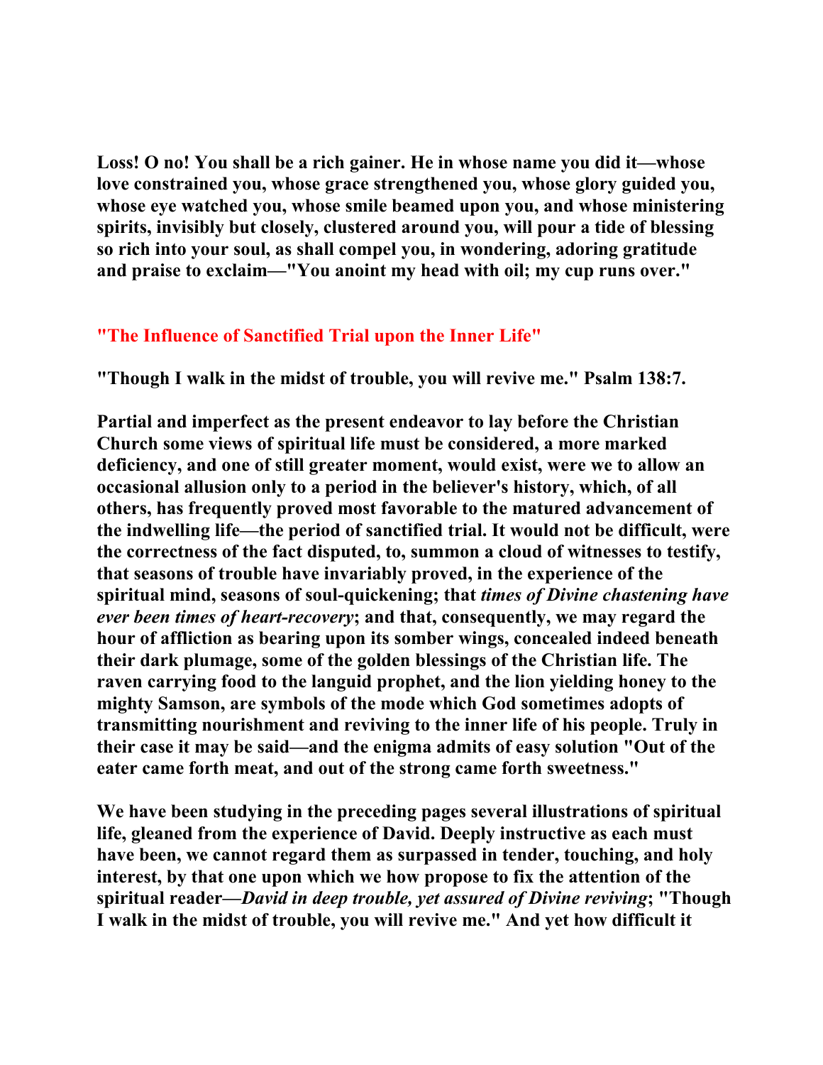**Loss! O no! You shall be a rich gainer. He in whose name you did it—whose love constrained you, whose grace strengthened you, whose glory guided you, whose eye watched you, whose smile beamed upon you, and whose ministering spirits, invisibly but closely, clustered around you, will pour a tide of blessing so rich into your soul, as shall compel you, in wondering, adoring gratitude and praise to exclaim—"You anoint my head with oil; my cup runs over."**

## "The Influence of Sanctified Trial upon the Inner Life"

**"Though I walk in the midst of trouble, you will revive me." Psalm 138:7.**

**Partial and imperfect as the present endeavor to lay before the Christian Church some views of spiritual life must be considered, a more marked deficiency, and one of still greater moment, would exist, were we to allow an occasional allusion only to a period in the believer's history, which, of all others, has frequently proved most favorable to the matured advancement of the indwelling life—the period of sanctified trial. It would not be difficult, were the correctness of the fact disputed, to, summon a cloud of witnesses to testify, that seasons of trouble have invariably proved, in the experience of the spiritual mind, seasons of soul-quickening; that *times of Divine chastening have ever been times of heart-recovery*; and that, consequently, we may regard the hour of affliction as bearing upon its somber wings, concealed indeed beneath their dark plumage, some of the golden blessings of the Christian life. The raven carrying food to the languid prophet, and the lion yielding honey to the mighty Samson, are symbols of the mode which God sometimes adopts of transmitting nourishment and reviving to the inner life of his people. Truly in their case it may be said—and the enigma admits of easy solution "Out of the eater came forth meat, and out of the strong came forth sweetness."**

**We have been studying in the preceding pages several illustrations of spiritual life, gleaned from the experience of David. Deeply instructive as each must have been, we cannot regard them as surpassed in tender, touching, and holy interest, by that one upon which we how propose to fix the attention of the spiritual reader—*David in deep trouble, yet assured of Divine reviving*; "Though I walk in the midst of trouble, you will revive me." And yet how difficult it**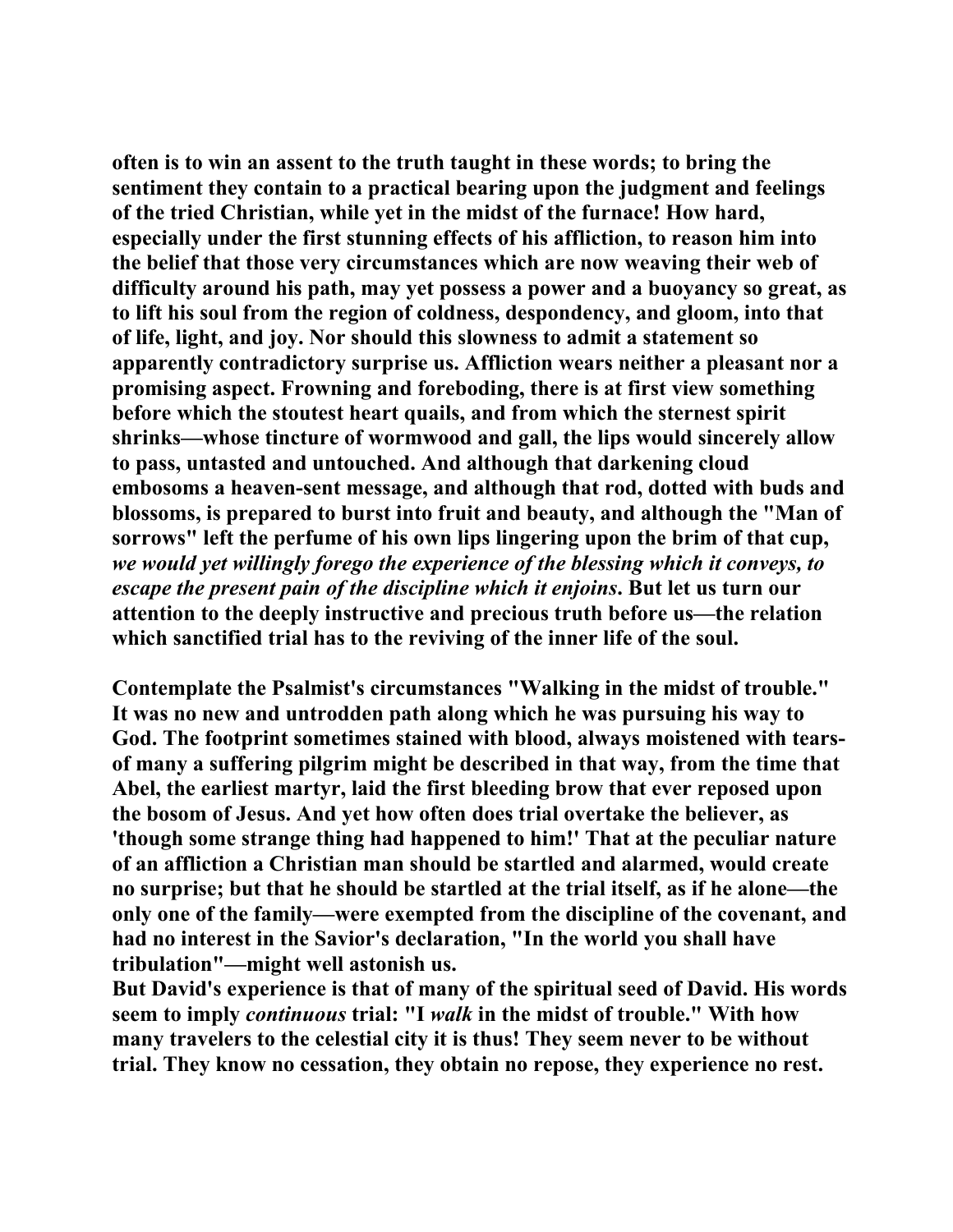often is to win an assent to the truth taught in these words; to bring the sentiment they contain to a practical bearing upon the judgment and feelings of the tried Christian, while yet in the midst of the furnace! How hard, especially under the first stunning effects of his affliction, to reason him into the belief that those very circumstances which are now weaving their web of difficulty around his path, may yet possess a power and a buoyancy so great, as to lift his soul from the region of coldness, despondency, and gloom, into that of life, light, and joy. Nor should this slowness to admit a statement so apparently contradictory surprise us. Affliction wears neither a pleasant nor a promising aspect. Frowning and foreboding, there is at first view something before which the stoutest heart quails, and from which the sternest spirit shrinks—whose tincture of wormwood and gall, the lips would sincerely allow to pass, untasted and untouched. And although that darkening cloud embosoms a heaven-sent message, and although that rod, dotted with buds and blossoms, is prepared to burst into fruit and beauty, and although the "Man of sorrows" left the perfume of his own lips lingering upon the brim of that cup, *we would yet willingly forego the experience of the blessing which it conveys, to escape the present pain of the discipline which it enjoins*. But let us turn our attention to the deeply instructive and precious truth before us—the relation which sanctified trial has to the reviving of the inner life of the soul.

Contemplate the Psalmist's circumstances "Walking in the midst of trouble." It was no new and untrodden path along which he was pursuing his way to God. The footprint sometimes stained with blood, always moistened with tears-of many a suffering pilgrim might be described in that way, from the time that Abel, the earliest martyr, laid the first bleeding brow that ever reposed upon the bosom of Jesus. And yet how often does trial overtake the believer, as 'though some strange thing had happened to him!' That at the peculiar nature of an affliction a Christian man should be startled and alarmed, would create no surprise; but that he should be startled at the trial itself, as if he alone—the only one of the family—were exempted from the discipline of the covenant, and had no interest in the Savior's declaration, "In the world you shall have tribulation"—might well astonish us.

But David's experience is that of many of the spiritual seed of David. His words seem to imply *continuous* trial: "I *walk* in the midst of trouble." With how many travelers to the celestial city it is thus! They seem never to be without trial. They know no cessation, they obtain no repose, they experience no rest.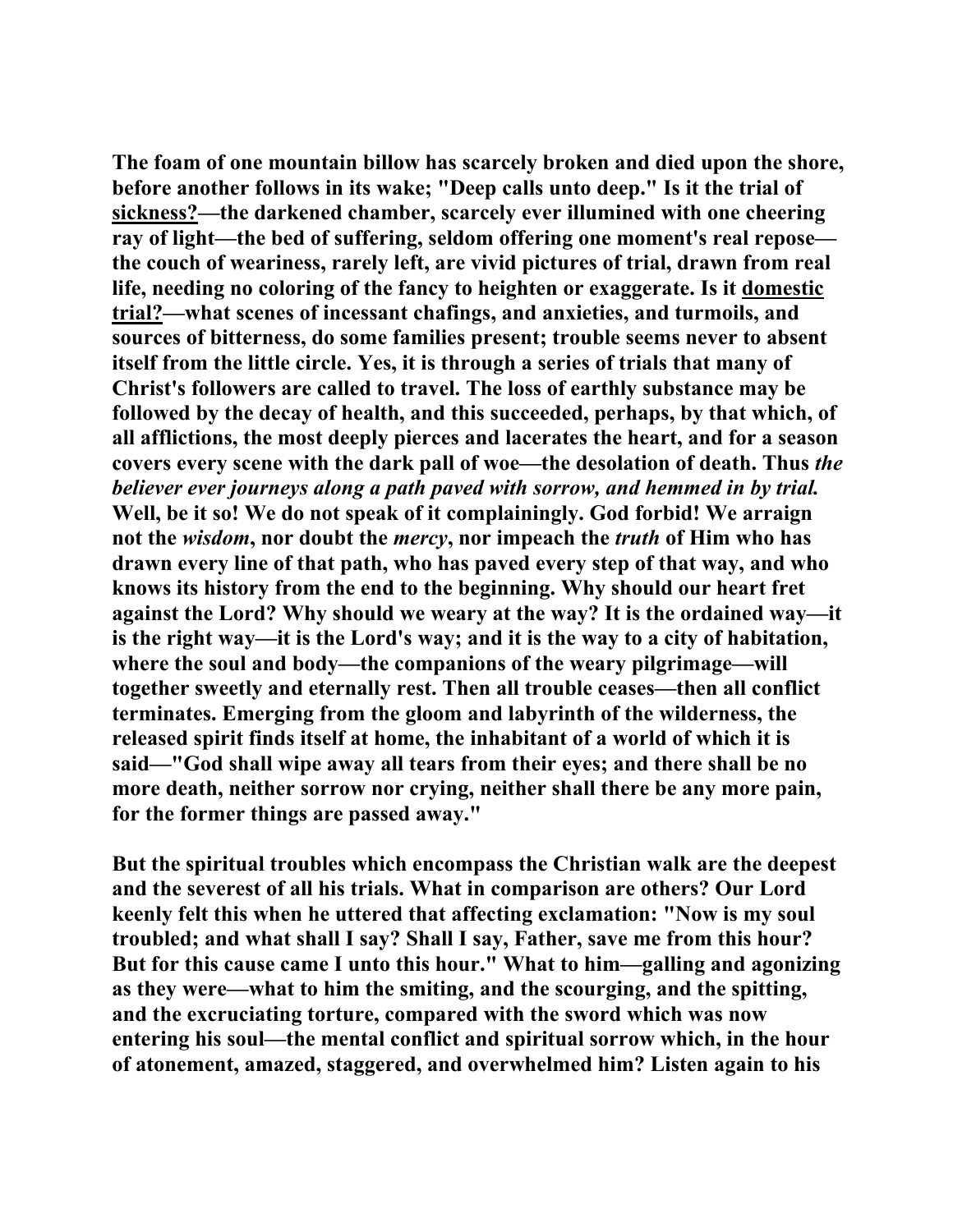The foam of one mountain billow has scarcely broken and died upon the shore, before another follows in its wake; "Deep calls unto deep." Is it the trial of sickness?—the darkened chamber, scarcely ever illumined with one cheering ray of light—the bed of suffering, seldom offering one moment's real repose—the couch of weariness, rarely left, are vivid pictures of trial, drawn from real life, needing no coloring of the fancy to heighten or exaggerate. Is it domestic trial?—what scenes of incessant chafings, and anxieties, and turmoils, and sources of bitterness, do some families present; trouble seems never to absent itself from the little circle. Yes, it is through a series of trials that many of Christ's followers are called to travel. The loss of earthly substance may be followed by the decay of health, and this succeeded, perhaps, by that which, of all afflictions, the most deeply pierces and lacerates the heart, and for a season covers every scene with the dark pall of woe—the desolation of death. Thus *the believer ever journeys along a path paved with sorrow, and hemmed in by trial.* Well, be it so! We do not speak of it complainingly. God forbid! We arraign not the *wisdom*, nor doubt the *mercy*, nor impeach the *truth* of Him who has drawn every line of that path, who has paved every step of that way, and who knows its history from the end to the beginning. Why should our heart fret against the Lord? Why should we weary at the way? It is the ordained way—it is the right way—it is the Lord's way; and it is the way to a city of habitation, where the soul and body—the companions of the weary pilgrimage—will together sweetly and eternally rest. Then all trouble ceases—then all conflict terminates. Emerging from the gloom and labyrinth of the wilderness, the released spirit finds itself at home, the inhabitant of a world of which it is said—"God shall wipe away all tears from their eyes; and there shall be no more death, neither sorrow nor crying, neither shall there be any more pain, for the former things are passed away."

But the spiritual troubles which encompass the Christian walk are the deepest and the severest of all his trials. What in comparison are others? Our Lord keenly felt this when he uttered that affecting exclamation: "Now is my soul troubled; and what shall I say? Shall I say, Father, save me from this hour? But for this cause came I unto this hour." What to him—galling and agonizing as they were—what to him the smiting, and the scourging, and the spitting, and the excruciating torture, compared with the sword which was now entering his soul—the mental conflict and spiritual sorrow which, in the hour of atonement, amazed, staggered, and overwhelmed him? Listen again to his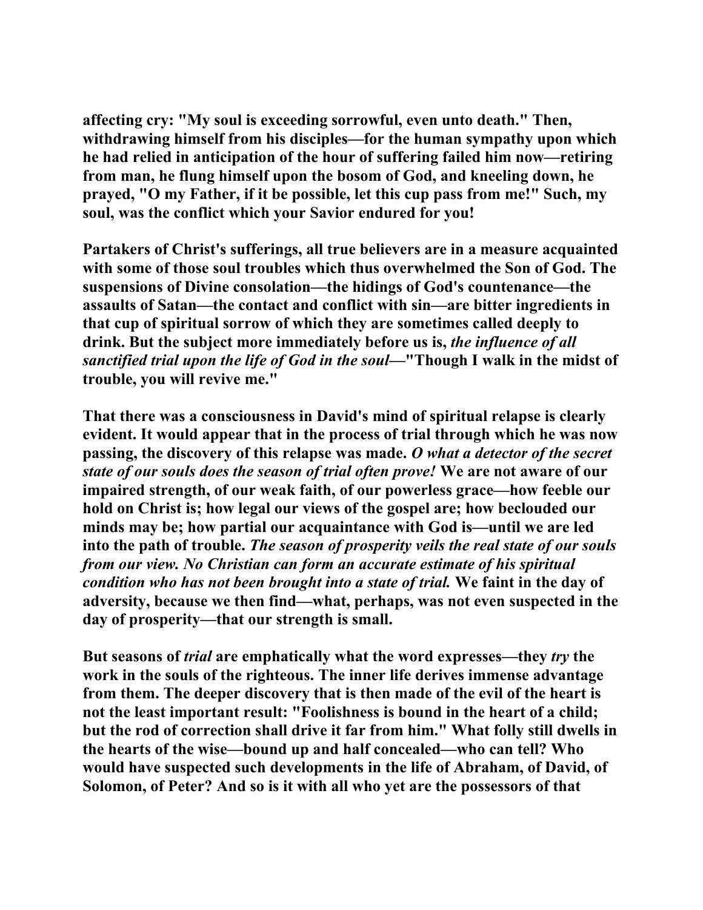affecting cry: "My soul is exceeding sorrowful, even unto death." Then, withdrawing himself from his disciples—for the human sympathy upon which he had relied in anticipation of the hour of suffering failed him now—retiring from man, he flung himself upon the bosom of God, and kneeling down, he prayed, "O my Father, if it be possible, let this cup pass from me!" Such, my soul, was the conflict which your Savior endured for you!

Partakers of Christ's sufferings, all true believers are in a measure acquainted with some of those soul troubles which thus overwhelmed the Son of God. The suspensions of Divine consolation—the hidings of God's countenance—the assaults of Satan—the contact and conflict with sin—are bitter ingredients in that cup of spiritual sorrow of which they are sometimes called deeply to drink. But the subject more immediately before us is, *the influence of all sanctified trial upon the life of God in the soul*—"Though I walk in the midst of trouble, you will revive me."

That there was a consciousness in David's mind of spiritual relapse is clearly evident. It would appear that in the process of trial through which he was now passing, the discovery of this relapse was made. *O what a detector of the secret state of our souls does the season of trial often prove!* We are not aware of our impaired strength, of our weak faith, of our powerless grace—how feeble our hold on Christ is; how legal our views of the gospel are; how beclouded our minds may be; how partial our acquaintance with God is—until we are led into the path of trouble. *The season of prosperity veils the real state of our souls from our view. No Christian can form an accurate estimate of his spiritual condition who has not been brought into a state of trial.* We faint in the day of adversity, because we then find—what, perhaps, was not even suspected in the day of prosperity—that our strength is small.

But seasons of *trial* are emphatically what the word expresses—they *try* the work in the souls of the righteous. The inner life derives immense advantage from them. The deeper discovery that is then made of the evil of the heart is not the least important result: "Foolishness is bound in the heart of a child; but the rod of correction shall drive it far from him." What folly still dwells in the hearts of the wise—bound up and half concealed—who can tell? Who would have suspected such developments in the life of Abraham, of David, of Solomon, of Peter? And so is it with all who yet are the possessors of that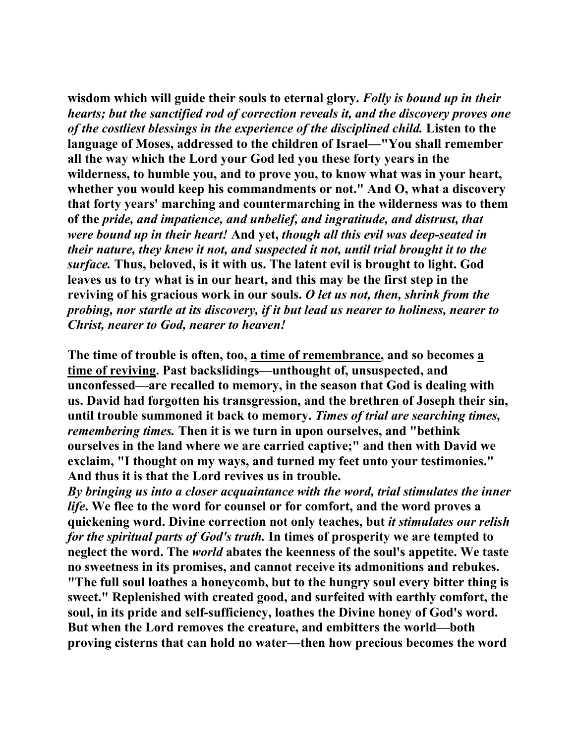**wisdom which will guide their souls to eternal glory.** ***Folly is bound up in their hearts; but the sanctified rod of correction reveals it, and the discovery proves one of the costliest blessings in the experience of the disciplined child.*** **Listen to the language of Moses, addressed to the children of Israel—"You shall remember all the way which the Lord your God led you these forty years in the wilderness, to humble you, and to prove you, to know what was in your heart, whether you would keep his commandments or not." And O, what a discovery that forty years' marching and countermarching in the wilderness was to them of the** ***pride, and impatience, and unbelief, and ingratitude, and distrust, that were bound up in their heart!*** **And yet,** ***though all this evil was deep-seated in their nature, they knew it not, and suspected it not, until trial brought it to the surface.*** **Thus, beloved, is it with us. The latent evil is brought to light. God leaves us to try what is in our heart, and this may be the first step in the reviving of his gracious work in our souls.** ***O let us not, then, shrink from the probing, nor startle at its discovery, if it but lead us nearer to holiness, nearer to Christ, nearer to God, nearer to heaven!***

**The time of trouble is often, too, <u>a time of remembrance</u>, and so becomes <u>a time of reviving</u>. Past backslidings—unthought of, unsuspected, and unconfessed—are recalled to memory, in the season that God is dealing with us. David had forgotten his transgression, and the brethren of Joseph their sin, until trouble summoned it back to memory.** ***Times of trial are searching times, remembering times.*** **Then it is we turn in upon ourselves, and "bethink ourselves in the land where we are carried captive;" and then with David we exclaim, "I thought on my ways, and turned my feet unto your testimonies." And thus it is that the Lord revives us in trouble.**

***By bringing us into a closer acquaintance with the word, trial stimulates the inner life.*** **We flee to the word for counsel or for comfort, and the word proves a quickening word. Divine correction not only teaches, but** ***it stimulates our relish for the spiritual parts of God's truth.*** **In times of prosperity we are tempted to neglect the word. The** ***world*** **abates the keenness of the soul's appetite. We taste no sweetness in its promises, and cannot receive its admonitions and rebukes. "The full soul loathes a honeycomb, but to the hungry soul every bitter thing is sweet." Replenished with created good, and surfeited with earthly comfort, the soul, in its pride and self-sufficiency, loathes the Divine honey of God's word. But when the Lord removes the creature, and embitters the world—both proving cisterns that can hold no water—then how precious becomes the word**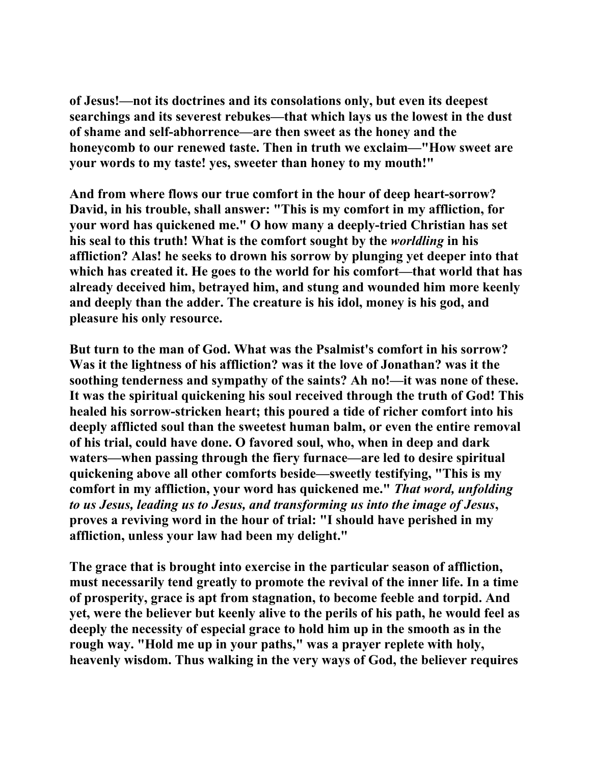of Jesus!—not its doctrines and its consolations only, but even its deepest searchings and its severest rebukes—that which lays us the lowest in the dust of shame and self-abhorrence—are then sweet as the honey and the honeycomb to our renewed taste. Then in truth we exclaim—"How sweet are your words to my taste! yes, sweeter than honey to my mouth!"

And from where flows our true comfort in the hour of deep heart-sorrow? David, in his trouble, shall answer: "This is my comfort in my affliction, for your word has quickened me." O how many a deeply-tried Christian has set his seal to this truth! What is the comfort sought by the *worldling* in his affliction? Alas! he seeks to drown his sorrow by plunging yet deeper into that which has created it. He goes to the world for his comfort—that world that has already deceived him, betrayed him, and stung and wounded him more keenly and deeply than the adder. The creature is his idol, money is his god, and pleasure his only resource.

But turn to the man of God. What was the Psalmist's comfort in his sorrow? Was it the lightness of his affliction? was it the love of Jonathan? was it the soothing tenderness and sympathy of the saints? Ah no!—it was none of these. It was the spiritual quickening his soul received through the truth of God! This healed his sorrow-stricken heart; this poured a tide of richer comfort into his deeply afflicted soul than the sweetest human balm, or even the entire removal of his trial, could have done. O favored soul, who, when in deep and dark waters—when passing through the fiery furnace—are led to desire spiritual quickening above all other comforts beside—sweetly testifying, "This is my comfort in my affliction, your word has quickened me." *That word, unfolding to us Jesus, leading us to Jesus, and transforming us into the image of Jesus*, proves a reviving word in the hour of trial: "I should have perished in my affliction, unless your law had been my delight."

The grace that is brought into exercise in the particular season of affliction, must necessarily tend greatly to promote the revival of the inner life. In a time of prosperity, grace is apt from stagnation, to become feeble and torpid. And yet, were the believer but keenly alive to the perils of his path, he would feel as deeply the necessity of especial grace to hold him up in the smooth as in the rough way. "Hold me up in your paths," was a prayer replete with holy, heavenly wisdom. Thus walking in the very ways of God, the believer requires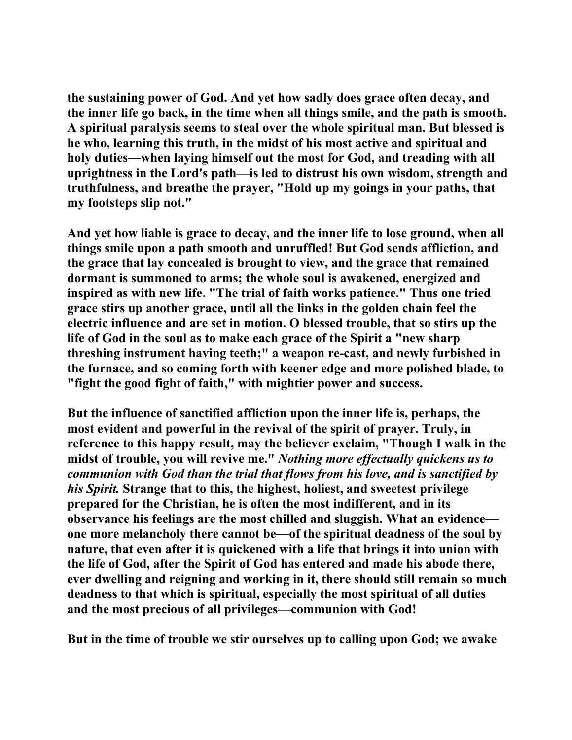**the sustaining power of God. And yet how sadly does grace often decay, and the inner life go back, in the time when all things smile, and the path is smooth. A spiritual paralysis seems to steal over the whole spiritual man. But blessed is he who, learning this truth, in the midst of his most active and spiritual and holy duties—when laying himself out the most for God, and treading with all uprightness in the Lord's path—is led to distrust his own wisdom, strength and truthfulness, and breathe the prayer, "Hold up my goings in your paths, that my footsteps slip not."**

**And yet how liable is grace to decay, and the inner life to lose ground, when all things smile upon a path smooth and unruffled! But God sends affliction, and the grace that lay concealed is brought to view, and the grace that remained dormant is summoned to arms; the whole soul is awakened, energized and inspired as with new life. "The trial of faith works patience." Thus one tried grace stirs up another grace, until all the links in the golden chain feel the electric influence and are set in motion. O blessed trouble, that so stirs up the life of God in the soul as to make each grace of the Spirit a "new sharp threshing instrument having teeth;" a weapon re-cast, and newly furbished in the furnace, and so coming forth with keener edge and more polished blade, to "fight the good fight of faith," with mightier power and success.**

**But the influence of sanctified affliction upon the inner life is, perhaps, the most evident and powerful in the revival of the spirit of prayer. Truly, in reference to this happy result, may the believer exclaim, "Though I walk in the midst of trouble, you will revive me."** ***Nothing more effectually quickens us to communion with God than the trial that flows from his love, and is sanctified by his Spirit.*** **Strange that to this, the highest, holiest, and sweetest privilege prepared for the Christian, he is often the most indifferent, and in its observance his feelings are the most chilled and sluggish. What an evidence—one more melancholy there cannot be—of the spiritual deadness of the soul by nature, that even after it is quickened with a life that brings it into union with the life of God, after the Spirit of God has entered and made his abode there, ever dwelling and reigning and working in it, there should still remain so much deadness to that which is spiritual, especially the most spiritual of all duties and the most precious of all privileges—communion with God!**

**But in the time of trouble we stir ourselves up to calling upon God; we awake**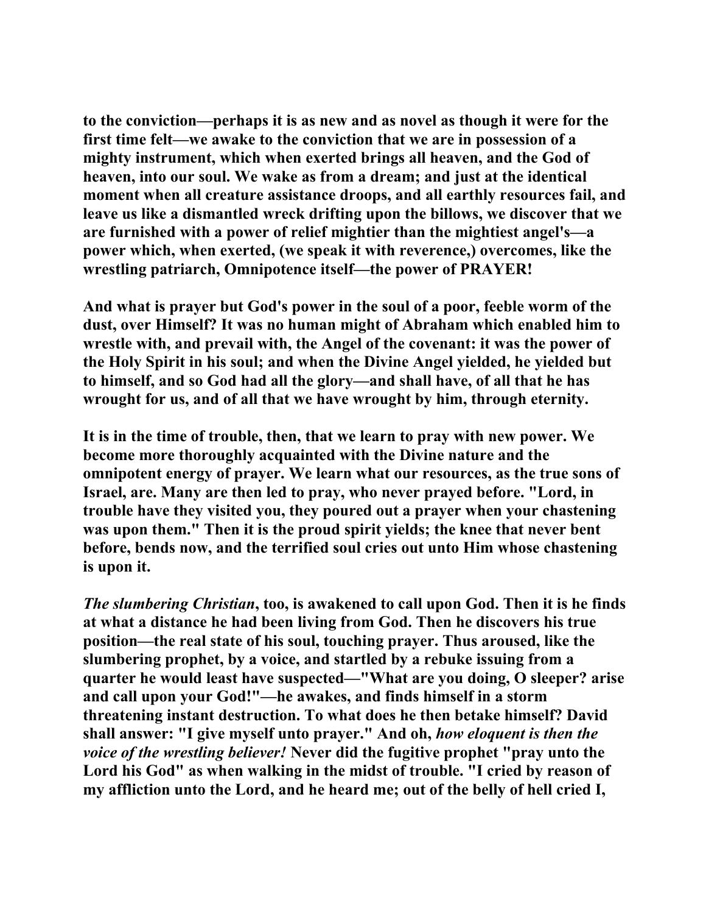to the conviction—perhaps it is as new and as novel as though it were for the first time felt—we awake to the conviction that we are in possession of a mighty instrument, which when exerted brings all heaven, and the God of heaven, into our soul. We wake as from a dream; and just at the identical moment when all creature assistance droops, and all earthly resources fail, and leave us like a dismantled wreck drifting upon the billows, we discover that we are furnished with a power of relief mightier than the mightiest angel's—a power which, when exerted, (we speak it with reverence,) overcomes, like the wrestling patriarch, Omnipotence itself—the power of PRAYER!

And what is prayer but God's power in the soul of a poor, feeble worm of the dust, over Himself? It was no human might of Abraham which enabled him to wrestle with, and prevail with, the Angel of the covenant: it was the power of the Holy Spirit in his soul; and when the Divine Angel yielded, he yielded but to himself, and so God had all the glory—and shall have, of all that he has wrought for us, and of all that we have wrought by him, through eternity.

It is in the time of trouble, then, that we learn to pray with new power. We become more thoroughly acquainted with the Divine nature and the omnipotent energy of prayer. We learn what our resources, as the true sons of Israel, are. Many are then led to pray, who never prayed before. "Lord, in trouble have they visited you, they poured out a prayer when your chastening was upon them." Then it is the proud spirit yields; the knee that never bent before, bends now, and the terrified soul cries out unto Him whose chastening is upon it.

*The slumbering Christian*, too, is awakened to call upon God. Then it is he finds at what a distance he had been living from God. Then he discovers his true position—the real state of his soul, touching prayer. Thus aroused, like the slumbering prophet, by a voice, and startled by a rebuke issuing from a quarter he would least have suspected—"What are you doing, O sleeper? arise and call upon your God!"—he awakes, and finds himself in a storm threatening instant destruction. To what does he then betake himself? David shall answer: "I give myself unto prayer." And oh, *how eloquent is then the voice of the wrestling believer!* Never did the fugitive prophet "pray unto the Lord his God" as when walking in the midst of trouble. "I cried by reason of my affliction unto the Lord, and he heard me; out of the belly of hell cried I,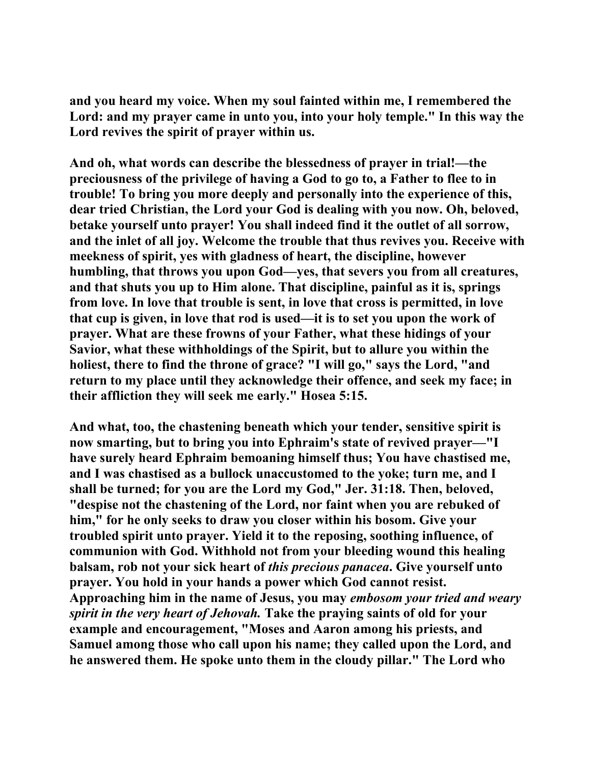and you heard my voice. When my soul fainted within me, I remembered the Lord: and my prayer came in unto you, into your holy temple." In this way the Lord revives the spirit of prayer within us.

And oh, what words can describe the blessedness of prayer in trial!—the preciousness of the privilege of having a God to go to, a Father to flee to in trouble! To bring you more deeply and personally into the experience of this, dear tried Christian, the Lord your God is dealing with you now. Oh, beloved, betake yourself unto prayer! You shall indeed find it the outlet of all sorrow, and the inlet of all joy. Welcome the trouble that thus revives you. Receive with meekness of spirit, yes with gladness of heart, the discipline, however humbling, that throws you upon God—yes, that severs you from all creatures, and that shuts you up to Him alone. That discipline, painful as it is, springs from love. In love that trouble is sent, in love that cross is permitted, in love that cup is given, in love that rod is used—it is to set you upon the work of prayer. What are these frowns of your Father, what these hidings of your Savior, what these withholdings of the Spirit, but to allure you within the holiest, there to find the throne of grace? "I will go," says the Lord, "and return to my place until they acknowledge their offence, and seek my face; in their affliction they will seek me early." Hosea 5:15.

And what, too, the chastening beneath which your tender, sensitive spirit is now smarting, but to bring you into Ephraim's state of revived prayer—"I have surely heard Ephraim bemoaning himself thus; You have chastised me, and I was chastised as a bullock unaccustomed to the yoke; turn me, and I shall be turned; for you are the Lord my God," Jer. 31:18. Then, beloved, "despise not the chastening of the Lord, nor faint when you are rebuked of him," for he only seeks to draw you closer within his bosom. Give your troubled spirit unto prayer. Yield it to the reposing, soothing influence, of communion with God. Withhold not from your bleeding wound this healing balsam, rob not your sick heart of *this precious panacea*. Give yourself unto prayer. You hold in your hands a power which God cannot resist. Approaching him in the name of Jesus, you may *embosom your tried and weary spirit in the very heart of Jehovah.* Take the praying saints of old for your example and encouragement, "Moses and Aaron among his priests, and Samuel among those who call upon his name; they called upon the Lord, and he answered them. He spoke unto them in the cloudy pillar." The Lord who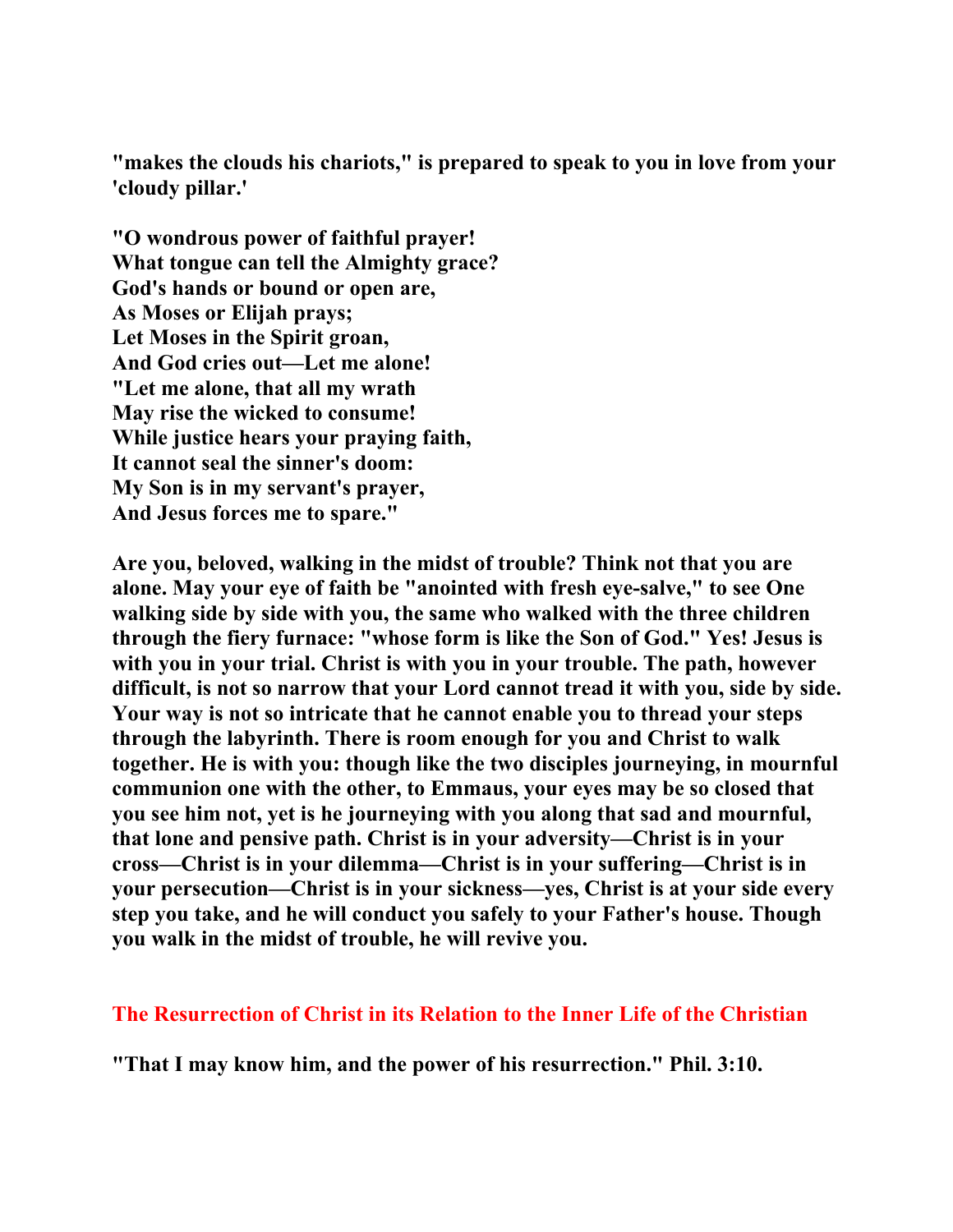**"makes the clouds his chariots," is prepared to speak to you in love from your 'cloudy pillar.'**

**"O wondrous power of faithful prayer!**
**What tongue can tell the Almighty grace?**
**God's hands or bound or open are,**
**As Moses or Elijah prays;**
**Let Moses in the Spirit groan,**
**And God cries out—Let me alone!**
**"Let me alone, that all my wrath**
**May rise the wicked to consume!**
**While justice hears your praying faith,**
**It cannot seal the sinner's doom:**
**My Son is in my servant's prayer,**
**And Jesus forces me to spare."**

**Are you, beloved, walking in the midst of trouble? Think not that you are alone. May your eye of faith be "anointed with fresh eye-salve," to see One walking side by side with you, the same who walked with the three children through the fiery furnace: "whose form is like the Son of God." Yes! Jesus is with you in your trial. Christ is with you in your trouble. The path, however difficult, is not so narrow that your Lord cannot tread it with you, side by side. Your way is not so intricate that he cannot enable you to thread your steps through the labyrinth. There is room enough for you and Christ to walk together. He is with you: though like the two disciples journeying, in mournful communion one with the other, to Emmaus, your eyes may be so closed that you see him not, yet is he journeying with you along that sad and mournful, that lone and pensive path. Christ is in your adversity—Christ is in your cross—Christ is in your dilemma—Christ is in your suffering—Christ is in your persecution—Christ is in your sickness—yes, Christ is at your side every step you take, and he will conduct you safely to your Father's house. Though you walk in the midst of trouble, he will revive you.**

## The Resurrection of Christ in its Relation to the Inner Life of the Christian

**"That I may know him, and the power of his resurrection." Phil. 3:10.**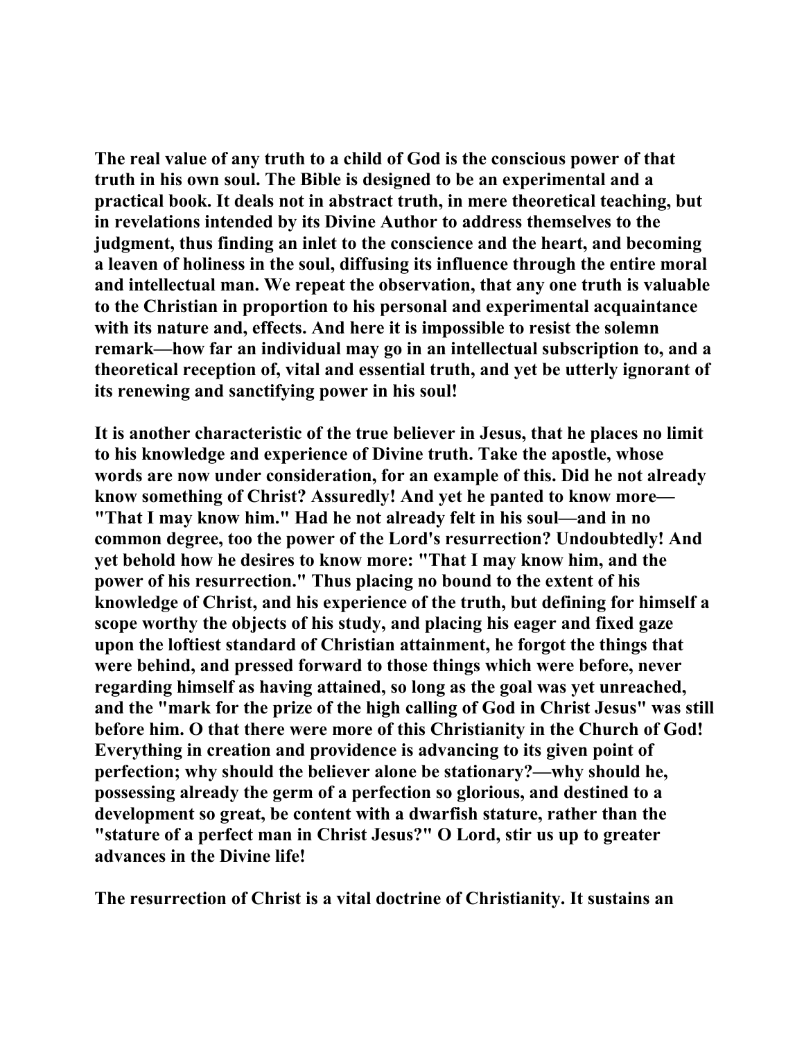The real value of any truth to a child of God is the conscious power of that truth in his own soul. The Bible is designed to be an experimental and a practical book. It deals not in abstract truth, in mere theoretical teaching, but in revelations intended by its Divine Author to address themselves to the judgment, thus finding an inlet to the conscience and the heart, and becoming a leaven of holiness in the soul, diffusing its influence through the entire moral and intellectual man. We repeat the observation, that any one truth is valuable to the Christian in proportion to his personal and experimental acquaintance with its nature and, effects. And here it is impossible to resist the solemn remark—how far an individual may go in an intellectual subscription to, and a theoretical reception of, vital and essential truth, and yet be utterly ignorant of its renewing and sanctifying power in his soul!

It is another characteristic of the true believer in Jesus, that he places no limit to his knowledge and experience of Divine truth. Take the apostle, whose words are now under consideration, for an example of this. Did he not already know something of Christ? Assuredly! And yet he panted to know more—"That I may know him." Had he not already felt in his soul—and in no common degree, too the power of the Lord's resurrection? Undoubtedly! And yet behold how he desires to know more: "That I may know him, and the power of his resurrection." Thus placing no bound to the extent of his knowledge of Christ, and his experience of the truth, but defining for himself a scope worthy the objects of his study, and placing his eager and fixed gaze upon the loftiest standard of Christian attainment, he forgot the things that were behind, and pressed forward to those things which were before, never regarding himself as having attained, so long as the goal was yet unreached, and the "mark for the prize of the high calling of God in Christ Jesus" was still before him. O that there were more of this Christianity in the Church of God! Everything in creation and providence is advancing to its given point of perfection; why should the believer alone be stationary?—why should he, possessing already the germ of a perfection so glorious, and destined to a development so great, be content with a dwarfish stature, rather than the "stature of a perfect man in Christ Jesus?" O Lord, stir us up to greater advances in the Divine life!

The resurrection of Christ is a vital doctrine of Christianity. It sustains an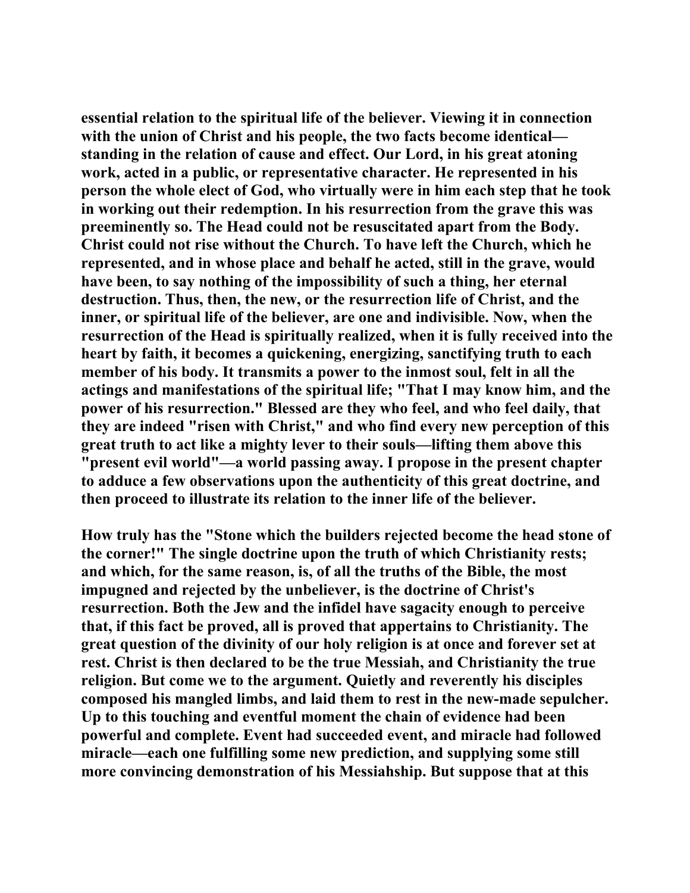essential relation to the spiritual life of the believer. Viewing it in connection with the union of Christ and his people, the two facts become identical—standing in the relation of cause and effect. Our Lord, in his great atoning work, acted in a public, or representative character. He represented in his person the whole elect of God, who virtually were in him each step that he took in working out their redemption. In his resurrection from the grave this was preeminently so. The Head could not be resuscitated apart from the Body. Christ could not rise without the Church. To have left the Church, which he represented, and in whose place and behalf he acted, still in the grave, would have been, to say nothing of the impossibility of such a thing, her eternal destruction. Thus, then, the new, or the resurrection life of Christ, and the inner, or spiritual life of the believer, are one and indivisible. Now, when the resurrection of the Head is spiritually realized, when it is fully received into the heart by faith, it becomes a quickening, energizing, sanctifying truth to each member of his body. It transmits a power to the inmost soul, felt in all the actings and manifestations of the spiritual life; "That I may know him, and the power of his resurrection." Blessed are they who feel, and who feel daily, that they are indeed "risen with Christ," and who find every new perception of this great truth to act like a mighty lever to their souls—lifting them above this "present evil world"—a world passing away. I propose in the present chapter to adduce a few observations upon the authenticity of this great doctrine, and then proceed to illustrate its relation to the inner life of the believer.

How truly has the "Stone which the builders rejected become the head stone of the corner!" The single doctrine upon the truth of which Christianity rests; and which, for the same reason, is, of all the truths of the Bible, the most impugned and rejected by the unbeliever, is the doctrine of Christ's resurrection. Both the Jew and the infidel have sagacity enough to perceive that, if this fact be proved, all is proved that appertains to Christianity. The great question of the divinity of our holy religion is at once and forever set at rest. Christ is then declared to be the true Messiah, and Christianity the true religion. But come we to the argument. Quietly and reverently his disciples composed his mangled limbs, and laid them to rest in the new-made sepulcher. Up to this touching and eventful moment the chain of evidence had been powerful and complete. Event had succeeded event, and miracle had followed miracle—each one fulfilling some new prediction, and supplying some still more convincing demonstration of his Messiahship. But suppose that at this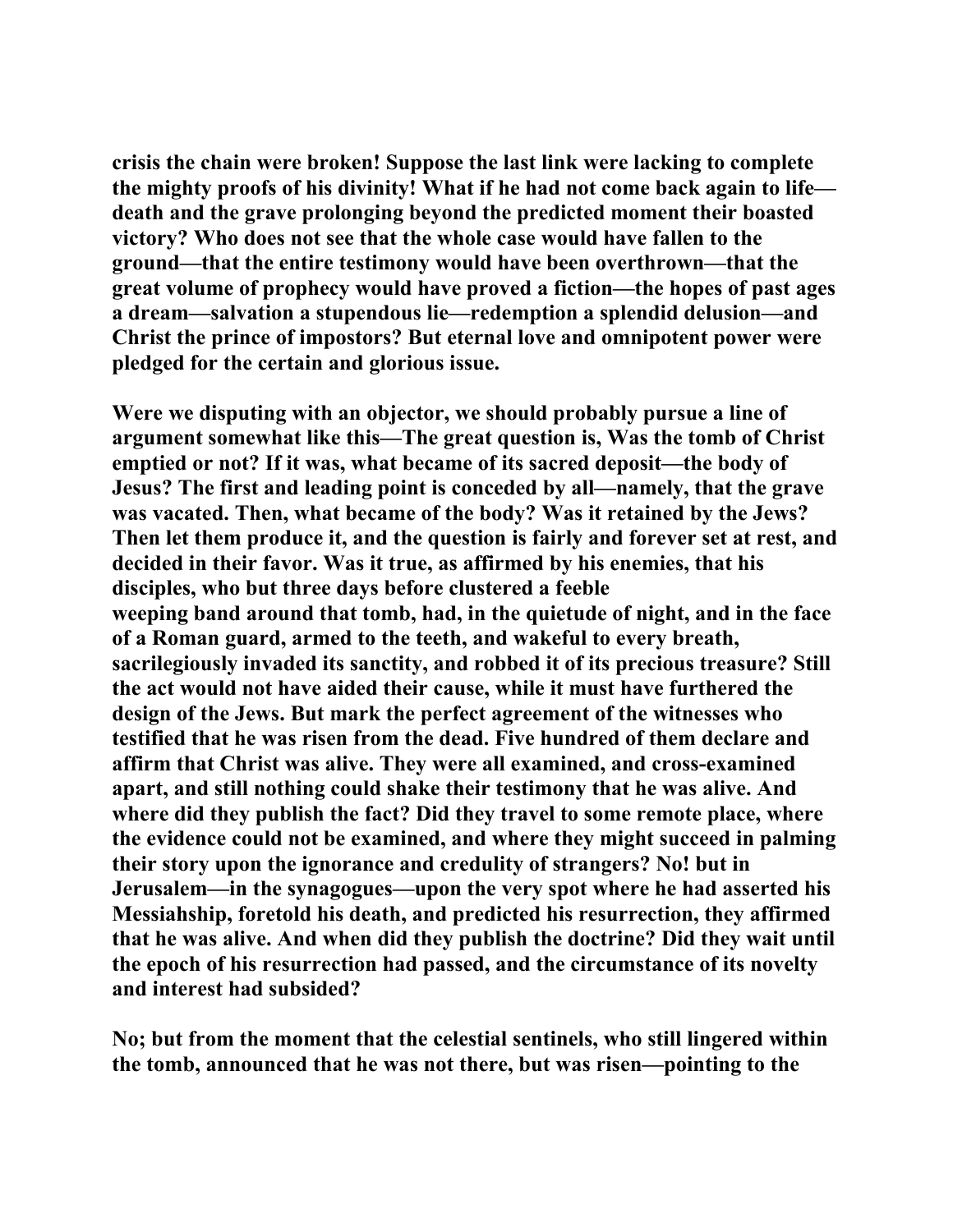crisis the chain were broken! Suppose the last link were lacking to complete the mighty proofs of his divinity! What if he had not come back again to life—death and the grave prolonging beyond the predicted moment their boasted victory? Who does not see that the whole case would have fallen to the ground—that the entire testimony would have been overthrown—that the great volume of prophecy would have proved a fiction—the hopes of past ages a dream—salvation a stupendous lie—redemption a splendid delusion—and Christ the prince of impostors? But eternal love and omnipotent power were pledged for the certain and glorious issue.

Were we disputing with an objector, we should probably pursue a line of argument somewhat like this—The great question is, Was the tomb of Christ emptied or not? If it was, what became of its sacred deposit—the body of Jesus? The first and leading point is conceded by all—namely, that the grave was vacated. Then, what became of the body? Was it retained by the Jews? Then let them produce it, and the question is fairly and forever set at rest, and decided in their favor. Was it true, as affirmed by his enemies, that his disciples, who but three days before clustered a feeble weeping band around that tomb, had, in the quietude of night, and in the face of a Roman guard, armed to the teeth, and wakeful to every breath, sacrilegiously invaded its sanctity, and robbed it of its precious treasure? Still the act would not have aided their cause, while it must have furthered the design of the Jews. But mark the perfect agreement of the witnesses who testified that he was risen from the dead. Five hundred of them declare and affirm that Christ was alive. They were all examined, and cross-examined apart, and still nothing could shake their testimony that he was alive. And where did they publish the fact? Did they travel to some remote place, where the evidence could not be examined, and where they might succeed in palming their story upon the ignorance and credulity of strangers? No! but in Jerusalem—in the synagogues—upon the very spot where he had asserted his Messiahship, foretold his death, and predicted his resurrection, they affirmed that he was alive. And when did they publish the doctrine? Did they wait until the epoch of his resurrection had passed, and the circumstance of its novelty and interest had subsided?

No; but from the moment that the celestial sentinels, who still lingered within the tomb, announced that he was not there, but was risen—pointing to the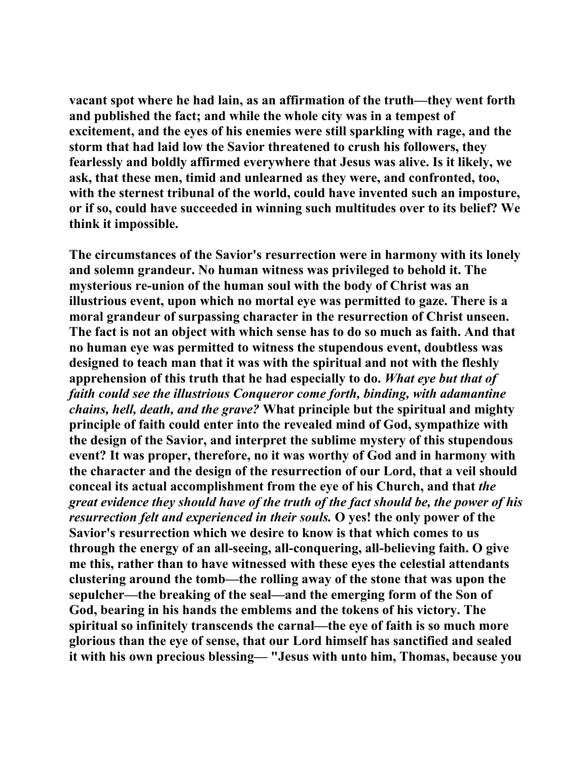vacant spot where he had lain, as an affirmation of the truth—they went forth and published the fact; and while the whole city was in a tempest of excitement, and the eyes of his enemies were still sparkling with rage, and the storm that had laid low the Savior threatened to crush his followers, they fearlessly and boldly affirmed everywhere that Jesus was alive. Is it likely, we ask, that these men, timid and unlearned as they were, and confronted, too, with the sternest tribunal of the world, could have invented such an imposture, or if so, could have succeeded in winning such multitudes over to its belief? We think it impossible.

The circumstances of the Savior's resurrection were in harmony with its lonely and solemn grandeur. No human witness was privileged to behold it. The mysterious re-union of the human soul with the body of Christ was an illustrious event, upon which no mortal eye was permitted to gaze. There is a moral grandeur of surpassing character in the resurrection of Christ unseen. The fact is not an object with which sense has to do so much as faith. And that no human eye was permitted to witness the stupendous event, doubtless was designed to teach man that it was with the spiritual and not with the fleshly apprehension of this truth that he had especially to do. *What eye but that of faith could see the illustrious Conqueror come forth, binding, with adamantine chains, hell, death, and the grave?* What principle but the spiritual and mighty principle of faith could enter into the revealed mind of God, sympathize with the design of the Savior, and interpret the sublime mystery of this stupendous event? It was proper, therefore, no it was worthy of God and in harmony with the character and the design of the resurrection of our Lord, that a veil should conceal its actual accomplishment from the eye of his Church, and that *the great evidence they should have of the truth of the fact should be, the power of his resurrection felt and experienced in their souls.* O yes! the only power of the Savior's resurrection which we desire to know is that which comes to us through the energy of an all-seeing, all-conquering, all-believing faith. O give me this, rather than to have witnessed with these eyes the celestial attendants clustering around the tomb—the rolling away of the stone that was upon the sepulcher—the breaking of the seal—and the emerging form of the Son of God, bearing in his hands the emblems and the tokens of his victory. The spiritual so infinitely transcends the carnal—the eye of faith is so much more glorious than the eye of sense, that our Lord himself has sanctified and sealed it with his own precious blessing— "Jesus with unto him, Thomas, because you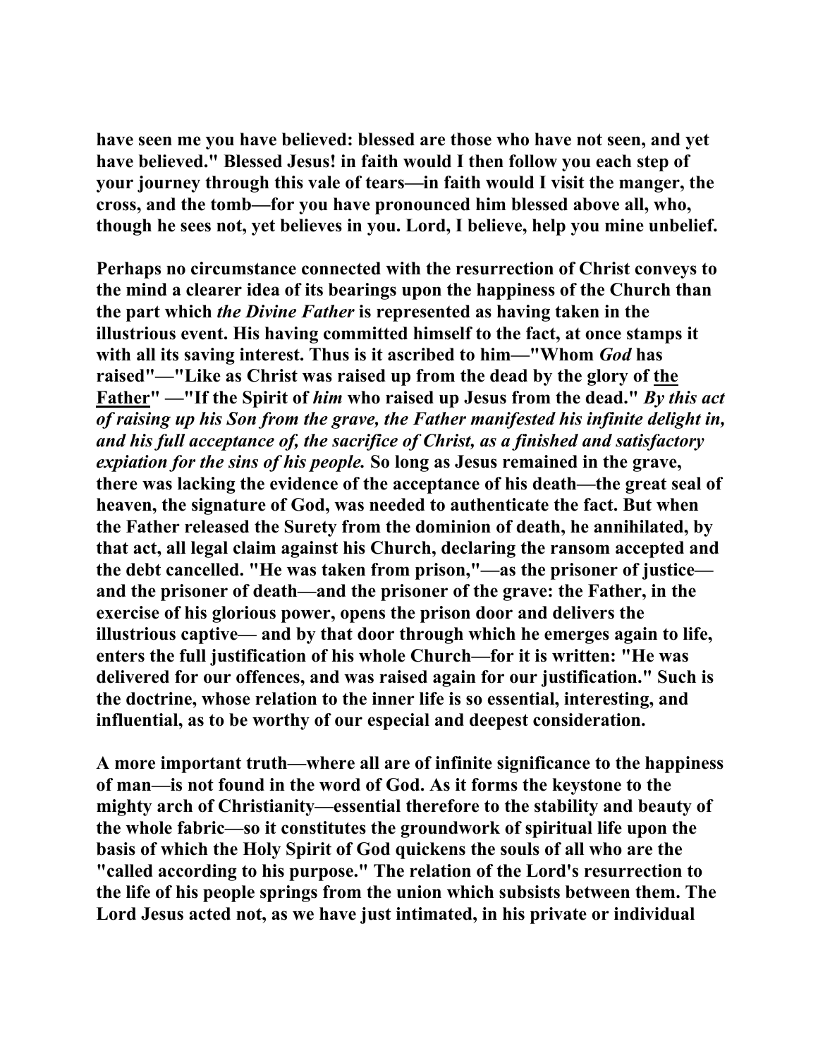**have seen me you have believed: blessed are those who have not seen, and yet have believed." Blessed Jesus! in faith would I then follow you each step of your journey through this vale of tears—in faith would I visit the manger, the cross, and the tomb—for you have pronounced him blessed above all, who, though he sees not, yet believes in you. Lord, I believe, help you mine unbelief.**

**Perhaps no circumstance connected with the resurrection of Christ conveys to the mind a clearer idea of its bearings upon the happiness of the Church than the part which *the Divine Father* is represented as having taken in the illustrious event. His having committed himself to the fact, at once stamps it with all its saving interest. Thus is it ascribed to him—"Whom *God* has raised"—"Like as Christ was raised up from the dead by the glory of the Father" —"If the Spirit of *him* who raised up Jesus from the dead." *By this act of raising up his Son from the grave, the Father manifested his infinite delight in, and his full acceptance of, the sacrifice of Christ, as a finished and satisfactory expiation for the sins of his people.* So long as Jesus remained in the grave, there was lacking the evidence of the acceptance of his death—the great seal of heaven, the signature of God, was needed to authenticate the fact. But when the Father released the Surety from the dominion of death, he annihilated, by that act, all legal claim against his Church, declaring the ransom accepted and the debt cancelled. "He was taken from prison,"—as the prisoner of justice—and the prisoner of death—and the prisoner of the grave: the Father, in the exercise of his glorious power, opens the prison door and delivers the illustrious captive— and by that door through which he emerges again to life, enters the full justification of his whole Church—for it is written: "He was delivered for our offences, and was raised again for our justification." Such is the doctrine, whose relation to the inner life is so essential, interesting, and influential, as to be worthy of our especial and deepest consideration.**

**A more important truth—where all are of infinite significance to the happiness of man—is not found in the word of God. As it forms the keystone to the mighty arch of Christianity—essential therefore to the stability and beauty of the whole fabric—so it constitutes the groundwork of spiritual life upon the basis of which the Holy Spirit of God quickens the souls of all who are the "called according to his purpose." The relation of the Lord's resurrection to the life of his people springs from the union which subsists between them. The Lord Jesus acted not, as we have just intimated, in his private or individual**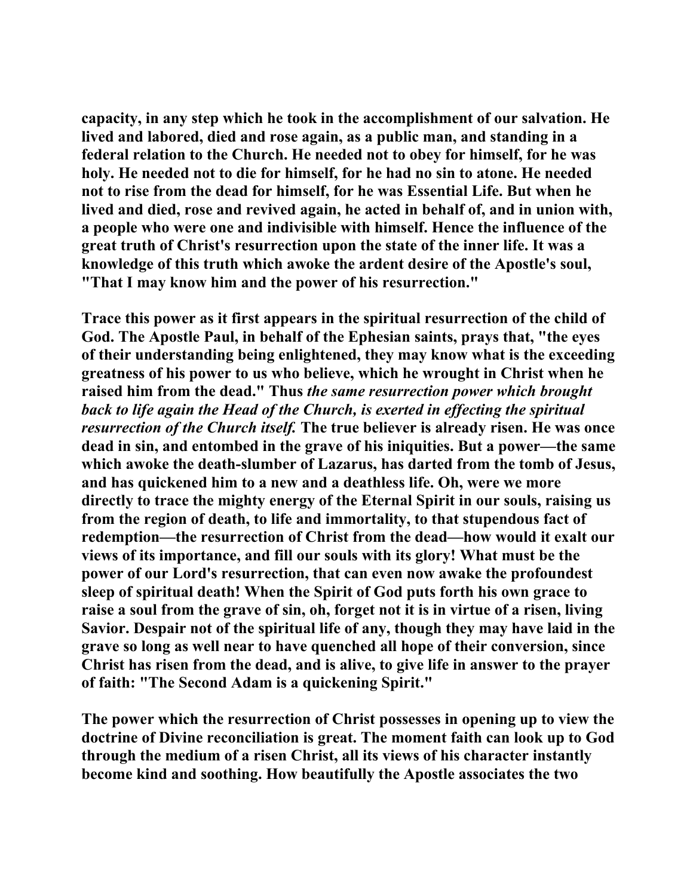capacity, in any step which he took in the accomplishment of our salvation. He lived and labored, died and rose again, as a public man, and standing in a federal relation to the Church. He needed not to obey for himself, for he was holy. He needed not to die for himself, for he had no sin to atone. He needed not to rise from the dead for himself, for he was Essential Life. But when he lived and died, rose and revived again, he acted in behalf of, and in union with, a people who were one and indivisible with himself. Hence the influence of the great truth of Christ's resurrection upon the state of the inner life. It was a knowledge of this truth which awoke the ardent desire of the Apostle's soul, "That I may know him and the power of his resurrection."

Trace this power as it first appears in the spiritual resurrection of the child of God. The Apostle Paul, in behalf of the Ephesian saints, prays that, "the eyes of their understanding being enlightened, they may know what is the exceeding greatness of his power to us who believe, which he wrought in Christ when he raised him from the dead." Thus *the same resurrection power which brought back to life again the Head of the Church, is exerted in effecting the spiritual resurrection of the Church itself.* The true believer is already risen. He was once dead in sin, and entombed in the grave of his iniquities. But a power—the same which awoke the death-slumber of Lazarus, has darted from the tomb of Jesus, and has quickened him to a new and a deathless life. Oh, were we more directly to trace the mighty energy of the Eternal Spirit in our souls, raising us from the region of death, to life and immortality, to that stupendous fact of redemption—the resurrection of Christ from the dead—how would it exalt our views of its importance, and fill our souls with its glory! What must be the power of our Lord's resurrection, that can even now awake the profoundest sleep of spiritual death! When the Spirit of God puts forth his own grace to raise a soul from the grave of sin, oh, forget not it is in virtue of a risen, living Savior. Despair not of the spiritual life of any, though they may have laid in the grave so long as well near to have quenched all hope of their conversion, since Christ has risen from the dead, and is alive, to give life in answer to the prayer of faith: "The Second Adam is a quickening Spirit."

The power which the resurrection of Christ possesses in opening up to view the doctrine of Divine reconciliation is great. The moment faith can look up to God through the medium of a risen Christ, all its views of his character instantly become kind and soothing. How beautifully the Apostle associates the two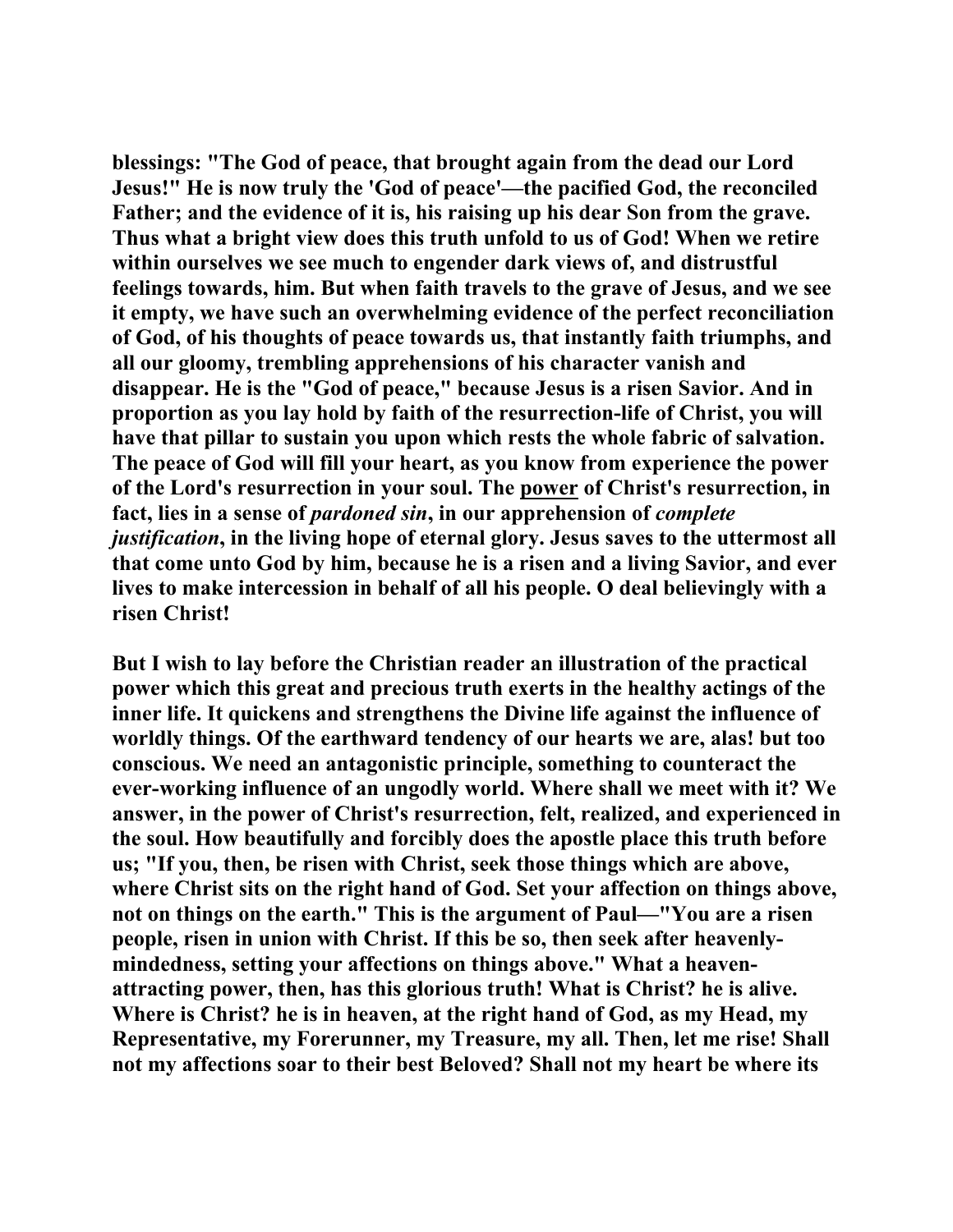blessings: "The God of peace, that brought again from the dead our Lord Jesus!" He is now truly the 'God of peace'—the pacified God, the reconciled Father; and the evidence of it is, his raising up his dear Son from the grave. Thus what a bright view does this truth unfold to us of God! When we retire within ourselves we see much to engender dark views of, and distrustful feelings towards, him. But when faith travels to the grave of Jesus, and we see it empty, we have such an overwhelming evidence of the perfect reconciliation of God, of his thoughts of peace towards us, that instantly faith triumphs, and all our gloomy, trembling apprehensions of his character vanish and disappear. He is the "God of peace," because Jesus is a risen Savior. And in proportion as you lay hold by faith of the resurrection-life of Christ, you will have that pillar to sustain you upon which rests the whole fabric of salvation. The peace of God will fill your heart, as you know from experience the power of the Lord's resurrection in your soul. The power of Christ's resurrection, in fact, lies in a sense of *pardoned sin*, in our apprehension of *complete justification*, in the living hope of eternal glory. Jesus saves to the uttermost all that come unto God by him, because he is a risen and a living Savior, and ever lives to make intercession in behalf of all his people. O deal believingly with a risen Christ!

But I wish to lay before the Christian reader an illustration of the practical power which this great and precious truth exerts in the healthy actings of the inner life. It quickens and strengthens the Divine life against the influence of worldly things. Of the earthward tendency of our hearts we are, alas! but too conscious. We need an antagonistic principle, something to counteract the ever-working influence of an ungodly world. Where shall we meet with it? We answer, in the power of Christ's resurrection, felt, realized, and experienced in the soul. How beautifully and forcibly does the apostle place this truth before us; "If you, then, be risen with Christ, seek those things which are above, where Christ sits on the right hand of God. Set your affection on things above, not on things on the earth." This is the argument of Paul—"You are a risen people, risen in union with Christ. If this be so, then seek after heavenly-mindedness, setting your affections on things above." What a heaven-attracting power, then, has this glorious truth! What is Christ? he is alive. Where is Christ? he is in heaven, at the right hand of God, as my Head, my Representative, my Forerunner, my Treasure, my all. Then, let me rise! Shall not my affections soar to their best Beloved? Shall not my heart be where its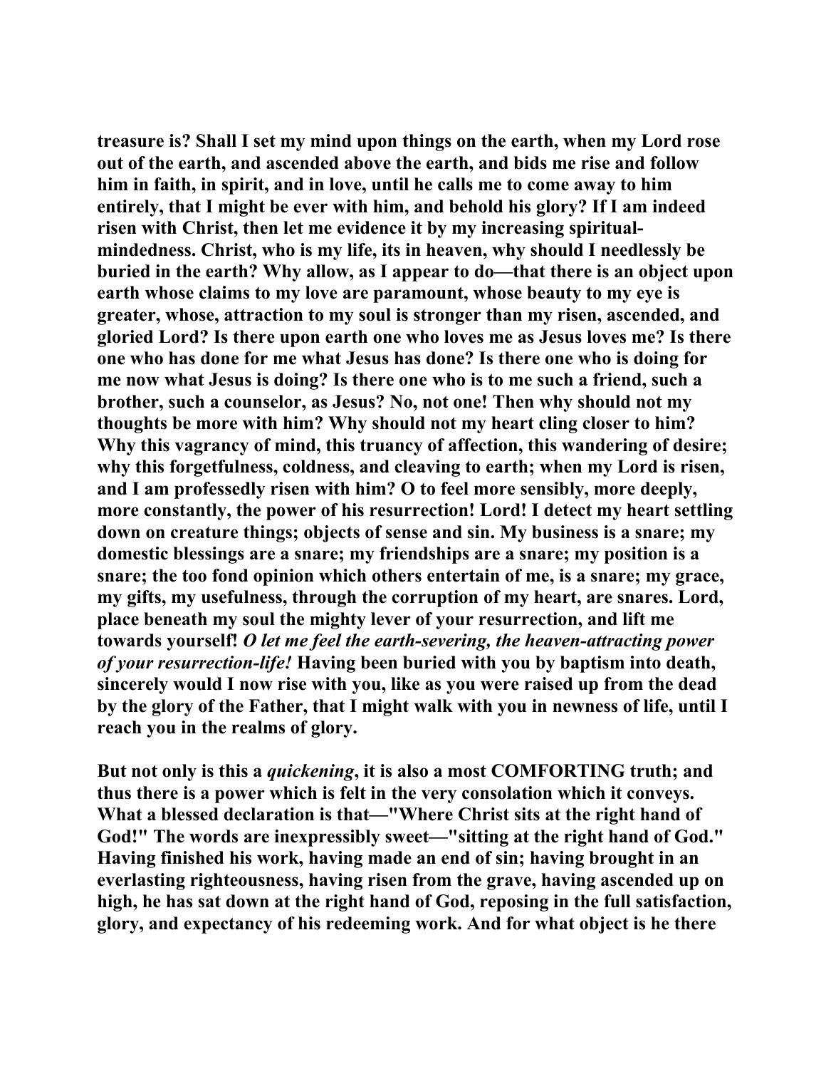**treasure is? Shall I set my mind upon things on the earth, when my Lord rose out of the earth, and ascended above the earth, and bids me rise and follow him in faith, in spirit, and in love, until he calls me to come away to him entirely, that I might be ever with him, and behold his glory? If I am indeed risen with Christ, then let me evidence it by my increasing spiritual-mindedness. Christ, who is my life, its in heaven, why should I needlessly be buried in the earth? Why allow, as I appear to do—that there is an object upon earth whose claims to my love are paramount, whose beauty to my eye is greater, whose, attraction to my soul is stronger than my risen, ascended, and gloried Lord? Is there upon earth one who loves me as Jesus loves me? Is there one who has done for me what Jesus has done? Is there one who is doing for me now what Jesus is doing? Is there one who is to me such a friend, such a brother, such a counselor, as Jesus? No, not one! Then why should not my thoughts be more with him? Why should not my heart cling closer to him? Why this vagrancy of mind, this truancy of affection, this wandering of desire; why this forgetfulness, coldness, and cleaving to earth; when my Lord is risen, and I am professedly risen with him? O to feel more sensibly, more deeply, more constantly, the power of his resurrection! Lord! I detect my heart settling down on creature things; objects of sense and sin. My business is a snare; my domestic blessings are a snare; my friendships are a snare; my position is a snare; the too fond opinion which others entertain of me, is a snare; my grace, my gifts, my usefulness, through the corruption of my heart, are snares. Lord, place beneath my soul the mighty lever of your resurrection, and lift me towards yourself! *O let me feel the earth-severing, the heaven-attracting power of your resurrection-life!* Having been buried with you by baptism into death, sincerely would I now rise with you, like as you were raised up from the dead by the glory of the Father, that I might walk with you in newness of life, until I reach you in the realms of glory.**

**But not only is this a *quickening*, it is also a most COMFORTING truth; and thus there is a power which is felt in the very consolation which it conveys. What a blessed declaration is that—"Where Christ sits at the right hand of God!" The words are inexpressibly sweet—"sitting at the right hand of God." Having finished his work, having made an end of sin; having brought in an everlasting righteousness, having risen from the grave, having ascended up on high, he has sat down at the right hand of God, reposing in the full satisfaction, glory, and expectancy of his redeeming work. And for what object is he there**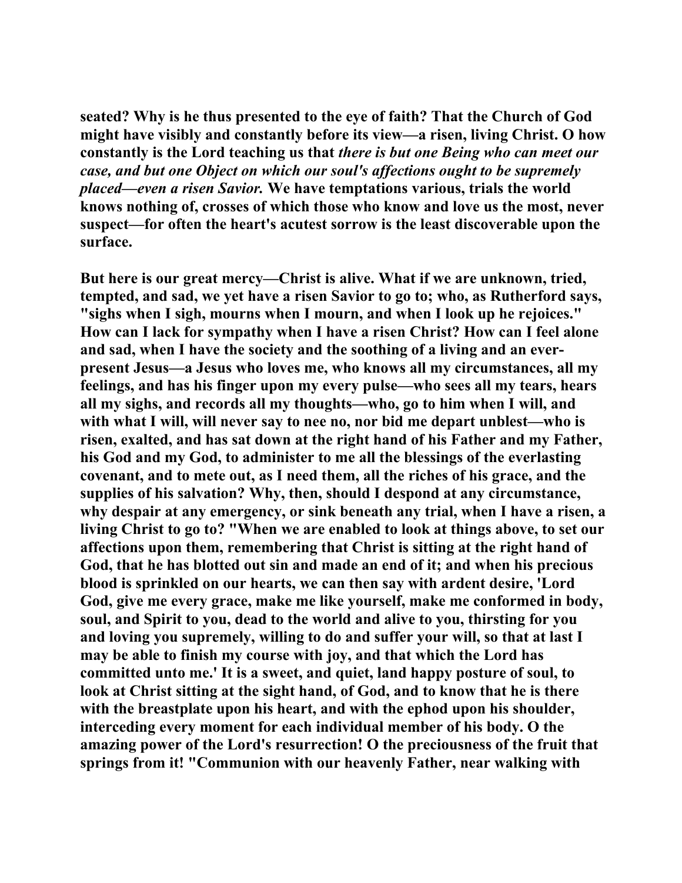**seated? Why is he thus presented to the eye of faith? That the Church of God might have visibly and constantly before its view—a risen, living Christ. O how constantly is the Lord teaching us that *there is but one Being who can meet our case, and but one Object on which our soul's affections ought to be supremely placed—even a risen Savior.* We have temptations various, trials the world knows nothing of, crosses of which those who know and love us the most, never suspect—for often the heart's acutest sorrow is the least discoverable upon the surface.**

**But here is our great mercy—Christ is alive. What if we are unknown, tried, tempted, and sad, we yet have a risen Savior to go to; who, as Rutherford says, "sighs when I sigh, mourns when I mourn, and when I look up he rejoices." How can I lack for sympathy when I have a risen Christ? How can I feel alone and sad, when I have the society and the soothing of a living and an ever-present Jesus—a Jesus who loves me, who knows all my circumstances, all my feelings, and has his finger upon my every pulse—who sees all my tears, hears all my sighs, and records all my thoughts—who, go to him when I will, and with what I will, will never say to nee no, nor bid me depart unblest—who is risen, exalted, and has sat down at the right hand of his Father and my Father, his God and my God, to administer to me all the blessings of the everlasting covenant, and to mete out, as I need them, all the riches of his grace, and the supplies of his salvation? Why, then, should I despond at any circumstance, why despair at any emergency, or sink beneath any trial, when I have a risen, a living Christ to go to? "When we are enabled to look at things above, to set our affections upon them, remembering that Christ is sitting at the right hand of God, that he has blotted out sin and made an end of it; and when his precious blood is sprinkled on our hearts, we can then say with ardent desire, 'Lord God, give me every grace, make me like yourself, make me conformed in body, soul, and Spirit to you, dead to the world and alive to you, thirsting for you and loving you supremely, willing to do and suffer your will, so that at last I may be able to finish my course with joy, and that which the Lord has committed unto me.' It is a sweet, and quiet, land happy posture of soul, to look at Christ sitting at the sight hand, of God, and to know that he is there with the breastplate upon his heart, and with the ephod upon his shoulder, interceding every moment for each individual member of his body. O the amazing power of the Lord's resurrection! O the preciousness of the fruit that springs from it! "Communion with our heavenly Father, near walking with**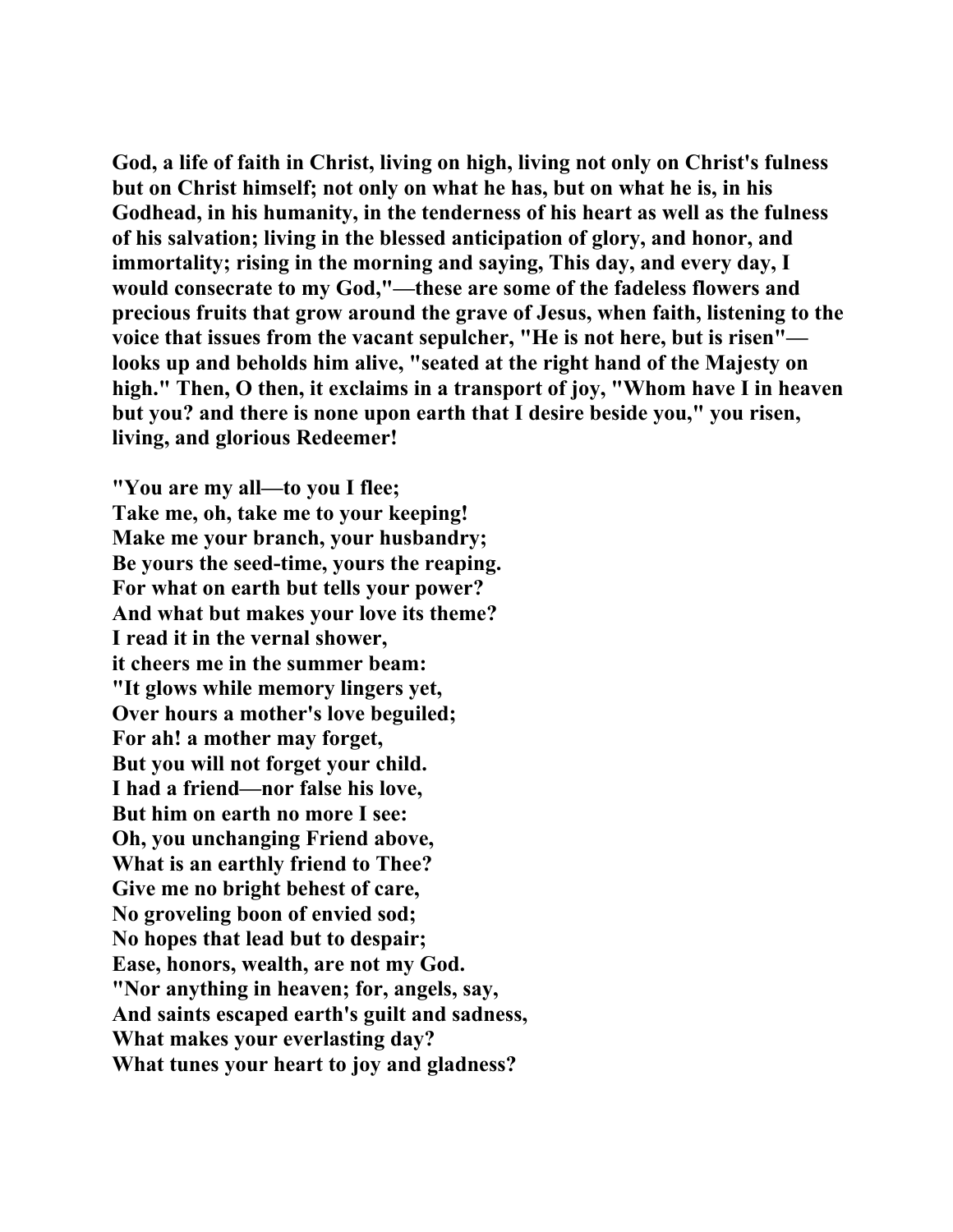**God, a life of faith in Christ, living on high, living not only on Christ's fulness but on Christ himself; not only on what he has, but on what he is, in his Godhead, in his humanity, in the tenderness of his heart as well as the fulness of his salvation; living in the blessed anticipation of glory, and honor, and immortality; rising in the morning and saying, This day, and every day, I would consecrate to my God,"—these are some of the fadeless flowers and precious fruits that grow around the grave of Jesus, when faith, listening to the voice that issues from the vacant sepulcher, "He is not here, but is risen"—looks up and beholds him alive, "seated at the right hand of the Majesty on high." Then, O then, it exclaims in a transport of joy, "Whom have I in heaven but you? and there is none upon earth that I desire beside you," you risen, living, and glorious Redeemer!**

**"You are my all—to you I flee;**
**Take me, oh, take me to your keeping!**
**Make me your branch, your husbandry;**
**Be yours the seed-time, yours the reaping.**
**For what on earth but tells your power?**
**And what but makes your love its theme?**
**I read it in the vernal shower,**
**it cheers me in the summer beam:**
**"It glows while memory lingers yet,**
**Over hours a mother's love beguiled;**
**For ah! a mother may forget,**
**But you will not forget your child.**
**I had a friend—nor false his love,**
**But him on earth no more I see:**
**Oh, you unchanging Friend above,**
**What is an earthly friend to Thee?**
**Give me no bright behest of care,**
**No groveling boon of envied sod;**
**No hopes that lead but to despair;**
**Ease, honors, wealth, are not my God.**
**"Nor anything in heaven; for, angels, say,**
**And saints escaped earth's guilt and sadness,**
**What makes your everlasting day?**
**What tunes your heart to joy and gladness?**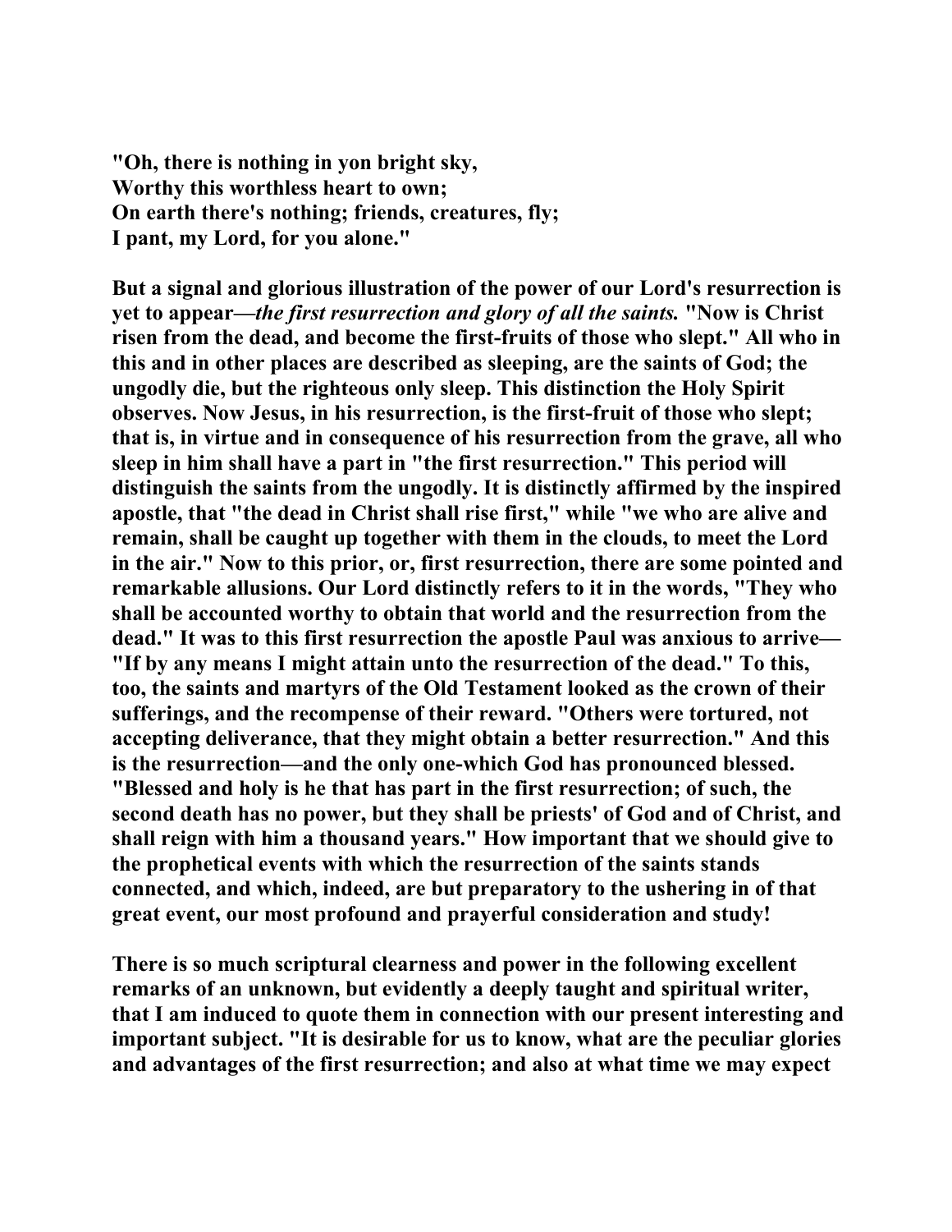**"Oh, there is nothing in yon bright sky,**
**Worthy this worthless heart to own;**
**On earth there's nothing; friends, creatures, fly;**
**I pant, my Lord, for you alone."**

**But a signal and glorious illustration of the power of our Lord's resurrection is yet to appear—*the first resurrection and glory of all the saints.* "Now is Christ risen from the dead, and become the first-fruits of those who slept." All who in this and in other places are described as sleeping, are the saints of God; the ungodly die, but the righteous only sleep. This distinction the Holy Spirit observes. Now Jesus, in his resurrection, is the first-fruit of those who slept; that is, in virtue and in consequence of his resurrection from the grave, all who sleep in him shall have a part in "the first resurrection." This period will distinguish the saints from the ungodly. It is distinctly affirmed by the inspired apostle, that "the dead in Christ shall rise first," while "we who are alive and remain, shall be caught up together with them in the clouds, to meet the Lord in the air." Now to this prior, or, first resurrection, there are some pointed and remarkable allusions. Our Lord distinctly refers to it in the words, "They who shall be accounted worthy to obtain that world and the resurrection from the dead." It was to this first resurrection the apostle Paul was anxious to arrive—"If by any means I might attain unto the resurrection of the dead." To this, too, the saints and martyrs of the Old Testament looked as the crown of their sufferings, and the recompense of their reward. "Others were tortured, not accepting deliverance, that they might obtain a better resurrection." And this is the resurrection—and the only one-which God has pronounced blessed. "Blessed and holy is he that has part in the first resurrection; of such, the second death has no power, but they shall be priests' of God and of Christ, and shall reign with him a thousand years." How important that we should give to the prophetical events with which the resurrection of the saints stands connected, and which, indeed, are but preparatory to the ushering in of that great event, our most profound and prayerful consideration and study!**

**There is so much scriptural clearness and power in the following excellent remarks of an unknown, but evidently a deeply taught and spiritual writer, that I am induced to quote them in connection with our present interesting and important subject. "It is desirable for us to know, what are the peculiar glories and advantages of the first resurrection; and also at what time we may expect**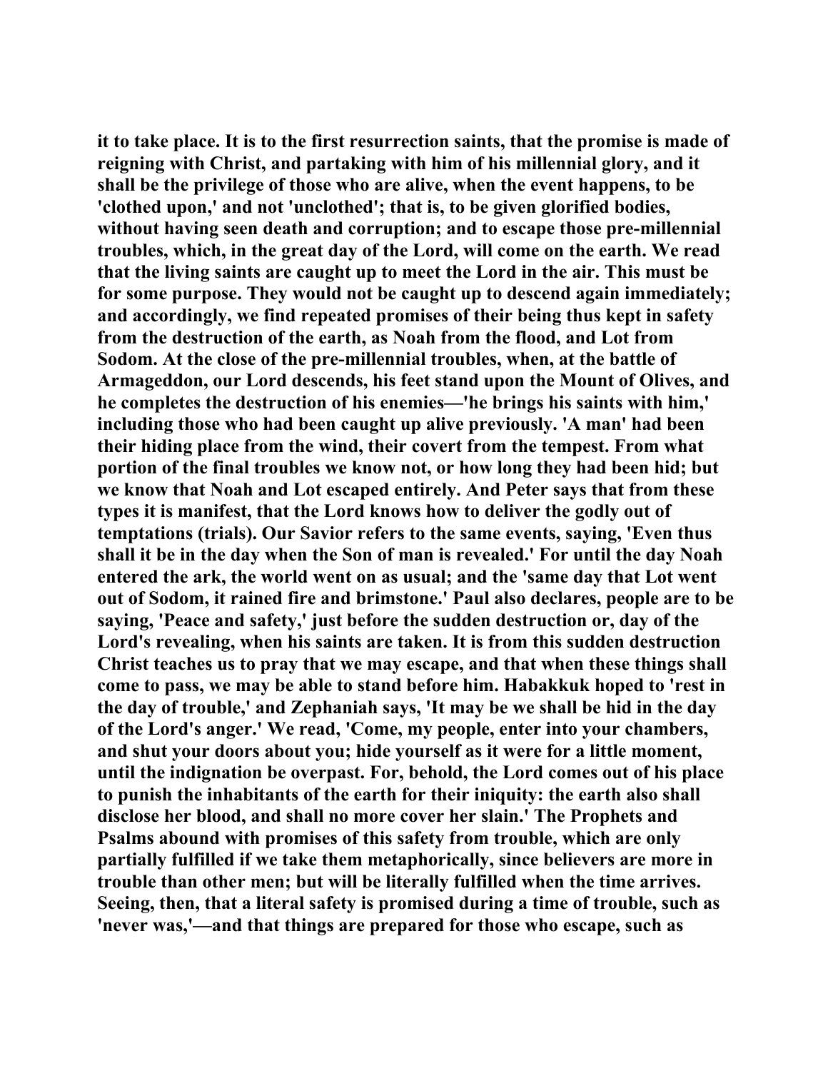it to take place. It is to the first resurrection saints, that the promise is made of reigning with Christ, and partaking with him of his millennial glory, and it shall be the privilege of those who are alive, when the event happens, to be 'clothed upon,' and not 'unclothed'; that is, to be given glorified bodies, without having seen death and corruption; and to escape those pre-millennial troubles, which, in the great day of the Lord, will come on the earth. We read that the living saints are caught up to meet the Lord in the air. This must be for some purpose. They would not be caught up to descend again immediately; and accordingly, we find repeated promises of their being thus kept in safety from the destruction of the earth, as Noah from the flood, and Lot from Sodom. At the close of the pre-millennial troubles, when, at the battle of Armageddon, our Lord descends, his feet stand upon the Mount of Olives, and he completes the destruction of his enemies—'he brings his saints with him,' including those who had been caught up alive previously. 'A man' had been their hiding place from the wind, their covert from the tempest. From what portion of the final troubles we know not, or how long they had been hid; but we know that Noah and Lot escaped entirely. And Peter says that from these types it is manifest, that the Lord knows how to deliver the godly out of temptations (trials). Our Savior refers to the same events, saying, 'Even thus shall it be in the day when the Son of man is revealed.' For until the day Noah entered the ark, the world went on as usual; and the 'same day that Lot went out of Sodom, it rained fire and brimstone.' Paul also declares, people are to be saying, 'Peace and safety,' just before the sudden destruction or, day of the Lord's revealing, when his saints are taken. It is from this sudden destruction Christ teaches us to pray that we may escape, and that when these things shall come to pass, we may be able to stand before him. Habakkuk hoped to 'rest in the day of trouble,' and Zephaniah says, 'It may be we shall be hid in the day of the Lord's anger.' We read, 'Come, my people, enter into your chambers, and shut your doors about you; hide yourself as it were for a little moment, until the indignation be overpast. For, behold, the Lord comes out of his place to punish the inhabitants of the earth for their iniquity: the earth also shall disclose her blood, and shall no more cover her slain.' The Prophets and Psalms abound with promises of this safety from trouble, which are only partially fulfilled if we take them metaphorically, since believers are more in trouble than other men; but will be literally fulfilled when the time arrives. Seeing, then, that a literal safety is promised during a time of trouble, such as 'never was,'—and that things are prepared for those who escape, such as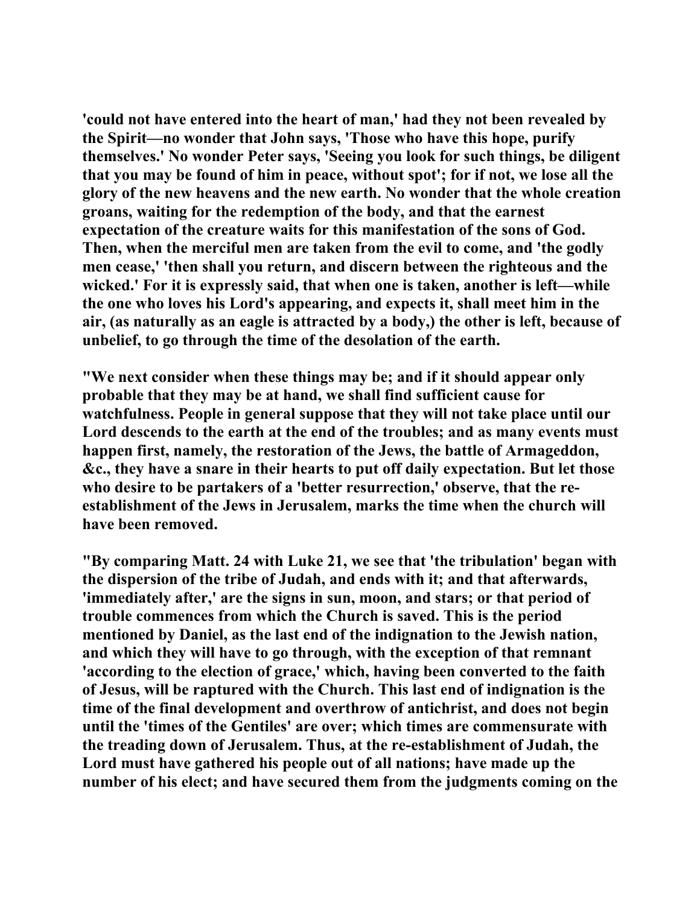**'could not have entered into the heart of man,' had they not been revealed by the Spirit—no wonder that John says, 'Those who have this hope, purify themselves.' No wonder Peter says, 'Seeing you look for such things, be diligent that you may be found of him in peace, without spot'; for if not, we lose all the glory of the new heavens and the new earth. No wonder that the whole creation groans, waiting for the redemption of the body, and that the earnest expectation of the creature waits for this manifestation of the sons of God. Then, when the merciful men are taken from the evil to come, and 'the godly men cease,' 'then shall you return, and discern between the righteous and the wicked.' For it is expressly said, that when one is taken, another is left—while the one who loves his Lord's appearing, and expects it, shall meet him in the air, (as naturally as an eagle is attracted by a body,) the other is left, because of unbelief, to go through the time of the desolation of the earth.**

**"We next consider when these things may be; and if it should appear only probable that they may be at hand, we shall find sufficient cause for watchfulness. People in general suppose that they will not take place until our Lord descends to the earth at the end of the troubles; and as many events must happen first, namely, the restoration of the Jews, the battle of Armageddon, &c., they have a snare in their hearts to put off daily expectation. But let those who desire to be partakers of a 'better resurrection,' observe, that the re-establishment of the Jews in Jerusalem, marks the time when the church will have been removed.**

**"By comparing Matt. 24 with Luke 21, we see that 'the tribulation' began with the dispersion of the tribe of Judah, and ends with it; and that afterwards, 'immediately after,' are the signs in sun, moon, and stars; or that period of trouble commences from which the Church is saved. This is the period mentioned by Daniel, as the last end of the indignation to the Jewish nation, and which they will have to go through, with the exception of that remnant 'according to the election of grace,' which, having been converted to the faith of Jesus, will be raptured with the Church. This last end of indignation is the time of the final development and overthrow of antichrist, and does not begin until the 'times of the Gentiles' are over; which times are commensurate with the treading down of Jerusalem. Thus, at the re-establishment of Judah, the Lord must have gathered his people out of all nations; have made up the number of his elect; and have secured them from the judgments coming on the**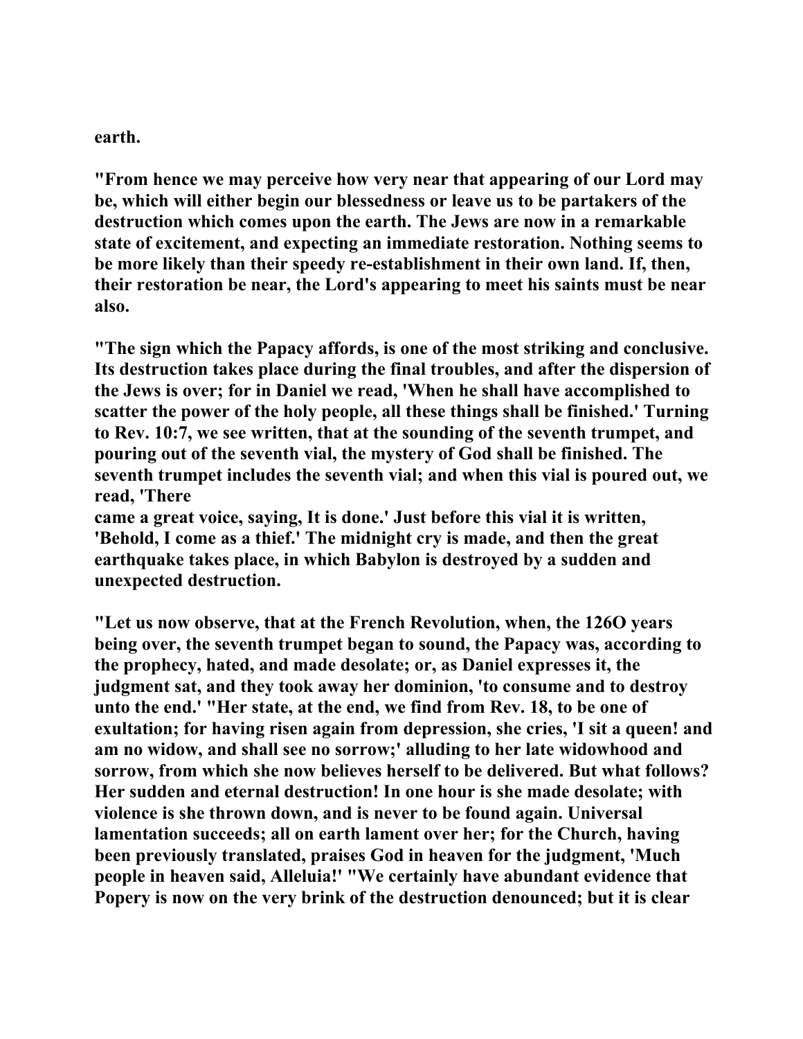**earth.**

**"From hence we may perceive how very near that appearing of our Lord may be, which will either begin our blessedness or leave us to be partakers of the destruction which comes upon the earth. The Jews are now in a remarkable state of excitement, and expecting an immediate restoration. Nothing seems to be more likely than their speedy re-establishment in their own land. If, then, their restoration be near, the Lord's appearing to meet his saints must be near also.**

**"The sign which the Papacy affords, is one of the most striking and conclusive. Its destruction takes place during the final troubles, and after the dispersion of the Jews is over; for in Daniel we read, 'When he shall have accomplished to scatter the power of the holy people, all these things shall be finished.' Turning to Rev. 10:7, we see written, that at the sounding of the seventh trumpet, and pouring out of the seventh vial, the mystery of God shall be finished. The seventh trumpet includes the seventh vial; and when this vial is poured out, we read, 'There came a great voice, saying, It is done.' Just before this vial it is written, 'Behold, I come as a thief.' The midnight cry is made, and then the great earthquake takes place, in which Babylon is destroyed by a sudden and unexpected destruction.**

**"Let us now observe, that at the French Revolution, when, the 126O years being over, the seventh trumpet began to sound, the Papacy was, according to the prophecy, hated, and made desolate; or, as Daniel expresses it, the judgment sat, and they took away her dominion, 'to consume and to destroy unto the end.' "Her state, at the end, we find from Rev. 18, to be one of exultation; for having risen again from depression, she cries, 'I sit a queen! and am no widow, and shall see no sorrow;' alluding to her late widowhood and sorrow, from which she now believes herself to be delivered. But what follows? Her sudden and eternal destruction! In one hour is she made desolate; with violence is she thrown down, and is never to be found again. Universal lamentation succeeds; all on earth lament over her; for the Church, having been previously translated, praises God in heaven for the judgment, 'Much people in heaven said, Alleluia!' "We certainly have abundant evidence that Popery is now on the very brink of the destruction denounced; but it is clear**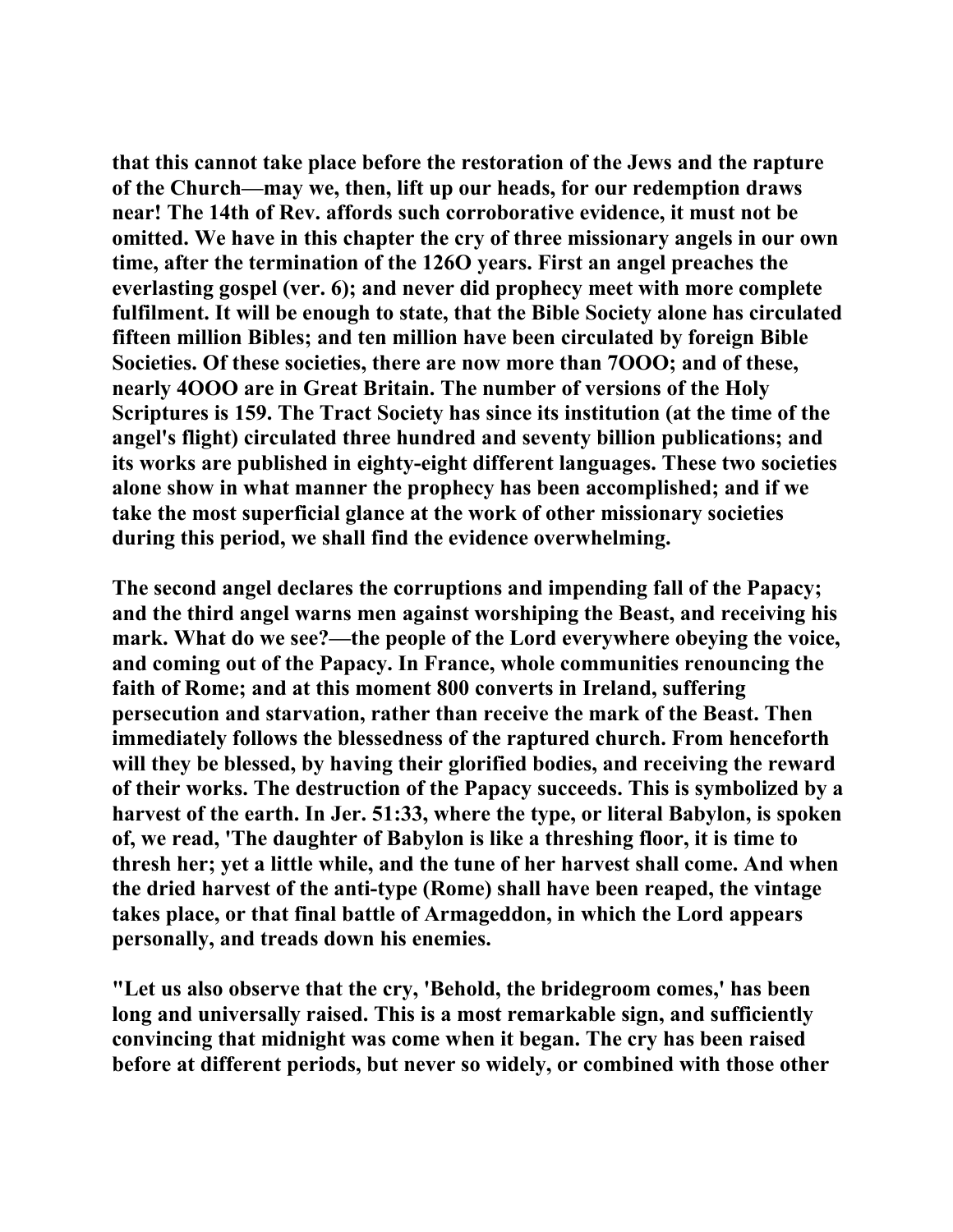**that this cannot take place before the restoration of the Jews and the rapture of the Church—may we, then, lift up our heads, for our redemption draws near! The 14th of Rev. affords such corroborative evidence, it must not be omitted. We have in this chapter the cry of three missionary angels in our own time, after the termination of the 126O years. First an angel preaches the everlasting gospel (ver. 6); and never did prophecy meet with more complete fulfilment. It will be enough to state, that the Bible Society alone has circulated fifteen million Bibles; and ten million have been circulated by foreign Bible Societies. Of these societies, there are now more than 7OOO; and of these, nearly 4OOO are in Great Britain. The number of versions of the Holy Scriptures is 159. The Tract Society has since its institution (at the time of the angel's flight) circulated three hundred and seventy billion publications; and its works are published in eighty-eight different languages. These two societies alone show in what manner the prophecy has been accomplished; and if we take the most superficial glance at the work of other missionary societies during this period, we shall find the evidence overwhelming.**

**The second angel declares the corruptions and impending fall of the Papacy; and the third angel warns men against worshiping the Beast, and receiving his mark. What do we see?—the people of the Lord everywhere obeying the voice, and coming out of the Papacy. In France, whole communities renouncing the faith of Rome; and at this moment 800 converts in Ireland, suffering persecution and starvation, rather than receive the mark of the Beast. Then immediately follows the blessedness of the raptured church. From henceforth will they be blessed, by having their glorified bodies, and receiving the reward of their works. The destruction of the Papacy succeeds. This is symbolized by a harvest of the earth. In Jer. 51:33, where the type, or literal Babylon, is spoken of, we read, 'The daughter of Babylon is like a threshing floor, it is time to thresh her; yet a little while, and the tune of her harvest shall come. And when the dried harvest of the anti-type (Rome) shall have been reaped, the vintage takes place, or that final battle of Armageddon, in which the Lord appears personally, and treads down his enemies.**

**"Let us also observe that the cry, 'Behold, the bridegroom comes,' has been long and universally raised. This is a most remarkable sign, and sufficiently convincing that midnight was come when it began. The cry has been raised before at different periods, but never so widely, or combined with those other**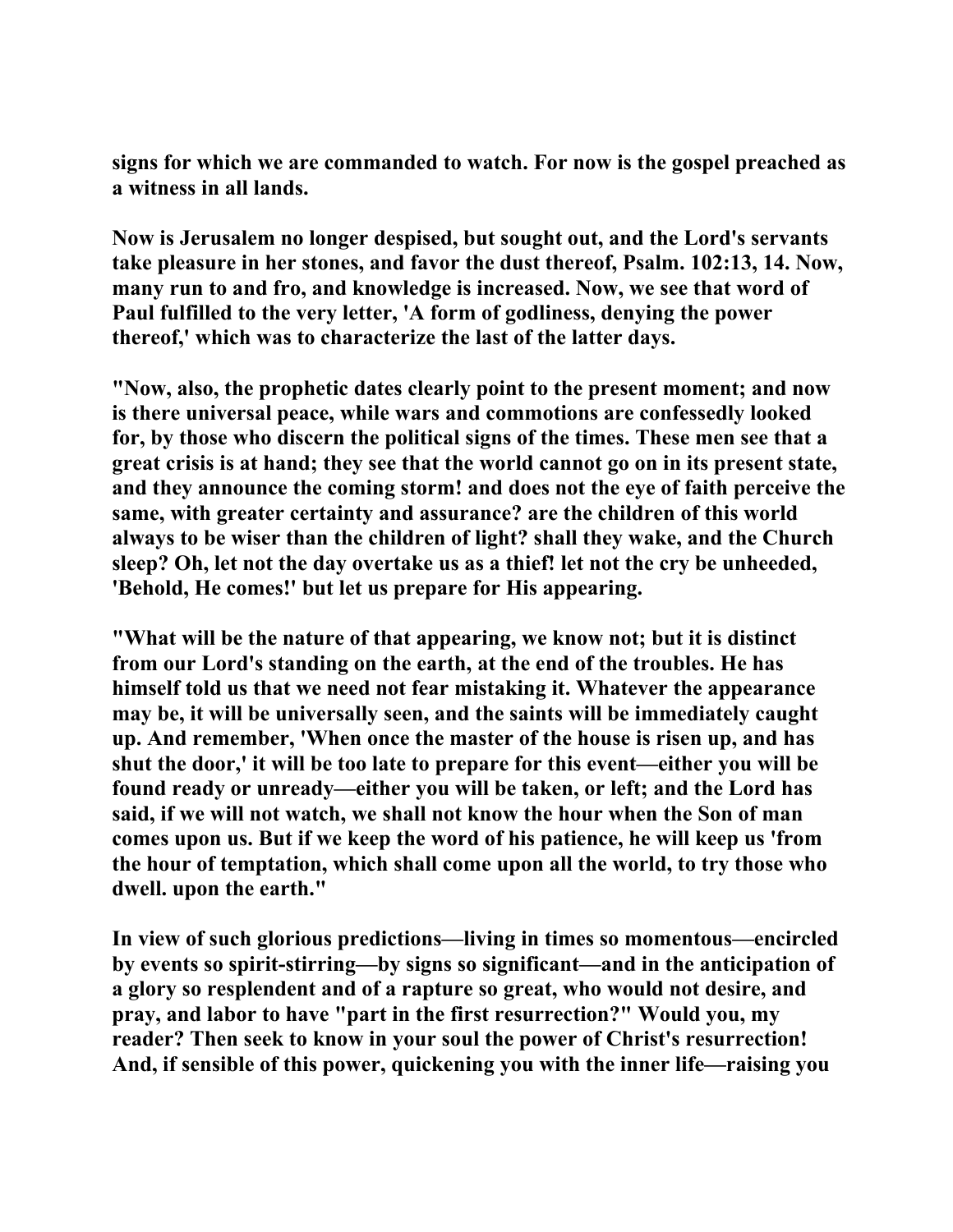**signs for which we are commanded to watch. For now is the gospel preached as a witness in all lands.**

**Now is Jerusalem no longer despised, but sought out, and the Lord's servants take pleasure in her stones, and favor the dust thereof, Psalm. 102:13, 14. Now, many run to and fro, and knowledge is increased. Now, we see that word of Paul fulfilled to the very letter, 'A form of godliness, denying the power thereof,' which was to characterize the last of the latter days.**

**"Now, also, the prophetic dates clearly point to the present moment; and now is there universal peace, while wars and commotions are confessedly looked for, by those who discern the political signs of the times. These men see that a great crisis is at hand; they see that the world cannot go on in its present state, and they announce the coming storm! and does not the eye of faith perceive the same, with greater certainty and assurance? are the children of this world always to be wiser than the children of light? shall they wake, and the Church sleep? Oh, let not the day overtake us as a thief! let not the cry be unheeded, 'Behold, He comes!' but let us prepare for His appearing.**

**"What will be the nature of that appearing, we know not; but it is distinct from our Lord's standing on the earth, at the end of the troubles. He has himself told us that we need not fear mistaking it. Whatever the appearance may be, it will be universally seen, and the saints will be immediately caught up. And remember, 'When once the master of the house is risen up, and has shut the door,' it will be too late to prepare for this event—either you will be found ready or unready—either you will be taken, or left; and the Lord has said, if we will not watch, we shall not know the hour when the Son of man comes upon us. But if we keep the word of his patience, he will keep us 'from the hour of temptation, which shall come upon all the world, to try those who dwell. upon the earth."**

**In view of such glorious predictions—living in times so momentous—encircled by events so spirit-stirring—by signs so significant—and in the anticipation of a glory so resplendent and of a rapture so great, who would not desire, and pray, and labor to have "part in the first resurrection?" Would you, my reader? Then seek to know in your soul the power of Christ's resurrection! And, if sensible of this power, quickening you with the inner life—raising you**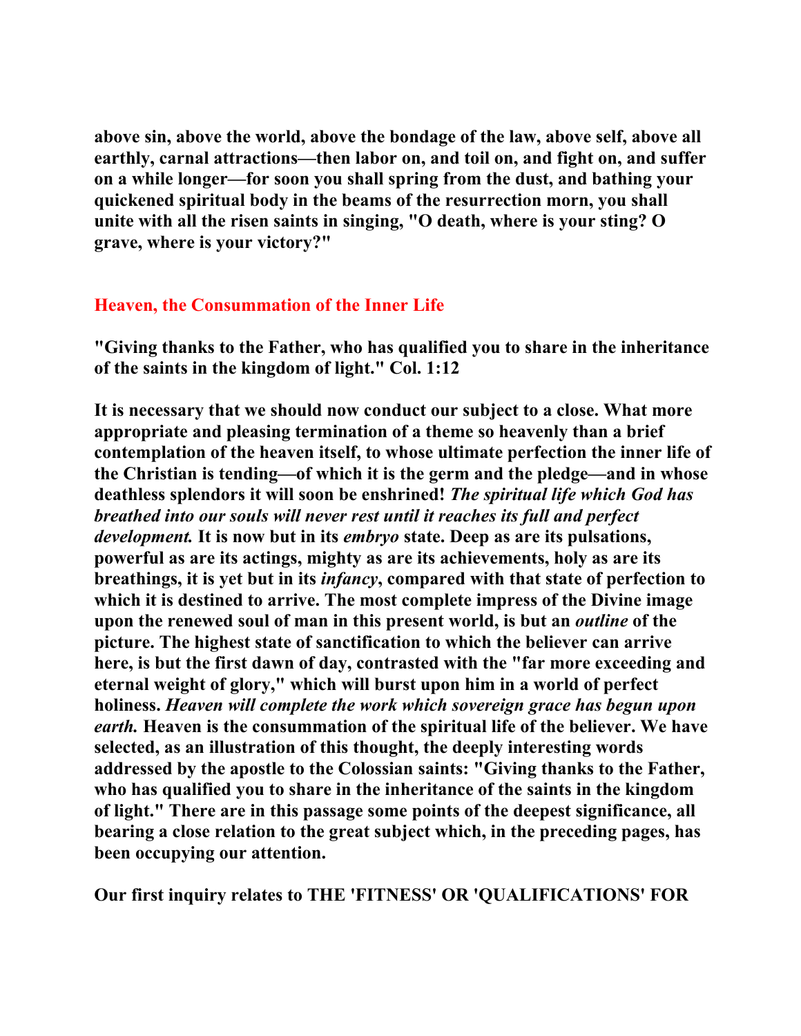**above sin, above the world, above the bondage of the law, above self, above all earthly, carnal attractions—then labor on, and toil on, and fight on, and suffer on a while longer—for soon you shall spring from the dust, and bathing your quickened spiritual body in the beams of the resurrection morn, you shall unite with all the risen saints in singing, "O death, where is your sting? O grave, where is your victory?"**

## Heaven, the Consummation of the Inner Life

**"Giving thanks to the Father, who has qualified you to share in the inheritance of the saints in the kingdom of light." Col. 1:12**

**It is necessary that we should now conduct our subject to a close. What more appropriate and pleasing termination of a theme so heavenly than a brief contemplation of the heaven itself, to whose ultimate perfection the inner life of the Christian is tending—of which it is the germ and the pledge—and in whose deathless splendors it will soon be enshrined! *The spiritual life which God has breathed into our souls will never rest until it reaches its full and perfect development.* It is now but in its *embryo* state. Deep as are its pulsations, powerful as are its actings, mighty as are its achievements, holy as are its breathings, it is yet but in its *infancy*, compared with that state of perfection to which it is destined to arrive. The most complete impress of the Divine image upon the renewed soul of man in this present world, is but an *outline* of the picture. The highest state of sanctification to which the believer can arrive here, is but the first dawn of day, contrasted with the "far more exceeding and eternal weight of glory," which will burst upon him in a world of perfect holiness. *Heaven will complete the work which sovereign grace has begun upon earth.* Heaven is the consummation of the spiritual life of the believer. We have selected, as an illustration of this thought, the deeply interesting words addressed by the apostle to the Colossian saints: "Giving thanks to the Father, who has qualified you to share in the inheritance of the saints in the kingdom of light." There are in this passage some points of the deepest significance, all bearing a close relation to the great subject which, in the preceding pages, has been occupying our attention.**

**Our first inquiry relates to THE 'FITNESS' OR 'QUALIFICATIONS' FOR**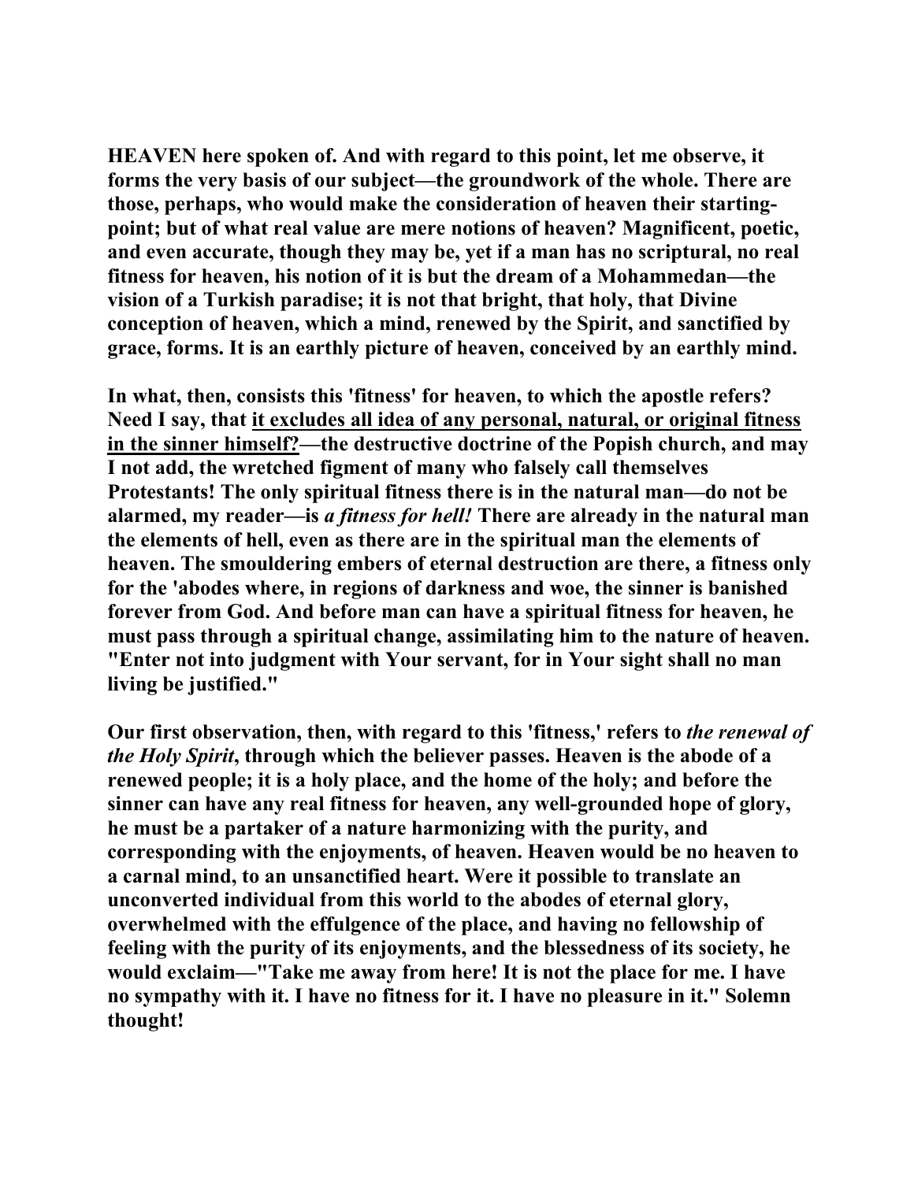**HEAVEN here spoken of. And with regard to this point, let me observe, it forms the very basis of our subject—the groundwork of the whole. There are those, perhaps, who would make the consideration of heaven their starting-point; but of what real value are mere notions of heaven? Magnificent, poetic, and even accurate, though they may be, yet if a man has no scriptural, no real fitness for heaven, his notion of it is but the dream of a Mohammedan—the vision of a Turkish paradise; it is not that bright, that holy, that Divine conception of heaven, which a mind, renewed by the Spirit, and sanctified by grace, forms. It is an earthly picture of heaven, conceived by an earthly mind.**

**In what, then, consists this 'fitness' for heaven, to which the apostle refers? Need I say, that <u>it excludes all idea of any personal, natural, or original fitness in the sinner himself?</u>—the destructive doctrine of the Popish church, and may I not add, the wretched figment of many who falsely call themselves Protestants! The only spiritual fitness there is in the natural man—do not be alarmed, my reader—is *a fitness for hell!* There are already in the natural man the elements of hell, even as there are in the spiritual man the elements of heaven. The smouldering embers of eternal destruction are there, a fitness only for the 'abodes where, in regions of darkness and woe, the sinner is banished forever from God. And before man can have a spiritual fitness for heaven, he must pass through a spiritual change, assimilating him to the nature of heaven. "Enter not into judgment with Your servant, for in Your sight shall no man living be justified."**

**Our first observation, then, with regard to this 'fitness,' refers to *the renewal of the Holy Spirit*, through which the believer passes. Heaven is the abode of a renewed people; it is a holy place, and the home of the holy; and before the sinner can have any real fitness for heaven, any well-grounded hope of glory, he must be a partaker of a nature harmonizing with the purity, and corresponding with the enjoyments, of heaven. Heaven would be no heaven to a carnal mind, to an unsanctified heart. Were it possible to translate an unconverted individual from this world to the abodes of eternal glory, overwhelmed with the effulgence of the place, and having no fellowship of feeling with the purity of its enjoyments, and the blessedness of its society, he would exclaim—"Take me away from here! It is not the place for me. I have no sympathy with it. I have no fitness for it. I have no pleasure in it." Solemn thought!**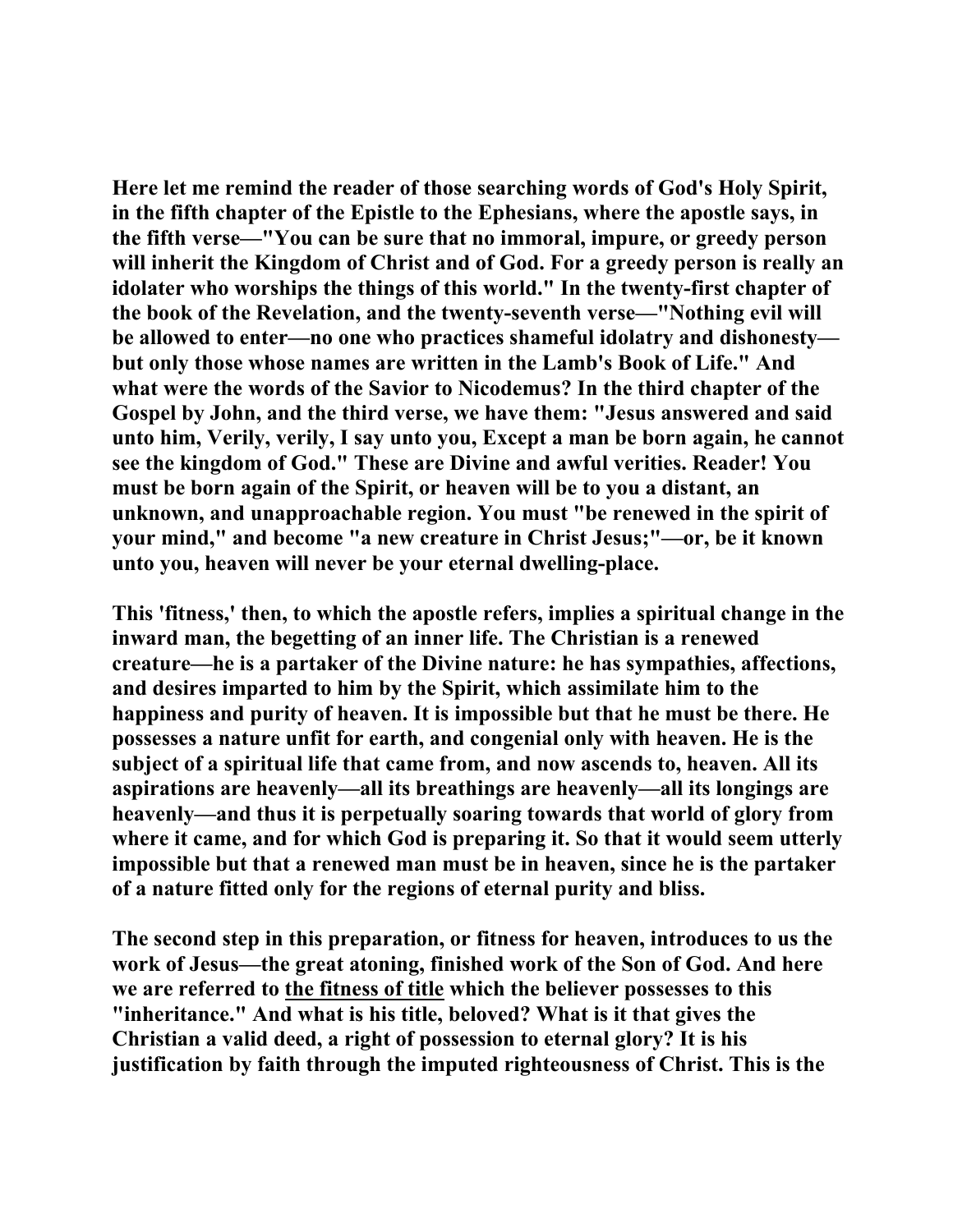Here let me remind the reader of those searching words of God's Holy Spirit, in the fifth chapter of the Epistle to the Ephesians, where the apostle says, in the fifth verse—"You can be sure that no immoral, impure, or greedy person will inherit the Kingdom of Christ and of God. For a greedy person is really an idolater who worships the things of this world." In the twenty-first chapter of the book of the Revelation, and the twenty-seventh verse—"Nothing evil will be allowed to enter—no one who practices shameful idolatry and dishonesty—but only those whose names are written in the Lamb's Book of Life." And what were the words of the Savior to Nicodemus? In the third chapter of the Gospel by John, and the third verse, we have them: "Jesus answered and said unto him, Verily, verily, I say unto you, Except a man be born again, he cannot see the kingdom of God." These are Divine and awful verities. Reader! You must be born again of the Spirit, or heaven will be to you a distant, an unknown, and unapproachable region. You must "be renewed in the spirit of your mind," and become "a new creature in Christ Jesus;"—or, be it known unto you, heaven will never be your eternal dwelling-place.

This 'fitness,' then, to which the apostle refers, implies a spiritual change in the inward man, the begetting of an inner life. The Christian is a renewed creature—he is a partaker of the Divine nature: he has sympathies, affections, and desires imparted to him by the Spirit, which assimilate him to the happiness and purity of heaven. It is impossible but that he must be there. He possesses a nature unfit for earth, and congenial only with heaven. He is the subject of a spiritual life that came from, and now ascends to, heaven. All its aspirations are heavenly—all its breathings are heavenly—all its longings are heavenly—and thus it is perpetually soaring towards that world of glory from where it came, and for which God is preparing it. So that it would seem utterly impossible but that a renewed man must be in heaven, since he is the partaker of a nature fitted only for the regions of eternal purity and bliss.

The second step in this preparation, or fitness for heaven, introduces to us the work of Jesus—the great atoning, finished work of the Son of God. And here we are referred to <u>the fitness of title</u> which the believer possesses to this "inheritance." And what is his title, beloved? What is it that gives the Christian a valid deed, a right of possession to eternal glory? It is his justification by faith through the imputed righteousness of Christ. This is the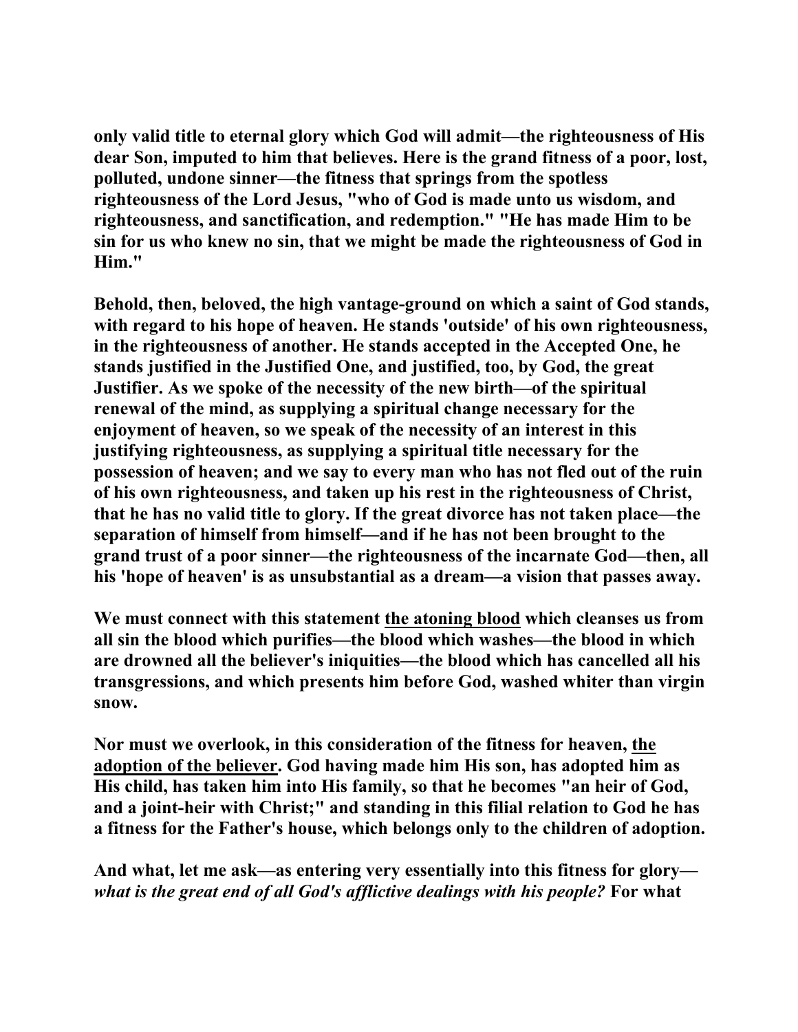only valid title to eternal glory which God will admit—the righteousness of His dear Son, imputed to him that believes. Here is the grand fitness of a poor, lost, polluted, undone sinner—the fitness that springs from the spotless righteousness of the Lord Jesus, "who of God is made unto us wisdom, and righteousness, and sanctification, and redemption." "He has made Him to be sin for us who knew no sin, that we might be made the righteousness of God in Him."

Behold, then, beloved, the high vantage-ground on which a saint of God stands, with regard to his hope of heaven. He stands 'outside' of his own righteousness, in the righteousness of another. He stands accepted in the Accepted One, he stands justified in the Justified One, and justified, too, by God, the great Justifier. As we spoke of the necessity of the new birth—of the spiritual renewal of the mind, as supplying a spiritual change necessary for the enjoyment of heaven, so we speak of the necessity of an interest in this justifying righteousness, as supplying a spiritual title necessary for the possession of heaven; and we say to every man who has not fled out of the ruin of his own righteousness, and taken up his rest in the righteousness of Christ, that he has no valid title to glory. If the great divorce has not taken place—the separation of himself from himself—and if he has not been brought to the grand trust of a poor sinner—the righteousness of the incarnate God—then, all his 'hope of heaven' is as unsubstantial as a dream—a vision that passes away.

We must connect with this statement <u>the atoning blood</u> which cleanses us from all sin the blood which purifies—the blood which washes—the blood in which are drowned all the believer's iniquities—the blood which has cancelled all his transgressions, and which presents him before God, washed whiter than virgin snow.

Nor must we overlook, in this consideration of the fitness for heaven, <u>the adoption of the believer</u>. God having made him His son, has adopted him as His child, has taken him into His family, so that he becomes "an heir of God, and a joint-heir with Christ;" and standing in this filial relation to God he has a fitness for the Father's house, which belongs only to the children of adoption.

And what, let me ask—as entering very essentially into this fitness for glory—*what is the great end of all God's afflictive dealings with his people?* For what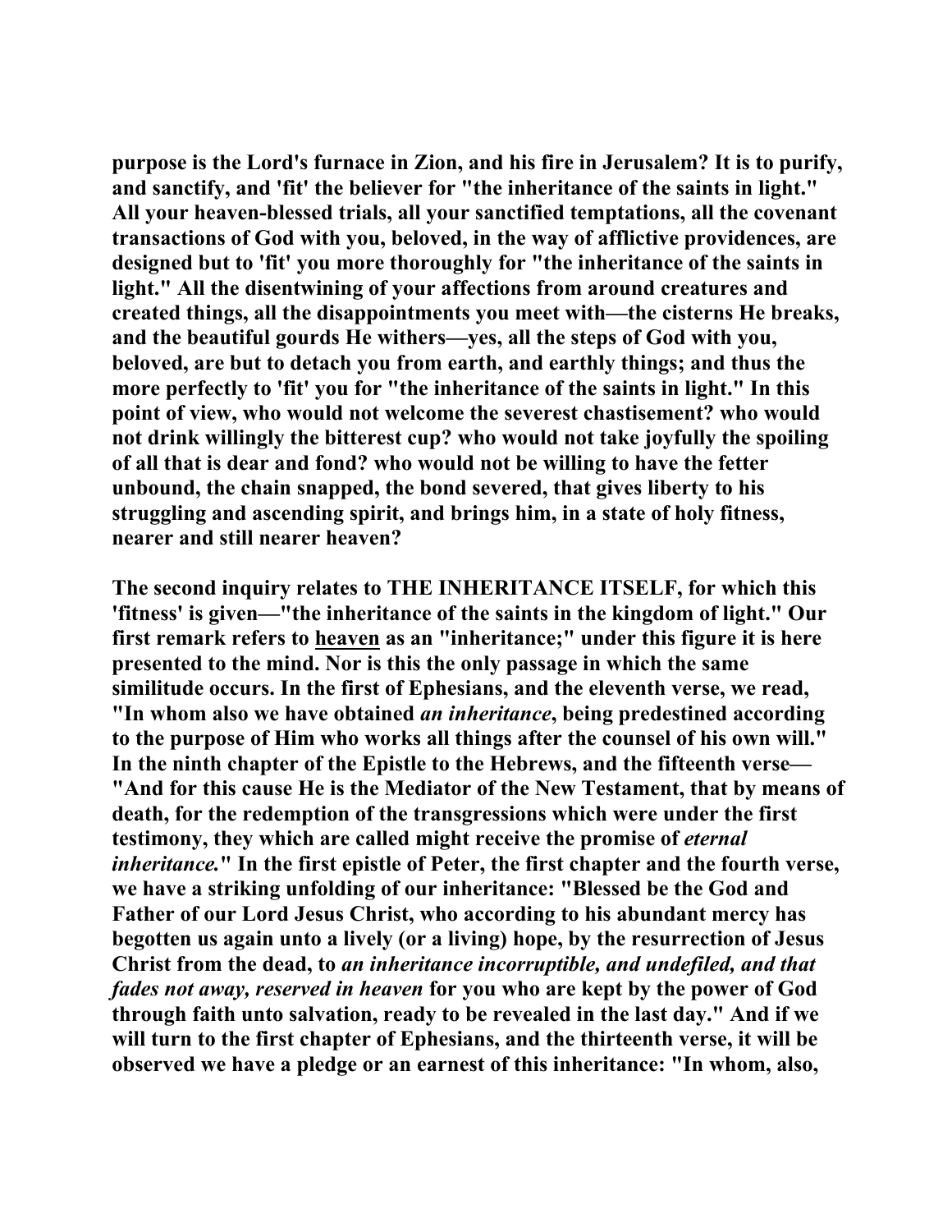purpose is the Lord's furnace in Zion, and his fire in Jerusalem? It is to purify, and sanctify, and 'fit' the believer for "the inheritance of the saints in light." All your heaven-blessed trials, all your sanctified temptations, all the covenant transactions of God with you, beloved, in the way of afflictive providences, are designed but to 'fit' you more thoroughly for "the inheritance of the saints in light." All the disentwining of your affections from around creatures and created things, all the disappointments you meet with—the cisterns He breaks, and the beautiful gourds He withers—yes, all the steps of God with you, beloved, are but to detach you from earth, and earthly things; and thus the more perfectly to 'fit' you for "the inheritance of the saints in light." In this point of view, who would not welcome the severest chastisement? who would not drink willingly the bitterest cup? who would not take joyfully the spoiling of all that is dear and fond? who would not be willing to have the fetter unbound, the chain snapped, the bond severed, that gives liberty to his struggling and ascending spirit, and brings him, in a state of holy fitness, nearer and still nearer heaven?

The second inquiry relates to THE INHERITANCE ITSELF, for which this 'fitness' is given—"the inheritance of the saints in the kingdom of light." Our first remark refers to <u>heaven</u> as an "inheritance;" under this figure it is here presented to the mind. Nor is this the only passage in which the same similitude occurs. In the first of Ephesians, and the eleventh verse, we read, "In whom also we have obtained *an inheritance*, being predestined according to the purpose of Him who works all things after the counsel of his own will." In the ninth chapter of the Epistle to the Hebrews, and the fifteenth verse—"And for this cause He is the Mediator of the New Testament, that by means of death, for the redemption of the transgressions which were under the first testimony, they which are called might receive the promise of *eternal inheritance.*" In the first epistle of Peter, the first chapter and the fourth verse, we have a striking unfolding of our inheritance: "Blessed be the God and Father of our Lord Jesus Christ, who according to his abundant mercy has begotten us again unto a lively (or a living) hope, by the resurrection of Jesus Christ from the dead, to *an inheritance incorruptible, and undefiled, and that fades not away, reserved in heaven* for you who are kept by the power of God through faith unto salvation, ready to be revealed in the last day." And if we will turn to the first chapter of Ephesians, and the thirteenth verse, it will be observed we have a pledge or an earnest of this inheritance: "In whom, also,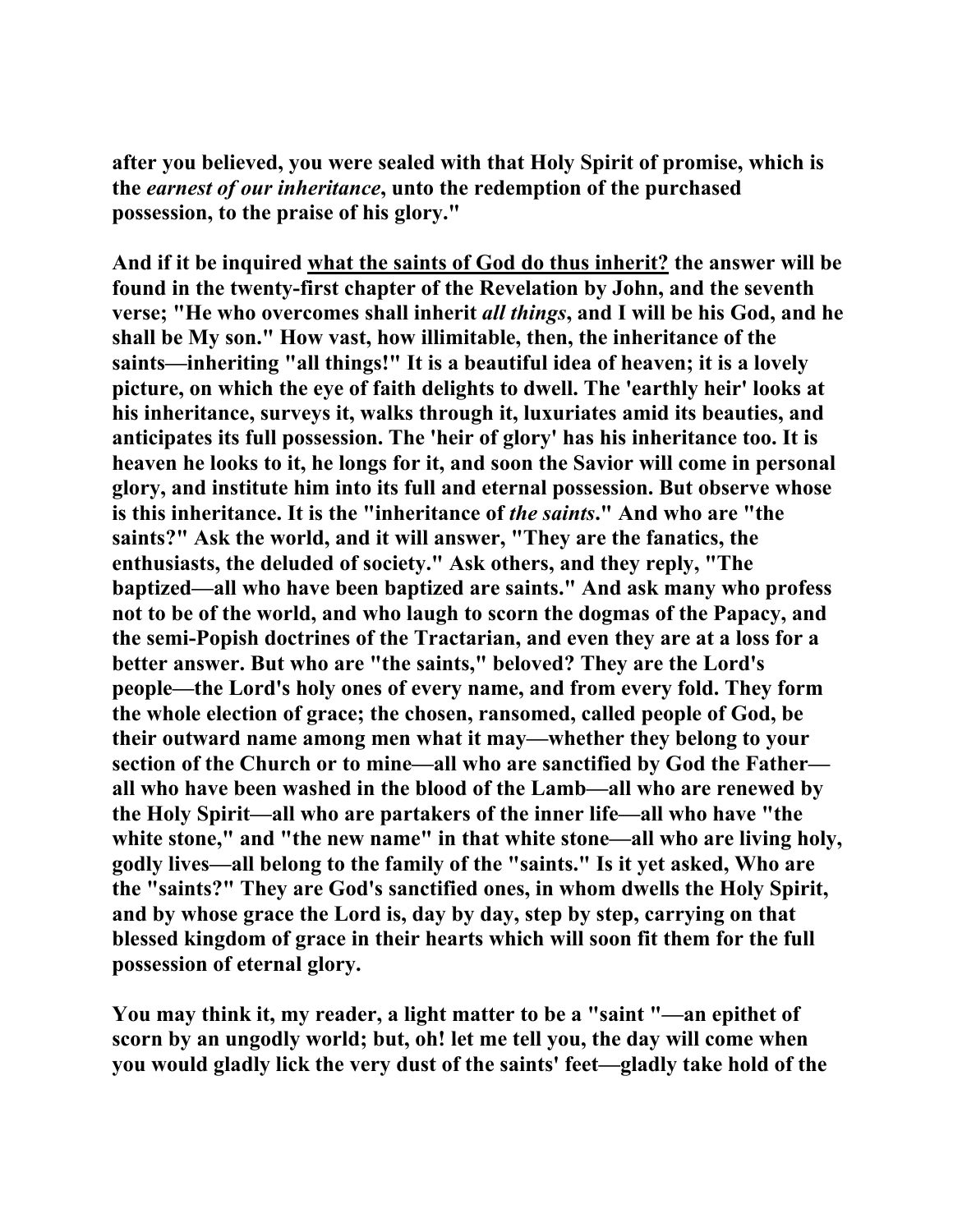**after you believed, you were sealed with that Holy Spirit of promise, which is the *earnest of our inheritance*, unto the redemption of the purchased possession, to the praise of his glory."**

**And if it be inquired what the saints of God do thus inherit? the answer will be found in the twenty-first chapter of the Revelation by John, and the seventh verse; "He who overcomes shall inherit *all things*, and I will be his God, and he shall be My son." How vast, how illimitable, then, the inheritance of the saints—inheriting "all things!" It is a beautiful idea of heaven; it is a lovely picture, on which the eye of faith delights to dwell. The 'earthly heir' looks at his inheritance, surveys it, walks through it, luxuriates amid its beauties, and anticipates its full possession. The 'heir of glory' has his inheritance too. It is heaven he looks to it, he longs for it, and soon the Savior will come in personal glory, and institute him into its full and eternal possession. But observe whose is this inheritance. It is the "inheritance of *the saints*." And who are "the saints?" Ask the world, and it will answer, "They are the fanatics, the enthusiasts, the deluded of society." Ask others, and they reply, "The baptized—all who have been baptized are saints." And ask many who profess not to be of the world, and who laugh to scorn the dogmas of the Papacy, and the semi-Popish doctrines of the Tractarian, and even they are at a loss for a better answer. But who are "the saints," beloved? They are the Lord's people—the Lord's holy ones of every name, and from every fold. They form the whole election of grace; the chosen, ransomed, called people of God, be their outward name among men what it may—whether they belong to your section of the Church or to mine—all who are sanctified by God the Father—all who have been washed in the blood of the Lamb—all who are renewed by the Holy Spirit—all who are partakers of the inner life—all who have "the white stone," and "the new name" in that white stone—all who are living holy, godly lives—all belong to the family of the "saints." Is it yet asked, Who are the "saints?" They are God's sanctified ones, in whom dwells the Holy Spirit, and by whose grace the Lord is, day by day, step by step, carrying on that blessed kingdom of grace in their hearts which will soon fit them for the full possession of eternal glory.**

**You may think it, my reader, a light matter to be a "saint "—an epithet of scorn by an ungodly world; but, oh! let me tell you, the day will come when you would gladly lick the very dust of the saints' feet—gladly take hold of the**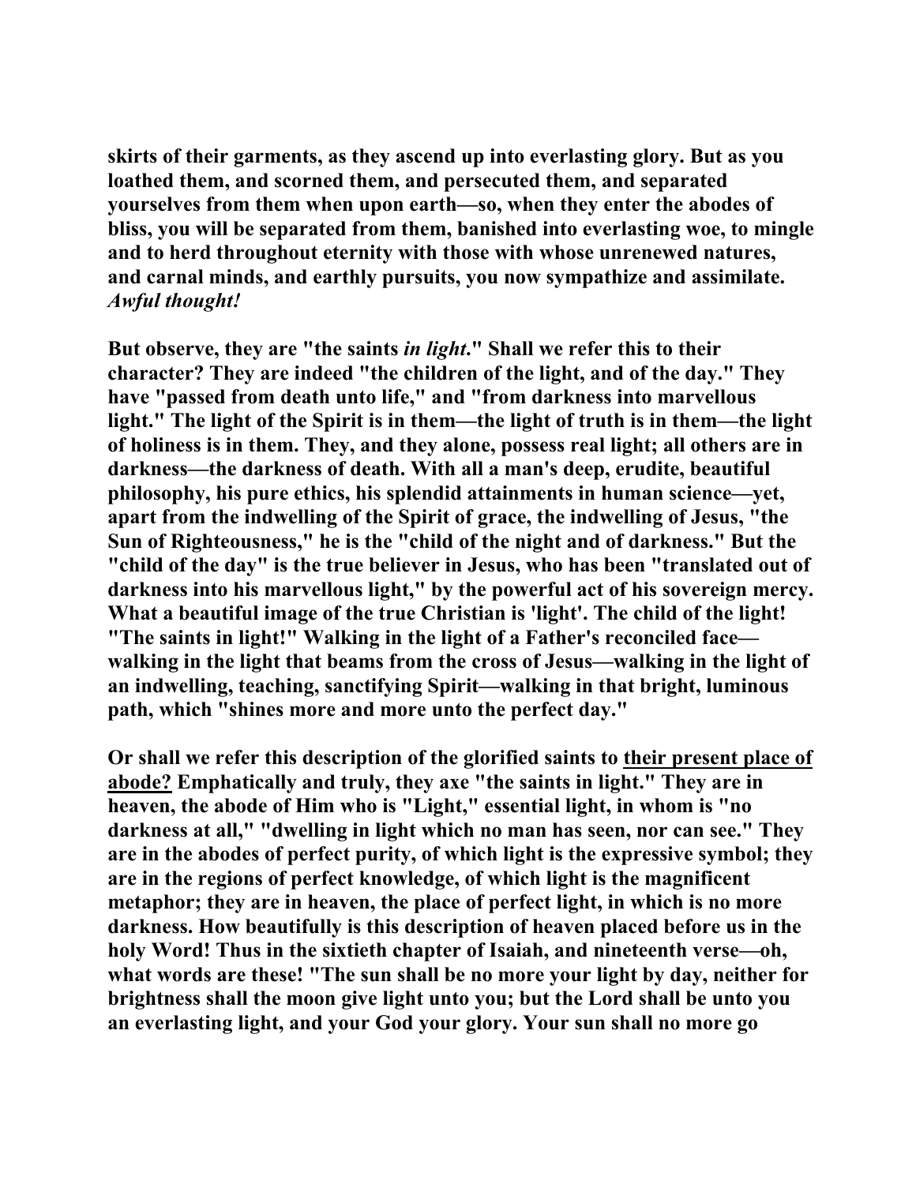**skirts of their garments, as they ascend up into everlasting glory. But as you loathed them, and scorned them, and persecuted them, and separated yourselves from them when upon earth—so, when they enter the abodes of bliss, you will be separated from them, banished into everlasting woe, to mingle and to herd throughout eternity with those with whose unrenewed natures, and carnal minds, and earthly pursuits, you now sympathize and assimilate. *Awful thought!***

**But observe, they are "the saints *in light*." Shall we refer this to their character? They are indeed "the children of the light, and of the day." They have "passed from death unto life," and "from darkness into marvellous light." The light of the Spirit is in them—the light of truth is in them—the light of holiness is in them. They, and they alone, possess real light; all others are in darkness—the darkness of death. With all a man's deep, erudite, beautiful philosophy, his pure ethics, his splendid attainments in human science—yet, apart from the indwelling of the Spirit of grace, the indwelling of Jesus, "the Sun of Righteousness," he is the "child of the night and of darkness." But the "child of the day" is the true believer in Jesus, who has been "translated out of darkness into his marvellous light," by the powerful act of his sovereign mercy. What a beautiful image of the true Christian is 'light'. The child of the light! "The saints in light!" Walking in the light of a Father's reconciled face—walking in the light that beams from the cross of Jesus—walking in the light of an indwelling, teaching, sanctifying Spirit—walking in that bright, luminous path, which "shines more and more unto the perfect day."**

**Or shall we refer this description of the glorified saints to <u>their present place of abode?</u> Emphatically and truly, they axe "the saints in light." They are in heaven, the abode of Him who is "Light," essential light, in whom is "no darkness at all," "dwelling in light which no man has seen, nor can see." They are in the abodes of perfect purity, of which light is the expressive symbol; they are in the regions of perfect knowledge, of which light is the magnificent metaphor; they are in heaven, the place of perfect light, in which is no more darkness. How beautifully is this description of heaven placed before us in the holy Word! Thus in the sixtieth chapter of Isaiah, and nineteenth verse—oh, what words are these! "The sun shall be no more your light by day, neither for brightness shall the moon give light unto you; but the Lord shall be unto you an everlasting light, and your God your glory. Your sun shall no more go**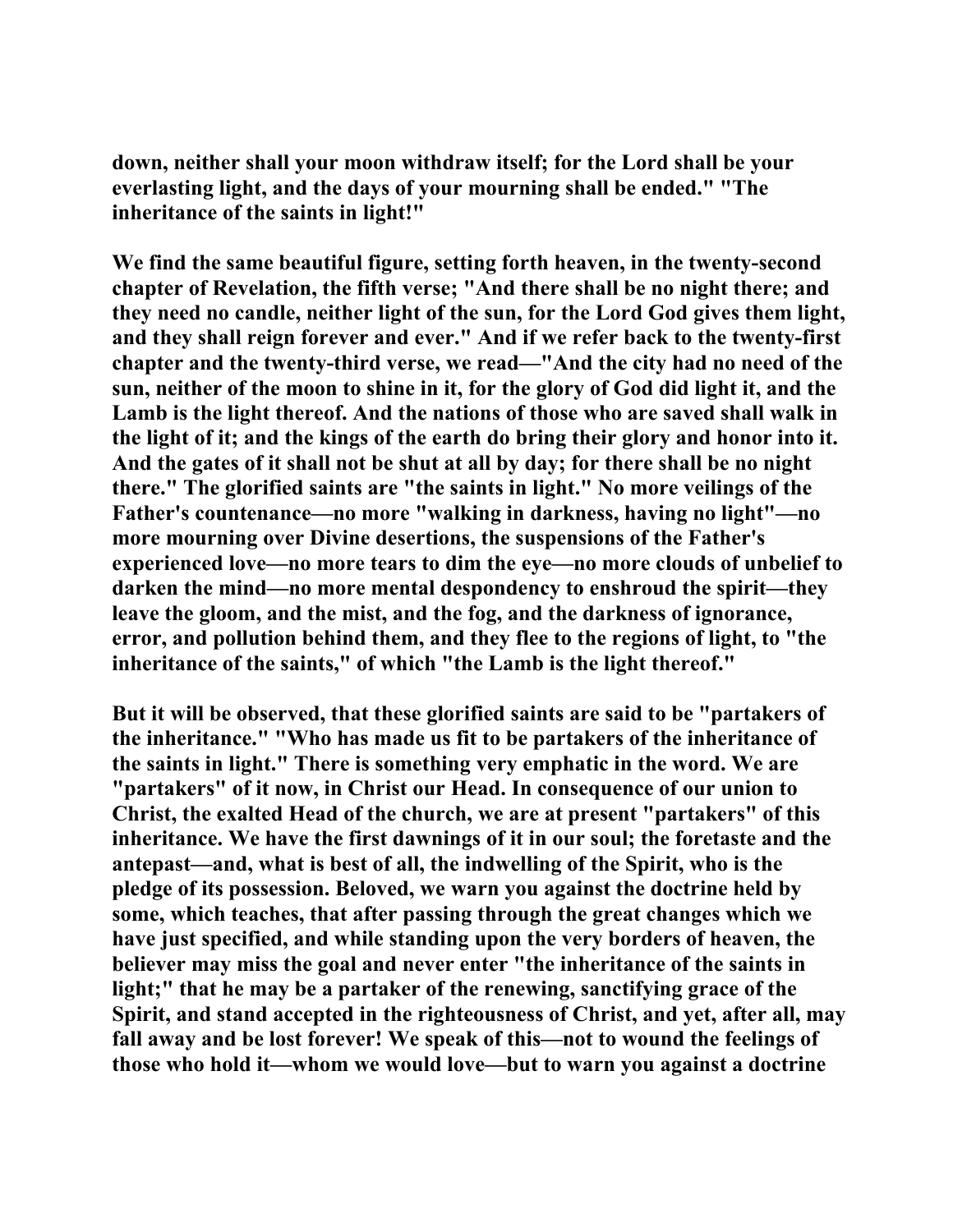down, neither shall your moon withdraw itself; for the Lord shall be your everlasting light, and the days of your mourning shall be ended." "The inheritance of the saints in light!"

We find the same beautiful figure, setting forth heaven, in the twenty-second chapter of Revelation, the fifth verse; "And there shall be no night there; and they need no candle, neither light of the sun, for the Lord God gives them light, and they shall reign forever and ever." And if we refer back to the twenty-first chapter and the twenty-third verse, we read—"And the city had no need of the sun, neither of the moon to shine in it, for the glory of God did light it, and the Lamb is the light thereof. And the nations of those who are saved shall walk in the light of it; and the kings of the earth do bring their glory and honor into it. And the gates of it shall not be shut at all by day; for there shall be no night there." The glorified saints are "the saints in light." No more veilings of the Father's countenance—no more "walking in darkness, having no light"—no more mourning over Divine desertions, the suspensions of the Father's experienced love—no more tears to dim the eye—no more clouds of unbelief to darken the mind—no more mental despondency to enshroud the spirit—they leave the gloom, and the mist, and the fog, and the darkness of ignorance, error, and pollution behind them, and they flee to the regions of light, to "the inheritance of the saints," of which "the Lamb is the light thereof."

But it will be observed, that these glorified saints are said to be "partakers of the inheritance." "Who has made us fit to be partakers of the inheritance of the saints in light." There is something very emphatic in the word. We are "partakers" of it now, in Christ our Head. In consequence of our union to Christ, the exalted Head of the church, we are at present "partakers" of this inheritance. We have the first dawnings of it in our soul; the foretaste and the antepast—and, what is best of all, the indwelling of the Spirit, who is the pledge of its possession. Beloved, we warn you against the doctrine held by some, which teaches, that after passing through the great changes which we have just specified, and while standing upon the very borders of heaven, the believer may miss the goal and never enter "the inheritance of the saints in light;" that he may be a partaker of the renewing, sanctifying grace of the Spirit, and stand accepted in the righteousness of Christ, and yet, after all, may fall away and be lost forever! We speak of this—not to wound the feelings of those who hold it—whom we would love—but to warn you against a doctrine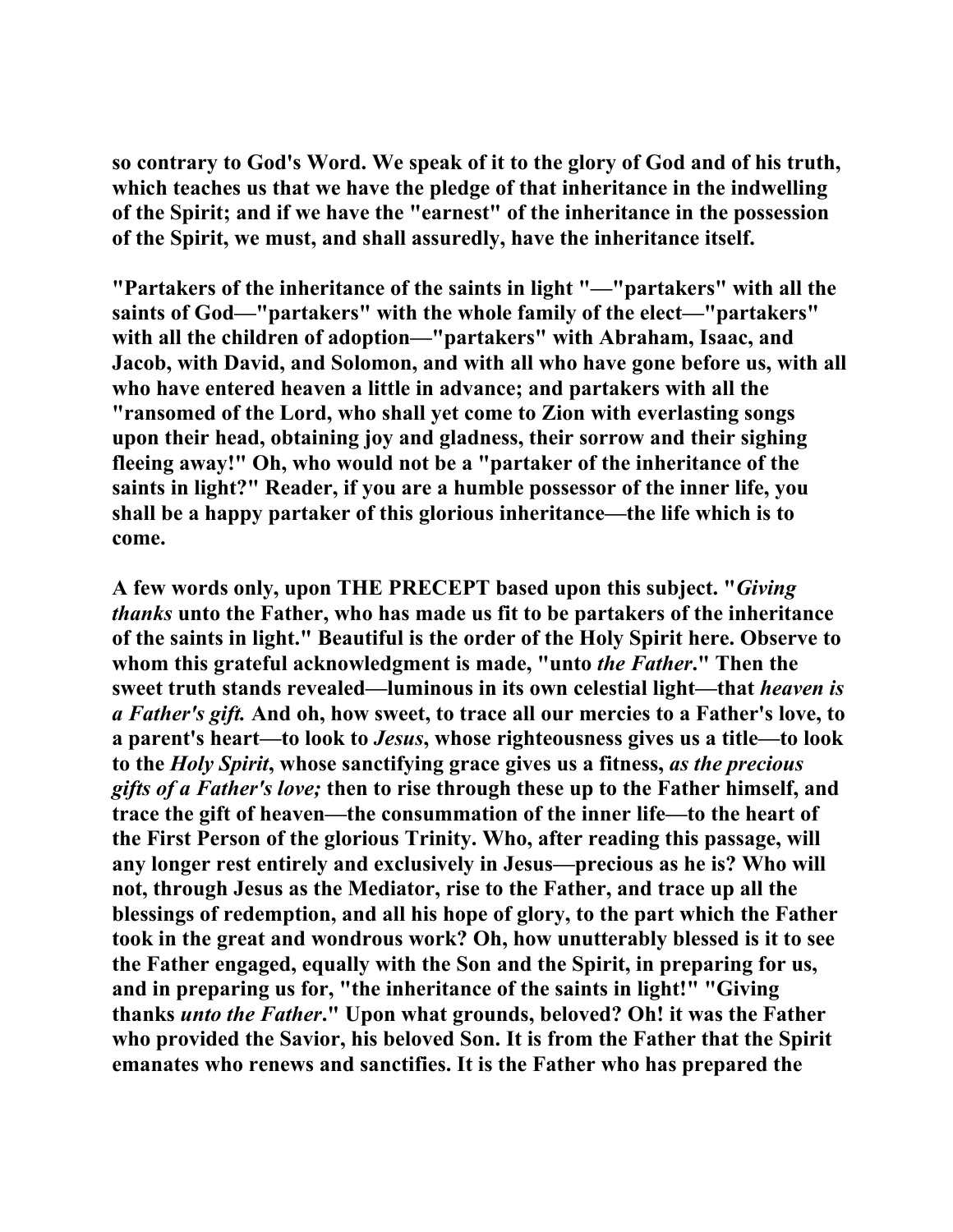so contrary to God's Word. We speak of it to the glory of God and of his truth, which teaches us that we have the pledge of that inheritance in the indwelling of the Spirit; and if we have the "earnest" of the inheritance in the possession of the Spirit, we must, and shall assuredly, have the inheritance itself.

"Partakers of the inheritance of the saints in light "—"partakers" with all the saints of God—"partakers" with the whole family of the elect—"partakers" with all the children of adoption—"partakers" with Abraham, Isaac, and Jacob, with David, and Solomon, and with all who have gone before us, with all who have entered heaven a little in advance; and partakers with all the "ransomed of the Lord, who shall yet come to Zion with everlasting songs upon their head, obtaining joy and gladness, their sorrow and their sighing fleeing away!" Oh, who would not be a "partaker of the inheritance of the saints in light?" Reader, if you are a humble possessor of the inner life, you shall be a happy partaker of this glorious inheritance—the life which is to come.

A few words only, upon THE PRECEPT based upon this subject. "*Giving thanks* unto the Father, who has made us fit to be partakers of the inheritance of the saints in light." Beautiful is the order of the Holy Spirit here. Observe to whom this grateful acknowledgment is made, "unto *the Father*." Then the sweet truth stands revealed—luminous in its own celestial light—that *heaven is a Father's gift.* And oh, how sweet, to trace all our mercies to a Father's love, to a parent's heart—to look to *Jesus*, whose righteousness gives us a title—to look to the *Holy Spirit*, whose sanctifying grace gives us a fitness, *as the precious gifts of a Father's love;* then to rise through these up to the Father himself, and trace the gift of heaven—the consummation of the inner life—to the heart of the First Person of the glorious Trinity. Who, after reading this passage, will any longer rest entirely and exclusively in Jesus—precious as he is? Who will not, through Jesus as the Mediator, rise to the Father, and trace up all the blessings of redemption, and all his hope of glory, to the part which the Father took in the great and wondrous work? Oh, how unutterably blessed is it to see the Father engaged, equally with the Son and the Spirit, in preparing for us, and in preparing us for, "the inheritance of the saints in light!" "Giving thanks *unto the Father*." Upon what grounds, beloved? Oh! it was the Father who provided the Savior, his beloved Son. It is from the Father that the Spirit emanates who renews and sanctifies. It is the Father who has prepared the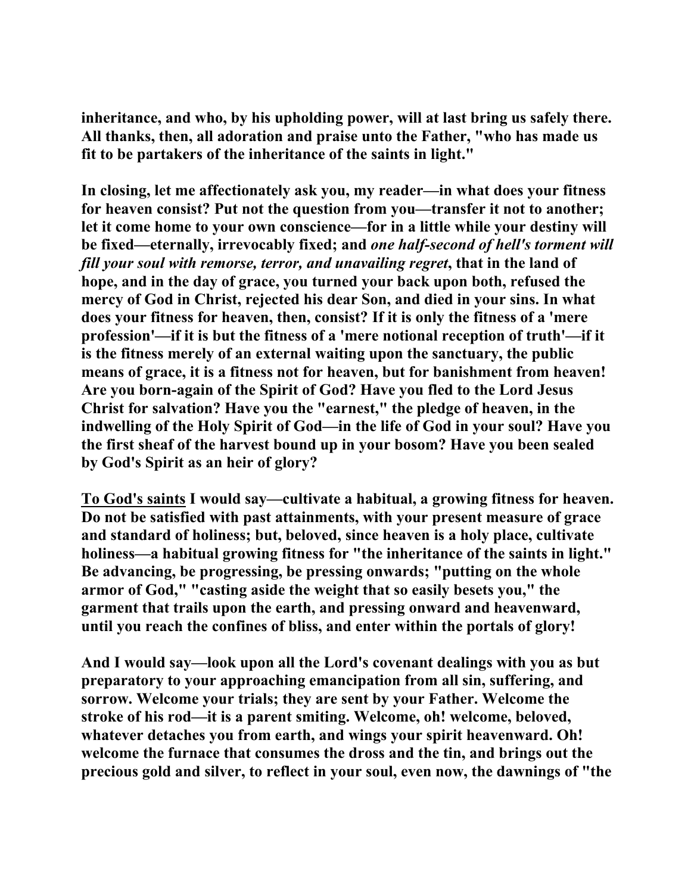**inheritance, and who, by his upholding power, will at last bring us safely there. All thanks, then, all adoration and praise unto the Father, "who has made us fit to be partakers of the inheritance of the saints in light."**

**In closing, let me affectionately ask you, my reader—in what does your fitness for heaven consist? Put not the question from you—transfer it not to another; let it come home to your own conscience—for in a little while your destiny will be fixed—eternally, irrevocably fixed; and *one half-second of hell's torment will fill your soul with remorse, terror, and unavailing regret*, that in the land of hope, and in the day of grace, you turned your back upon both, refused the mercy of God in Christ, rejected his dear Son, and died in your sins. In what does your fitness for heaven, then, consist? If it is only the fitness of a 'mere profession'—if it is but the fitness of a 'mere notional reception of truth'—if it is the fitness merely of an external waiting upon the sanctuary, the public means of grace, it is a fitness not for heaven, but for banishment from heaven! Are you born-again of the Spirit of God? Have you fled to the Lord Jesus Christ for salvation? Have you the "earnest," the pledge of heaven, in the indwelling of the Holy Spirit of God—in the life of God in your soul? Have you the first sheaf of the harvest bound up in your bosom? Have you been sealed by God's Spirit as an heir of glory?**

**<u>To God's saints</u> I would say—cultivate a habitual, a growing fitness for heaven. Do not be satisfied with past attainments, with your present measure of grace and standard of holiness; but, beloved, since heaven is a holy place, cultivate holiness—a habitual growing fitness for "the inheritance of the saints in light." Be advancing, be progressing, be pressing onwards; "putting on the whole armor of God," "casting aside the weight that so easily besets you," the garment that trails upon the earth, and pressing onward and heavenward, until you reach the confines of bliss, and enter within the portals of glory!**

**And I would say—look upon all the Lord's covenant dealings with you as but preparatory to your approaching emancipation from all sin, suffering, and sorrow. Welcome your trials; they are sent by your Father. Welcome the stroke of his rod—it is a parent smiting. Welcome, oh! welcome, beloved, whatever detaches you from earth, and wings your spirit heavenward. Oh! welcome the furnace that consumes the dross and the tin, and brings out the precious gold and silver, to reflect in your soul, even now, the dawnings of "the**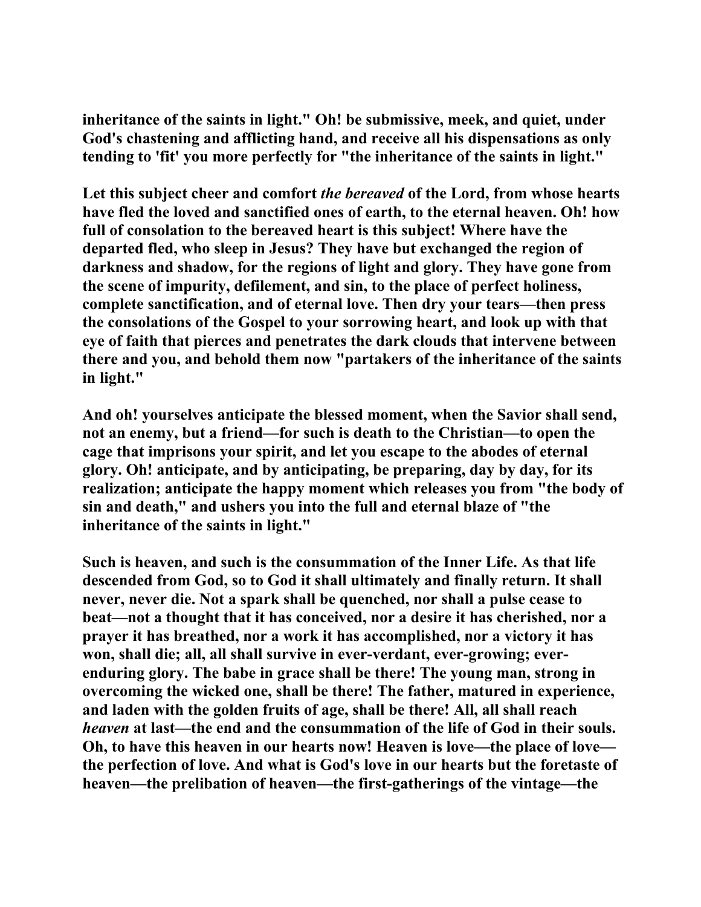inheritance of the saints in light." Oh! be submissive, meek, and quiet, under God's chastening and afflicting hand, and receive all his dispensations as only tending to 'fit' you more perfectly for "the inheritance of the saints in light."

Let this subject cheer and comfort *the bereaved* of the Lord, from whose hearts have fled the loved and sanctified ones of earth, to the eternal heaven. Oh! how full of consolation to the bereaved heart is this subject! Where have the departed fled, who sleep in Jesus? They have but exchanged the region of darkness and shadow, for the regions of light and glory. They have gone from the scene of impurity, defilement, and sin, to the place of perfect holiness, complete sanctification, and of eternal love. Then dry your tears—then press the consolations of the Gospel to your sorrowing heart, and look up with that eye of faith that pierces and penetrates the dark clouds that intervene between there and you, and behold them now "partakers of the inheritance of the saints in light."

And oh! yourselves anticipate the blessed moment, when the Savior shall send, not an enemy, but a friend—for such is death to the Christian—to open the cage that imprisons your spirit, and let you escape to the abodes of eternal glory. Oh! anticipate, and by anticipating, be preparing, day by day, for its realization; anticipate the happy moment which releases you from "the body of sin and death," and ushers you into the full and eternal blaze of "the inheritance of the saints in light."

Such is heaven, and such is the consummation of the Inner Life. As that life descended from God, so to God it shall ultimately and finally return. It shall never, never die. Not a spark shall be quenched, nor shall a pulse cease to beat—not a thought that it has conceived, nor a desire it has cherished, nor a prayer it has breathed, nor a work it has accomplished, nor a victory it has won, shall die; all, all shall survive in ever-verdant, ever-growing; ever-enduring glory. The babe in grace shall be there! The young man, strong in overcoming the wicked one, shall be there! The father, matured in experience, and laden with the golden fruits of age, shall be there! All, all shall reach *heaven* at last—the end and the consummation of the life of God in their souls. Oh, to have this heaven in our hearts now! Heaven is love—the place of love—the perfection of love. And what is God's love in our hearts but the foretaste of heaven—the prelibation of heaven—the first-gatherings of the vintage—the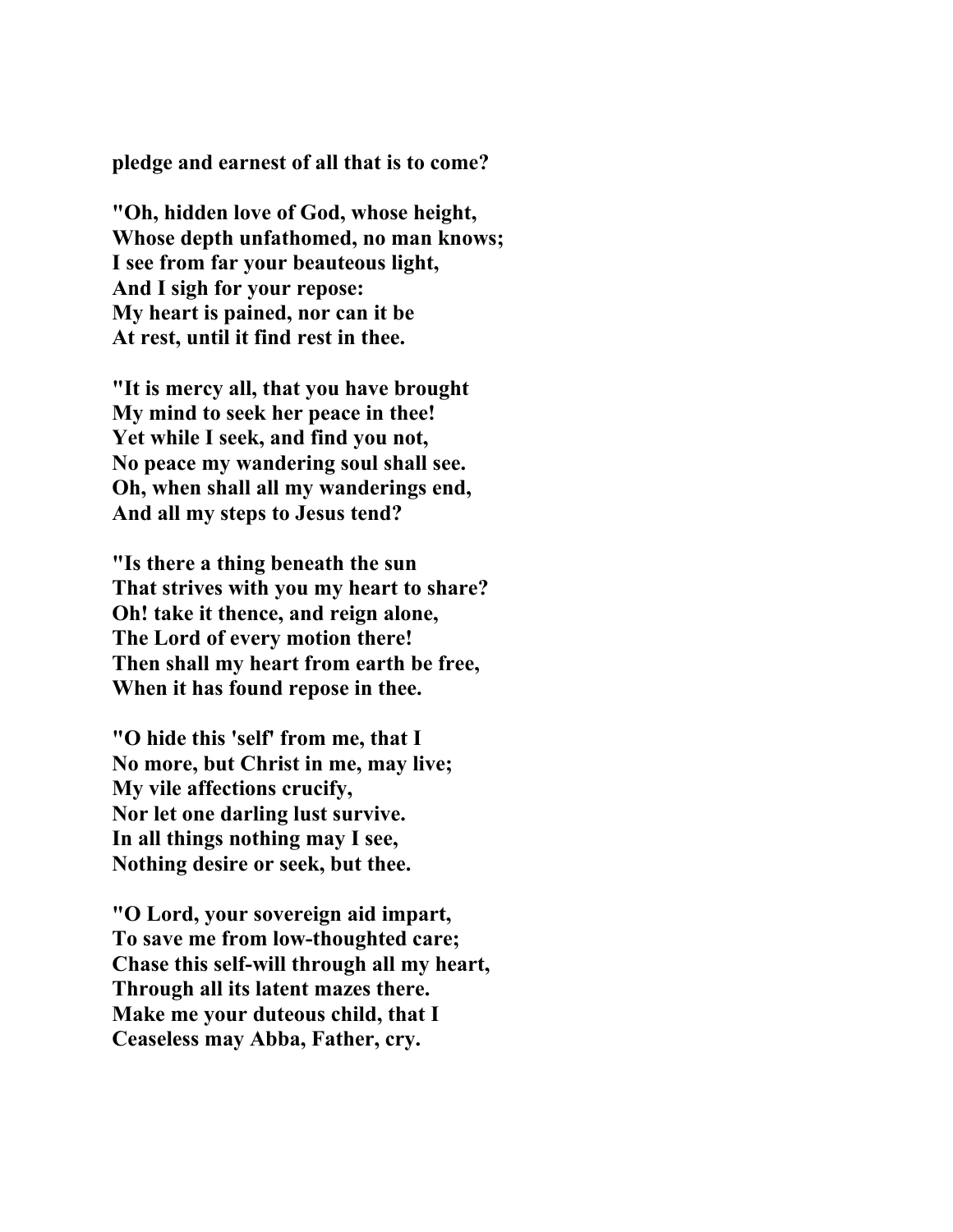**pledge and earnest of all that is to come?**

**"Oh, hidden love of God, whose height,**
**Whose depth unfathomed, no man knows;**
**I see from far your beauteous light,**
**And I sigh for your repose:**
**My heart is pained, nor can it be**
**At rest, until it find rest in thee.**

**"It is mercy all, that you have brought**
**My mind to seek her peace in thee!**
**Yet while I seek, and find you not,**
**No peace my wandering soul shall see.**
**Oh, when shall all my wanderings end,**
**And all my steps to Jesus tend?**

**"Is there a thing beneath the sun**
**That strives with you my heart to share?**
**Oh! take it thence, and reign alone,**
**The Lord of every motion there!**
**Then shall my heart from earth be free,**
**When it has found repose in thee.**

**"O hide this 'self' from me, that I**
**No more, but Christ in me, may live;**
**My vile affections crucify,**
**Nor let one darling lust survive.**
**In all things nothing may I see,**
**Nothing desire or seek, but thee.**

**"O Lord, your sovereign aid impart,**
**To save me from low-thoughted care;**
**Chase this self-will through all my heart,**
**Through all its latent mazes there.**
**Make me your duteous child, that I**
**Ceaseless may Abba, Father, cry.**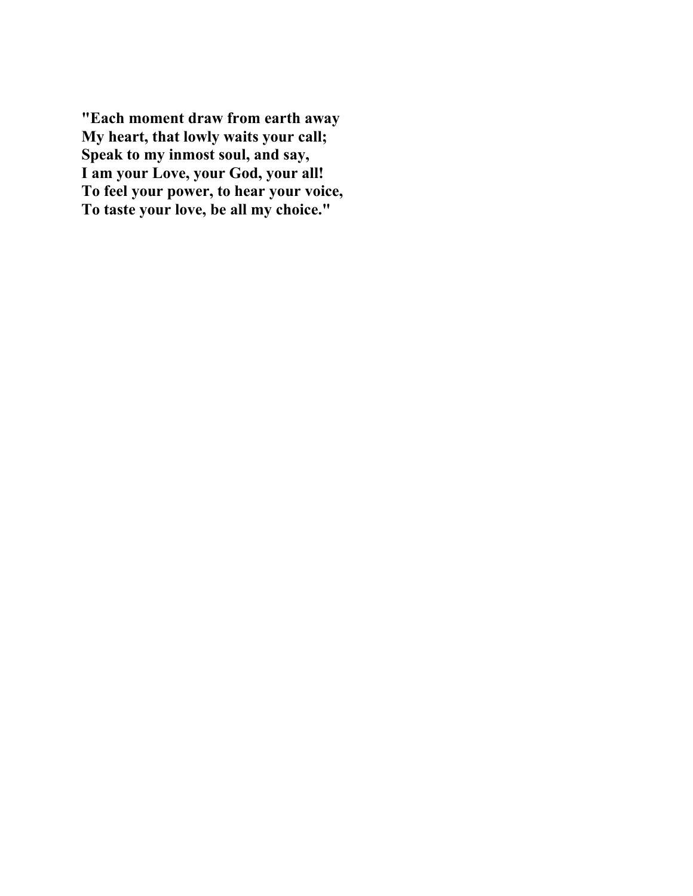**"Each moment draw from earth away**
**My heart, that lowly waits your call;**
**Speak to my inmost soul, and say,**
**I am your Love, your God, your all!**
**To feel your power, to hear your voice,**
**To taste your love, be all my choice."**